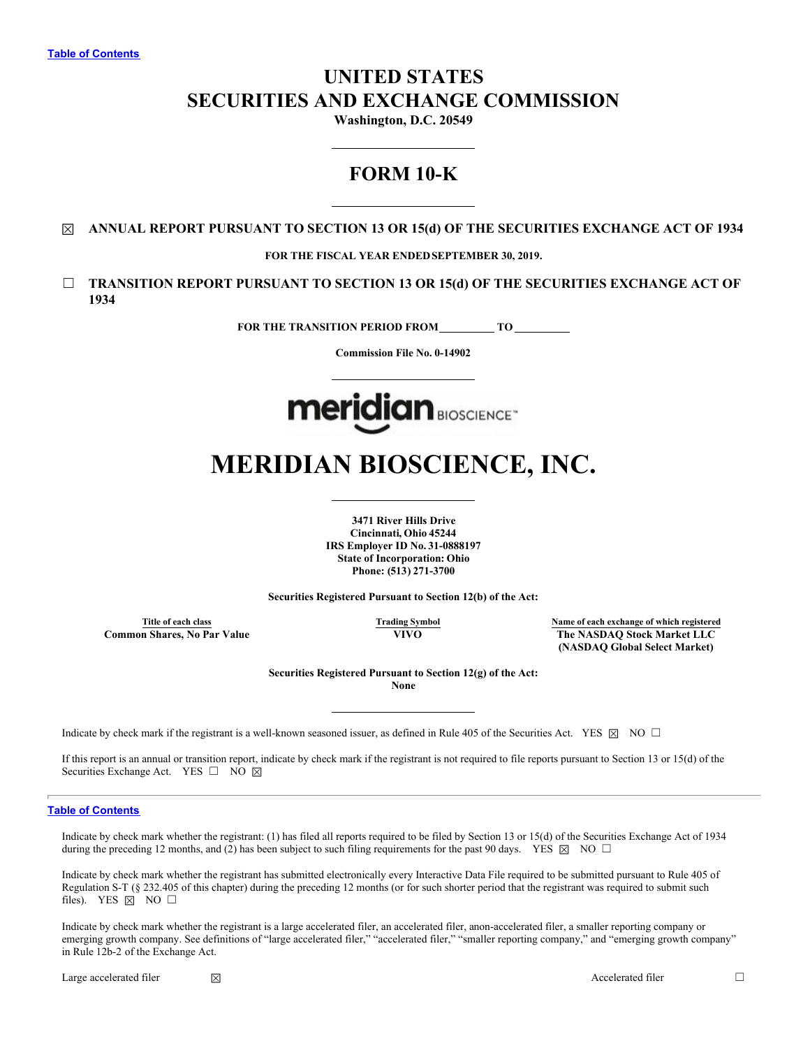Table of Contents

# UNITED STATES
# SECURITIES AND EXCHANGE COMMISSION

**Washington, D.C. 20549**

---

# FORM 10-K

---

☒ **ANNUAL REPORT PURSUANT TO SECTION 13 OR 15(d) OF THE SECURITIES EXCHANGE ACT OF 1934**

**FOR THE FISCAL YEAR ENDED SEPTEMBER 30, 2019.**

☐ **TRANSITION REPORT PURSUANT TO SECTION 13 OR 15(d) OF THE SECURITIES EXCHANGE ACT OF 1934**

**FOR THE TRANSITION PERIOD FROM \_\_\_\_\_\_\_\_\_ TO \_\_\_\_\_\_\_\_\_**

**Commission File No. 0-14902**

---

meridian BIOSCIENCE™

# MERIDIAN BIOSCIENCE, INC.

---

**3471 River Hills Drive**
**Cincinnati, Ohio 45244**
**IRS Employer ID No. 31-0888197**
**State of Incorporation: Ohio**
**Phone: (513) 271-3700**

**Securities Registered Pursuant to Section 12(b) of the Act:**

| Title of each class | Trading Symbol | Name of each exchange of which registered |
|---|---|---|
| **Common Shares, No Par Value** | **VIVO** | **The NASDAQ Stock Market LLC (NASDAQ Global Select Market)** |

**Securities Registered Pursuant to Section 12(g) of the Act:**
**None**

---

Indicate by check mark if the registrant is a well-known seasoned issuer, as defined in Rule 405 of the Securities Act. YES ☒ NO ☐

If this report is an annual or transition report, indicate by check mark if the registrant is not required to file reports pursuant to Section 13 or 15(d) of the Securities Exchange Act. YES ☐ NO ☒

Table of Contents

Indicate by check mark whether the registrant: (1) has filed all reports required to be filed by Section 13 or 15(d) of the Securities Exchange Act of 1934 during the preceding 12 months, and (2) has been subject to such filing requirements for the past 90 days. YES ☒ NO ☐

Indicate by check mark whether the registrant has submitted electronically every Interactive Data File required to be submitted pursuant to Rule 405 of Regulation S-T (§ 232.405 of this chapter) during the preceding 12 months (or for such shorter period that the registrant was required to submit such files). YES ☒ NO ☐

Indicate by check mark whether the registrant is a large accelerated filer, an accelerated filer, anon-accelerated filer, a smaller reporting company or emerging growth company. See definitions of "large accelerated filer," "accelerated filer," "smaller reporting company," and "emerging growth company" in Rule 12b-2 of the Exchange Act.

| | | | |
|---|---|---|---|
| Large accelerated filer | ☒ | Accelerated filer | ☐ |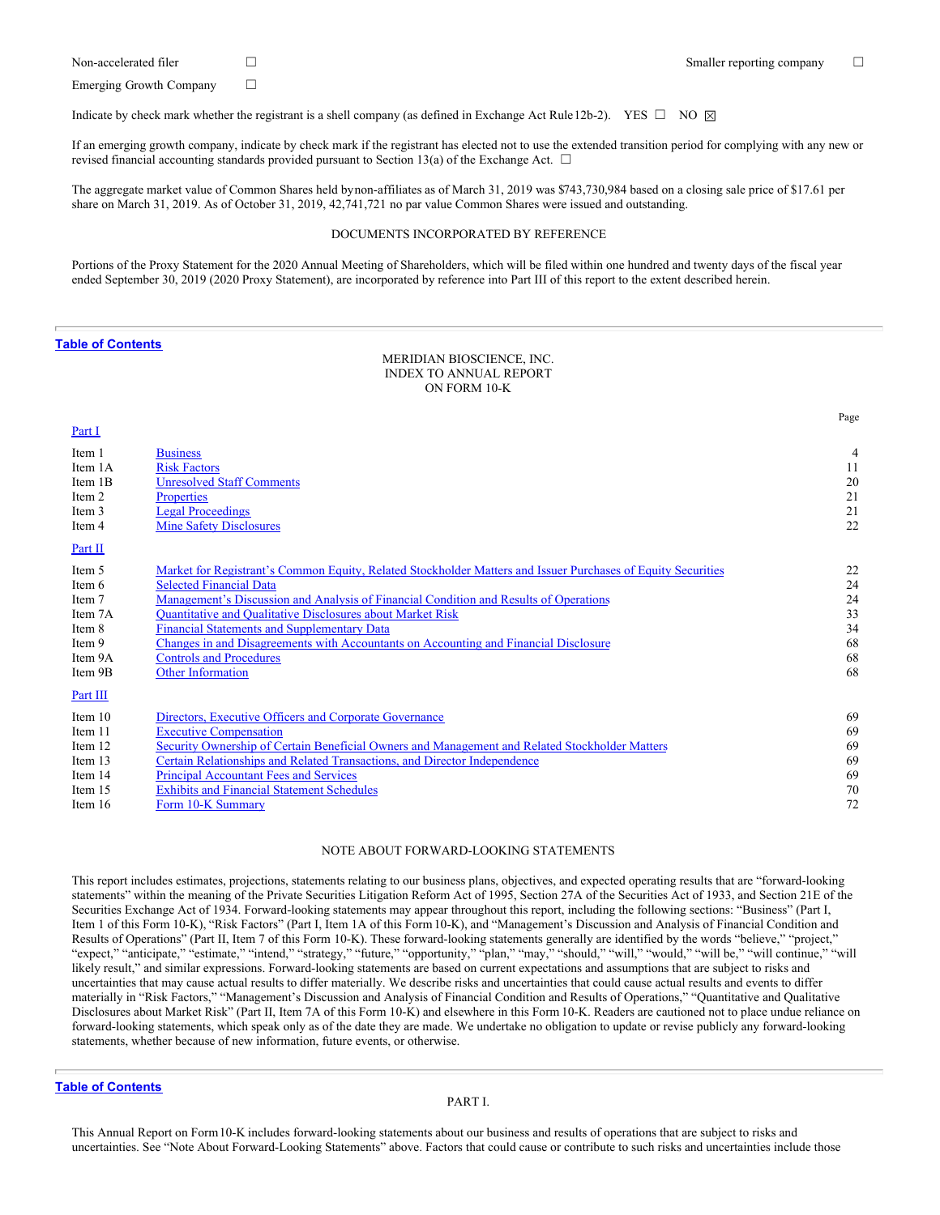| | | | |
|---|---|---|---|
| Non-accelerated filer | ☐ | Smaller reporting company | ☐ |
| Emerging Growth Company | ☐ | | |

Indicate by check mark whether the registrant is a shell company (as defined in Exchange Act Rule 12b-2). YES ☐ NO ☒

If an emerging growth company, indicate by check mark if the registrant has elected not to use the extended transition period for complying with any new or revised financial accounting standards provided pursuant to Section 13(a) of the Exchange Act. ☐

The aggregate market value of Common Shares held by non-affiliates as of March 31, 2019 was $743,730,984 based on a closing sale price of $17.61 per share on March 31, 2019. As of October 31, 2019, 42,741,721 no par value Common Shares were issued and outstanding.

DOCUMENTS INCORPORATED BY REFERENCE

Portions of the Proxy Statement for the 2020 Annual Meeting of Shareholders, which will be filed within one hundred and twenty days of the fiscal year ended September 30, 2019 (2020 Proxy Statement), are incorporated by reference into Part III of this report to the extent described herein.

---

Table of Contents

MERIDIAN BIOSCIENCE, INC.
INDEX TO ANNUAL REPORT
ON FORM 10-K

| | | Page |
|---|---|---|
| Part I | | |
| Item 1 | Business | 4 |
| Item 1A | Risk Factors | 11 |
| Item 1B | Unresolved Staff Comments | 20 |
| Item 2 | Properties | 21 |
| Item 3 | Legal Proceedings | 21 |
| Item 4 | Mine Safety Disclosures | 22 |
| Part II | | |
| Item 5 | Market for Registrant's Common Equity, Related Stockholder Matters and Issuer Purchases of Equity Securities | 22 |
| Item 6 | Selected Financial Data | 24 |
| Item 7 | Management's Discussion and Analysis of Financial Condition and Results of Operations | 24 |
| Item 7A | Quantitative and Qualitative Disclosures about Market Risk | 33 |
| Item 8 | Financial Statements and Supplementary Data | 34 |
| Item 9 | Changes in and Disagreements with Accountants on Accounting and Financial Disclosure | 68 |
| Item 9A | Controls and Procedures | 68 |
| Item 9B | Other Information | 68 |
| Part III | | |
| Item 10 | Directors, Executive Officers and Corporate Governance | 69 |
| Item 11 | Executive Compensation | 69 |
| Item 12 | Security Ownership of Certain Beneficial Owners and Management and Related Stockholder Matters | 69 |
| Item 13 | Certain Relationships and Related Transactions, and Director Independence | 69 |
| Item 14 | Principal Accountant Fees and Services | 69 |
| Item 15 | Exhibits and Financial Statement Schedules | 70 |
| Item 16 | Form 10-K Summary | 72 |

NOTE ABOUT FORWARD-LOOKING STATEMENTS

This report includes estimates, projections, statements relating to our business plans, objectives, and expected operating results that are "forward-looking statements" within the meaning of the Private Securities Litigation Reform Act of 1995, Section 27A of the Securities Act of 1933, and Section 21E of the Securities Exchange Act of 1934. Forward-looking statements may appear throughout this report, including the following sections: "Business" (Part I, Item 1 of this Form 10-K), "Risk Factors" (Part I, Item 1A of this Form 10-K), and "Management's Discussion and Analysis of Financial Condition and Results of Operations" (Part II, Item 7 of this Form 10-K). These forward-looking statements generally are identified by the words "believe," "project," "expect," "anticipate," "estimate," "intend," "strategy," "future," "opportunity," "plan," "may," "should," "will," "would," "will be," "will continue," "will likely result," and similar expressions. Forward-looking statements are based on current expectations and assumptions that are subject to risks and uncertainties that may cause actual results to differ materially. We describe risks and uncertainties that could cause actual results and events to differ materially in "Risk Factors," "Management's Discussion and Analysis of Financial Condition and Results of Operations," "Quantitative and Qualitative Disclosures about Market Risk" (Part II, Item 7A of this Form 10-K) and elsewhere in this Form 10-K. Readers are cautioned not to place undue reliance on forward-looking statements, which speak only as of the date they are made. We undertake no obligation to update or revise publicly any forward-looking statements, whether because of new information, future events, or otherwise.

---

Table of Contents

PART I.

This Annual Report on Form 10-K includes forward-looking statements about our business and results of operations that are subject to risks and uncertainties. See "Note About Forward-Looking Statements" above. Factors that could cause or contribute to such risks and uncertainties include those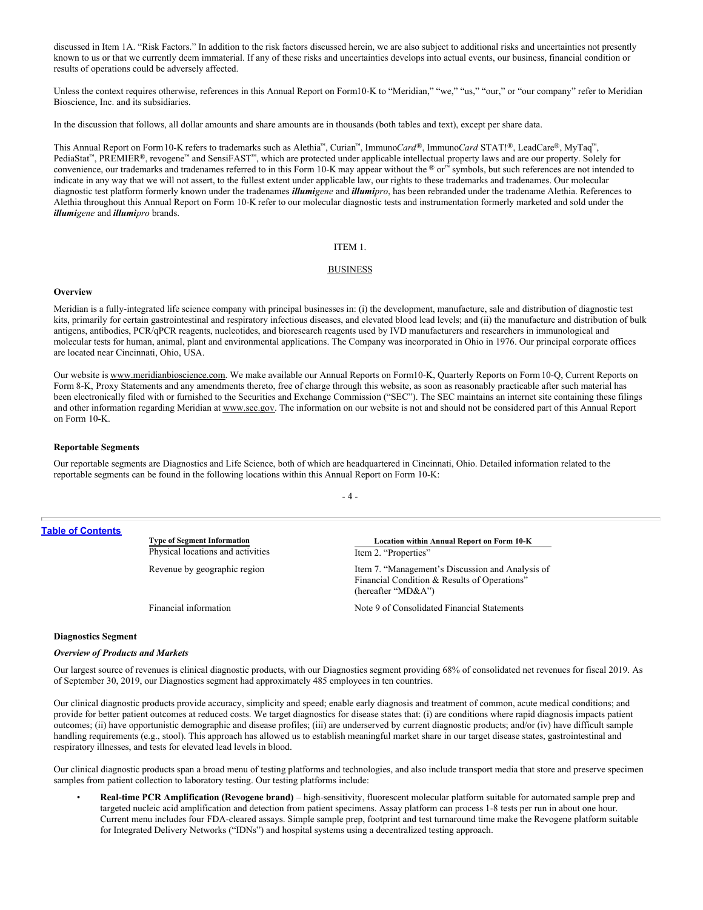discussed in Item 1A. "Risk Factors." In addition to the risk factors discussed herein, we are also subject to additional risks and uncertainties not presently known to us or that we currently deem immaterial. If any of these risks and uncertainties develops into actual events, our business, financial condition or results of operations could be adversely affected.

Unless the context requires otherwise, references in this Annual Report on Form10-K to "Meridian," "we," "us," "our," or "our company" refer to Meridian Bioscience, Inc. and its subsidiaries.

In the discussion that follows, all dollar amounts and share amounts are in thousands (both tables and text), except per share data.

This Annual Report on Form10-K refers to trademarks such as Alethia™, Curian™, Immuno*Card*®, Immuno*Card* STAT!®, LeadCare®, MyTaq™, PediaStat™, PREMIER®, revogene™ and SensiFAST™, which are protected under applicable intellectual property laws and are our property. Solely for convenience, our trademarks and tradenames referred to in this Form 10-K may appear without the ® or™ symbols, but such references are not intended to indicate in any way that we will not assert, to the fullest extent under applicable law, our rights to these trademarks and tradenames. Our molecular diagnostic test platform formerly known under the tradenames ***illumi****gene* and ***illumi****pro*, has been rebranded under the tradename Alethia. References to Alethia throughout this Annual Report on Form 10-K refer to our molecular diagnostic tests and instrumentation formerly marketed and sold under the ***illumi****gene* and ***illumi****pro* brands.

# ITEM 1.

## BUSINESS

### Overview

Meridian is a fully-integrated life science company with principal businesses in: (i) the development, manufacture, sale and distribution of diagnostic test kits, primarily for certain gastrointestinal and respiratory infectious diseases, and elevated blood lead levels; and (ii) the manufacture and distribution of bulk antigens, antibodies, PCR/qPCR reagents, nucleotides, and bioresearch reagents used by IVD manufacturers and researchers in immunological and molecular tests for human, animal, plant and environmental applications. The Company was incorporated in Ohio in 1976. Our principal corporate offices are located near Cincinnati, Ohio, USA.

Our website is www.meridianbioscience.com. We make available our Annual Reports on Form10-K, Quarterly Reports on Form 10-Q, Current Reports on Form 8-K, Proxy Statements and any amendments thereto, free of charge through this website, as soon as reasonably practicable after such material has been electronically filed with or furnished to the Securities and Exchange Commission ("SEC"). The SEC maintains an internet site containing these filings and other information regarding Meridian at www.sec.gov. The information on our website is not and should not be considered part of this Annual Report on Form 10-K.

### Reportable Segments

Our reportable segments are Diagnostics and Life Science, both of which are headquartered in Cincinnati, Ohio. Detailed information related to the reportable segments can be found in the following locations within this Annual Report on Form 10-K:

| Type of Segment Information | Location within Annual Report on Form 10-K |
|---|---|
| Physical locations and activities | Item 2. "Properties" |
| Revenue by geographic region | Item 7. "Management's Discussion and Analysis of Financial Condition & Results of Operations" (hereafter "MD&A") |
| Financial information | Note 9 of Consolidated Financial Statements |

### Diagnostics Segment

#### *Overview of Products and Markets*

Our largest source of revenues is clinical diagnostic products, with our Diagnostics segment providing 68% of consolidated net revenues for fiscal 2019. As of September 30, 2019, our Diagnostics segment had approximately 485 employees in ten countries.

Our clinical diagnostic products provide accuracy, simplicity and speed; enable early diagnosis and treatment of common, acute medical conditions; and provide for better patient outcomes at reduced costs. We target diagnostics for disease states that: (i) are conditions where rapid diagnosis impacts patient outcomes; (ii) have opportunistic demographic and disease profiles; (iii) are underserved by current diagnostic products; and/or (iv) have difficult sample handling requirements (e.g., stool). This approach has allowed us to establish meaningful market share in our target disease states, gastrointestinal and respiratory illnesses, and tests for elevated lead levels in blood.

Our clinical diagnostic products span a broad menu of testing platforms and technologies, and also include transport media that store and preserve specimen samples from patient collection to laboratory testing. Our testing platforms include:

- **Real-time PCR Amplification (Revogene brand)** – high-sensitivity, fluorescent molecular platform suitable for automated sample prep and targeted nucleic acid amplification and detection from patient specimens. Assay platform can process 1-8 tests per run in about one hour. Current menu includes four FDA-cleared assays. Simple sample prep, footprint and test turnaround time make the Revogene platform suitable for Integrated Delivery Networks ("IDNs") and hospital systems using a decentralized testing approach.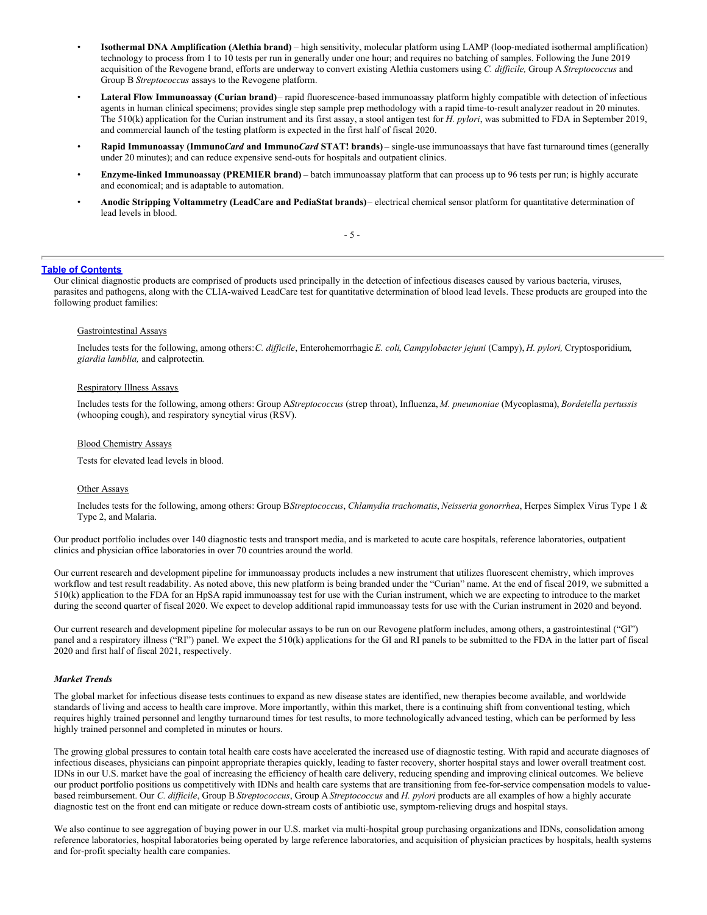- **Isothermal DNA Amplification (Alethia brand)** – high sensitivity, molecular platform using LAMP (loop-mediated isothermal amplification) technology to process from 1 to 10 tests per run in generally under one hour; and requires no batching of samples. Following the June 2019 acquisition of the Revogene brand, efforts are underway to convert existing Alethia customers using *C. difficile,* Group A *Streptococcus* and Group B *Streptococcus* assays to the Revogene platform.
- **Lateral Flow Immunoassay (Curian brand)** – rapid fluorescence-based immunoassay platform highly compatible with detection of infectious agents in human clinical specimens; provides single step sample prep methodology with a rapid time-to-result analyzer readout in 20 minutes. The 510(k) application for the Curian instrument and its first assay, a stool antigen test for *H. pylori*, was submitted to FDA in September 2019, and commercial launch of the testing platform is expected in the first half of fiscal 2020.
- **Rapid Immunoassay (Immuno*Card* and Immuno*Card* STAT! brands)** – single-use immunoassays that have fast turnaround times (generally under 20 minutes); and can reduce expensive send-outs for hospitals and outpatient clinics.
- **Enzyme-linked Immunoassay (PREMIER brand)** – batch immunoassay platform that can process up to 96 tests per run; is highly accurate and economical; and is adaptable to automation.
- **Anodic Stripping Voltammetry (LeadCare and PediaStat brands)** – electrical chemical sensor platform for quantitative determination of lead levels in blood.

Our clinical diagnostic products are comprised of products used principally in the detection of infectious diseases caused by various bacteria, viruses, parasites and pathogens, along with the CLIA-waived LeadCare test for quantitative determination of blood lead levels. These products are grouped into the following product families:

Gastrointestinal Assays

Includes tests for the following, among others: *C. difficile*, Enterohemorrhagic *E. coli*, *Campylobacter jejuni* (Campy), *H. pylori,* Cryptosporidium*, giardia lamblia,* and calprotectin*.*

Respiratory Illness Assays

Includes tests for the following, among others: Group A *Streptococcus* (strep throat), Influenza, *M. pneumoniae* (Mycoplasma), *Bordetella pertussis* (whooping cough), and respiratory syncytial virus (RSV).

Blood Chemistry Assays

Tests for elevated lead levels in blood.

Other Assays

Includes tests for the following, among others: Group B *Streptococcus*, *Chlamydia trachomatis*, *Neisseria gonorrhea*, Herpes Simplex Virus Type 1 & Type 2, and Malaria.

Our product portfolio includes over 140 diagnostic tests and transport media, and is marketed to acute care hospitals, reference laboratories, outpatient clinics and physician office laboratories in over 70 countries around the world.

Our current research and development pipeline for immunoassay products includes a new instrument that utilizes fluorescent chemistry, which improves workflow and test result readability. As noted above, this new platform is being branded under the "Curian" name. At the end of fiscal 2019, we submitted a 510(k) application to the FDA for an HpSA rapid immunoassay test for use with the Curian instrument, which we are expecting to introduce to the market during the second quarter of fiscal 2020. We expect to develop additional rapid immunoassay tests for use with the Curian instrument in 2020 and beyond.

Our current research and development pipeline for molecular assays to be run on our Revogene platform includes, among others, a gastrointestinal ("GI") panel and a respiratory illness ("RI") panel. We expect the 510(k) applications for the GI and RI panels to be submitted to the FDA in the latter part of fiscal 2020 and first half of fiscal 2021, respectively.

***Market Trends***

The global market for infectious disease tests continues to expand as new disease states are identified, new therapies become available, and worldwide standards of living and access to health care improve. More importantly, within this market, there is a continuing shift from conventional testing, which requires highly trained personnel and lengthy turnaround times for test results, to more technologically advanced testing, which can be performed by less highly trained personnel and completed in minutes or hours.

The growing global pressures to contain total health care costs have accelerated the increased use of diagnostic testing. With rapid and accurate diagnoses of infectious diseases, physicians can pinpoint appropriate therapies quickly, leading to faster recovery, shorter hospital stays and lower overall treatment cost. IDNs in our U.S. market have the goal of increasing the efficiency of health care delivery, reducing spending and improving clinical outcomes. We believe our product portfolio positions us competitively with IDNs and health care systems that are transitioning from fee-for-service compensation models to value-based reimbursement. Our *C. difficile*, Group B *Streptococcus*, Group A *Streptococcus* and *H. pylori* products are all examples of how a highly accurate diagnostic test on the front end can mitigate or reduce down-stream costs of antibiotic use, symptom-relieving drugs and hospital stays.

We also continue to see aggregation of buying power in our U.S. market via multi-hospital group purchasing organizations and IDNs, consolidation among reference laboratories, hospital laboratories being operated by large reference laboratories, and acquisition of physician practices by hospitals, health systems and for-profit specialty health care companies.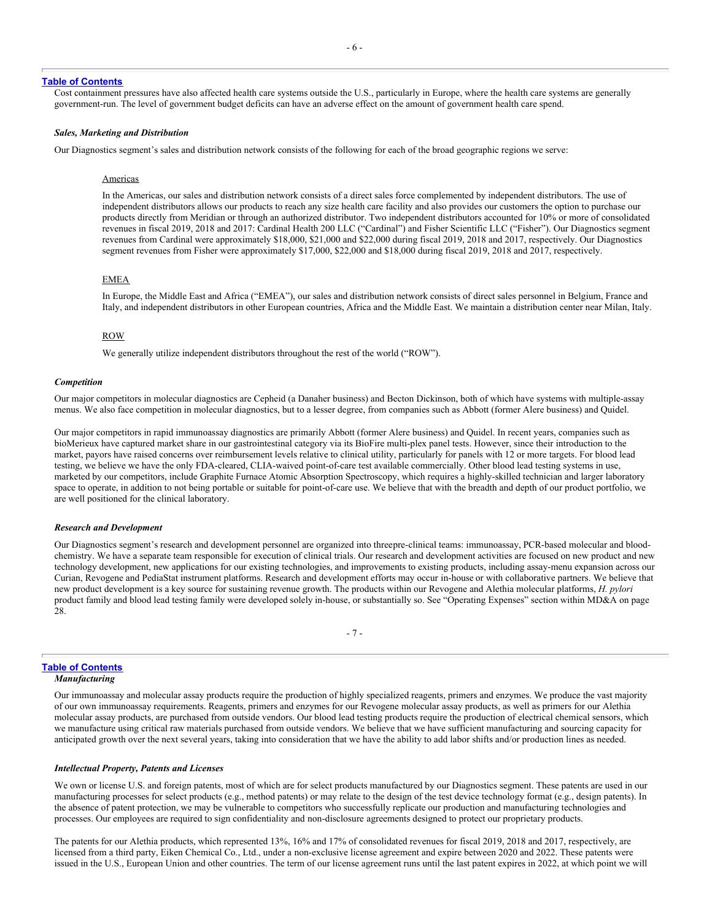Cost containment pressures have also affected health care systems outside the U.S., particularly in Europe, where the health care systems are generally government-run. The level of government budget deficits can have an adverse effect on the amount of government health care spend.

***Sales, Marketing and Distribution***

Our Diagnostics segment's sales and distribution network consists of the following for each of the broad geographic regions we serve:

Americas

In the Americas, our sales and distribution network consists of a direct sales force complemented by independent distributors. The use of independent distributors allows our products to reach any size health care facility and also provides our customers the option to purchase our products directly from Meridian or through an authorized distributor. Two independent distributors accounted for 10% or more of consolidated revenues in fiscal 2019, 2018 and 2017: Cardinal Health 200 LLC ("Cardinal") and Fisher Scientific LLC ("Fisher"). Our Diagnostics segment revenues from Cardinal were approximately $18,000, $21,000 and $22,000 during fiscal 2019, 2018 and 2017, respectively. Our Diagnostics segment revenues from Fisher were approximately $17,000, $22,000 and $18,000 during fiscal 2019, 2018 and 2017, respectively.

EMEA

In Europe, the Middle East and Africa ("EMEA"), our sales and distribution network consists of direct sales personnel in Belgium, France and Italy, and independent distributors in other European countries, Africa and the Middle East. We maintain a distribution center near Milan, Italy.

ROW

We generally utilize independent distributors throughout the rest of the world ("ROW").

***Competition***

Our major competitors in molecular diagnostics are Cepheid (a Danaher business) and Becton Dickinson, both of which have systems with multiple-assay menus. We also face competition in molecular diagnostics, but to a lesser degree, from companies such as Abbott (former Alere business) and Quidel.

Our major competitors in rapid immunoassay diagnostics are primarily Abbott (former Alere business) and Quidel. In recent years, companies such as bioMerieux have captured market share in our gastrointestinal category via its BioFire multi-plex panel tests. However, since their introduction to the market, payors have raised concerns over reimbursement levels relative to clinical utility, particularly for panels with 12 or more targets. For blood lead testing, we believe we have the only FDA-cleared, CLIA-waived point-of-care test available commercially. Other blood lead testing systems in use, marketed by our competitors, include Graphite Furnace Atomic Absorption Spectroscopy, which requires a highly-skilled technician and larger laboratory space to operate, in addition to not being portable or suitable for point-of-care use. We believe that with the breadth and depth of our product portfolio, we are well positioned for the clinical laboratory.

***Research and Development***

Our Diagnostics segment's research and development personnel are organized into threepre-clinical teams: immunoassay, PCR-based molecular and blood-chemistry. We have a separate team responsible for execution of clinical trials. Our research and development activities are focused on new product and new technology development, new applications for our existing technologies, and improvements to existing products, including assay-menu expansion across our Curian, Revogene and PediaStat instrument platforms. Research and development efforts may occur in-house or with collaborative partners. We believe that new product development is a key source for sustaining revenue growth. The products within our Revogene and Alethia molecular platforms, *H. pylori* product family and blood lead testing family were developed solely in-house, or substantially so. See "Operating Expenses" section within MD&A on page 28.

***Manufacturing***

Our immunoassay and molecular assay products require the production of highly specialized reagents, primers and enzymes. We produce the vast majority of our own immunoassay requirements. Reagents, primers and enzymes for our Revogene molecular assay products, as well as primers for our Alethia molecular assay products, are purchased from outside vendors. Our blood lead testing products require the production of electrical chemical sensors, which we manufacture using critical raw materials purchased from outside vendors. We believe that we have sufficient manufacturing and sourcing capacity for anticipated growth over the next several years, taking into consideration that we have the ability to add labor shifts and/or production lines as needed.

***Intellectual Property, Patents and Licenses***

We own or license U.S. and foreign patents, most of which are for select products manufactured by our Diagnostics segment. These patents are used in our manufacturing processes for select products (e.g., method patents) or may relate to the design of the test device technology format (e.g., design patents). In the absence of patent protection, we may be vulnerable to competitors who successfully replicate our production and manufacturing technologies and processes. Our employees are required to sign confidentiality and non-disclosure agreements designed to protect our proprietary products.

The patents for our Alethia products, which represented 13%, 16% and 17% of consolidated revenues for fiscal 2019, 2018 and 2017, respectively, are licensed from a third party, Eiken Chemical Co., Ltd., under a non-exclusive license agreement and expire between 2020 and 2022. These patents were issued in the U.S., European Union and other countries. The term of our license agreement runs until the last patent expires in 2022, at which point we will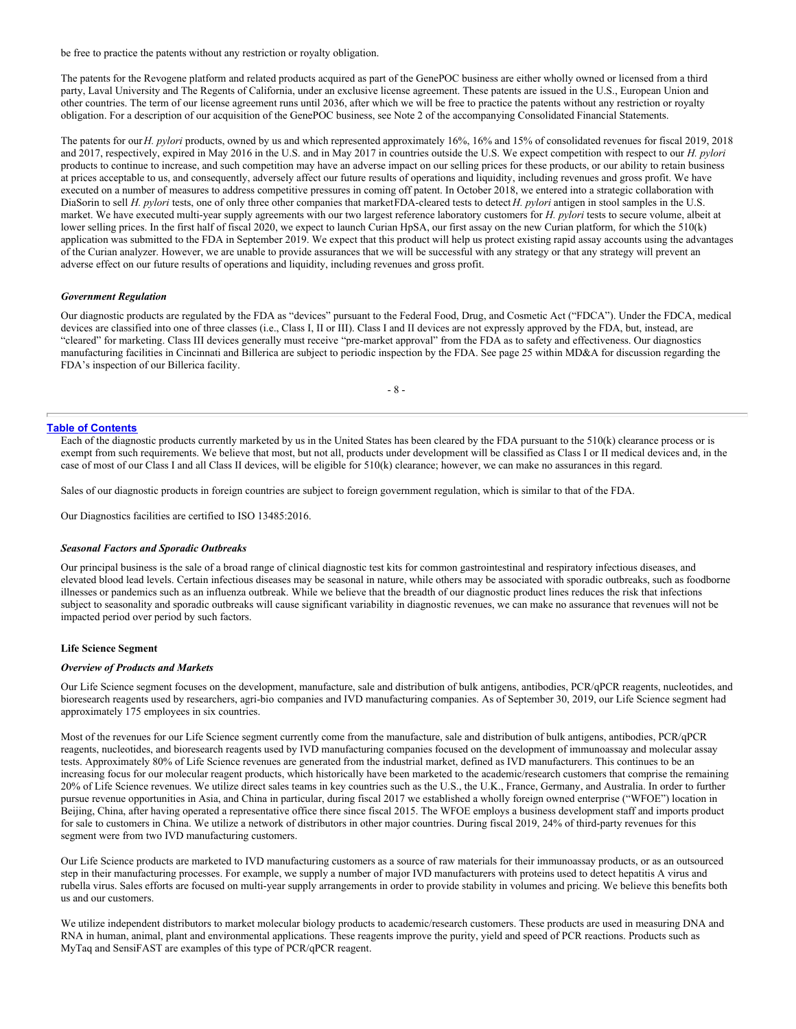be free to practice the patents without any restriction or royalty obligation.

The patents for the Revogene platform and related products acquired as part of the GenePOC business are either wholly owned or licensed from a third party, Laval University and The Regents of California, under an exclusive license agreement. These patents are issued in the U.S., European Union and other countries. The term of our license agreement runs until 2036, after which we will be free to practice the patents without any restriction or royalty obligation. For a description of our acquisition of the GenePOC business, see Note 2 of the accompanying Consolidated Financial Statements.

The patents for our *H. pylori* products, owned by us and which represented approximately 16%, 16% and 15% of consolidated revenues for fiscal 2019, 2018 and 2017, respectively, expired in May 2016 in the U.S. and in May 2017 in countries outside the U.S. We expect competition with respect to our *H. pylori* products to continue to increase, and such competition may have an adverse impact on our selling prices for these products, or our ability to retain business at prices acceptable to us, and consequently, adversely affect our future results of operations and liquidity, including revenues and gross profit. We have executed on a number of measures to address competitive pressures in coming off patent. In October 2018, we entered into a strategic collaboration with DiaSorin to sell *H. pylori* tests, one of only three other companies that market FDA-cleared tests to detect *H. pylori* antigen in stool samples in the U.S. market. We have executed multi-year supply agreements with our two largest reference laboratory customers for *H. pylori* tests to secure volume, albeit at lower selling prices. In the first half of fiscal 2020, we expect to launch Curian HpSA, our first assay on the new Curian platform, for which the 510(k) application was submitted to the FDA in September 2019. We expect that this product will help us protect existing rapid assay accounts using the advantages of the Curian analyzer. However, we are unable to provide assurances that we will be successful with any strategy or that any strategy will prevent an adverse effect on our future results of operations and liquidity, including revenues and gross profit.

### *Government Regulation*

Our diagnostic products are regulated by the FDA as "devices" pursuant to the Federal Food, Drug, and Cosmetic Act ("FDCA"). Under the FDCA, medical devices are classified into one of three classes (i.e., Class I, II or III). Class I and II devices are not expressly approved by the FDA, but, instead, are "cleared" for marketing. Class III devices generally must receive "pre-market approval" from the FDA as to safety and effectiveness. Our diagnostics manufacturing facilities in Cincinnati and Billerica are subject to periodic inspection by the FDA. See page 25 within MD&A for discussion regarding the FDA's inspection of our Billerica facility.

Each of the diagnostic products currently marketed by us in the United States has been cleared by the FDA pursuant to the 510(k) clearance process or is exempt from such requirements. We believe that most, but not all, products under development will be classified as Class I or II medical devices and, in the case of most of our Class I and all Class II devices, will be eligible for 510(k) clearance; however, we can make no assurances in this regard.

Sales of our diagnostic products in foreign countries are subject to foreign government regulation, which is similar to that of the FDA.

Our Diagnostics facilities are certified to ISO 13485:2016.

### *Seasonal Factors and Sporadic Outbreaks*

Our principal business is the sale of a broad range of clinical diagnostic test kits for common gastrointestinal and respiratory infectious diseases, and elevated blood lead levels. Certain infectious diseases may be seasonal in nature, while others may be associated with sporadic outbreaks, such as foodborne illnesses or pandemics such as an influenza outbreak. While we believe that the breadth of our diagnostic product lines reduces the risk that infections subject to seasonality and sporadic outbreaks will cause significant variability in diagnostic revenues, we can make no assurance that revenues will not be impacted period over period by such factors.

## **Life Science Segment**

### *Overview of Products and Markets*

Our Life Science segment focuses on the development, manufacture, sale and distribution of bulk antigens, antibodies, PCR/qPCR reagents, nucleotides, and bioresearch reagents used by researchers, agri-bio companies and IVD manufacturing companies. As of September 30, 2019, our Life Science segment had approximately 175 employees in six countries.

Most of the revenues for our Life Science segment currently come from the manufacture, sale and distribution of bulk antigens, antibodies, PCR/qPCR reagents, nucleotides, and bioresearch reagents used by IVD manufacturing companies focused on the development of immunoassay and molecular assay tests. Approximately 80% of Life Science revenues are generated from the industrial market, defined as IVD manufacturers. This continues to be an increasing focus for our molecular reagent products, which historically have been marketed to the academic/research customers that comprise the remaining 20% of Life Science revenues. We utilize direct sales teams in key countries such as the U.S., the U.K., France, Germany, and Australia. In order to further pursue revenue opportunities in Asia, and China in particular, during fiscal 2017 we established a wholly foreign owned enterprise ("WFOE") location in Beijing, China, after having operated a representative office there since fiscal 2015. The WFOE employs a business development staff and imports product for sale to customers in China. We utilize a network of distributors in other major countries. During fiscal 2019, 24% of third-party revenues for this segment were from two IVD manufacturing customers.

Our Life Science products are marketed to IVD manufacturing customers as a source of raw materials for their immunoassay products, or as an outsourced step in their manufacturing processes. For example, we supply a number of major IVD manufacturers with proteins used to detect hepatitis A virus and rubella virus. Sales efforts are focused on multi-year supply arrangements in order to provide stability in volumes and pricing. We believe this benefits both us and our customers.

We utilize independent distributors to market molecular biology products to academic/research customers. These products are used in measuring DNA and RNA in human, animal, plant and environmental applications. These reagents improve the purity, yield and speed of PCR reactions. Products such as MyTaq and SensiFAST are examples of this type of PCR/qPCR reagent.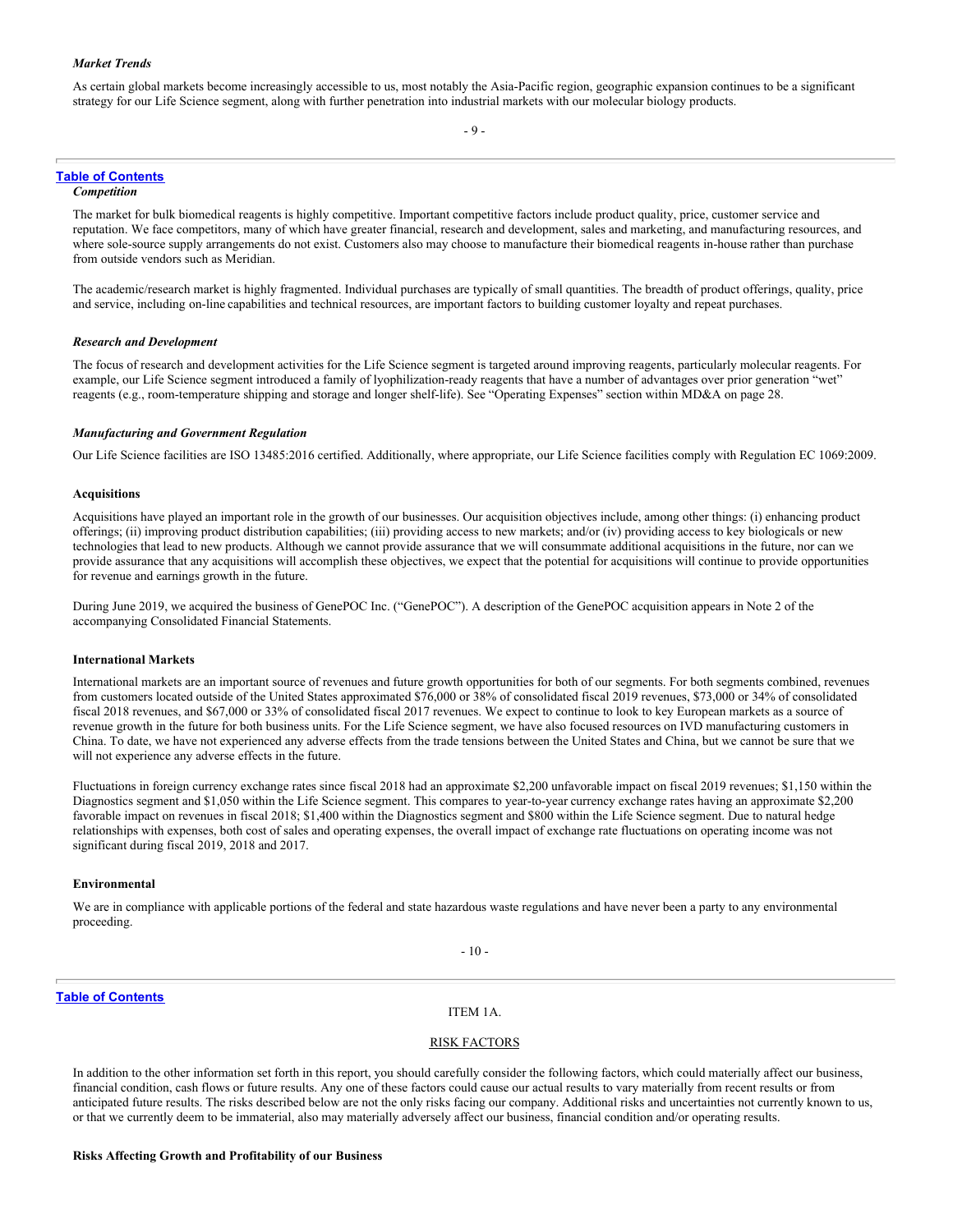*Market Trends*

As certain global markets become increasingly accessible to us, most notably the Asia-Pacific region, geographic expansion continues to be a significant strategy for our Life Science segment, along with further penetration into industrial markets with our molecular biology products.

*Competition*

The market for bulk biomedical reagents is highly competitive. Important competitive factors include product quality, price, customer service and reputation. We face competitors, many of which have greater financial, research and development, sales and marketing, and manufacturing resources, and where sole-source supply arrangements do not exist. Customers also may choose to manufacture their biomedical reagents in-house rather than purchase from outside vendors such as Meridian.

The academic/research market is highly fragmented. Individual purchases are typically of small quantities. The breadth of product offerings, quality, price and service, including on-line capabilities and technical resources, are important factors to building customer loyalty and repeat purchases.

*Research and Development*

The focus of research and development activities for the Life Science segment is targeted around improving reagents, particularly molecular reagents. For example, our Life Science segment introduced a family of lyophilization-ready reagents that have a number of advantages over prior generation "wet" reagents (e.g., room-temperature shipping and storage and longer shelf-life). See "Operating Expenses" section within MD&A on page 28.

*Manufacturing and Government Regulation*

Our Life Science facilities are ISO 13485:2016 certified. Additionally, where appropriate, our Life Science facilities comply with Regulation EC 1069:2009.

**Acquisitions**

Acquisitions have played an important role in the growth of our businesses. Our acquisition objectives include, among other things: (i) enhancing product offerings; (ii) improving product distribution capabilities; (iii) providing access to new markets; and/or (iv) providing access to key biologicals or new technologies that lead to new products. Although we cannot provide assurance that we will consummate additional acquisitions in the future, nor can we provide assurance that any acquisitions will accomplish these objectives, we expect that the potential for acquisitions will continue to provide opportunities for revenue and earnings growth in the future.

During June 2019, we acquired the business of GenePOC Inc. ("GenePOC"). A description of the GenePOC acquisition appears in Note 2 of the accompanying Consolidated Financial Statements.

**International Markets**

International markets are an important source of revenues and future growth opportunities for both of our segments. For both segments combined, revenues from customers located outside of the United States approximated $76,000 or 38% of consolidated fiscal 2019 revenues, $73,000 or 34% of consolidated fiscal 2018 revenues, and $67,000 or 33% of consolidated fiscal 2017 revenues. We expect to continue to look to key European markets as a source of revenue growth in the future for both business units. For the Life Science segment, we have also focused resources on IVD manufacturing customers in China. To date, we have not experienced any adverse effects from the trade tensions between the United States and China, but we cannot be sure that we will not experience any adverse effects in the future.

Fluctuations in foreign currency exchange rates since fiscal 2018 had an approximate $2,200 unfavorable impact on fiscal 2019 revenues; $1,150 within the Diagnostics segment and $1,050 within the Life Science segment. This compares to year-to-year currency exchange rates having an approximate $2,200 favorable impact on revenues in fiscal 2018; $1,400 within the Diagnostics segment and $800 within the Life Science segment. Due to natural hedge relationships with expenses, both cost of sales and operating expenses, the overall impact of exchange rate fluctuations on operating income was not significant during fiscal 2019, 2018 and 2017.

**Environmental**

We are in compliance with applicable portions of the federal and state hazardous waste regulations and have never been a party to any environmental proceeding.

## ITEM 1A.

## RISK FACTORS

In addition to the other information set forth in this report, you should carefully consider the following factors, which could materially affect our business, financial condition, cash flows or future results. Any one of these factors could cause our actual results to vary materially from recent results or from anticipated future results. The risks described below are not the only risks facing our company. Additional risks and uncertainties not currently known to us, or that we currently deem to be immaterial, also may materially adversely affect our business, financial condition and/or operating results.

**Risks Affecting Growth and Profitability of our Business**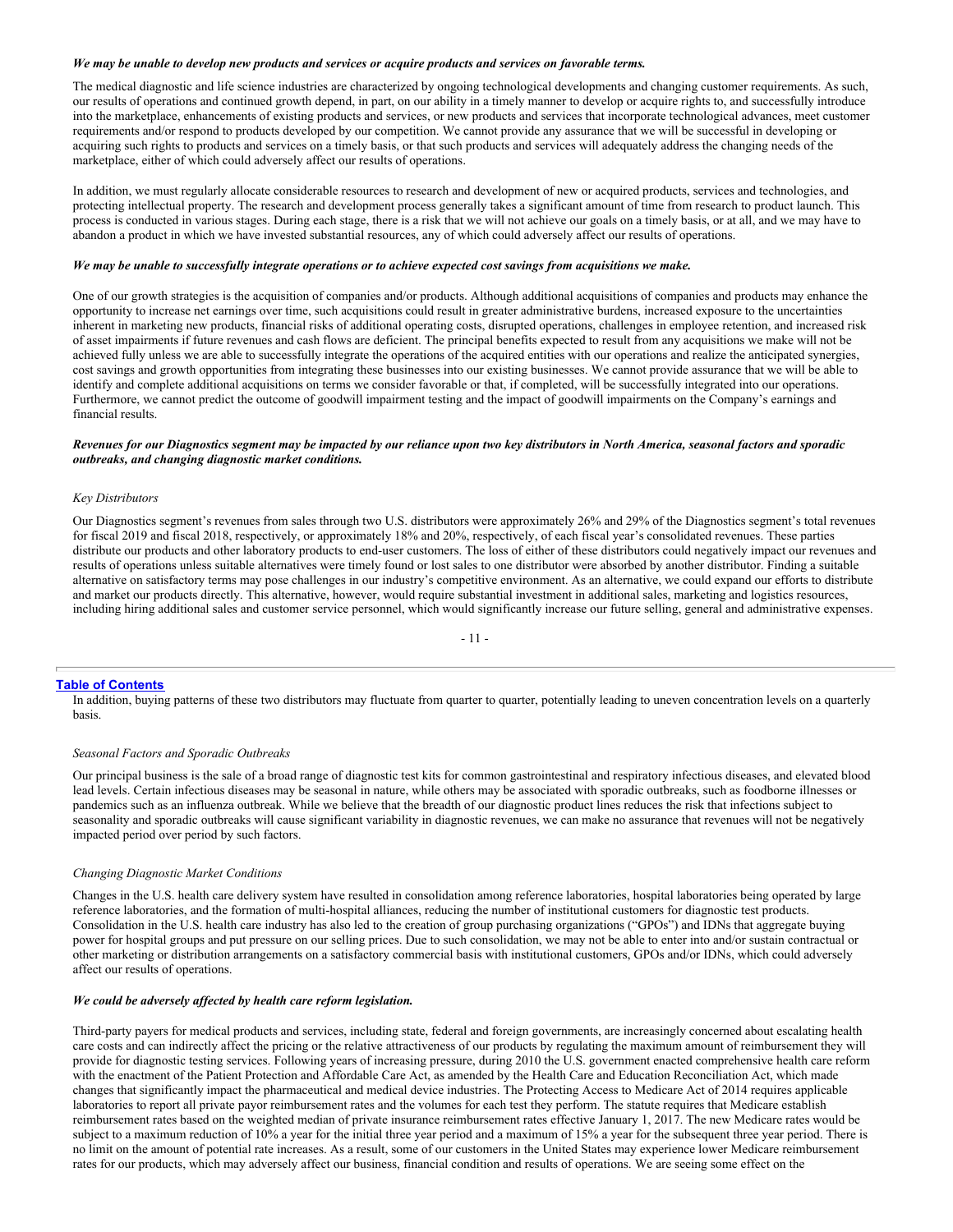***We may be unable to develop new products and services or acquire products and services on favorable terms.***

The medical diagnostic and life science industries are characterized by ongoing technological developments and changing customer requirements. As such, our results of operations and continued growth depend, in part, on our ability in a timely manner to develop or acquire rights to, and successfully introduce into the marketplace, enhancements of existing products and services, or new products and services that incorporate technological advances, meet customer requirements and/or respond to products developed by our competition. We cannot provide any assurance that we will be successful in developing or acquiring such rights to products and services on a timely basis, or that such products and services will adequately address the changing needs of the marketplace, either of which could adversely affect our results of operations.

In addition, we must regularly allocate considerable resources to research and development of new or acquired products, services and technologies, and protecting intellectual property. The research and development process generally takes a significant amount of time from research to product launch. This process is conducted in various stages. During each stage, there is a risk that we will not achieve our goals on a timely basis, or at all, and we may have to abandon a product in which we have invested substantial resources, any of which could adversely affect our results of operations.

***We may be unable to successfully integrate operations or to achieve expected cost savings from acquisitions we make.***

One of our growth strategies is the acquisition of companies and/or products. Although additional acquisitions of companies and products may enhance the opportunity to increase net earnings over time, such acquisitions could result in greater administrative burdens, increased exposure to the uncertainties inherent in marketing new products, financial risks of additional operating costs, disrupted operations, challenges in employee retention, and increased risk of asset impairments if future revenues and cash flows are deficient. The principal benefits expected to result from any acquisitions we make will not be achieved fully unless we are able to successfully integrate the operations of the acquired entities with our operations and realize the anticipated synergies, cost savings and growth opportunities from integrating these businesses into our existing businesses. We cannot provide assurance that we will be able to identify and complete additional acquisitions on terms we consider favorable or that, if completed, will be successfully integrated into our operations. Furthermore, we cannot predict the outcome of goodwill impairment testing and the impact of goodwill impairments on the Company's earnings and financial results.

***Revenues for our Diagnostics segment may be impacted by our reliance upon two key distributors in North America, seasonal factors and sporadic outbreaks, and changing diagnostic market conditions.***

*Key Distributors*

Our Diagnostics segment's revenues from sales through two U.S. distributors were approximately 26% and 29% of the Diagnostics segment's total revenues for fiscal 2019 and fiscal 2018, respectively, or approximately 18% and 20%, respectively, of each fiscal year's consolidated revenues. These parties distribute our products and other laboratory products to end-user customers. The loss of either of these distributors could negatively impact our revenues and results of operations unless suitable alternatives were timely found or lost sales to one distributor were absorbed by another distributor. Finding a suitable alternative on satisfactory terms may pose challenges in our industry's competitive environment. As an alternative, we could expand our efforts to distribute and market our products directly. This alternative, however, would require substantial investment in additional sales, marketing and logistics resources, including hiring additional sales and customer service personnel, which would significantly increase our future selling, general and administrative expenses.

In addition, buying patterns of these two distributors may fluctuate from quarter to quarter, potentially leading to uneven concentration levels on a quarterly basis.

*Seasonal Factors and Sporadic Outbreaks*

Our principal business is the sale of a broad range of diagnostic test kits for common gastrointestinal and respiratory infectious diseases, and elevated blood lead levels. Certain infectious diseases may be seasonal in nature, while others may be associated with sporadic outbreaks, such as foodborne illnesses or pandemics such as an influenza outbreak. While we believe that the breadth of our diagnostic product lines reduces the risk that infections subject to seasonality and sporadic outbreaks will cause significant variability in diagnostic revenues, we can make no assurance that revenues will not be negatively impacted period over period by such factors.

*Changing Diagnostic Market Conditions*

Changes in the U.S. health care delivery system have resulted in consolidation among reference laboratories, hospital laboratories being operated by large reference laboratories, and the formation of multi-hospital alliances, reducing the number of institutional customers for diagnostic test products. Consolidation in the U.S. health care industry has also led to the creation of group purchasing organizations ("GPOs") and IDNs that aggregate buying power for hospital groups and put pressure on our selling prices. Due to such consolidation, we may not be able to enter into and/or sustain contractual or other marketing or distribution arrangements on a satisfactory commercial basis with institutional customers, GPOs and/or IDNs, which could adversely affect our results of operations.

***We could be adversely affected by health care reform legislation.***

Third-party payers for medical products and services, including state, federal and foreign governments, are increasingly concerned about escalating health care costs and can indirectly affect the pricing or the relative attractiveness of our products by regulating the maximum amount of reimbursement they will provide for diagnostic testing services. Following years of increasing pressure, during 2010 the U.S. government enacted comprehensive health care reform with the enactment of the Patient Protection and Affordable Care Act, as amended by the Health Care and Education Reconciliation Act, which made changes that significantly impact the pharmaceutical and medical device industries. The Protecting Access to Medicare Act of 2014 requires applicable laboratories to report all private payor reimbursement rates and the volumes for each test they perform. The statute requires that Medicare establish reimbursement rates based on the weighted median of private insurance reimbursement rates effective January 1, 2017. The new Medicare rates would be subject to a maximum reduction of 10% a year for the initial three year period and a maximum of 15% a year for the subsequent three year period. There is no limit on the amount of potential rate increases. As a result, some of our customers in the United States may experience lower Medicare reimbursement rates for our products, which may adversely affect our business, financial condition and results of operations. We are seeing some effect on the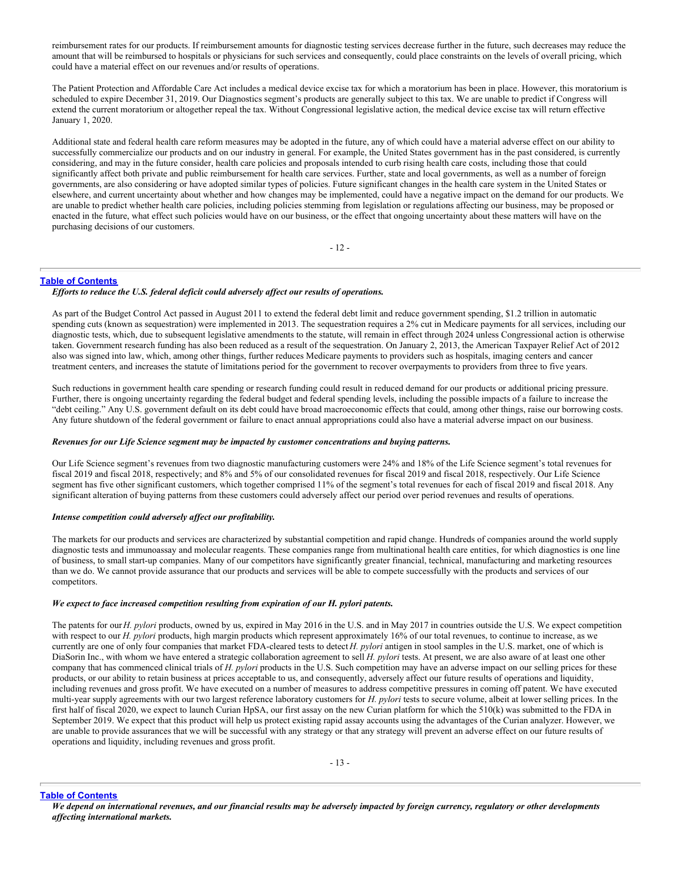reimbursement rates for our products. If reimbursement amounts for diagnostic testing services decrease further in the future, such decreases may reduce the amount that will be reimbursed to hospitals or physicians for such services and consequently, could place constraints on the levels of overall pricing, which could have a material effect on our revenues and/or results of operations.

The Patient Protection and Affordable Care Act includes a medical device excise tax for which a moratorium has been in place. However, this moratorium is scheduled to expire December 31, 2019. Our Diagnostics segment's products are generally subject to this tax. We are unable to predict if Congress will extend the current moratorium or altogether repeal the tax. Without Congressional legislative action, the medical device excise tax will return effective January 1, 2020.

Additional state and federal health care reform measures may be adopted in the future, any of which could have a material adverse effect on our ability to successfully commercialize our products and on our industry in general. For example, the United States government has in the past considered, is currently considering, and may in the future consider, health care policies and proposals intended to curb rising health care costs, including those that could significantly affect both private and public reimbursement for health care services. Further, state and local governments, as well as a number of foreign governments, are also considering or have adopted similar types of policies. Future significant changes in the health care system in the United States or elsewhere, and current uncertainty about whether and how changes may be implemented, could have a negative impact on the demand for our products. We are unable to predict whether health care policies, including policies stemming from legislation or regulations affecting our business, may be proposed or enacted in the future, what effect such policies would have on our business, or the effect that ongoing uncertainty about these matters will have on the purchasing decisions of our customers.

***Efforts to reduce the U.S. federal deficit could adversely affect our results of operations.***

As part of the Budget Control Act passed in August 2011 to extend the federal debt limit and reduce government spending, $1.2 trillion in automatic spending cuts (known as sequestration) were implemented in 2013. The sequestration requires a 2% cut in Medicare payments for all services, including our diagnostic tests, which, due to subsequent legislative amendments to the statute, will remain in effect through 2024 unless Congressional action is otherwise taken. Government research funding has also been reduced as a result of the sequestration. On January 2, 2013, the American Taxpayer Relief Act of 2012 also was signed into law, which, among other things, further reduces Medicare payments to providers such as hospitals, imaging centers and cancer treatment centers, and increases the statute of limitations period for the government to recover overpayments to providers from three to five years.

Such reductions in government health care spending or research funding could result in reduced demand for our products or additional pricing pressure. Further, there is ongoing uncertainty regarding the federal budget and federal spending levels, including the possible impacts of a failure to increase the "debt ceiling." Any U.S. government default on its debt could have broad macroeconomic effects that could, among other things, raise our borrowing costs. Any future shutdown of the federal government or failure to enact annual appropriations could also have a material adverse impact on our business.

***Revenues for our Life Science segment may be impacted by customer concentrations and buying patterns.***

Our Life Science segment's revenues from two diagnostic manufacturing customers were 24% and 18% of the Life Science segment's total revenues for fiscal 2019 and fiscal 2018, respectively; and 8% and 5% of our consolidated revenues for fiscal 2019 and fiscal 2018, respectively. Our Life Science segment has five other significant customers, which together comprised 11% of the segment's total revenues for each of fiscal 2019 and fiscal 2018. Any significant alteration of buying patterns from these customers could adversely affect our period over period revenues and results of operations.

***Intense competition could adversely affect our profitability.***

The markets for our products and services are characterized by substantial competition and rapid change. Hundreds of companies around the world supply diagnostic tests and immunoassay and molecular reagents. These companies range from multinational health care entities, for which diagnostics is one line of business, to small start-up companies. Many of our competitors have significantly greater financial, technical, manufacturing and marketing resources than we do. We cannot provide assurance that our products and services will be able to compete successfully with the products and services of our competitors.

***We expect to face increased competition resulting from expiration of our H. pylori patents.***

The patents for our *H. pylori* products, owned by us, expired in May 2016 in the U.S. and in May 2017 in countries outside the U.S. We expect competition with respect to our *H. pylori* products, high margin products which represent approximately 16% of our total revenues, to continue to increase, as we currently are one of only four companies that market FDA-cleared tests to detect *H. pylori* antigen in stool samples in the U.S. market, one of which is DiaSorin Inc., with whom we have entered a strategic collaboration agreement to sell *H. pylori* tests. At present, we are also aware of at least one other company that has commenced clinical trials of *H. pylori* products in the U.S. Such competition may have an adverse impact on our selling prices for these products, or our ability to retain business at prices acceptable to us, and consequently, adversely affect our future results of operations and liquidity, including revenues and gross profit. We have executed on a number of measures to address competitive pressures in coming off patent. We have executed multi-year supply agreements with our two largest reference laboratory customers for *H. pylori* tests to secure volume, albeit at lower selling prices. In the first half of fiscal 2020, we expect to launch Curian HpSA, our first assay on the new Curian platform for which the 510(k) was submitted to the FDA in September 2019. We expect that this product will help us protect existing rapid assay accounts using the advantages of the Curian analyzer. However, we are unable to provide assurances that we will be successful with any strategy or that any strategy will prevent an adverse effect on our future results of operations and liquidity, including revenues and gross profit.

***We depend on international revenues, and our financial results may be adversely impacted by foreign currency, regulatory or other developments affecting international markets.***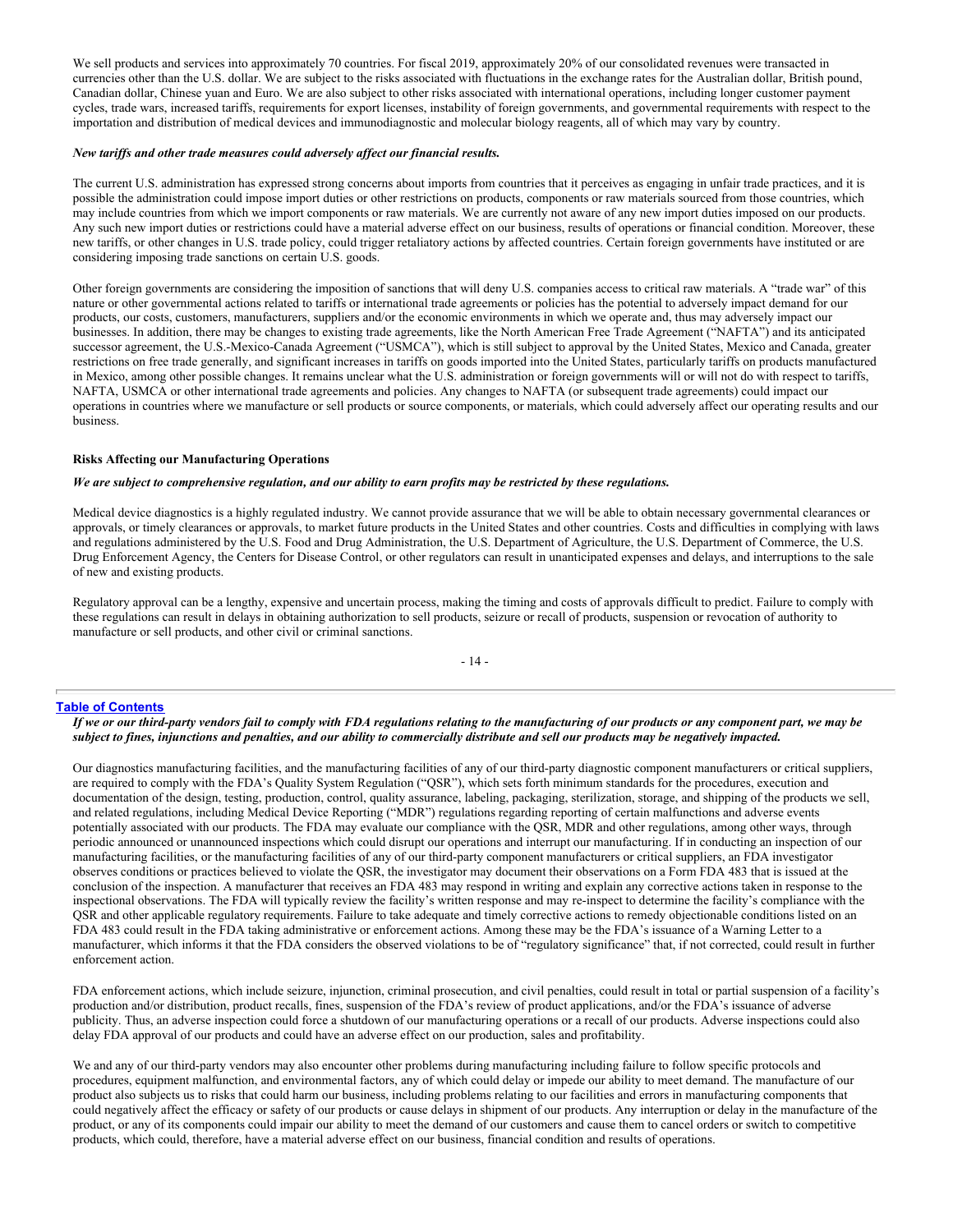We sell products and services into approximately 70 countries. For fiscal 2019, approximately 20% of our consolidated revenues were transacted in currencies other than the U.S. dollar. We are subject to the risks associated with fluctuations in the exchange rates for the Australian dollar, British pound, Canadian dollar, Chinese yuan and Euro. We are also subject to other risks associated with international operations, including longer customer payment cycles, trade wars, increased tariffs, requirements for export licenses, instability of foreign governments, and governmental requirements with respect to the importation and distribution of medical devices and immunodiagnostic and molecular biology reagents, all of which may vary by country.

***New tariffs and other trade measures could adversely affect our financial results.***

The current U.S. administration has expressed strong concerns about imports from countries that it perceives as engaging in unfair trade practices, and it is possible the administration could impose import duties or other restrictions on products, components or raw materials sourced from those countries, which may include countries from which we import components or raw materials. We are currently not aware of any new import duties imposed on our products. Any such new import duties or restrictions could have a material adverse effect on our business, results of operations or financial condition. Moreover, these new tariffs, or other changes in U.S. trade policy, could trigger retaliatory actions by affected countries. Certain foreign governments have instituted or are considering imposing trade sanctions on certain U.S. goods.

Other foreign governments are considering the imposition of sanctions that will deny U.S. companies access to critical raw materials. A "trade war" of this nature or other governmental actions related to tariffs or international trade agreements or policies has the potential to adversely impact demand for our products, our costs, customers, manufacturers, suppliers and/or the economic environments in which we operate and, thus may adversely impact our businesses. In addition, there may be changes to existing trade agreements, like the North American Free Trade Agreement ("NAFTA") and its anticipated successor agreement, the U.S.-Mexico-Canada Agreement ("USMCA"), which is still subject to approval by the United States, Mexico and Canada, greater restrictions on free trade generally, and significant increases in tariffs on goods imported into the United States, particularly tariffs on products manufactured in Mexico, among other possible changes. It remains unclear what the U.S. administration or foreign governments will or will not do with respect to tariffs, NAFTA, USMCA or other international trade agreements and policies. Any changes to NAFTA (or subsequent trade agreements) could impact our operations in countries where we manufacture or sell products or source components, or materials, which could adversely affect our operating results and our business.

**Risks Affecting our Manufacturing Operations**

***We are subject to comprehensive regulation, and our ability to earn profits may be restricted by these regulations.***

Medical device diagnostics is a highly regulated industry. We cannot provide assurance that we will be able to obtain necessary governmental clearances or approvals, or timely clearances or approvals, to market future products in the United States and other countries. Costs and difficulties in complying with laws and regulations administered by the U.S. Food and Drug Administration, the U.S. Department of Agriculture, the U.S. Department of Commerce, the U.S. Drug Enforcement Agency, the Centers for Disease Control, or other regulators can result in unanticipated expenses and delays, and interruptions to the sale of new and existing products.

Regulatory approval can be a lengthy, expensive and uncertain process, making the timing and costs of approvals difficult to predict. Failure to comply with these regulations can result in delays in obtaining authorization to sell products, seizure or recall of products, suspension or revocation of authority to manufacture or sell products, and other civil or criminal sanctions.

***If we or our third-party vendors fail to comply with FDA regulations relating to the manufacturing of our products or any component part, we may be subject to fines, injunctions and penalties, and our ability to commercially distribute and sell our products may be negatively impacted.***

Our diagnostics manufacturing facilities, and the manufacturing facilities of any of our third-party diagnostic component manufacturers or critical suppliers, are required to comply with the FDA's Quality System Regulation ("QSR"), which sets forth minimum standards for the procedures, execution and documentation of the design, testing, production, control, quality assurance, labeling, packaging, sterilization, storage, and shipping of the products we sell, and related regulations, including Medical Device Reporting ("MDR") regulations regarding reporting of certain malfunctions and adverse events potentially associated with our products. The FDA may evaluate our compliance with the QSR, MDR and other regulations, among other ways, through periodic announced or unannounced inspections which could disrupt our operations and interrupt our manufacturing. If in conducting an inspection of our manufacturing facilities, or the manufacturing facilities of any of our third-party component manufacturers or critical suppliers, an FDA investigator observes conditions or practices believed to violate the QSR, the investigator may document their observations on a Form FDA 483 that is issued at the conclusion of the inspection. A manufacturer that receives an FDA 483 may respond in writing and explain any corrective actions taken in response to the inspectional observations. The FDA will typically review the facility's written response and may re-inspect to determine the facility's compliance with the QSR and other applicable regulatory requirements. Failure to take adequate and timely corrective actions to remedy objectionable conditions listed on an FDA 483 could result in the FDA taking administrative or enforcement actions. Among these may be the FDA's issuance of a Warning Letter to a manufacturer, which informs it that the FDA considers the observed violations to be of "regulatory significance" that, if not corrected, could result in further enforcement action.

FDA enforcement actions, which include seizure, injunction, criminal prosecution, and civil penalties, could result in total or partial suspension of a facility's production and/or distribution, product recalls, fines, suspension of the FDA's review of product applications, and/or the FDA's issuance of adverse publicity. Thus, an adverse inspection could force a shutdown of our manufacturing operations or a recall of our products. Adverse inspections could also delay FDA approval of our products and could have an adverse effect on our production, sales and profitability.

We and any of our third-party vendors may also encounter other problems during manufacturing including failure to follow specific protocols and procedures, equipment malfunction, and environmental factors, any of which could delay or impede our ability to meet demand. The manufacture of our product also subjects us to risks that could harm our business, including problems relating to our facilities and errors in manufacturing components that could negatively affect the efficacy or safety of our products or cause delays in shipment of our products. Any interruption or delay in the manufacture of the product, or any of its components could impair our ability to meet the demand of our customers and cause them to cancel orders or switch to competitive products, which could, therefore, have a material adverse effect on our business, financial condition and results of operations.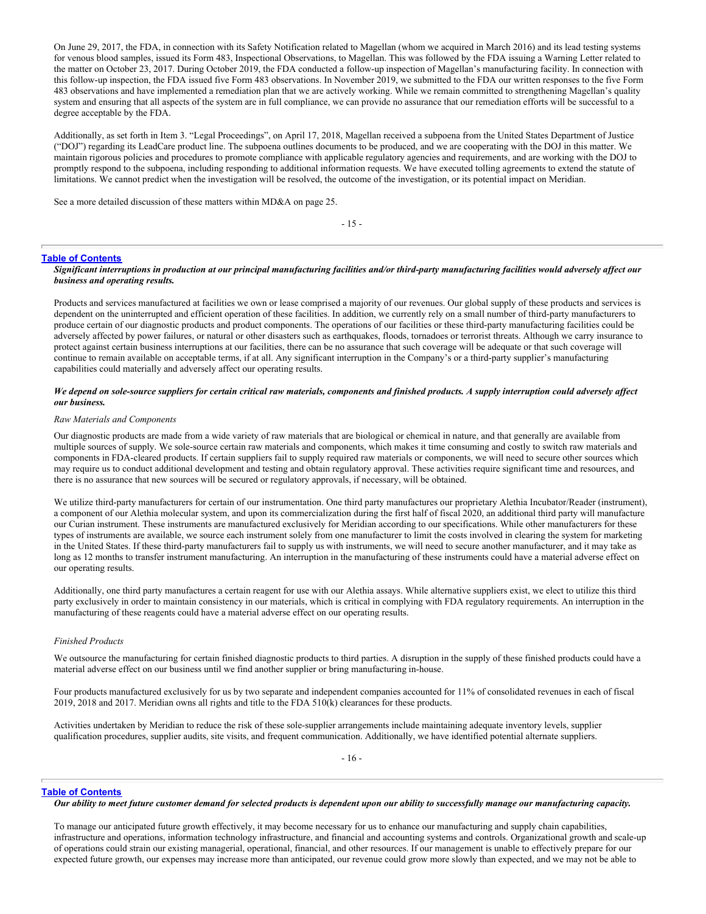On June 29, 2017, the FDA, in connection with its Safety Notification related to Magellan (whom we acquired in March 2016) and its lead testing systems for venous blood samples, issued its Form 483, Inspectional Observations, to Magellan. This was followed by the FDA issuing a Warning Letter related to the matter on October 23, 2017. During October 2019, the FDA conducted a follow-up inspection of Magellan's manufacturing facility. In connection with this follow-up inspection, the FDA issued five Form 483 observations. In November 2019, we submitted to the FDA our written responses to the five Form 483 observations and have implemented a remediation plan that we are actively working. While we remain committed to strengthening Magellan's quality system and ensuring that all aspects of the system are in full compliance, we can provide no assurance that our remediation efforts will be successful to a degree acceptable by the FDA.

Additionally, as set forth in Item 3. "Legal Proceedings", on April 17, 2018, Magellan received a subpoena from the United States Department of Justice ("DOJ") regarding its LeadCare product line. The subpoena outlines documents to be produced, and we are cooperating with the DOJ in this matter. We maintain rigorous policies and procedures to promote compliance with applicable regulatory agencies and requirements, and are working with the DOJ to promptly respond to the subpoena, including responding to additional information requests. We have executed tolling agreements to extend the statute of limitations. We cannot predict when the investigation will be resolved, the outcome of the investigation, or its potential impact on Meridian.

See a more detailed discussion of these matters within MD&A on page 25.

***Significant interruptions in production at our principal manufacturing facilities and/or third-party manufacturing facilities would adversely affect our business and operating results.***

Products and services manufactured at facilities we own or lease comprised a majority of our revenues. Our global supply of these products and services is dependent on the uninterrupted and efficient operation of these facilities. In addition, we currently rely on a small number of third-party manufacturers to produce certain of our diagnostic products and product components. The operations of our facilities or these third-party manufacturing facilities could be adversely affected by power failures, or natural or other disasters such as earthquakes, floods, tornadoes or terrorist threats. Although we carry insurance to protect against certain business interruptions at our facilities, there can be no assurance that such coverage will be adequate or that such coverage will continue to remain available on acceptable terms, if at all. Any significant interruption in the Company's or a third-party supplier's manufacturing capabilities could materially and adversely affect our operating results.

***We depend on sole-source suppliers for certain critical raw materials, components and finished products. A supply interruption could adversely affect our business.***

*Raw Materials and Components*

Our diagnostic products are made from a wide variety of raw materials that are biological or chemical in nature, and that generally are available from multiple sources of supply. We sole-source certain raw materials and components, which makes it time consuming and costly to switch raw materials and components in FDA-cleared products. If certain suppliers fail to supply required raw materials or components, we will need to secure other sources which may require us to conduct additional development and testing and obtain regulatory approval. These activities require significant time and resources, and there is no assurance that new sources will be secured or regulatory approvals, if necessary, will be obtained.

We utilize third-party manufacturers for certain of our instrumentation. One third party manufactures our proprietary Alethia Incubator/Reader (instrument), a component of our Alethia molecular system, and upon its commercialization during the first half of fiscal 2020, an additional third party will manufacture our Curian instrument. These instruments are manufactured exclusively for Meridian according to our specifications. While other manufacturers for these types of instruments are available, we source each instrument solely from one manufacturer to limit the costs involved in clearing the system for marketing in the United States. If these third-party manufacturers fail to supply us with instruments, we will need to secure another manufacturer, and it may take as long as 12 months to transfer instrument manufacturing. An interruption in the manufacturing of these instruments could have a material adverse effect on our operating results.

Additionally, one third party manufactures a certain reagent for use with our Alethia assays. While alternative suppliers exist, we elect to utilize this third party exclusively in order to maintain consistency in our materials, which is critical in complying with FDA regulatory requirements. An interruption in the manufacturing of these reagents could have a material adverse effect on our operating results.

*Finished Products*

We outsource the manufacturing for certain finished diagnostic products to third parties. A disruption in the supply of these finished products could have a material adverse effect on our business until we find another supplier or bring manufacturing in-house.

Four products manufactured exclusively for us by two separate and independent companies accounted for 11% of consolidated revenues in each of fiscal 2019, 2018 and 2017. Meridian owns all rights and title to the FDA 510(k) clearances for these products.

Activities undertaken by Meridian to reduce the risk of these sole-supplier arrangements include maintaining adequate inventory levels, supplier qualification procedures, supplier audits, site visits, and frequent communication. Additionally, we have identified potential alternate suppliers.

***Our ability to meet future customer demand for selected products is dependent upon our ability to successfully manage our manufacturing capacity.***

To manage our anticipated future growth effectively, it may become necessary for us to enhance our manufacturing and supply chain capabilities, infrastructure and operations, information technology infrastructure, and financial and accounting systems and controls. Organizational growth and scale-up of operations could strain our existing managerial, operational, financial, and other resources. If our management is unable to effectively prepare for our expected future growth, our expenses may increase more than anticipated, our revenue could grow more slowly than expected, and we may not be able to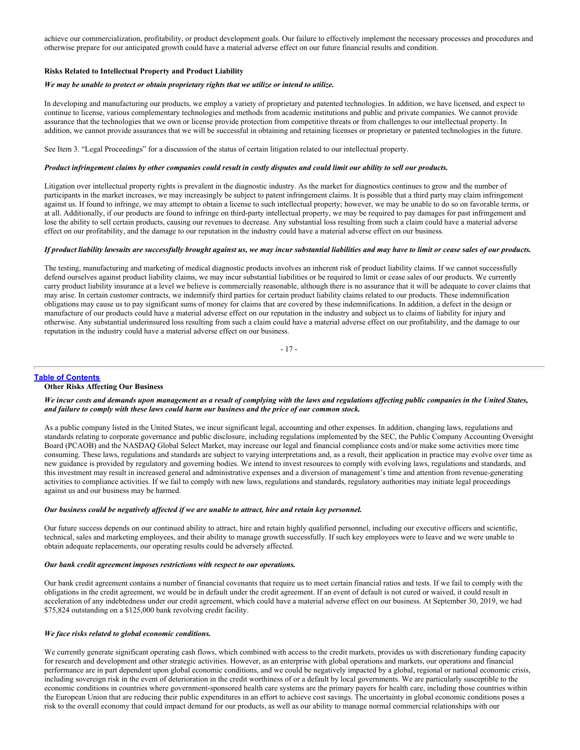achieve our commercialization, profitability, or product development goals. Our failure to effectively implement the necessary processes and procedures and otherwise prepare for our anticipated growth could have a material adverse effect on our future financial results and condition.

**Risks Related to Intellectual Property and Product Liability**

***We may be unable to protect or obtain proprietary rights that we utilize or intend to utilize.***

In developing and manufacturing our products, we employ a variety of proprietary and patented technologies. In addition, we have licensed, and expect to continue to license, various complementary technologies and methods from academic institutions and public and private companies. We cannot provide assurance that the technologies that we own or license provide protection from competitive threats or from challenges to our intellectual property. In addition, we cannot provide assurances that we will be successful in obtaining and retaining licenses or proprietary or patented technologies in the future.

See Item 3. "Legal Proceedings" for a discussion of the status of certain litigation related to our intellectual property.

***Product infringement claims by other companies could result in costly disputes and could limit our ability to sell our products.***

Litigation over intellectual property rights is prevalent in the diagnostic industry. As the market for diagnostics continues to grow and the number of participants in the market increases, we may increasingly be subject to patent infringement claims. It is possible that a third party may claim infringement against us. If found to infringe, we may attempt to obtain a license to such intellectual property; however, we may be unable to do so on favorable terms, or at all. Additionally, if our products are found to infringe on third-party intellectual property, we may be required to pay damages for past infringement and lose the ability to sell certain products, causing our revenues to decrease. Any substantial loss resulting from such a claim could have a material adverse effect on our profitability, and the damage to our reputation in the industry could have a material adverse effect on our business.

***If product liability lawsuits are successfully brought against us, we may incur substantial liabilities and may have to limit or cease sales of our products.***

The testing, manufacturing and marketing of medical diagnostic products involves an inherent risk of product liability claims. If we cannot successfully defend ourselves against product liability claims, we may incur substantial liabilities or be required to limit or cease sales of our products. We currently carry product liability insurance at a level we believe is commercially reasonable, although there is no assurance that it will be adequate to cover claims that may arise. In certain customer contracts, we indemnify third parties for certain product liability claims related to our products. These indemnification obligations may cause us to pay significant sums of money for claims that are covered by these indemnifications. In addition, a defect in the design or manufacture of our products could have a material adverse effect on our reputation in the industry and subject us to claims of liability for injury and otherwise. Any substantial underinsured loss resulting from such a claim could have a material adverse effect on our profitability, and the damage to our reputation in the industry could have a material adverse effect on our business.

**Other Risks Affecting Our Business**

***We incur costs and demands upon management as a result of complying with the laws and regulations affecting public companies in the United States, and failure to comply with these laws could harm our business and the price of our common stock.***

As a public company listed in the United States, we incur significant legal, accounting and other expenses. In addition, changing laws, regulations and standards relating to corporate governance and public disclosure, including regulations implemented by the SEC, the Public Company Accounting Oversight Board (PCAOB) and the NASDAQ Global Select Market, may increase our legal and financial compliance costs and/or make some activities more time consuming. These laws, regulations and standards are subject to varying interpretations and, as a result, their application in practice may evolve over time as new guidance is provided by regulatory and governing bodies. We intend to invest resources to comply with evolving laws, regulations and standards, and this investment may result in increased general and administrative expenses and a diversion of management's time and attention from revenue-generating activities to compliance activities. If we fail to comply with new laws, regulations and standards, regulatory authorities may initiate legal proceedings against us and our business may be harmed.

***Our business could be negatively affected if we are unable to attract, hire and retain key personnel.***

Our future success depends on our continued ability to attract, hire and retain highly qualified personnel, including our executive officers and scientific, technical, sales and marketing employees, and their ability to manage growth successfully. If such key employees were to leave and we were unable to obtain adequate replacements, our operating results could be adversely affected.

***Our bank credit agreement imposes restrictions with respect to our operations.***

Our bank credit agreement contains a number of financial covenants that require us to meet certain financial ratios and tests. If we fail to comply with the obligations in the credit agreement, we would be in default under the credit agreement. If an event of default is not cured or waived, it could result in acceleration of any indebtedness under our credit agreement, which could have a material adverse effect on our business. At September 30, 2019, we had $75,824 outstanding on a $125,000 bank revolving credit facility.

***We face risks related to global economic conditions.***

We currently generate significant operating cash flows, which combined with access to the credit markets, provides us with discretionary funding capacity for research and development and other strategic activities. However, as an enterprise with global operations and markets, our operations and financial performance are in part dependent upon global economic conditions, and we could be negatively impacted by a global, regional or national economic crisis, including sovereign risk in the event of deterioration in the credit worthiness of or a default by local governments. We are particularly susceptible to the economic conditions in countries where government-sponsored health care systems are the primary payers for health care, including those countries within the European Union that are reducing their public expenditures in an effort to achieve cost savings. The uncertainty in global economic conditions poses a risk to the overall economy that could impact demand for our products, as well as our ability to manage normal commercial relationships with our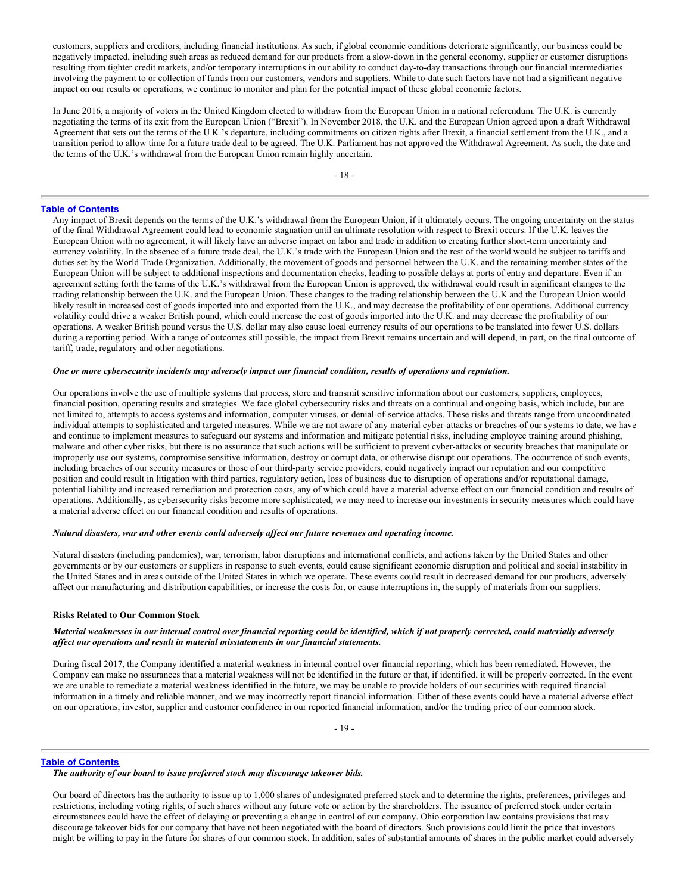customers, suppliers and creditors, including financial institutions. As such, if global economic conditions deteriorate significantly, our business could be negatively impacted, including such areas as reduced demand for our products from a slow-down in the general economy, supplier or customer disruptions resulting from tighter credit markets, and/or temporary interruptions in our ability to conduct day-to-day transactions through our financial intermediaries involving the payment to or collection of funds from our customers, vendors and suppliers. While to-date such factors have not had a significant negative impact on our results or operations, we continue to monitor and plan for the potential impact of these global economic factors.

In June 2016, a majority of voters in the United Kingdom elected to withdraw from the European Union in a national referendum. The U.K. is currently negotiating the terms of its exit from the European Union ("Brexit"). In November 2018, the U.K. and the European Union agreed upon a draft Withdrawal Agreement that sets out the terms of the U.K.'s departure, including commitments on citizen rights after Brexit, a financial settlement from the U.K., and a transition period to allow time for a future trade deal to be agreed. The U.K. Parliament has not approved the Withdrawal Agreement. As such, the date and the terms of the U.K.'s withdrawal from the European Union remain highly uncertain.

Any impact of Brexit depends on the terms of the U.K.'s withdrawal from the European Union, if it ultimately occurs. The ongoing uncertainty on the status of the final Withdrawal Agreement could lead to economic stagnation until an ultimate resolution with respect to Brexit occurs. If the U.K. leaves the European Union with no agreement, it will likely have an adverse impact on labor and trade in addition to creating further short-term uncertainty and currency volatility. In the absence of a future trade deal, the U.K.'s trade with the European Union and the rest of the world would be subject to tariffs and duties set by the World Trade Organization. Additionally, the movement of goods and personnel between the U.K. and the remaining member states of the European Union will be subject to additional inspections and documentation checks, leading to possible delays at ports of entry and departure. Even if an agreement setting forth the terms of the U.K.'s withdrawal from the European Union is approved, the withdrawal could result in significant changes to the trading relationship between the U.K. and the European Union. These changes to the trading relationship between the U.K and the European Union would likely result in increased cost of goods imported into and exported from the U.K., and may decrease the profitability of our operations. Additional currency volatility could drive a weaker British pound, which could increase the cost of goods imported into the U.K. and may decrease the profitability of our operations. A weaker British pound versus the U.S. dollar may also cause local currency results of our operations to be translated into fewer U.S. dollars during a reporting period. With a range of outcomes still possible, the impact from Brexit remains uncertain and will depend, in part, on the final outcome of tariff, trade, regulatory and other negotiations.

***One or more cybersecurity incidents may adversely impact our financial condition, results of operations and reputation.***

Our operations involve the use of multiple systems that process, store and transmit sensitive information about our customers, suppliers, employees, financial position, operating results and strategies. We face global cybersecurity risks and threats on a continual and ongoing basis, which include, but are not limited to, attempts to access systems and information, computer viruses, or denial-of-service attacks. These risks and threats range from uncoordinated individual attempts to sophisticated and targeted measures. While we are not aware of any material cyber-attacks or breaches of our systems to date, we have and continue to implement measures to safeguard our systems and information and mitigate potential risks, including employee training around phishing, malware and other cyber risks, but there is no assurance that such actions will be sufficient to prevent cyber-attacks or security breaches that manipulate or improperly use our systems, compromise sensitive information, destroy or corrupt data, or otherwise disrupt our operations. The occurrence of such events, including breaches of our security measures or those of our third-party service providers, could negatively impact our reputation and our competitive position and could result in litigation with third parties, regulatory action, loss of business due to disruption of operations and/or reputational damage, potential liability and increased remediation and protection costs, any of which could have a material adverse effect on our financial condition and results of operations. Additionally, as cybersecurity risks become more sophisticated, we may need to increase our investments in security measures which could have a material adverse effect on our financial condition and results of operations.

***Natural disasters, war and other events could adversely affect our future revenues and operating income.***

Natural disasters (including pandemics), war, terrorism, labor disruptions and international conflicts, and actions taken by the United States and other governments or by our customers or suppliers in response to such events, could cause significant economic disruption and political and social instability in the United States and in areas outside of the United States in which we operate. These events could result in decreased demand for our products, adversely affect our manufacturing and distribution capabilities, or increase the costs for, or cause interruptions in, the supply of materials from our suppliers.

**Risks Related to Our Common Stock**

***Material weaknesses in our internal control over financial reporting could be identified, which if not properly corrected, could materially adversely affect our operations and result in material misstatements in our financial statements.***

During fiscal 2017, the Company identified a material weakness in internal control over financial reporting, which has been remediated. However, the Company can make no assurances that a material weakness will not be identified in the future or that, if identified, it will be properly corrected. In the event we are unable to remediate a material weakness identified in the future, we may be unable to provide holders of our securities with required financial information in a timely and reliable manner, and we may incorrectly report financial information. Either of these events could have a material adverse effect on our operations, investor, supplier and customer confidence in our reported financial information, and/or the trading price of our common stock.

***The authority of our board to issue preferred stock may discourage takeover bids.***

Our board of directors has the authority to issue up to 1,000 shares of undesignated preferred stock and to determine the rights, preferences, privileges and restrictions, including voting rights, of such shares without any future vote or action by the shareholders. The issuance of preferred stock under certain circumstances could have the effect of delaying or preventing a change in control of our company. Ohio corporation law contains provisions that may discourage takeover bids for our company that have not been negotiated with the board of directors. Such provisions could limit the price that investors might be willing to pay in the future for shares of our common stock. In addition, sales of substantial amounts of shares in the public market could adversely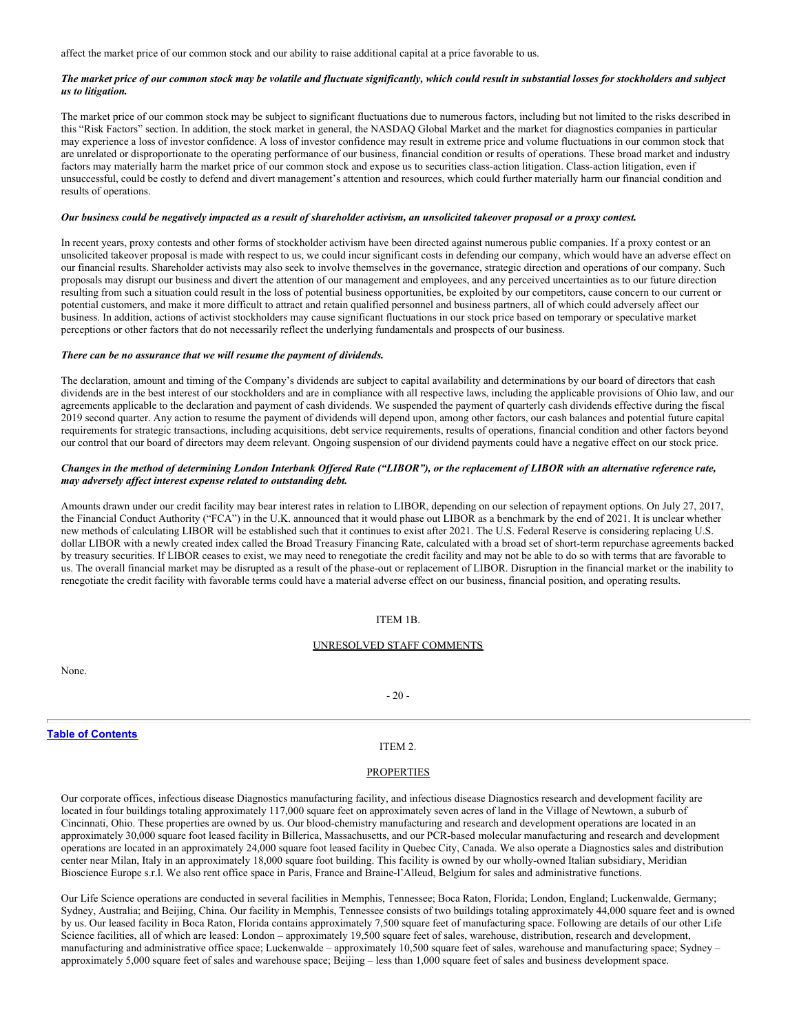affect the market price of our common stock and our ability to raise additional capital at a price favorable to us.

***The market price of our common stock may be volatile and fluctuate significantly, which could result in substantial losses for stockholders and subject us to litigation.***

The market price of our common stock may be subject to significant fluctuations due to numerous factors, including but not limited to the risks described in this "Risk Factors" section. In addition, the stock market in general, the NASDAQ Global Market and the market for diagnostics companies in particular may experience a loss of investor confidence. A loss of investor confidence may result in extreme price and volume fluctuations in our common stock that are unrelated or disproportionate to the operating performance of our business, financial condition or results of operations. These broad market and industry factors may materially harm the market price of our common stock and expose us to securities class-action litigation. Class-action litigation, even if unsuccessful, could be costly to defend and divert management's attention and resources, which could further materially harm our financial condition and results of operations.

***Our business could be negatively impacted as a result of shareholder activism, an unsolicited takeover proposal or a proxy contest.***

In recent years, proxy contests and other forms of stockholder activism have been directed against numerous public companies. If a proxy contest or an unsolicited takeover proposal is made with respect to us, we could incur significant costs in defending our company, which would have an adverse effect on our financial results. Shareholder activists may also seek to involve themselves in the governance, strategic direction and operations of our company. Such proposals may disrupt our business and divert the attention of our management and employees, and any perceived uncertainties as to our future direction resulting from such a situation could result in the loss of potential business opportunities, be exploited by our competitors, cause concern to our current or potential customers, and make it more difficult to attract and retain qualified personnel and business partners, all of which could adversely affect our business. In addition, actions of activist stockholders may cause significant fluctuations in our stock price based on temporary or speculative market perceptions or other factors that do not necessarily reflect the underlying fundamentals and prospects of our business.

***There can be no assurance that we will resume the payment of dividends.***

The declaration, amount and timing of the Company's dividends are subject to capital availability and determinations by our board of directors that cash dividends are in the best interest of our stockholders and are in compliance with all respective laws, including the applicable provisions of Ohio law, and our agreements applicable to the declaration and payment of cash dividends. We suspended the payment of quarterly cash dividends effective during the fiscal 2019 second quarter. Any action to resume the payment of dividends will depend upon, among other factors, our cash balances and potential future capital requirements for strategic transactions, including acquisitions, debt service requirements, results of operations, financial condition and other factors beyond our control that our board of directors may deem relevant. Ongoing suspension of our dividend payments could have a negative effect on our stock price.

***Changes in the method of determining London Interbank Offered Rate ("LIBOR"), or the replacement of LIBOR with an alternative reference rate, may adversely affect interest expense related to outstanding debt.***

Amounts drawn under our credit facility may bear interest rates in relation to LIBOR, depending on our selection of repayment options. On July 27, 2017, the Financial Conduct Authority ("FCA") in the U.K. announced that it would phase out LIBOR as a benchmark by the end of 2021. It is unclear whether new methods of calculating LIBOR will be established such that it continues to exist after 2021. The U.S. Federal Reserve is considering replacing U.S. dollar LIBOR with a newly created index called the Broad Treasury Financing Rate, calculated with a broad set of short-term repurchase agreements backed by treasury securities. If LIBOR ceases to exist, we may need to renegotiate the credit facility and may not be able to do so with terms that are favorable to us. The overall financial market may be disrupted as a result of the phase-out or replacement of LIBOR. Disruption in the financial market or the inability to renegotiate the credit facility with favorable terms could have a material adverse effect on our business, financial position, and operating results.

## ITEM 1B.

## UNRESOLVED STAFF COMMENTS

None.

## ITEM 2.

## PROPERTIES

Our corporate offices, infectious disease Diagnostics manufacturing facility, and infectious disease Diagnostics research and development facility are located in four buildings totaling approximately 117,000 square feet on approximately seven acres of land in the Village of Newtown, a suburb of Cincinnati, Ohio. These properties are owned by us. Our blood-chemistry manufacturing and research and development operations are located in an approximately 30,000 square foot leased facility in Billerica, Massachusetts, and our PCR-based molecular manufacturing and research and development operations are located in an approximately 24,000 square foot leased facility in Quebec City, Canada. We also operate a Diagnostics sales and distribution center near Milan, Italy in an approximately 18,000 square foot building. This facility is owned by our wholly-owned Italian subsidiary, Meridian Bioscience Europe s.r.l. We also rent office space in Paris, France and Braine-l'Alleud, Belgium for sales and administrative functions.

Our Life Science operations are conducted in several facilities in Memphis, Tennessee; Boca Raton, Florida; London, England; Luckenwalde, Germany; Sydney, Australia; and Beijing, China. Our facility in Memphis, Tennessee consists of two buildings totaling approximately 44,000 square feet and is owned by us. Our leased facility in Boca Raton, Florida contains approximately 7,500 square feet of manufacturing space. Following are details of our other Life Science facilities, all of which are leased: London – approximately 19,500 square feet of sales, warehouse, distribution, research and development, manufacturing and administrative office space; Luckenwalde – approximately 10,500 square feet of sales, warehouse and manufacturing space; Sydney – approximately 5,000 square feet of sales and warehouse space; Beijing – less than 1,000 square feet of sales and business development space.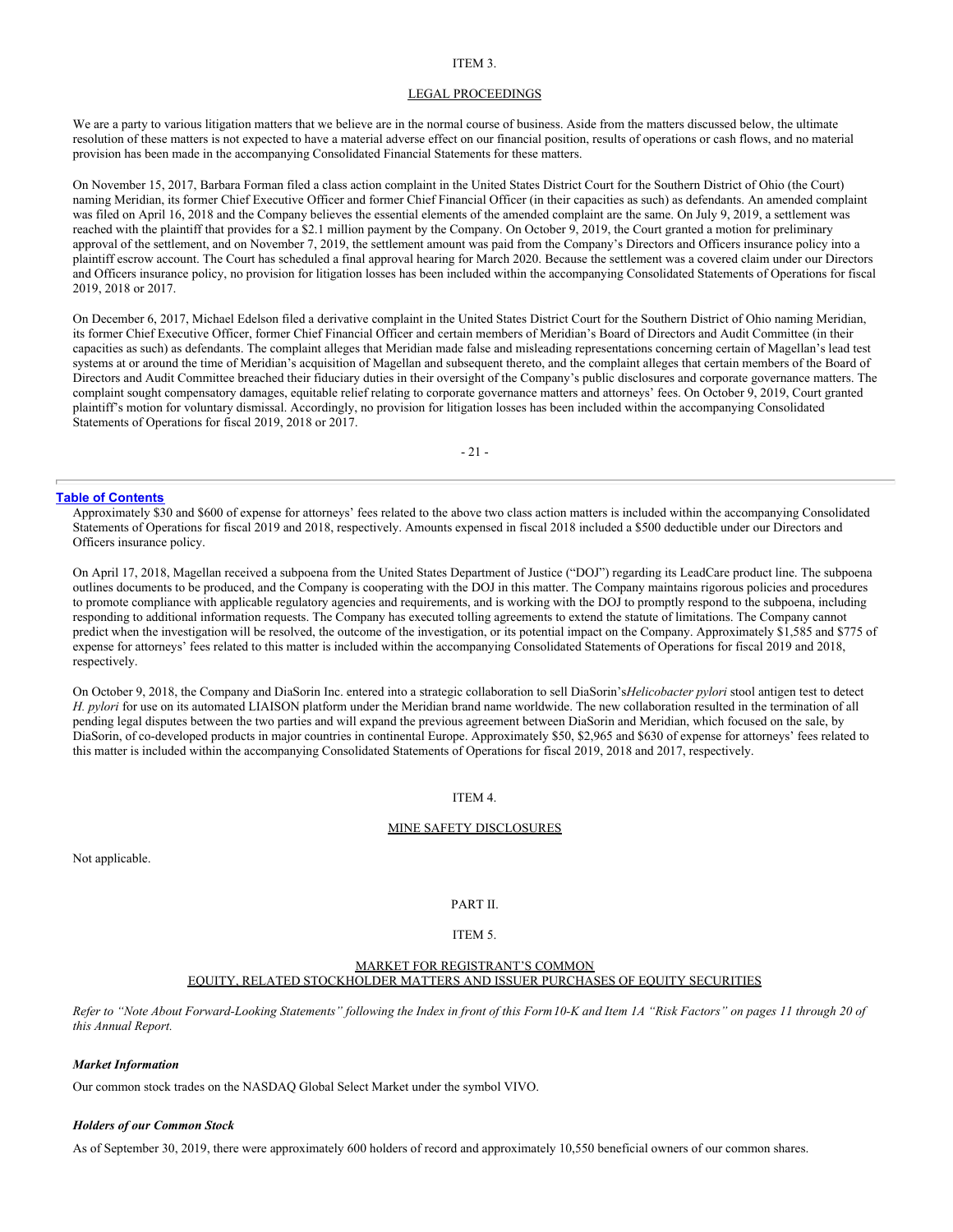ITEM 3.

LEGAL PROCEEDINGS

We are a party to various litigation matters that we believe are in the normal course of business. Aside from the matters discussed below, the ultimate resolution of these matters is not expected to have a material adverse effect on our financial position, results of operations or cash flows, and no material provision has been made in the accompanying Consolidated Financial Statements for these matters.

On November 15, 2017, Barbara Forman filed a class action complaint in the United States District Court for the Southern District of Ohio (the Court) naming Meridian, its former Chief Executive Officer and former Chief Financial Officer (in their capacities as such) as defendants. An amended complaint was filed on April 16, 2018 and the Company believes the essential elements of the amended complaint are the same. On July 9, 2019, a settlement was reached with the plaintiff that provides for a $2.1 million payment by the Company. On October 9, 2019, the Court granted a motion for preliminary approval of the settlement, and on November 7, 2019, the settlement amount was paid from the Company's Directors and Officers insurance policy into a plaintiff escrow account. The Court has scheduled a final approval hearing for March 2020. Because the settlement was a covered claim under our Directors and Officers insurance policy, no provision for litigation losses has been included within the accompanying Consolidated Statements of Operations for fiscal 2019, 2018 or 2017.

On December 6, 2017, Michael Edelson filed a derivative complaint in the United States District Court for the Southern District of Ohio naming Meridian, its former Chief Executive Officer, former Chief Financial Officer and certain members of Meridian's Board of Directors and Audit Committee (in their capacities as such) as defendants. The complaint alleges that Meridian made false and misleading representations concerning certain of Magellan's lead test systems at or around the time of Meridian's acquisition of Magellan and subsequent thereto, and the complaint alleges that certain members of the Board of Directors and Audit Committee breached their fiduciary duties in their oversight of the Company's public disclosures and corporate governance matters. The complaint sought compensatory damages, equitable relief relating to corporate governance matters and attorneys' fees. On October 9, 2019, Court granted plaintiff's motion for voluntary dismissal. Accordingly, no provision for litigation losses has been included within the accompanying Consolidated Statements of Operations for fiscal 2019, 2018 or 2017.

Approximately $30 and $600 of expense for attorneys' fees related to the above two class action matters is included within the accompanying Consolidated Statements of Operations for fiscal 2019 and 2018, respectively. Amounts expensed in fiscal 2018 included a $500 deductible under our Directors and Officers insurance policy.

On April 17, 2018, Magellan received a subpoena from the United States Department of Justice ("DOJ") regarding its LeadCare product line. The subpoena outlines documents to be produced, and the Company is cooperating with the DOJ in this matter. The Company maintains rigorous policies and procedures to promote compliance with applicable regulatory agencies and requirements, and is working with the DOJ to promptly respond to the subpoena, including responding to additional information requests. The Company has executed tolling agreements to extend the statute of limitations. The Company cannot predict when the investigation will be resolved, the outcome of the investigation, or its potential impact on the Company. Approximately $1,585 and $775 of expense for attorneys' fees related to this matter is included within the accompanying Consolidated Statements of Operations for fiscal 2019 and 2018, respectively.

On October 9, 2018, the Company and DiaSorin Inc. entered into a strategic collaboration to sell DiaSorin's *Helicobacter pylori* stool antigen test to detect *H. pylori* for use on its automated LIAISON platform under the Meridian brand name worldwide. The new collaboration resulted in the termination of all pending legal disputes between the two parties and will expand the previous agreement between DiaSorin and Meridian, which focused on the sale, by DiaSorin, of co-developed products in major countries in continental Europe. Approximately $50, $2,965 and $630 of expense for attorneys' fees related to this matter is included within the accompanying Consolidated Statements of Operations for fiscal 2019, 2018 and 2017, respectively.

ITEM 4.

MINE SAFETY DISCLOSURES

Not applicable.

PART II.

ITEM 5.

MARKET FOR REGISTRANT'S COMMON EQUITY, RELATED STOCKHOLDER MATTERS AND ISSUER PURCHASES OF EQUITY SECURITIES

*Refer to "Note About Forward-Looking Statements" following the Index in front of this Form 10-K and Item 1A "Risk Factors" on pages 11 through 20 of this Annual Report.*

***Market Information***

Our common stock trades on the NASDAQ Global Select Market under the symbol VIVO.

***Holders of our Common Stock***

As of September 30, 2019, there were approximately 600 holders of record and approximately 10,550 beneficial owners of our common shares.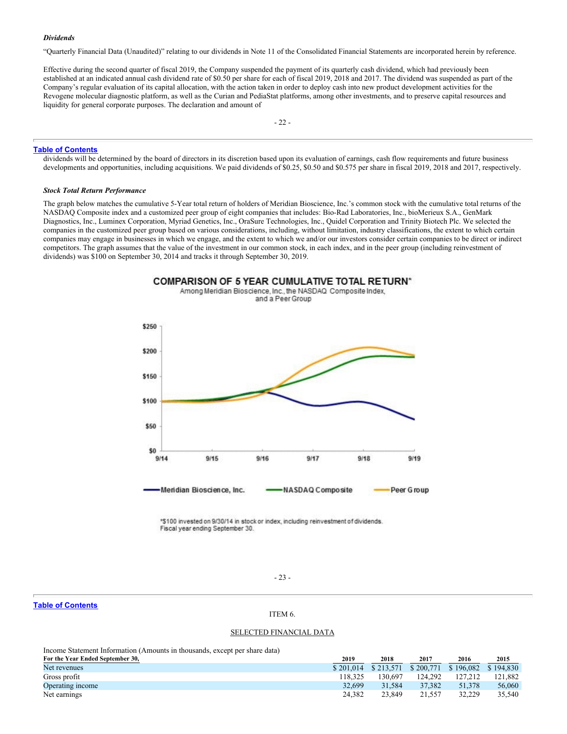*Dividends*

"Quarterly Financial Data (Unaudited)" relating to our dividends in Note 11 of the Consolidated Financial Statements are incorporated herein by reference.

Effective during the second quarter of fiscal 2019, the Company suspended the payment of its quarterly cash dividend, which had previously been established at an indicated annual cash dividend rate of $0.50 per share for each of fiscal 2019, 2018 and 2017. The dividend was suspended as part of the Company's regular evaluation of its capital allocation, with the action taken in order to deploy cash into new product development activities for the Revogene molecular diagnostic platform, as well as the Curian and PediaStat platforms, among other investments, and to preserve capital resources and liquidity for general corporate purposes. The declaration and amount of dividends will be determined by the board of directors in its discretion based upon its evaluation of earnings, cash flow requirements and future business developments and opportunities, including acquisitions. We paid dividends of $0.25, $0.50 and $0.575 per share in fiscal 2019, 2018 and 2017, respectively.

*Stock Total Return Performance*

The graph below matches the cumulative 5-Year total return of holders of Meridian Bioscience, Inc.'s common stock with the cumulative total returns of the NASDAQ Composite index and a customized peer group of eight companies that includes: Bio-Rad Laboratories, Inc., bioMerieux S.A., GenMark Diagnostics, Inc., Luminex Corporation, Myriad Genetics, Inc., OraSure Technologies, Inc., Quidel Corporation and Trinity Biotech Plc. We selected the companies in the customized peer group based on various considerations, including, without limitation, industry classifications, the extent to which certain companies may engage in businesses in which we engage, and the extent to which we and/or our investors consider certain companies to be direct or indirect competitors. The graph assumes that the value of the investment in our common stock, in each index, and in the peer group (including reinvestment of dividends) was $100 on September 30, 2014 and tracks it through September 30, 2019.

**COMPARISON OF 5 YEAR CUMULATIVE TOTAL RETURN***
Among Meridian Bioscience, Inc., the NASDAQ Composite Index, and a Peer Group

*$100 invested on 9/30/14 in stock or index, including reinvestment of dividends. Fiscal year ending September 30.

ITEM 6.

SELECTED FINANCIAL DATA

Income Statement Information (Amounts in thousands, except per share data)

| For the Year Ended September 30, | 2019 | 2018 | 2017 | 2016 | 2015 |
|---|---|---|---|---|---|
| Net revenues | $ 201,014 | $ 213,571 | $ 200,771 | $ 196,082 | $ 194,830 |
| Gross profit | 118,325 | 130,697 | 124,292 | 127,212 | 121,882 |
| Operating income | 32,699 | 31,584 | 37,382 | 51,378 | 56,060 |
| Net earnings | 24,382 | 23,849 | 21,557 | 32,229 | 35,540 |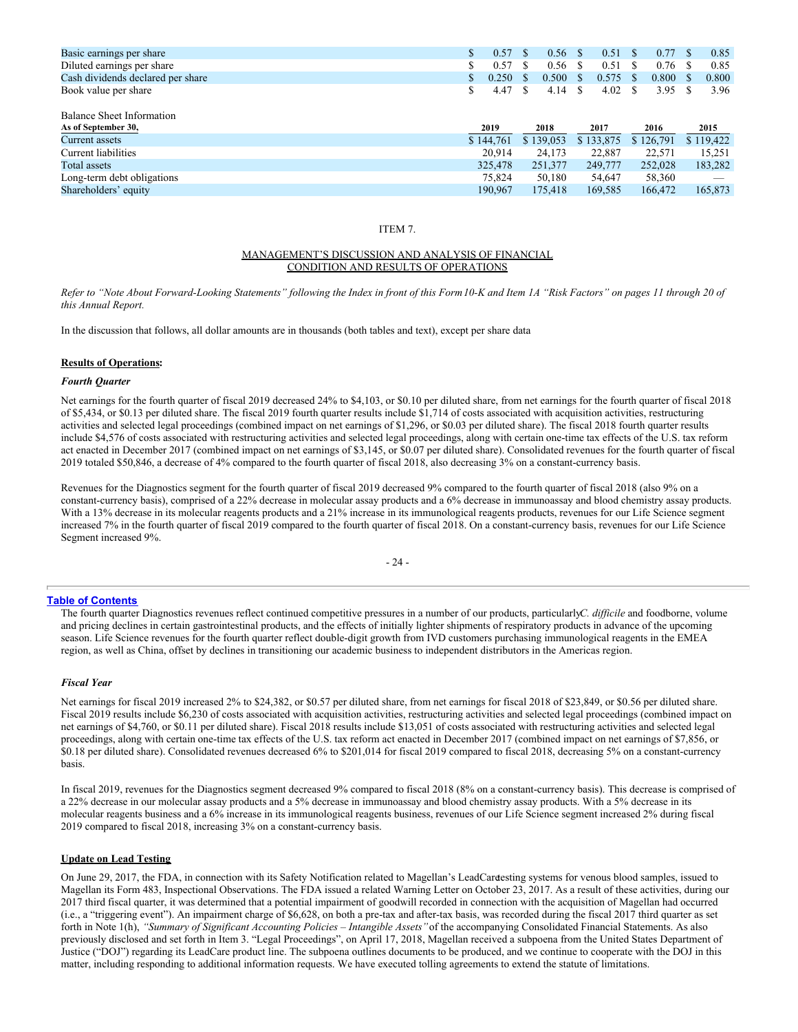| | | | | | |
|---|---|---|---|---|---|
| Basic earnings per share | $ 0.57 | $ 0.56 | $ 0.51 | $ 0.77 | $ 0.85 |
| Diluted earnings per share | $ 0.57 | $ 0.56 | $ 0.51 | $ 0.76 | $ 0.85 |
| Cash dividends declared per share | $ 0.250 | $ 0.500 | $ 0.575 | $ 0.800 | $ 0.800 |
| Book value per share | $ 4.47 | $ 4.14 | $ 4.02 | $ 3.95 | $ 3.96 |

Balance Sheet Information

| As of September 30, | 2019 | 2018 | 2017 | 2016 | 2015 |
|---|---|---|---|---|---|
| Current assets | $ 144,761 | $ 139,053 | $ 133,875 | $ 126,791 | $ 119,422 |
| Current liabilities | 20,914 | 24,173 | 22,887 | 22,571 | 15,251 |
| Total assets | 325,478 | 251,377 | 249,777 | 252,028 | 183,282 |
| Long-term debt obligations | 75,824 | 50,180 | 54,647 | 58,360 | — |
| Shareholders' equity | 190,967 | 175,418 | 169,585 | 166,472 | 165,873 |

ITEM 7.

MANAGEMENT'S DISCUSSION AND ANALYSIS OF FINANCIAL CONDITION AND RESULTS OF OPERATIONS

*Refer to "Note About Forward-Looking Statements" following the Index in front of this Form 10-K and Item 1A "Risk Factors" on pages 11 through 20 of this Annual Report.*

In the discussion that follows, all dollar amounts are in thousands (both tables and text), except per share data

**Results of Operations:**

***Fourth Quarter***

Net earnings for the fourth quarter of fiscal 2019 decreased 24% to $4,103, or $0.10 per diluted share, from net earnings for the fourth quarter of fiscal 2018 of $5,434, or $0.13 per diluted share. The fiscal 2019 fourth quarter results include $1,714 of costs associated with acquisition activities, restructuring activities and selected legal proceedings (combined impact on net earnings of $1,296, or $0.03 per diluted share). The fiscal 2018 fourth quarter results include $4,576 of costs associated with restructuring activities and selected legal proceedings, along with certain one-time tax effects of the U.S. tax reform act enacted in December 2017 (combined impact on net earnings of $3,145, or $0.07 per diluted share). Consolidated revenues for the fourth quarter of fiscal 2019 totaled $50,846, a decrease of 4% compared to the fourth quarter of fiscal 2018, also decreasing 3% on a constant-currency basis.

Revenues for the Diagnostics segment for the fourth quarter of fiscal 2019 decreased 9% compared to the fourth quarter of fiscal 2018 (also 9% on a constant-currency basis), comprised of a 22% decrease in molecular assay products and a 6% decrease in immunoassay and blood chemistry assay products. With a 13% decrease in its molecular reagents products and a 21% increase in its immunological reagents products, revenues for our Life Science segment increased 7% in the fourth quarter of fiscal 2019 compared to the fourth quarter of fiscal 2018. On a constant-currency basis, revenues for our Life Science Segment increased 9%.

The fourth quarter Diagnostics revenues reflect continued competitive pressures in a number of our products, particularly *C. difficile* and foodborne, volume and pricing declines in certain gastrointestinal products, and the effects of initially lighter shipments of respiratory products in advance of the upcoming season. Life Science revenues for the fourth quarter reflect double-digit growth from IVD customers purchasing immunological reagents in the EMEA region, as well as China, offset by declines in transitioning our academic business to independent distributors in the Americas region.

***Fiscal Year***

Net earnings for fiscal 2019 increased 2% to $24,382, or $0.57 per diluted share, from net earnings for fiscal 2018 of $23,849, or $0.56 per diluted share. Fiscal 2019 results include $6,230 of costs associated with acquisition activities, restructuring activities and selected legal proceedings (combined impact on net earnings of $4,760, or $0.11 per diluted share). Fiscal 2018 results include $13,051 of costs associated with restructuring activities and selected legal proceedings, along with certain one-time tax effects of the U.S. tax reform act enacted in December 2017 (combined impact on net earnings of $7,856, or $0.18 per diluted share). Consolidated revenues decreased 6% to $201,014 for fiscal 2019 compared to fiscal 2018, decreasing 5% on a constant-currency basis.

In fiscal 2019, revenues for the Diagnostics segment decreased 9% compared to fiscal 2018 (8% on a constant-currency basis). This decrease is comprised of a 22% decrease in our molecular assay products and a 5% decrease in immunoassay and blood chemistry assay products. With a 5% decrease in its molecular reagents business and a 6% increase in its immunological reagents business, revenues of our Life Science segment increased 2% during fiscal 2019 compared to fiscal 2018, increasing 3% on a constant-currency basis.

**Update on Lead Testing**

On June 29, 2017, the FDA, in connection with its Safety Notification related to Magellan's LeadCare testing systems for venous blood samples, issued to Magellan its Form 483, Inspectional Observations. The FDA issued a related Warning Letter on October 23, 2017. As a result of these activities, during our 2017 third fiscal quarter, it was determined that a potential impairment of goodwill recorded in connection with the acquisition of Magellan had occurred (i.e., a "triggering event"). An impairment charge of $6,628, on both a pre-tax and after-tax basis, was recorded during the fiscal 2017 third quarter as set forth in Note 1(h), *"Summary of Significant Accounting Policies – Intangible Assets"* of the accompanying Consolidated Financial Statements. As also previously disclosed and set forth in Item 3. "Legal Proceedings", on April 17, 2018, Magellan received a subpoena from the United States Department of Justice ("DOJ") regarding its LeadCare product line. The subpoena outlines documents to be produced, and we continue to cooperate with the DOJ in this matter, including responding to additional information requests. We have executed tolling agreements to extend the statute of limitations.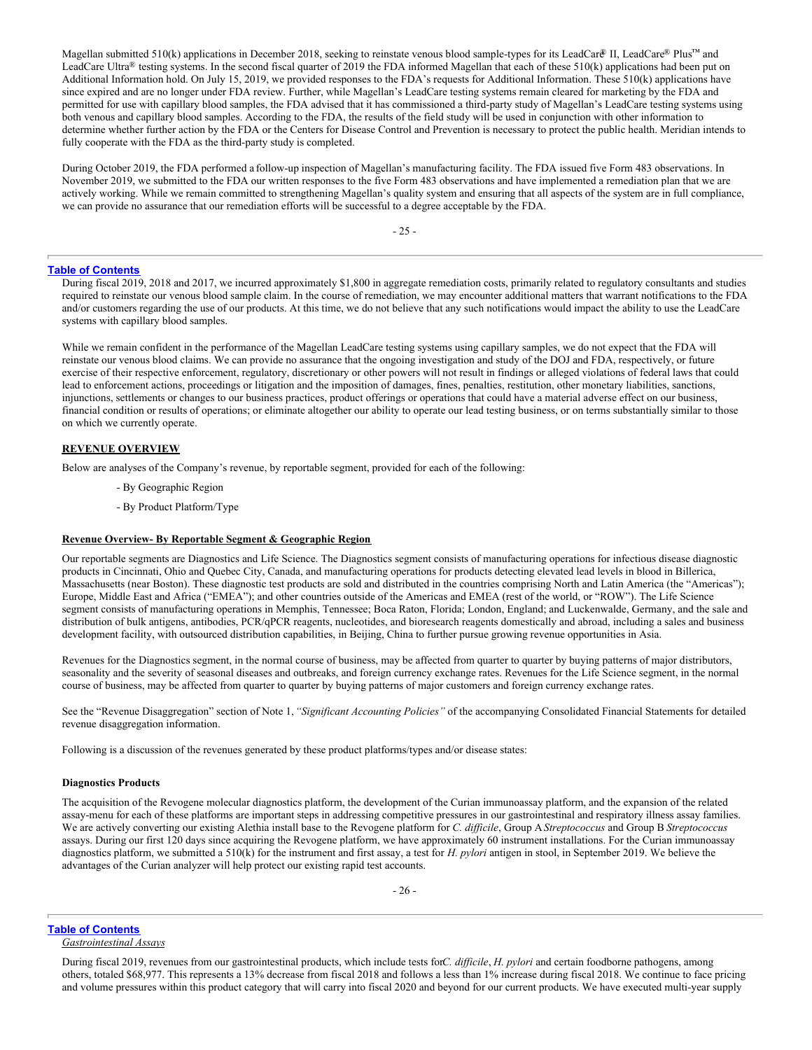Magellan submitted 510(k) applications in December 2018, seeking to reinstate venous blood sample-types for its LeadCare® II, LeadCare® Plus™ and LeadCare Ultra® testing systems. In the second fiscal quarter of 2019 the FDA informed Magellan that each of these 510(k) applications had been put on Additional Information hold. On July 15, 2019, we provided responses to the FDA's requests for Additional Information. These 510(k) applications have since expired and are no longer under FDA review. Further, while Magellan's LeadCare testing systems remain cleared for marketing by the FDA and permitted for use with capillary blood samples, the FDA advised that it has commissioned a third-party study of Magellan's LeadCare testing systems using both venous and capillary blood samples. According to the FDA, the results of the field study will be used in conjunction with other information to determine whether further action by the FDA or the Centers for Disease Control and Prevention is necessary to protect the public health. Meridian intends to fully cooperate with the FDA as the third-party study is completed.

During October 2019, the FDA performed a follow-up inspection of Magellan's manufacturing facility. The FDA issued five Form 483 observations. In November 2019, we submitted to the FDA our written responses to the five Form 483 observations and have implemented a remediation plan that we are actively working. While we remain committed to strengthening Magellan's quality system and ensuring that all aspects of the system are in full compliance, we can provide no assurance that our remediation efforts will be successful to a degree acceptable by the FDA.

During fiscal 2019, 2018 and 2017, we incurred approximately $1,800 in aggregate remediation costs, primarily related to regulatory consultants and studies required to reinstate our venous blood sample claim. In the course of remediation, we may encounter additional matters that warrant notifications to the FDA and/or customers regarding the use of our products. At this time, we do not believe that any such notifications would impact the ability to use the LeadCare systems with capillary blood samples.

While we remain confident in the performance of the Magellan LeadCare testing systems using capillary samples, we do not expect that the FDA will reinstate our venous blood claims. We can provide no assurance that the ongoing investigation and study of the DOJ and FDA, respectively, or future exercise of their respective enforcement, regulatory, discretionary or other powers will not result in findings or alleged violations of federal laws that could lead to enforcement actions, proceedings or litigation and the imposition of damages, fines, penalties, restitution, other monetary liabilities, sanctions, injunctions, settlements or changes to our business practices, product offerings or operations that could have a material adverse effect on our business, financial condition or results of operations; or eliminate altogether our ability to operate our lead testing business, or on terms substantially similar to those on which we currently operate.

**REVENUE OVERVIEW**

Below are analyses of the Company's revenue, by reportable segment, provided for each of the following:

- By Geographic Region
- By Product Platform/Type

**Revenue Overview- By Reportable Segment & Geographic Region**

Our reportable segments are Diagnostics and Life Science. The Diagnostics segment consists of manufacturing operations for infectious disease diagnostic products in Cincinnati, Ohio and Quebec City, Canada, and manufacturing operations for products detecting elevated lead levels in blood in Billerica, Massachusetts (near Boston). These diagnostic test products are sold and distributed in the countries comprising North and Latin America (the "Americas"); Europe, Middle East and Africa ("EMEA"); and other countries outside of the Americas and EMEA (rest of the world, or "ROW"). The Life Science segment consists of manufacturing operations in Memphis, Tennessee; Boca Raton, Florida; London, England; and Luckenwalde, Germany, and the sale and distribution of bulk antigens, antibodies, PCR/qPCR reagents, nucleotides, and bioresearch reagents domestically and abroad, including a sales and business development facility, with outsourced distribution capabilities, in Beijing, China to further pursue growing revenue opportunities in Asia.

Revenues for the Diagnostics segment, in the normal course of business, may be affected from quarter to quarter by buying patterns of major distributors, seasonality and the severity of seasonal diseases and outbreaks, and foreign currency exchange rates. Revenues for the Life Science segment, in the normal course of business, may be affected from quarter to quarter by buying patterns of major customers and foreign currency exchange rates.

See the "Revenue Disaggregation" section of Note 1, *"Significant Accounting Policies"* of the accompanying Consolidated Financial Statements for detailed revenue disaggregation information.

Following is a discussion of the revenues generated by these product platforms/types and/or disease states:

**Diagnostics Products**

The acquisition of the Revogene molecular diagnostics platform, the development of the Curian immunoassay platform, and the expansion of the related assay-menu for each of these platforms are important steps in addressing competitive pressures in our gastrointestinal and respiratory illness assay families. We are actively converting our existing Alethia install base to the Revogene platform for *C. difficile*, Group A *Streptococcus* and Group B *Streptococcus* assays. During our first 120 days since acquiring the Revogene platform, we have approximately 60 instrument installations. For the Curian immunoassay diagnostics platform, we submitted a 510(k) for the instrument and first assay, a test for *H. pylori* antigen in stool, in September 2019. We believe the advantages of the Curian analyzer will help protect our existing rapid test accounts.

*Gastrointestinal Assays*

During fiscal 2019, revenues from our gastrointestinal products, which include tests for *C. difficile*, *H. pylori* and certain foodborne pathogens, among others, totaled $68,977. This represents a 13% decrease from fiscal 2018 and follows a less than 1% increase during fiscal 2018. We continue to face pricing and volume pressures within this product category that will carry into fiscal 2020 and beyond for our current products. We have executed multi-year supply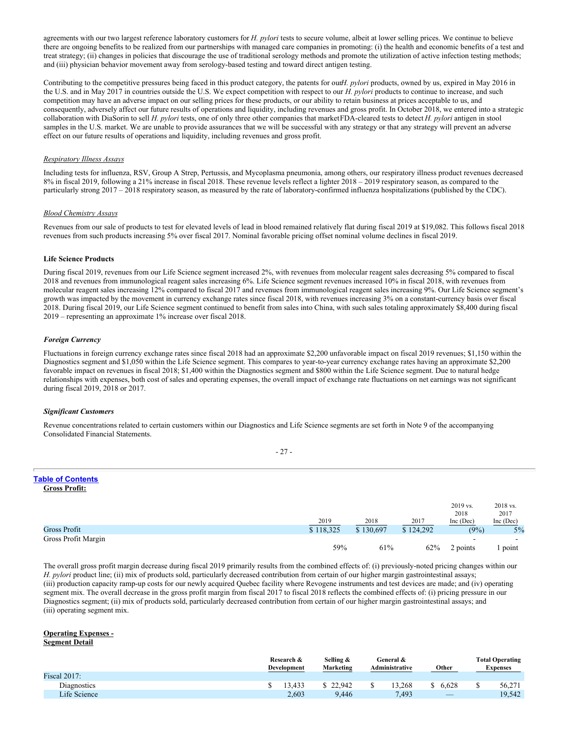agreements with our two largest reference laboratory customers for *H. pylori* tests to secure volume, albeit at lower selling prices. We continue to believe there are ongoing benefits to be realized from our partnerships with managed care companies in promoting: (i) the health and economic benefits of a test and treat strategy; (ii) changes in policies that discourage the use of traditional serology methods and promote the utilization of active infection testing methods; and (iii) physician behavior movement away from serology-based testing and toward direct antigen testing.

Contributing to the competitive pressures being faced in this product category, the patents for our *H. pylori* products, owned by us, expired in May 2016 in the U.S. and in May 2017 in countries outside the U.S. We expect competition with respect to our *H. pylori* products to continue to increase, and such competition may have an adverse impact on our selling prices for these products, or our ability to retain business at prices acceptable to us, and consequently, adversely affect our future results of operations and liquidity, including revenues and gross profit. In October 2018, we entered into a strategic collaboration with DiaSorin to sell *H. pylori* tests, one of only three other companies that market FDA-cleared tests to detect *H. pylori* antigen in stool samples in the U.S. market. We are unable to provide assurances that we will be successful with any strategy or that any strategy will prevent an adverse effect on our future results of operations and liquidity, including revenues and gross profit.

*Respiratory Illness Assays*

Including tests for influenza, RSV, Group A Strep, Pertussis, and Mycoplasma pneumonia, among others, our respiratory illness product revenues decreased 8% in fiscal 2019, following a 21% increase in fiscal 2018. These revenue levels reflect a lighter 2018 – 2019 respiratory season, as compared to the particularly strong 2017 – 2018 respiratory season, as measured by the rate of laboratory-confirmed influenza hospitalizations (published by the CDC).

*Blood Chemistry Assays*

Revenues from our sale of products to test for elevated levels of lead in blood remained relatively flat during fiscal 2019 at $19,082. This follows fiscal 2018 revenues from such products increasing 5% over fiscal 2017. Nominal favorable pricing offset nominal volume declines in fiscal 2019.

**Life Science Products**

During fiscal 2019, revenues from our Life Science segment increased 2%, with revenues from molecular reagent sales decreasing 5% compared to fiscal 2018 and revenues from immunological reagent sales increasing 6%. Life Science segment revenues increased 10% in fiscal 2018, with revenues from molecular reagent sales increasing 12% compared to fiscal 2017 and revenues from immunological reagent sales increasing 9%. Our Life Science segment's growth was impacted by the movement in currency exchange rates since fiscal 2018, with revenues increasing 3% on a constant-currency basis over fiscal 2018. During fiscal 2019, our Life Science segment continued to benefit from sales into China, with such sales totaling approximately $8,400 during fiscal 2019 – representing an approximate 1% increase over fiscal 2018.

***Foreign Currency***

Fluctuations in foreign currency exchange rates since fiscal 2018 had an approximate $2,200 unfavorable impact on fiscal 2019 revenues; $1,150 within the Diagnostics segment and $1,050 within the Life Science segment. This compares to year-to-year currency exchange rates having an approximate $2,200 favorable impact on revenues in fiscal 2018; $1,400 within the Diagnostics segment and $800 within the Life Science segment. Due to natural hedge relationships with expenses, both cost of sales and operating expenses, the overall impact of exchange rate fluctuations on net earnings was not significant during fiscal 2019, 2018 or 2017.

***Significant Customers***

Revenue concentrations related to certain customers within our Diagnostics and Life Science segments are set forth in Note 9 of the accompanying Consolidated Financial Statements.

**Gross Profit:**

| | 2019 | 2018 | 2017 | 2019 vs. 2018 Inc (Dec) | 2018 vs. 2017 Inc (Dec) |
|---|---|---|---|---|---|
| Gross Profit | $ 118,325 | $ 130,697 | $ 124,292 | (9%) | 5% |
| Gross Profit Margin | 59% | 61% | 62% | - 2 points | - 1 point |

The overall gross profit margin decrease during fiscal 2019 primarily results from the combined effects of: (i) previously-noted pricing changes within our *H. pylori* product line; (ii) mix of products sold, particularly decreased contribution from certain of our higher margin gastrointestinal assays; (iii) production capacity ramp-up costs for our newly acquired Quebec facility where Revogene instruments and test devices are made; and (iv) operating segment mix. The overall decrease in the gross profit margin from fiscal 2017 to fiscal 2018 reflects the combined effects of: (i) pricing pressure in our Diagnostics segment; (ii) mix of products sold, particularly decreased contribution from certain of our higher margin gastrointestinal assays; and (iii) operating segment mix.

**Operating Expenses - Segment Detail**

| | Research & Development | Selling & Marketing | General & Administrative | Other | Total Operating Expenses |
|---|---|---|---|---|---|
| Fiscal 2017: | | | | | |
| Diagnostics | $ 13,433 | $ 22,942 | $ 13,268 | $ 6,628 | $ 56,271 |
| Life Science | 2,603 | 9,446 | 7,493 | — | 19,542 |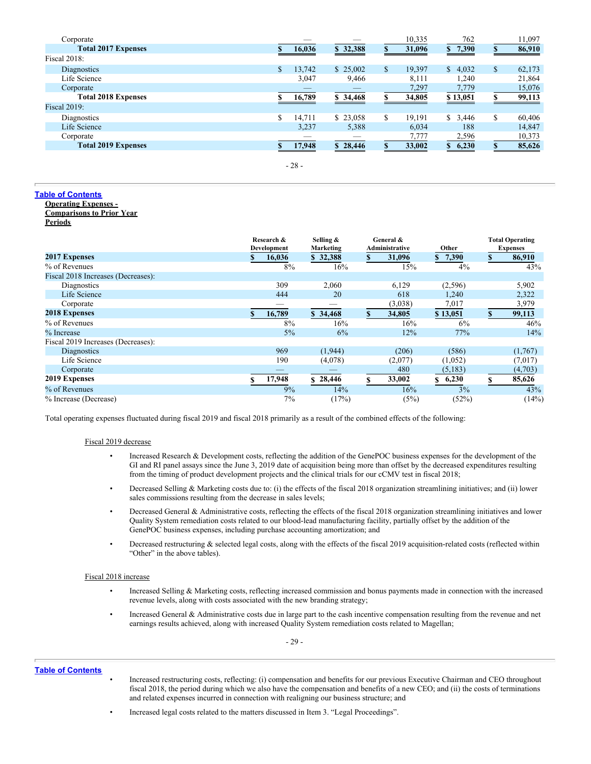| | Research & Development | Selling & Marketing | General & Administrative | Other | Total Operating Expenses |
|---|---|---|---|---|---|
| Corporate | — | — | 10,335 | 762 | 11,097 |
| **Total 2017 Expenses** | $ 16,036 | $ 32,388 | $ 31,096 | $ 7,390 | $ 86,910 |
| Fiscal 2018: | | | | | |
| Diagnostics | $ 13,742 | $ 25,002 | $ 19,397 | $ 4,032 | $ 62,173 |
| Life Science | 3,047 | 9,466 | 8,111 | 1,240 | 21,864 |
| Corporate | — | — | 7,297 | 7,779 | 15,076 |
| **Total 2018 Expenses** | $ 16,789 | $ 34,468 | $ 34,805 | $ 13,051 | $ 99,113 |
| Fiscal 2019: | | | | | |
| Diagnostics | $ 14,711 | $ 23,058 | $ 19,191 | $ 3,446 | $ 60,406 |
| Life Science | 3,237 | 5,388 | 6,034 | 188 | 14,847 |
| Corporate | — | — | 7,777 | 2,596 | 10,373 |
| **Total 2019 Expenses** | $ 17,948 | $ 28,446 | $ 33,002 | $ 6,230 | $ 85,626 |

**Operating Expenses - Comparisons to Prior Year Periods**

| | Research & Development | Selling & Marketing | General & Administrative | Other | Total Operating Expenses |
|---|---|---|---|---|---|
| **2017 Expenses** | $ 16,036 | $ 32,388 | $ 31,096 | $ 7,390 | $ 86,910 |
| % of Revenues | 8% | 16% | 15% | 4% | 43% |
| Fiscal 2018 Increases (Decreases): | | | | | |
| Diagnostics | 309 | 2,060 | 6,129 | (2,596) | 5,902 |
| Life Science | 444 | 20 | 618 | 1,240 | 2,322 |
| Corporate | — | — | (3,038) | 7,017 | 3,979 |
| **2018 Expenses** | $ 16,789 | $ 34,468 | $ 34,805 | $ 13,051 | $ 99,113 |
| % of Revenues | 8% | 16% | 16% | 6% | 46% |
| % Increase | 5% | 6% | 12% | 77% | 14% |
| Fiscal 2019 Increases (Decreases): | | | | | |
| Diagnostics | 969 | (1,944) | (206) | (586) | (1,767) |
| Life Science | 190 | (4,078) | (2,077) | (1,052) | (7,017) |
| Corporate | — | — | 480 | (5,183) | (4,703) |
| **2019 Expenses** | $ 17,948 | $ 28,446 | $ 33,002 | $ 6,230 | $ 85,626 |
| % of Revenues | 9% | 14% | 16% | 3% | 43% |
| % Increase (Decrease) | 7% | (17%) | (5%) | (52%) | (14%) |

Total operating expenses fluctuated during fiscal 2019 and fiscal 2018 primarily as a result of the combined effects of the following:

Fiscal 2019 decrease

- Increased Research & Development costs, reflecting the addition of the GenePOC business expenses for the development of the GI and RI panel assays since the June 3, 2019 date of acquisition being more than offset by the decreased expenditures resulting from the timing of product development projects and the clinical trials for our cCMV test in fiscal 2018;
- Decreased Selling & Marketing costs due to: (i) the effects of the fiscal 2018 organization streamlining initiatives; and (ii) lower sales commissions resulting from the decrease in sales levels;
- Decreased General & Administrative costs, reflecting the effects of the fiscal 2018 organization streamlining initiatives and lower Quality System remediation costs related to our blood-lead manufacturing facility, partially offset by the addition of the GenePOC business expenses, including purchase accounting amortization; and
- Decreased restructuring & selected legal costs, along with the effects of the fiscal 2019 acquisition-related costs (reflected within "Other" in the above tables).

Fiscal 2018 increase

- Increased Selling & Marketing costs, reflecting increased commission and bonus payments made in connection with the increased revenue levels, along with costs associated with the new branding strategy;
- Increased General & Administrative costs due in large part to the cash incentive compensation resulting from the revenue and net earnings results achieved, along with increased Quality System remediation costs related to Magellan;
- Increased restructuring costs, reflecting: (i) compensation and benefits for our previous Executive Chairman and CEO throughout fiscal 2018, the period during which we also have the compensation and benefits of a new CEO; and (ii) the costs of terminations and related expenses incurred in connection with realigning our business structure; and
- Increased legal costs related to the matters discussed in Item 3. "Legal Proceedings".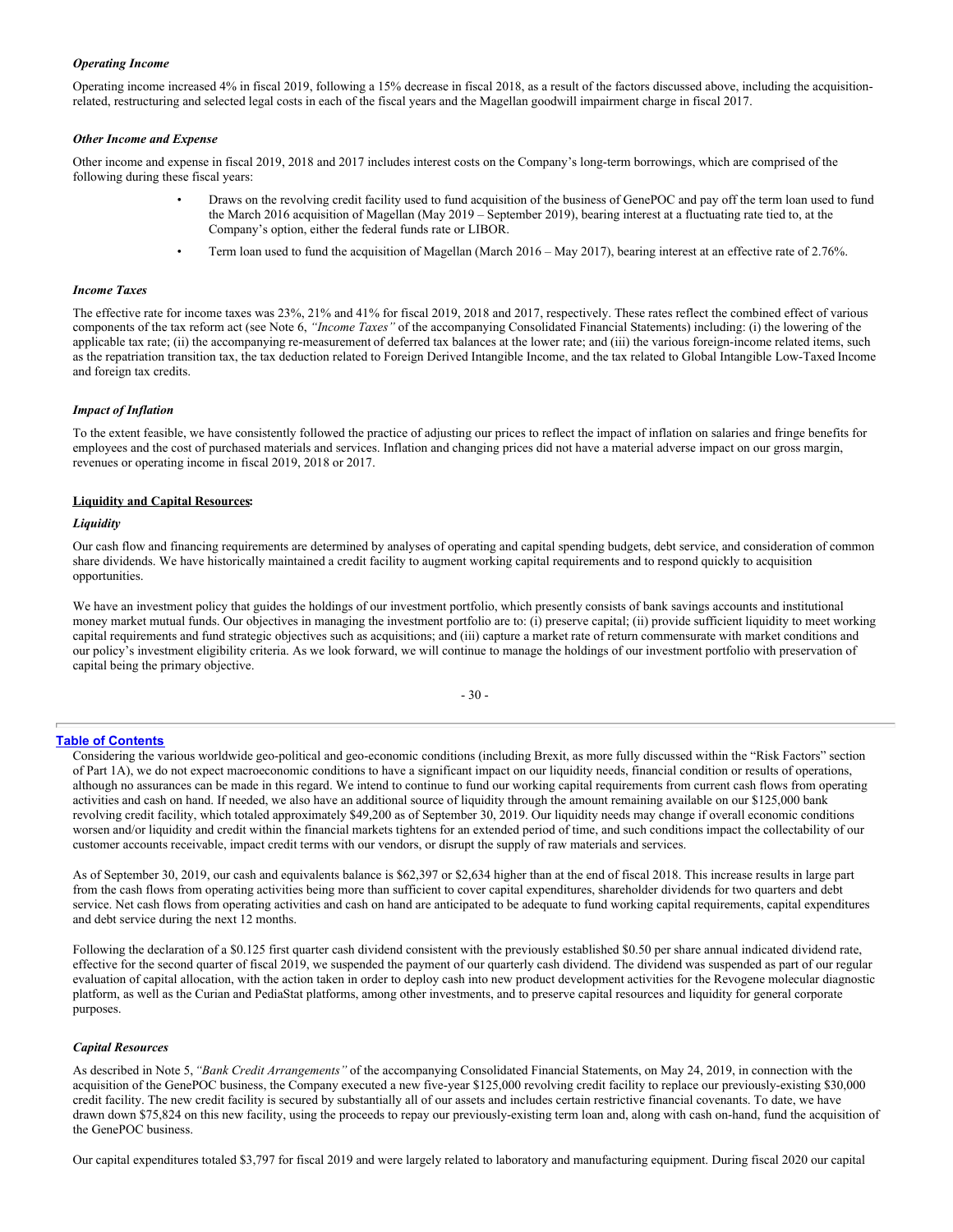***Operating Income***

Operating income increased 4% in fiscal 2019, following a 15% decrease in fiscal 2018, as a result of the factors discussed above, including the acquisition-related, restructuring and selected legal costs in each of the fiscal years and the Magellan goodwill impairment charge in fiscal 2017.

***Other Income and Expense***

Other income and expense in fiscal 2019, 2018 and 2017 includes interest costs on the Company's long-term borrowings, which are comprised of the following during these fiscal years:

- Draws on the revolving credit facility used to fund acquisition of the business of GenePOC and pay off the term loan used to fund the March 2016 acquisition of Magellan (May 2019 – September 2019), bearing interest at a fluctuating rate tied to, at the Company's option, either the federal funds rate or LIBOR.
- Term loan used to fund the acquisition of Magellan (March 2016 – May 2017), bearing interest at an effective rate of 2.76%.

***Income Taxes***

The effective rate for income taxes was 23%, 21% and 41% for fiscal 2019, 2018 and 2017, respectively. These rates reflect the combined effect of various components of the tax reform act (see Note 6, *"Income Taxes"* of the accompanying Consolidated Financial Statements) including: (i) the lowering of the applicable tax rate; (ii) the accompanying re-measurement of deferred tax balances at the lower rate; and (iii) the various foreign-income related items, such as the repatriation transition tax, the tax deduction related to Foreign Derived Intangible Income, and the tax related to Global Intangible Low-Taxed Income and foreign tax credits.

***Impact of Inflation***

To the extent feasible, we have consistently followed the practice of adjusting our prices to reflect the impact of inflation on salaries and fringe benefits for employees and the cost of purchased materials and services. Inflation and changing prices did not have a material adverse impact on our gross margin, revenues or operating income in fiscal 2019, 2018 or 2017.

**Liquidity and Capital Resources:**

***Liquidity***

Our cash flow and financing requirements are determined by analyses of operating and capital spending budgets, debt service, and consideration of common share dividends. We have historically maintained a credit facility to augment working capital requirements and to respond quickly to acquisition opportunities.

We have an investment policy that guides the holdings of our investment portfolio, which presently consists of bank savings accounts and institutional money market mutual funds. Our objectives in managing the investment portfolio are to: (i) preserve capital; (ii) provide sufficient liquidity to meet working capital requirements and fund strategic objectives such as acquisitions; and (iii) capture a market rate of return commensurate with market conditions and our policy's investment eligibility criteria. As we look forward, we will continue to manage the holdings of our investment portfolio with preservation of capital being the primary objective.

Considering the various worldwide geo-political and geo-economic conditions (including Brexit, as more fully discussed within the "Risk Factors" section of Part 1A), we do not expect macroeconomic conditions to have a significant impact on our liquidity needs, financial condition or results of operations, although no assurances can be made in this regard. We intend to continue to fund our working capital requirements from current cash flows from operating activities and cash on hand. If needed, we also have an additional source of liquidity through the amount remaining available on our $125,000 bank revolving credit facility, which totaled approximately $49,200 as of September 30, 2019. Our liquidity needs may change if overall economic conditions worsen and/or liquidity and credit within the financial markets tightens for an extended period of time, and such conditions impact the collectability of our customer accounts receivable, impact credit terms with our vendors, or disrupt the supply of raw materials and services.

As of September 30, 2019, our cash and equivalents balance is $62,397 or $2,634 higher than at the end of fiscal 2018. This increase results in large part from the cash flows from operating activities being more than sufficient to cover capital expenditures, shareholder dividends for two quarters and debt service. Net cash flows from operating activities and cash on hand are anticipated to be adequate to fund working capital requirements, capital expenditures and debt service during the next 12 months.

Following the declaration of a $0.125 first quarter cash dividend consistent with the previously established $0.50 per share annual indicated dividend rate, effective for the second quarter of fiscal 2019, we suspended the payment of our quarterly cash dividend. The dividend was suspended as part of our regular evaluation of capital allocation, with the action taken in order to deploy cash into new product development activities for the Revogene molecular diagnostic platform, as well as the Curian and PediaStat platforms, among other investments, and to preserve capital resources and liquidity for general corporate purposes.

***Capital Resources***

As described in Note 5, *"Bank Credit Arrangements"* of the accompanying Consolidated Financial Statements, on May 24, 2019, in connection with the acquisition of the GenePOC business, the Company executed a new five-year $125,000 revolving credit facility to replace our previously-existing $30,000 credit facility. The new credit facility is secured by substantially all of our assets and includes certain restrictive financial covenants. To date, we have drawn down $75,824 on this new facility, using the proceeds to repay our previously-existing term loan and, along with cash on-hand, fund the acquisition of the GenePOC business.

Our capital expenditures totaled $3,797 for fiscal 2019 and were largely related to laboratory and manufacturing equipment. During fiscal 2020 our capital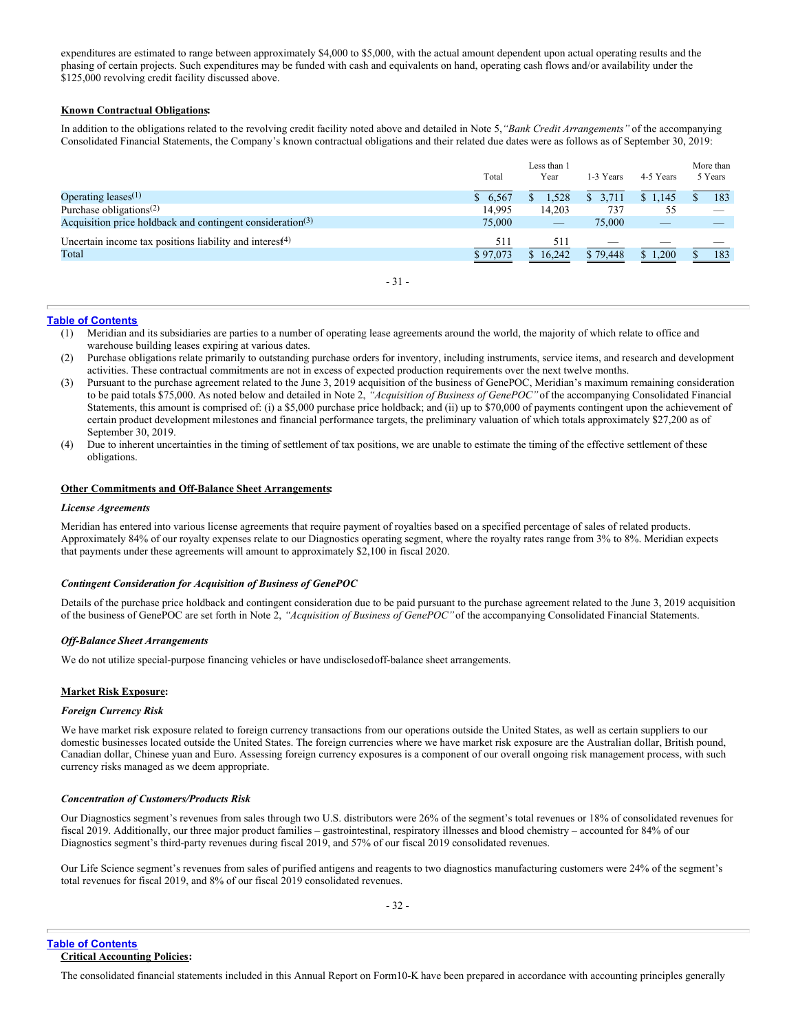expenditures are estimated to range between approximately $4,000 to $5,000, with the actual amount dependent upon actual operating results and the phasing of certain projects. Such expenditures may be funded with cash and equivalents on hand, operating cash flows and/or availability under the $125,000 revolving credit facility discussed above.

**Known Contractual Obligations:**

In addition to the obligations related to the revolving credit facility noted above and detailed in Note 5, *"Bank Credit Arrangements"* of the accompanying Consolidated Financial Statements, the Company's known contractual obligations and their related due dates were as follows as of September 30, 2019:

| | Total | Less than 1 Year | 1-3 Years | 4-5 Years | More than 5 Years |
|---|---|---|---|---|---|
| Operating leases[(1)] | $ 6,567 | $ 1,528 | $ 3,711 | $ 1,145 | $ 183 |
| Purchase obligations[(2)] | 14,995 | 14,203 | 737 | 55 | — |
| Acquisition price holdback and contingent consideration[(3)] | 75,000 | — | 75,000 | — | — |
| Uncertain income tax positions liability and interest[(4)] | 511 | 511 | — | — | — |
| Total | $ 97,073 | $ 16,242 | $ 79,448 | $ 1,200 | $ 183 |

(1) Meridian and its subsidiaries are parties to a number of operating lease agreements around the world, the majority of which relate to office and warehouse building leases expiring at various dates.

(2) Purchase obligations relate primarily to outstanding purchase orders for inventory, including instruments, service items, and research and development activities. These contractual commitments are not in excess of expected production requirements over the next twelve months.

(3) Pursuant to the purchase agreement related to the June 3, 2019 acquisition of the business of GenePOC, Meridian's maximum remaining consideration to be paid totals $75,000. As noted below and detailed in Note 2, *"Acquisition of Business of GenePOC"* of the accompanying Consolidated Financial Statements, this amount is comprised of: (i) a $5,000 purchase price holdback; and (ii) up to $70,000 of payments contingent upon the achievement of certain product development milestones and financial performance targets, the preliminary valuation of which totals approximately $27,200 as of September 30, 2019.

(4) Due to inherent uncertainties in the timing of settlement of tax positions, we are unable to estimate the timing of the effective settlement of these obligations.

**Other Commitments and Off-Balance Sheet Arrangements:**

***License Agreements***

Meridian has entered into various license agreements that require payment of royalties based on a specified percentage of sales of related products. Approximately 84% of our royalty expenses relate to our Diagnostics operating segment, where the royalty rates range from 3% to 8%. Meridian expects that payments under these agreements will amount to approximately $2,100 in fiscal 2020.

***Contingent Consideration for Acquisition of Business of GenePOC***

Details of the purchase price holdback and contingent consideration due to be paid pursuant to the purchase agreement related to the June 3, 2019 acquisition of the business of GenePOC are set forth in Note 2, *"Acquisition of Business of GenePOC"* of the accompanying Consolidated Financial Statements.

***Off-Balance Sheet Arrangements***

We do not utilize special-purpose financing vehicles or have undisclosed off-balance sheet arrangements.

**Market Risk Exposure:**

***Foreign Currency Risk***

We have market risk exposure related to foreign currency transactions from our operations outside the United States, as well as certain suppliers to our domestic businesses located outside the United States. The foreign currencies where we have market risk exposure are the Australian dollar, British pound, Canadian dollar, Chinese yuan and Euro. Assessing foreign currency exposures is a component of our overall ongoing risk management process, with such currency risks managed as we deem appropriate.

***Concentration of Customers/Products Risk***

Our Diagnostics segment's revenues from sales through two U.S. distributors were 26% of the segment's total revenues or 18% of consolidated revenues for fiscal 2019. Additionally, our three major product families – gastrointestinal, respiratory illnesses and blood chemistry – accounted for 84% of our Diagnostics segment's third-party revenues during fiscal 2019, and 57% of our fiscal 2019 consolidated revenues.

Our Life Science segment's revenues from sales of purified antigens and reagents to two diagnostics manufacturing customers were 24% of the segment's total revenues for fiscal 2019, and 8% of our fiscal 2019 consolidated revenues.

**Critical Accounting Policies:**

The consolidated financial statements included in this Annual Report on Form 10-K have been prepared in accordance with accounting principles generally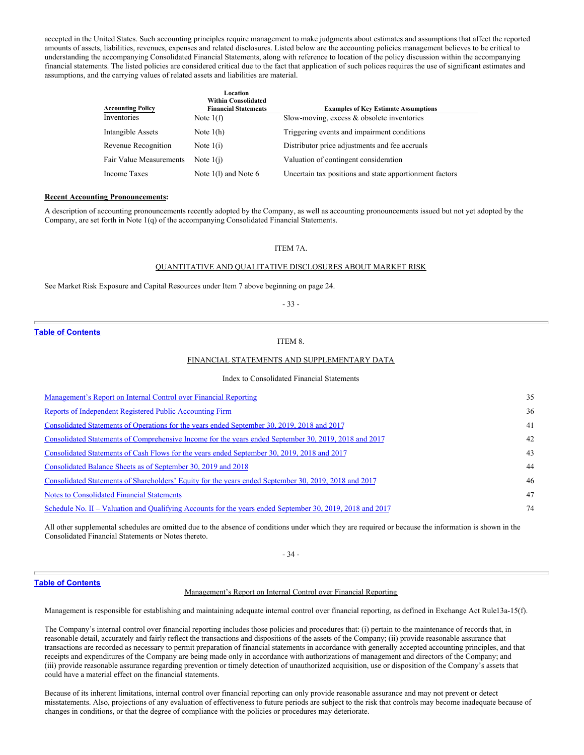accepted in the United States. Such accounting principles require management to make judgments about estimates and assumptions that affect the reported amounts of assets, liabilities, revenues, expenses and related disclosures. Listed below are the accounting policies management believes to be critical to understanding the accompanying Consolidated Financial Statements, along with reference to location of the policy discussion within the accompanying financial statements. The listed policies are considered critical due to the fact that application of such polices requires the use of significant estimates and assumptions, and the carrying values of related assets and liabilities are material.

| Accounting Policy | Location Within Consolidated Financial Statements | Examples of Key Estimate Assumptions |
|---|---|---|
| Inventories | Note 1(f) | Slow-moving, excess & obsolete inventories |
| Intangible Assets | Note 1(h) | Triggering events and impairment conditions |
| Revenue Recognition | Note 1(i) | Distributor price adjustments and fee accruals |
| Fair Value Measurements | Note 1(j) | Valuation of contingent consideration |
| Income Taxes | Note 1(l) and Note 6 | Uncertain tax positions and state apportionment factors |

**Recent Accounting Pronouncements:**

A description of accounting pronouncements recently adopted by the Company, as well as accounting pronouncements issued but not yet adopted by the Company, are set forth in Note 1(q) of the accompanying Consolidated Financial Statements.

## ITEM 7A.

## QUANTITATIVE AND QUALITATIVE DISCLOSURES ABOUT MARKET RISK

See Market Risk Exposure and Capital Resources under Item 7 above beginning on page 24.

## ITEM 8.

## FINANCIAL STATEMENTS AND SUPPLEMENTARY DATA

Index to Consolidated Financial Statements

| | |
|---|---|
| Management's Report on Internal Control over Financial Reporting | 35 |
| Reports of Independent Registered Public Accounting Firm | 36 |
| Consolidated Statements of Operations for the years ended September 30, 2019, 2018 and 2017 | 41 |
| Consolidated Statements of Comprehensive Income for the years ended September 30, 2019, 2018 and 2017 | 42 |
| Consolidated Statements of Cash Flows for the years ended September 30, 2019, 2018 and 2017 | 43 |
| Consolidated Balance Sheets as of September 30, 2019 and 2018 | 44 |
| Consolidated Statements of Shareholders' Equity for the years ended September 30, 2019, 2018 and 2017 | 46 |
| Notes to Consolidated Financial Statements | 47 |
| Schedule No. II – Valuation and Qualifying Accounts for the years ended September 30, 2019, 2018 and 2017 | 74 |

All other supplemental schedules are omitted due to the absence of conditions under which they are required or because the information is shown in the Consolidated Financial Statements or Notes thereto.

## Management's Report on Internal Control over Financial Reporting

Management is responsible for establishing and maintaining adequate internal control over financial reporting, as defined in Exchange Act Rule13a-15(f).

The Company's internal control over financial reporting includes those policies and procedures that: (i) pertain to the maintenance of records that, in reasonable detail, accurately and fairly reflect the transactions and dispositions of the assets of the Company; (ii) provide reasonable assurance that transactions are recorded as necessary to permit preparation of financial statements in accordance with generally accepted accounting principles, and that receipts and expenditures of the Company are being made only in accordance with authorizations of management and directors of the Company; and (iii) provide reasonable assurance regarding prevention or timely detection of unauthorized acquisition, use or disposition of the Company's assets that could have a material effect on the financial statements.

Because of its inherent limitations, internal control over financial reporting can only provide reasonable assurance and may not prevent or detect misstatements. Also, projections of any evaluation of effectiveness to future periods are subject to the risk that controls may become inadequate because of changes in conditions, or that the degree of compliance with the policies or procedures may deteriorate.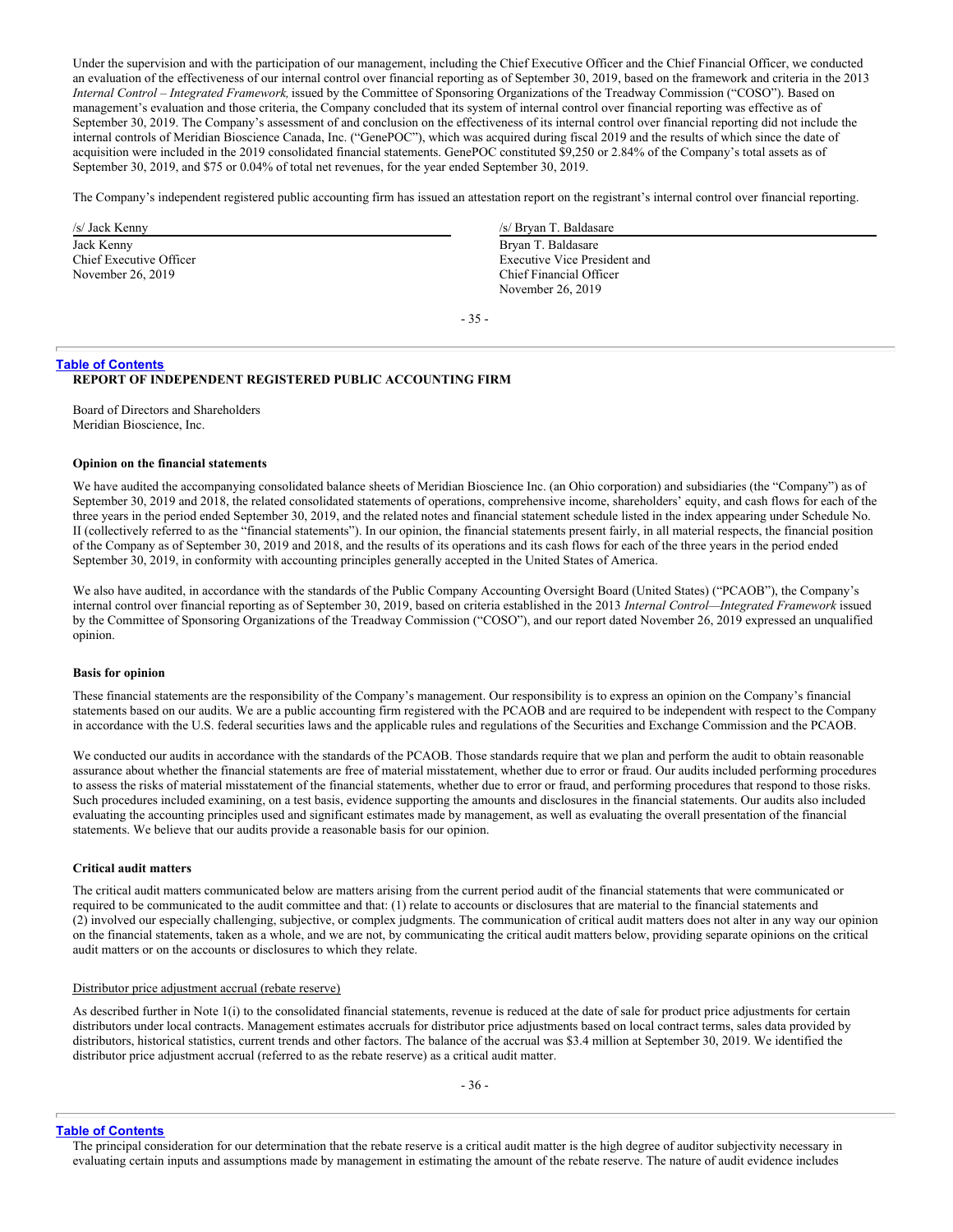Under the supervision and with the participation of our management, including the Chief Executive Officer and the Chief Financial Officer, we conducted an evaluation of the effectiveness of our internal control over financial reporting as of September 30, 2019, based on the framework and criteria in the 2013 *Internal Control – Integrated Framework,* issued by the Committee of Sponsoring Organizations of the Treadway Commission ("COSO"). Based on management's evaluation and those criteria, the Company concluded that its system of internal control over financial reporting was effective as of September 30, 2019. The Company's assessment of and conclusion on the effectiveness of its internal control over financial reporting did not include the internal controls of Meridian Bioscience Canada, Inc. ("GenePOC"), which was acquired during fiscal 2019 and the results of which since the date of acquisition were included in the 2019 consolidated financial statements. GenePOC constituted $9,250 or 2.84% of the Company's total assets as of September 30, 2019, and $75 or 0.04% of total net revenues, for the year ended September 30, 2019.

The Company's independent registered public accounting firm has issued an attestation report on the registrant's internal control over financial reporting.

| /s/ Jack Kenny | /s/ Bryan T. Baldasare |
|---|---|
| Jack Kenny | Bryan T. Baldasare |
| Chief Executive Officer | Executive Vice President and |
| November 26, 2019 | Chief Financial Officer |
| | November 26, 2019 |

**REPORT OF INDEPENDENT REGISTERED PUBLIC ACCOUNTING FIRM**

Board of Directors and Shareholders
Meridian Bioscience, Inc.

**Opinion on the financial statements**

We have audited the accompanying consolidated balance sheets of Meridian Bioscience Inc. (an Ohio corporation) and subsidiaries (the "Company") as of September 30, 2019 and 2018, the related consolidated statements of operations, comprehensive income, shareholders' equity, and cash flows for each of the three years in the period ended September 30, 2019, and the related notes and financial statement schedule listed in the index appearing under Schedule No. II (collectively referred to as the "financial statements"). In our opinion, the financial statements present fairly, in all material respects, the financial position of the Company as of September 30, 2019 and 2018, and the results of its operations and its cash flows for each of the three years in the period ended September 30, 2019, in conformity with accounting principles generally accepted in the United States of America.

We also have audited, in accordance with the standards of the Public Company Accounting Oversight Board (United States) ("PCAOB"), the Company's internal control over financial reporting as of September 30, 2019, based on criteria established in the 2013 *Internal Control—Integrated Framework* issued by the Committee of Sponsoring Organizations of the Treadway Commission ("COSO"), and our report dated November 26, 2019 expressed an unqualified opinion.

**Basis for opinion**

These financial statements are the responsibility of the Company's management. Our responsibility is to express an opinion on the Company's financial statements based on our audits. We are a public accounting firm registered with the PCAOB and are required to be independent with respect to the Company in accordance with the U.S. federal securities laws and the applicable rules and regulations of the Securities and Exchange Commission and the PCAOB.

We conducted our audits in accordance with the standards of the PCAOB. Those standards require that we plan and perform the audit to obtain reasonable assurance about whether the financial statements are free of material misstatement, whether due to error or fraud. Our audits included performing procedures to assess the risks of material misstatement of the financial statements, whether due to error or fraud, and performing procedures that respond to those risks. Such procedures included examining, on a test basis, evidence supporting the amounts and disclosures in the financial statements. Our audits also included evaluating the accounting principles used and significant estimates made by management, as well as evaluating the overall presentation of the financial statements. We believe that our audits provide a reasonable basis for our opinion.

**Critical audit matters**

The critical audit matters communicated below are matters arising from the current period audit of the financial statements that were communicated or required to be communicated to the audit committee and that: (1) relate to accounts or disclosures that are material to the financial statements and (2) involved our especially challenging, subjective, or complex judgments. The communication of critical audit matters does not alter in any way our opinion on the financial statements, taken as a whole, and we are not, by communicating the critical audit matters below, providing separate opinions on the critical audit matters or on the accounts or disclosures to which they relate.

Distributor price adjustment accrual (rebate reserve)

As described further in Note 1(i) to the consolidated financial statements, revenue is reduced at the date of sale for product price adjustments for certain distributors under local contracts. Management estimates accruals for distributor price adjustments based on local contract terms, sales data provided by distributors, historical statistics, current trends and other factors. The balance of the accrual was $3.4 million at September 30, 2019. We identified the distributor price adjustment accrual (referred to as the rebate reserve) as a critical audit matter.

The principal consideration for our determination that the rebate reserve is a critical audit matter is the high degree of auditor subjectivity necessary in evaluating certain inputs and assumptions made by management in estimating the amount of the rebate reserve. The nature of audit evidence includes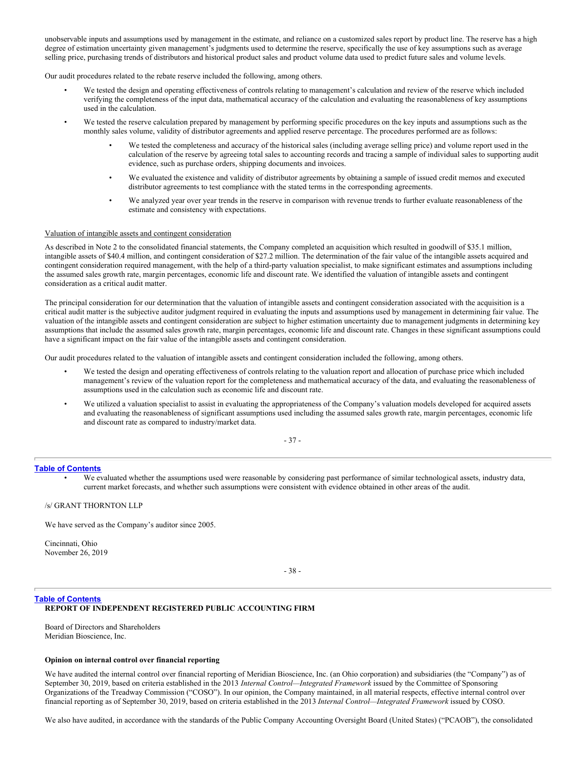unobservable inputs and assumptions used by management in the estimate, and reliance on a customized sales report by product line. The reserve has a high degree of estimation uncertainty given management's judgments used to determine the reserve, specifically the use of key assumptions such as average selling price, purchasing trends of distributors and historical product sales and product volume data used to predict future sales and volume levels.

Our audit procedures related to the rebate reserve included the following, among others.

- We tested the design and operating effectiveness of controls relating to management's calculation and review of the reserve which included verifying the completeness of the input data, mathematical accuracy of the calculation and evaluating the reasonableness of key assumptions used in the calculation.
- We tested the reserve calculation prepared by management by performing specific procedures on the key inputs and assumptions such as the monthly sales volume, validity of distributor agreements and applied reserve percentage. The procedures performed are as follows:
  - We tested the completeness and accuracy of the historical sales (including average selling price) and volume report used in the calculation of the reserve by agreeing total sales to accounting records and tracing a sample of individual sales to supporting audit evidence, such as purchase orders, shipping documents and invoices.
  - We evaluated the existence and validity of distributor agreements by obtaining a sample of issued credit memos and executed distributor agreements to test compliance with the stated terms in the corresponding agreements.
  - We analyzed year over year trends in the reserve in comparison with revenue trends to further evaluate reasonableness of the estimate and consistency with expectations.

Valuation of intangible assets and contingent consideration

As described in Note 2 to the consolidated financial statements, the Company completed an acquisition which resulted in goodwill of $35.1 million, intangible assets of $40.4 million, and contingent consideration of $27.2 million. The determination of the fair value of the intangible assets acquired and contingent consideration required management, with the help of a third-party valuation specialist, to make significant estimates and assumptions including the assumed sales growth rate, margin percentages, economic life and discount rate. We identified the valuation of intangible assets and contingent consideration as a critical audit matter.

The principal consideration for our determination that the valuation of intangible assets and contingent consideration associated with the acquisition is a critical audit matter is the subjective auditor judgment required in evaluating the inputs and assumptions used by management in determining fair value. The valuation of the intangible assets and contingent consideration are subject to higher estimation uncertainty due to management judgments in determining key assumptions that include the assumed sales growth rate, margin percentages, economic life and discount rate. Changes in these significant assumptions could have a significant impact on the fair value of the intangible assets and contingent consideration.

Our audit procedures related to the valuation of intangible assets and contingent consideration included the following, among others.

- We tested the design and operating effectiveness of controls relating to the valuation report and allocation of purchase price which included management's review of the valuation report for the completeness and mathematical accuracy of the data, and evaluating the reasonableness of assumptions used in the calculation such as economic life and discount rate.
- We utilized a valuation specialist to assist in evaluating the appropriateness of the Company's valuation models developed for acquired assets and evaluating the reasonableness of significant assumptions used including the assumed sales growth rate, margin percentages, economic life and discount rate as compared to industry/market data.
- We evaluated whether the assumptions used were reasonable by considering past performance of similar technological assets, industry data, current market forecasts, and whether such assumptions were consistent with evidence obtained in other areas of the audit.

/s/ GRANT THORNTON LLP

We have served as the Company's auditor since 2005.

Cincinnati, Ohio
November 26, 2019

**REPORT OF INDEPENDENT REGISTERED PUBLIC ACCOUNTING FIRM**

Board of Directors and Shareholders
Meridian Bioscience, Inc.

**Opinion on internal control over financial reporting**

We have audited the internal control over financial reporting of Meridian Bioscience, Inc. (an Ohio corporation) and subsidiaries (the "Company") as of September 30, 2019, based on criteria established in the 2013 *Internal Control—Integrated Framework* issued by the Committee of Sponsoring Organizations of the Treadway Commission ("COSO"). In our opinion, the Company maintained, in all material respects, effective internal control over financial reporting as of September 30, 2019, based on criteria established in the 2013 *Internal Control—Integrated Framework* issued by COSO.

We also have audited, in accordance with the standards of the Public Company Accounting Oversight Board (United States) ("PCAOB"), the consolidated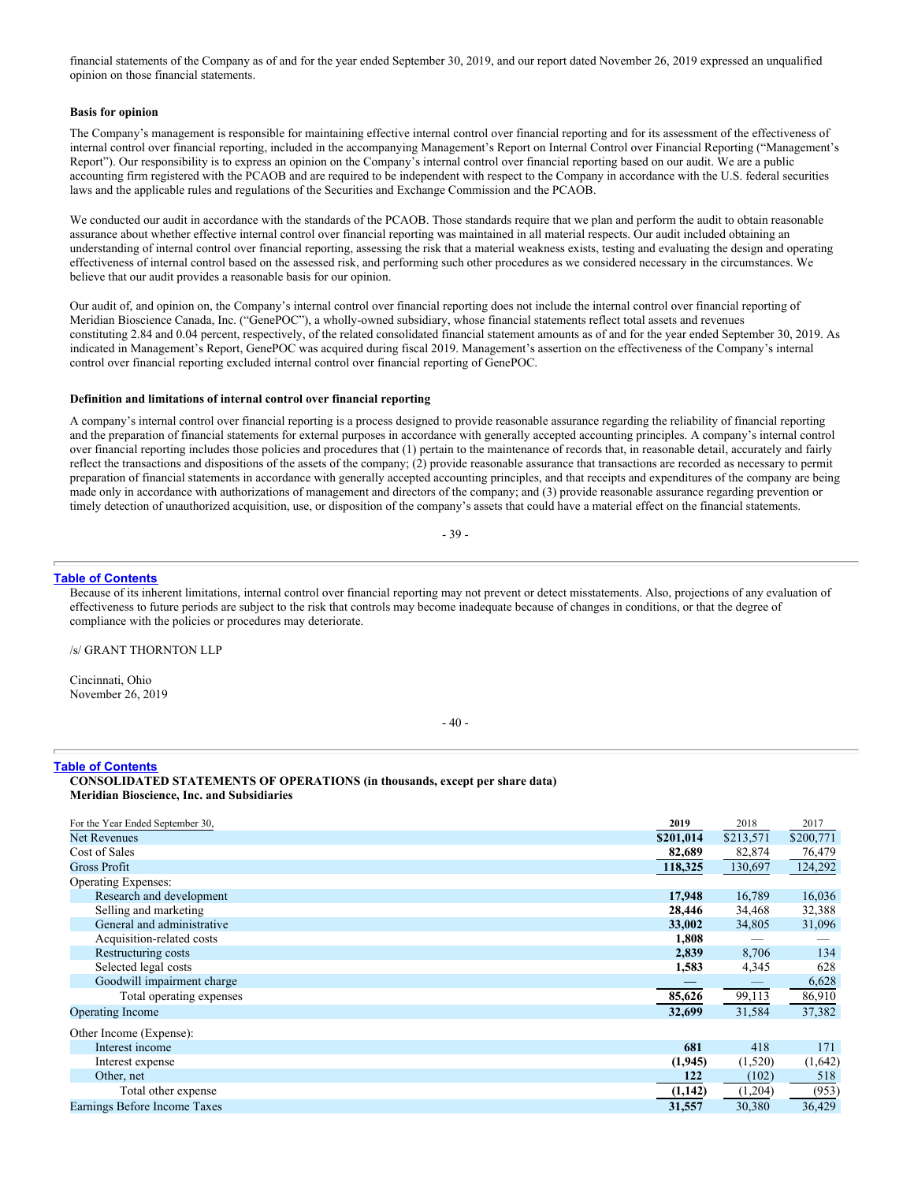financial statements of the Company as of and for the year ended September 30, 2019, and our report dated November 26, 2019 expressed an unqualified opinion on those financial statements.

**Basis for opinion**

The Company's management is responsible for maintaining effective internal control over financial reporting and for its assessment of the effectiveness of internal control over financial reporting, included in the accompanying Management's Report on Internal Control over Financial Reporting ("Management's Report"). Our responsibility is to express an opinion on the Company's internal control over financial reporting based on our audit. We are a public accounting firm registered with the PCAOB and are required to be independent with respect to the Company in accordance with the U.S. federal securities laws and the applicable rules and regulations of the Securities and Exchange Commission and the PCAOB.

We conducted our audit in accordance with the standards of the PCAOB. Those standards require that we plan and perform the audit to obtain reasonable assurance about whether effective internal control over financial reporting was maintained in all material respects. Our audit included obtaining an understanding of internal control over financial reporting, assessing the risk that a material weakness exists, testing and evaluating the design and operating effectiveness of internal control based on the assessed risk, and performing such other procedures as we considered necessary in the circumstances. We believe that our audit provides a reasonable basis for our opinion.

Our audit of, and opinion on, the Company's internal control over financial reporting does not include the internal control over financial reporting of Meridian Bioscience Canada, Inc. ("GenePOC"), a wholly-owned subsidiary, whose financial statements reflect total assets and revenues constituting 2.84 and 0.04 percent, respectively, of the related consolidated financial statement amounts as of and for the year ended September 30, 2019. As indicated in Management's Report, GenePOC was acquired during fiscal 2019. Management's assertion on the effectiveness of the Company's internal control over financial reporting excluded internal control over financial reporting of GenePOC.

**Definition and limitations of internal control over financial reporting**

A company's internal control over financial reporting is a process designed to provide reasonable assurance regarding the reliability of financial reporting and the preparation of financial statements for external purposes in accordance with generally accepted accounting principles. A company's internal control over financial reporting includes those policies and procedures that (1) pertain to the maintenance of records that, in reasonable detail, accurately and fairly reflect the transactions and dispositions of the assets of the company; (2) provide reasonable assurance that transactions are recorded as necessary to permit preparation of financial statements in accordance with generally accepted accounting principles, and that receipts and expenditures of the company are being made only in accordance with authorizations of management and directors of the company; and (3) provide reasonable assurance regarding prevention or timely detection of unauthorized acquisition, use, or disposition of the company's assets that could have a material effect on the financial statements.

Because of its inherent limitations, internal control over financial reporting may not prevent or detect misstatements. Also, projections of any evaluation of effectiveness to future periods are subject to the risk that controls may become inadequate because of changes in conditions, or that the degree of compliance with the policies or procedures may deteriorate.

/s/ GRANT THORNTON LLP

Cincinnati, Ohio
November 26, 2019

**CONSOLIDATED STATEMENTS OF OPERATIONS (in thousands, except per share data)**
**Meridian Bioscience, Inc. and Subsidiaries**

| For the Year Ended September 30, | 2019 | 2018 | 2017 |
|---|---|---|---|
| Net Revenues | **$201,014** | $213,571 | $200,771 |
| Cost of Sales | **82,689** | 82,874 | 76,479 |
| Gross Profit | **118,325** | 130,697 | 124,292 |
| Operating Expenses: | | | |
| Research and development | **17,948** | 16,789 | 16,036 |
| Selling and marketing | **28,446** | 34,468 | 32,388 |
| General and administrative | **33,002** | 34,805 | 31,096 |
| Acquisition-related costs | **1,808** | — | — |
| Restructuring costs | **2,839** | 8,706 | 134 |
| Selected legal costs | **1,583** | 4,345 | 628 |
| Goodwill impairment charge | **—** | — | 6,628 |
| Total operating expenses | **85,626** | 99,113 | 86,910 |
| Operating Income | **32,699** | 31,584 | 37,382 |
| Other Income (Expense): | | | |
| Interest income | **681** | 418 | 171 |
| Interest expense | **(1,945)** | (1,520) | (1,642) |
| Other, net | **122** | (102) | 518 |
| Total other expense | **(1,142)** | (1,204) | (953) |
| Earnings Before Income Taxes | **31,557** | 30,380 | 36,429 |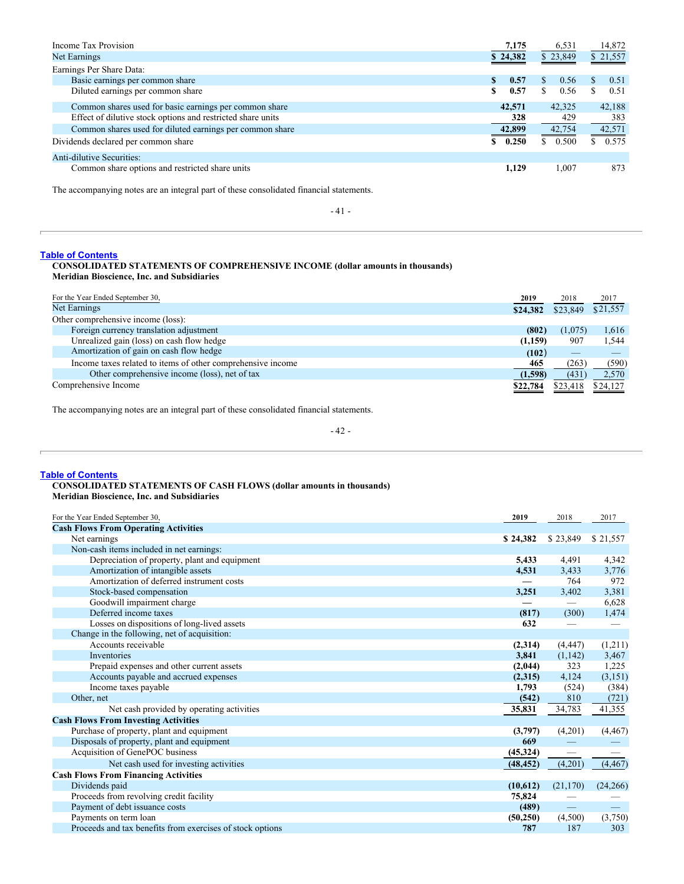| | 2019 | 2018 | 2017 |
|---|---|---|---|
| Income Tax Provision | **7,175** | 6,531 | 14,872 |
| Net Earnings | **$ 24,382** | $ 23,849 | $ 21,557 |
| Earnings Per Share Data: | | | |
| Basic earnings per common share | **$ 0.57** | $ 0.56 | $ 0.51 |
| Diluted earnings per common share | **$ 0.57** | $ 0.56 | $ 0.51 |
| Common shares used for basic earnings per common share | **42,571** | 42,325 | 42,188 |
| Effect of dilutive stock options and restricted share units | **328** | 429 | 383 |
| Common shares used for diluted earnings per common share | **42,899** | 42,754 | 42,571 |
| Dividends declared per common share | **$ 0.250** | $ 0.500 | $ 0.575 |
| Anti-dilutive Securities: | | | |
| Common share options and restricted share units | **1,129** | 1,007 | 873 |

The accompanying notes are an integral part of these consolidated financial statements.

**Table of Contents**

**CONSOLIDATED STATEMENTS OF COMPREHENSIVE INCOME (dollar amounts in thousands)**
**Meridian Bioscience, Inc. and Subsidiaries**

| For the Year Ended September 30, | 2019 | 2018 | 2017 |
|---|---|---|---|
| Net Earnings | **$24,382** | $23,849 | $21,557 |
| Other comprehensive income (loss): | | | |
| Foreign currency translation adjustment | **(802)** | (1,075) | 1,616 |
| Unrealized gain (loss) on cash flow hedge | **(1,159)** | 907 | 1,544 |
| Amortization of gain on cash flow hedge | **(102)** | — | — |
| Income taxes related to items of other comprehensive income | **465** | (263) | (590) |
| Other comprehensive income (loss), net of tax | **(1,598)** | (431) | 2,570 |
| Comprehensive Income | **$22,784** | $23,418 | $24,127 |

The accompanying notes are an integral part of these consolidated financial statements.

**Table of Contents**

**CONSOLIDATED STATEMENTS OF CASH FLOWS (dollar amounts in thousands)**
**Meridian Bioscience, Inc. and Subsidiaries**

| For the Year Ended September 30, | 2019 | 2018 | 2017 |
|---|---|---|---|
| **Cash Flows From Operating Activities** | | | |
| Net earnings | **$ 24,382** | $ 23,849 | $ 21,557 |
| Non-cash items included in net earnings: | | | |
| Depreciation of property, plant and equipment | **5,433** | 4,491 | 4,342 |
| Amortization of intangible assets | **4,531** | 3,433 | 3,776 |
| Amortization of deferred instrument costs | **—** | 764 | 972 |
| Stock-based compensation | **3,251** | 3,402 | 3,381 |
| Goodwill impairment charge | **—** | — | 6,628 |
| Deferred income taxes | **(817)** | (300) | 1,474 |
| Losses on dispositions of long-lived assets | **632** | — | — |
| Change in the following, net of acquisition: | | | |
| Accounts receivable | **(2,314)** | (4,447) | (1,211) |
| Inventories | **3,841** | (1,142) | 3,467 |
| Prepaid expenses and other current assets | **(2,044)** | 323 | 1,225 |
| Accounts payable and accrued expenses | **(2,315)** | 4,124 | (3,151) |
| Income taxes payable | **1,793** | (524) | (384) |
| Other, net | **(542)** | 810 | (721) |
| Net cash provided by operating activities | **35,831** | 34,783 | 41,355 |
| **Cash Flows From Investing Activities** | | | |
| Purchase of property, plant and equipment | **(3,797)** | (4,201) | (4,467) |
| Disposals of property, plant and equipment | **669** | — | — |
| Acquisition of GenePOC business | **(45,324)** | — | — |
| Net cash used for investing activities | **(48,452)** | (4,201) | (4,467) |
| **Cash Flows From Financing Activities** | | | |
| Dividends paid | **(10,612)** | (21,170) | (24,266) |
| Proceeds from revolving credit facility | **75,824** | — | — |
| Payment of debt issuance costs | **(489)** | — | — |
| Payments on term loan | **(50,250)** | (4,500) | (3,750) |
| Proceeds and tax benefits from exercises of stock options | **787** | 187 | 303 |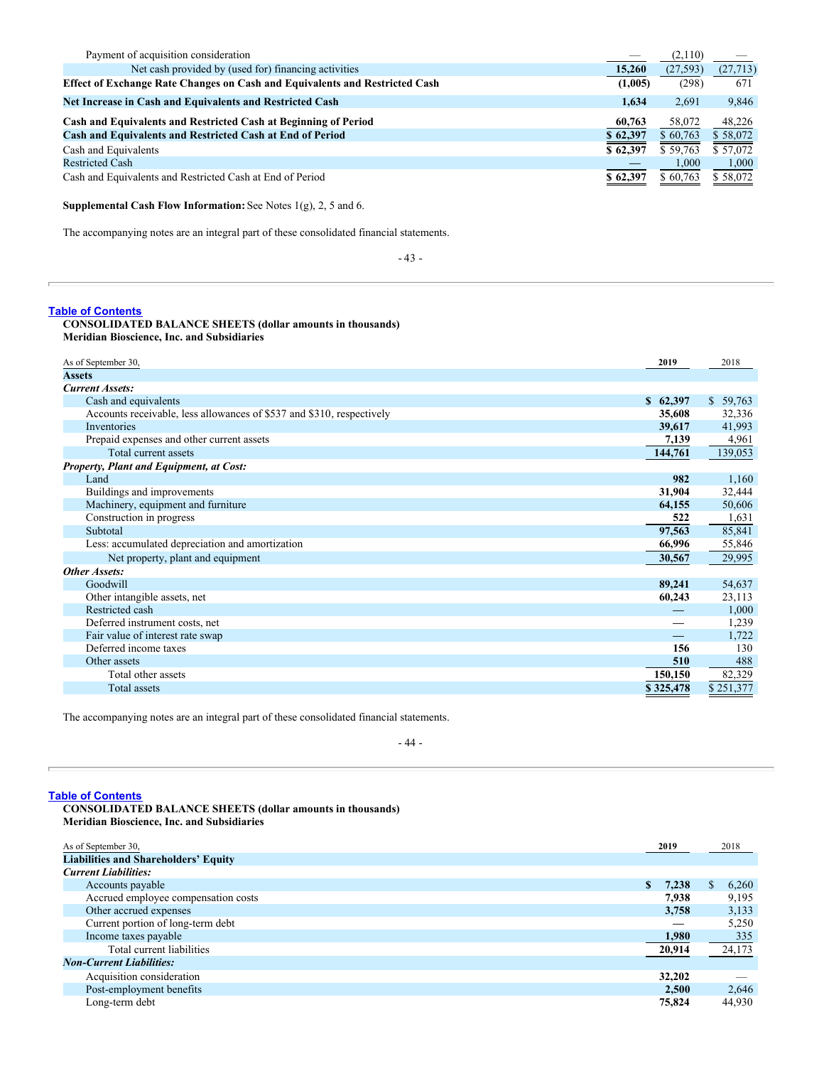| | | | |
|---|---|---|---|
| Payment of acquisition consideration | — | (2,110) | — |
| Net cash provided by (used for) financing activities | **15,260** | (27,593) | (27,713) |
| **Effect of Exchange Rate Changes on Cash and Equivalents and Restricted Cash** | **(1,005)** | (298) | 671 |
| **Net Increase in Cash and Equivalents and Restricted Cash** | **1,634** | 2,691 | 9,846 |
| **Cash and Equivalents and Restricted Cash at Beginning of Period** | **60,763** | 58,072 | 48,226 |
| **Cash and Equivalents and Restricted Cash at End of Period** | **$ 62,397** | $ 60,763 | $ 58,072 |
| Cash and Equivalents | **$ 62,397** | $ 59,763 | $ 57,072 |
| Restricted Cash | — | 1,000 | 1,000 |
| Cash and Equivalents and Restricted Cash at End of Period | **$ 62,397** | $ 60,763 | $ 58,072 |

**Supplemental Cash Flow Information:** See Notes 1(g), 2, 5 and 6.

The accompanying notes are an integral part of these consolidated financial statements.

Table of Contents

**CONSOLIDATED BALANCE SHEETS (dollar amounts in thousands)**
**Meridian Bioscience, Inc. and Subsidiaries**

| As of September 30, | 2019 | 2018 |
|---|---|---|
| **Assets** | | |
| ***Current Assets:*** | | |
| Cash and equivalents | **$ 62,397** | $ 59,763 |
| Accounts receivable, less allowances of $537 and $310, respectively | **35,608** | 32,336 |
| Inventories | **39,617** | 41,993 |
| Prepaid expenses and other current assets | **7,139** | 4,961 |
| Total current assets | **144,761** | 139,053 |
| ***Property, Plant and Equipment, at Cost:*** | | |
| Land | **982** | 1,160 |
| Buildings and improvements | **31,904** | 32,444 |
| Machinery, equipment and furniture | **64,155** | 50,606 |
| Construction in progress | **522** | 1,631 |
| Subtotal | **97,563** | 85,841 |
| Less: accumulated depreciation and amortization | **66,996** | 55,846 |
| Net property, plant and equipment | **30,567** | 29,995 |
| ***Other Assets:*** | | |
| Goodwill | **89,241** | 54,637 |
| Other intangible assets, net | **60,243** | 23,113 |
| Restricted cash | — | 1,000 |
| Deferred instrument costs, net | — | 1,239 |
| Fair value of interest rate swap | — | 1,722 |
| Deferred income taxes | **156** | 130 |
| Other assets | **510** | 488 |
| Total other assets | **150,150** | 82,329 |
| Total assets | **$ 325,478** | $ 251,377 |

The accompanying notes are an integral part of these consolidated financial statements.

Table of Contents

**CONSOLIDATED BALANCE SHEETS (dollar amounts in thousands)**
**Meridian Bioscience, Inc. and Subsidiaries**

| As of September 30, | 2019 | 2018 |
|---|---|---|
| **Liabilities and Shareholders' Equity** | | |
| ***Current Liabilities:*** | | |
| Accounts payable | **$ 7,238** | $ 6,260 |
| Accrued employee compensation costs | **7,938** | 9,195 |
| Other accrued expenses | **3,758** | 3,133 |
| Current portion of long-term debt | — | 5,250 |
| Income taxes payable | **1,980** | 335 |
| Total current liabilities | **20,914** | 24,173 |
| ***Non-Current Liabilities:*** | | |
| Acquisition consideration | **32,202** | — |
| Post-employment benefits | **2,500** | 2,646 |
| Long-term debt | **75,824** | 44,930 |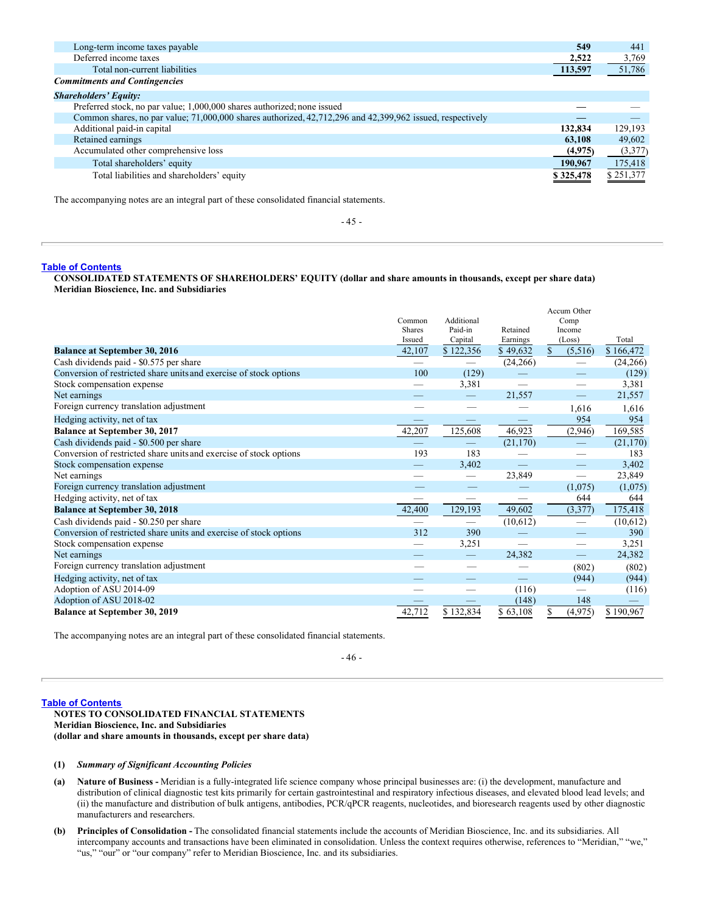| | | |
|---|---|---|
| Long-term income taxes payable | **549** | 441 |
| Deferred income taxes | **2,522** | 3,769 |
| Total non-current liabilities | **113,597** | 51,786 |
| ***Commitments and Contingencies*** | | |
| ***Shareholders' Equity:*** | | |
| Preferred stock, no par value; 1,000,000 shares authorized; none issued | **—** | — |
| Common shares, no par value; 71,000,000 shares authorized, 42,712,296 and 42,399,962 issued, respectively | **—** | — |
| Additional paid-in capital | **132,834** | 129,193 |
| Retained earnings | **63,108** | 49,602 |
| Accumulated other comprehensive loss | **(4,975)** | (3,377) |
| Total shareholders' equity | **190,967** | 175,418 |
| Total liabilities and shareholders' equity | **$ 325,478** | $ 251,377 |

The accompanying notes are an integral part of these consolidated financial statements.

**CONSOLIDATED STATEMENTS OF SHAREHOLDERS' EQUITY (dollar and share amounts in thousands, except per share data)**
**Meridian Bioscience, Inc. and Subsidiaries**

| | Common Shares Issued | Additional Paid-in Capital | Retained Earnings | Accum Other Comp Income (Loss) | Total |
|---|---|---|---|---|---|
| **Balance at September 30, 2016** | 42,107 | $ 122,356 | $ 49,632 | $ (5,516) | $ 166,472 |
| Cash dividends paid - $0.575 per share | — | — | (24,266) | — | (24,266) |
| Conversion of restricted share units and exercise of stock options | 100 | (129) | — | — | (129) |
| Stock compensation expense | — | 3,381 | — | — | 3,381 |
| Net earnings | — | — | 21,557 | — | 21,557 |
| Foreign currency translation adjustment | — | — | — | 1,616 | 1,616 |
| Hedging activity, net of tax | — | — | — | 954 | 954 |
| **Balance at September 30, 2017** | 42,207 | 125,608 | 46,923 | (2,946) | 169,585 |
| Cash dividends paid - $0.500 per share | — | — | (21,170) | — | (21,170) |
| Conversion of restricted share units and exercise of stock options | 193 | 183 | — | — | 183 |
| Stock compensation expense | — | 3,402 | — | — | 3,402 |
| Net earnings | — | — | 23,849 | — | 23,849 |
| Foreign currency translation adjustment | — | — | — | (1,075) | (1,075) |
| Hedging activity, net of tax | — | — | — | 644 | 644 |
| **Balance at September 30, 2018** | 42,400 | 129,193 | 49,602 | (3,377) | 175,418 |
| Cash dividends paid - $0.250 per share | — | — | (10,612) | — | (10,612) |
| Conversion of restricted share units and exercise of stock options | 312 | 390 | — | — | 390 |
| Stock compensation expense | — | 3,251 | — | — | 3,251 |
| Net earnings | — | — | 24,382 | — | 24,382 |
| Foreign currency translation adjustment | — | — | — | (802) | (802) |
| Hedging activity, net of tax | — | — | — | (944) | (944) |
| Adoption of ASU 2014-09 | — | — | (116) | — | (116) |
| Adoption of ASU 2018-02 | — | — | (148) | 148 | — |
| **Balance at September 30, 2019** | 42,712 | $ 132,834 | $ 63,108 | $ (4,975) | $ 190,967 |

The accompanying notes are an integral part of these consolidated financial statements.

**NOTES TO CONSOLIDATED FINANCIAL STATEMENTS**
**Meridian Bioscience, Inc. and Subsidiaries**
**(dollar and share amounts in thousands, except per share data)**

**(1)** ***Summary of Significant Accounting Policies***

**(a)** **Nature of Business -** Meridian is a fully-integrated life science company whose principal businesses are: (i) the development, manufacture and distribution of clinical diagnostic test kits primarily for certain gastrointestinal and respiratory infectious diseases, and elevated blood lead levels; and (ii) the manufacture and distribution of bulk antigens, antibodies, PCR/qPCR reagents, nucleotides, and bioresearch reagents used by other diagnostic manufacturers and researchers.

**(b)** **Principles of Consolidation -** The consolidated financial statements include the accounts of Meridian Bioscience, Inc. and its subsidiaries. All intercompany accounts and transactions have been eliminated in consolidation. Unless the context requires otherwise, references to "Meridian," "we," "us," "our" or "our company" refer to Meridian Bioscience, Inc. and its subsidiaries.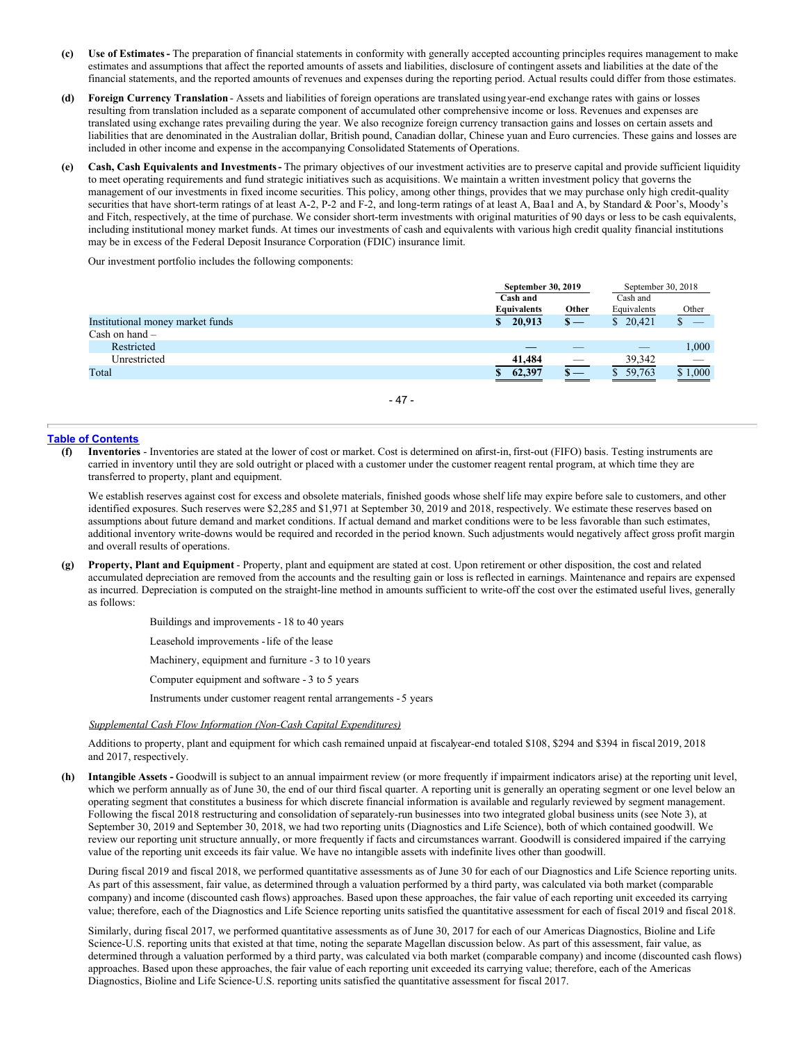**(c)** **Use of Estimates** - The preparation of financial statements in conformity with generally accepted accounting principles requires management to make estimates and assumptions that affect the reported amounts of assets and liabilities, disclosure of contingent assets and liabilities at the date of the financial statements, and the reported amounts of revenues and expenses during the reporting period. Actual results could differ from those estimates.

**(d)** **Foreign Currency Translation** - Assets and liabilities of foreign operations are translated using year-end exchange rates with gains or losses resulting from translation included as a separate component of accumulated other comprehensive income or loss. Revenues and expenses are translated using exchange rates prevailing during the year. We also recognize foreign currency transaction gains and losses on certain assets and liabilities that are denominated in the Australian dollar, British pound, Canadian dollar, Chinese yuan and Euro currencies. These gains and losses are included in other income and expense in the accompanying Consolidated Statements of Operations.

**(e)** **Cash, Cash Equivalents and Investments** - The primary objectives of our investment activities are to preserve capital and provide sufficient liquidity to meet operating requirements and fund strategic initiatives such as acquisitions. We maintain a written investment policy that governs the management of our investments in fixed income securities. This policy, among other things, provides that we may purchase only high credit-quality securities that have short-term ratings of at least A-2, P-2 and F-2, and long-term ratings of at least A, Baa1 and A, by Standard & Poor's, Moody's and Fitch, respectively, at the time of purchase. We consider short-term investments with original maturities of 90 days or less to be cash equivalents, including institutional money market funds. At times our investments of cash and equivalents with various high credit quality financial institutions may be in excess of the Federal Deposit Insurance Corporation (FDIC) insurance limit.

Our investment portfolio includes the following components:

| | **September 30, 2019** | | September 30, 2018 | |
|---|---|---|---|---|
| | **Cash and Equivalents** | **Other** | Cash and Equivalents | Other |
| Institutional money market funds | **$ 20,913** | **$ —** | $ 20,421 | $ — |
| Cash on hand – | | | | |
| Restricted | **—** | **—** | — | 1,000 |
| Unrestricted | **41,484** | **—** | 39,342 | — |
| Total | **$ 62,397** | **$ —** | $ 59,763 | $ 1,000 |

**(f)** **Inventories** - Inventories are stated at the lower of cost or market. Cost is determined on a first-in, first-out (FIFO) basis. Testing instruments are carried in inventory until they are sold outright or placed with a customer under the customer reagent rental program, at which time they are transferred to property, plant and equipment.

We establish reserves against cost for excess and obsolete materials, finished goods whose shelf life may expire before sale to customers, and other identified exposures. Such reserves were $2,285 and $1,971 at September 30, 2019 and 2018, respectively. We estimate these reserves based on assumptions about future demand and market conditions. If actual demand and market conditions were to be less favorable than such estimates, additional inventory write-downs would be required and recorded in the period known. Such adjustments would negatively affect gross profit margin and overall results of operations.

**(g)** **Property, Plant and Equipment** - Property, plant and equipment are stated at cost. Upon retirement or other disposition, the cost and related accumulated depreciation are removed from the accounts and the resulting gain or loss is reflected in earnings. Maintenance and repairs are expensed as incurred. Depreciation is computed on the straight-line method in amounts sufficient to write-off the cost over the estimated useful lives, generally as follows:

Buildings and improvements - 18 to 40 years

Leasehold improvements - life of the lease

Machinery, equipment and furniture - 3 to 10 years

Computer equipment and software - 3 to 5 years

Instruments under customer reagent rental arrangements - 5 years

*Supplemental Cash Flow Information (Non-Cash Capital Expenditures)*

Additions to property, plant and equipment for which cash remained unpaid at fiscal year-end totaled $108, $294 and $394 in fiscal 2019, 2018 and 2017, respectively.

**(h)** **Intangible Assets** - Goodwill is subject to an annual impairment review (or more frequently if impairment indicators arise) at the reporting unit level, which we perform annually as of June 30, the end of our third fiscal quarter. A reporting unit is generally an operating segment or one level below an operating segment that constitutes a business for which discrete financial information is available and regularly reviewed by segment management. Following the fiscal 2018 restructuring and consolidation of separately-run businesses into two integrated global business units (see Note 3), at September 30, 2019 and September 30, 2018, we had two reporting units (Diagnostics and Life Science), both of which contained goodwill. We review our reporting unit structure annually, or more frequently if facts and circumstances warrant. Goodwill is considered impaired if the carrying value of the reporting unit exceeds its fair value. We have no intangible assets with indefinite lives other than goodwill.

During fiscal 2019 and fiscal 2018, we performed quantitative assessments as of June 30 for each of our Diagnostics and Life Science reporting units. As part of this assessment, fair value, as determined through a valuation performed by a third party, was calculated via both market (comparable company) and income (discounted cash flows) approaches. Based upon these approaches, the fair value of each reporting unit exceeded its carrying value; therefore, each of the Diagnostics and Life Science reporting units satisfied the quantitative assessment for each of fiscal 2019 and fiscal 2018.

Similarly, during fiscal 2017, we performed quantitative assessments as of June 30, 2017 for each of our Americas Diagnostics, Bioline and Life Science-U.S. reporting units that existed at that time, noting the separate Magellan discussion below. As part of this assessment, fair value, as determined through a valuation performed by a third party, was calculated via both market (comparable company) and income (discounted cash flows) approaches. Based upon these approaches, the fair value of each reporting unit exceeded its carrying value; therefore, each of the Americas Diagnostics, Bioline and Life Science-U.S. reporting units satisfied the quantitative assessment for fiscal 2017.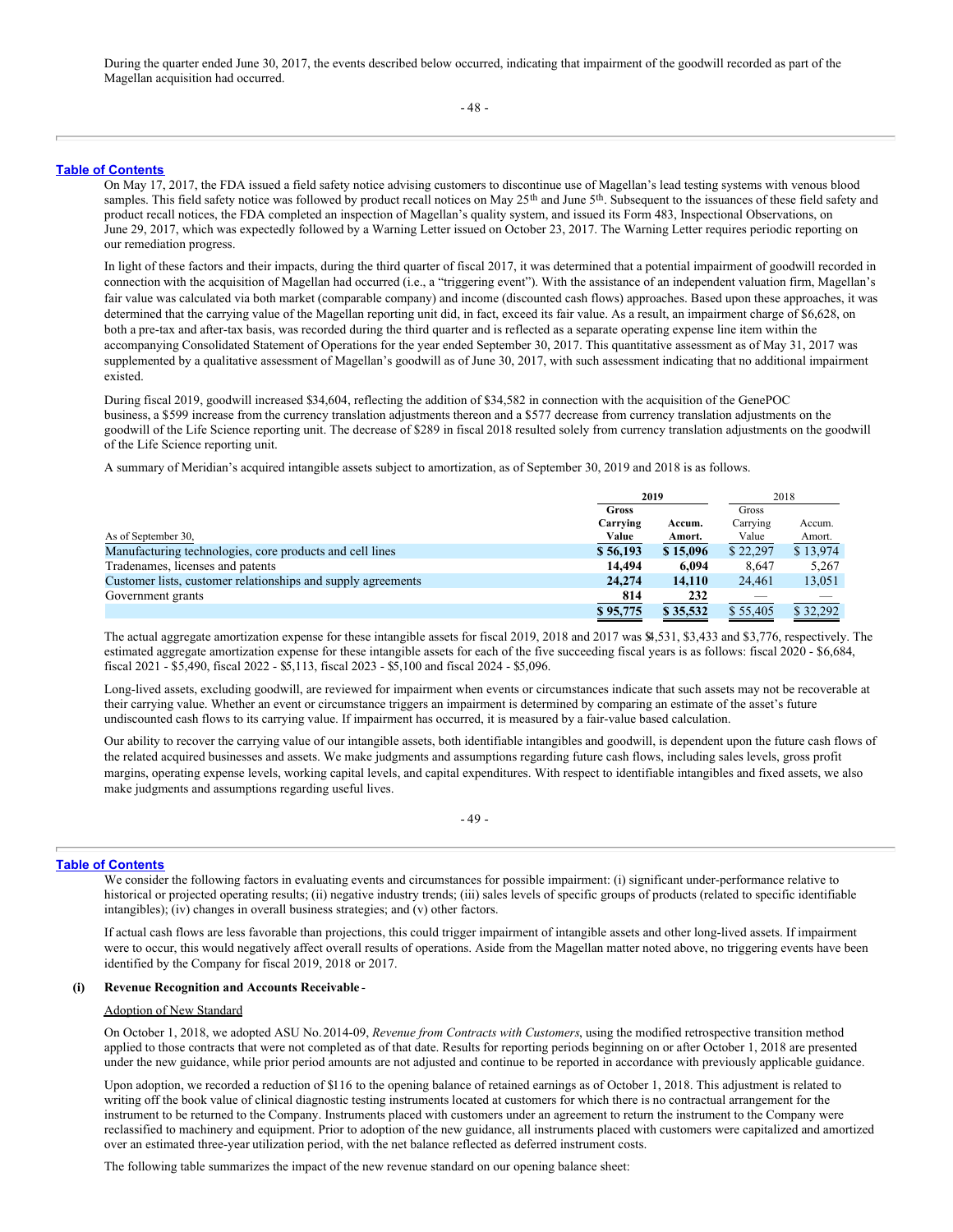During the quarter ended June 30, 2017, the events described below occurred, indicating that impairment of the goodwill recorded as part of the Magellan acquisition had occurred.

On May 17, 2017, the FDA issued a field safety notice advising customers to discontinue use of Magellan's lead testing systems with venous blood samples. This field safety notice was followed by product recall notices on May 25th and June 5th. Subsequent to the issuances of these field safety and product recall notices, the FDA completed an inspection of Magellan's quality system, and issued its Form 483, Inspectional Observations, on June 29, 2017, which was expectedly followed by a Warning Letter issued on October 23, 2017. The Warning Letter requires periodic reporting on our remediation progress.

In light of these factors and their impacts, during the third quarter of fiscal 2017, it was determined that a potential impairment of goodwill recorded in connection with the acquisition of Magellan had occurred (i.e., a "triggering event"). With the assistance of an independent valuation firm, Magellan's fair value was calculated via both market (comparable company) and income (discounted cash flows) approaches. Based upon these approaches, it was determined that the carrying value of the Magellan reporting unit did, in fact, exceed its fair value. As a result, an impairment charge of $6,628, on both a pre-tax and after-tax basis, was recorded during the third quarter and is reflected as a separate operating expense line item within the accompanying Consolidated Statement of Operations for the year ended September 30, 2017. This quantitative assessment as of May 31, 2017 was supplemented by a qualitative assessment of Magellan's goodwill as of June 30, 2017, with such assessment indicating that no additional impairment existed.

During fiscal 2019, goodwill increased $34,604, reflecting the addition of $34,582 in connection with the acquisition of the GenePOC business, a $599 increase from the currency translation adjustments thereon and a $577 decrease from currency translation adjustments on the goodwill of the Life Science reporting unit. The decrease of $289 in fiscal 2018 resulted solely from currency translation adjustments on the goodwill of the Life Science reporting unit.

A summary of Meridian's acquired intangible assets subject to amortization, as of September 30, 2019 and 2018 is as follows.

| | 2019 | | 2018 | |
|---|---|---|---|---|
| As of September 30, | **Gross Carrying Value** | **Accum. Amort.** | Gross Carrying Value | Accum. Amort. |
| Manufacturing technologies, core products and cell lines | **$ 56,193** | **$ 15,096** | $ 22,297 | $ 13,974 |
| Tradenames, licenses and patents | **14,494** | **6,094** | 8,647 | 5,267 |
| Customer lists, customer relationships and supply agreements | **24,274** | **14,110** | 24,461 | 13,051 |
| Government grants | **814** | **232** | — | — |
| | **$ 95,775** | **$ 35,532** | $ 55,405 | $ 32,292 |

The actual aggregate amortization expense for these intangible assets for fiscal 2019, 2018 and 2017 was $4,531, $3,433 and $3,776, respectively. The estimated aggregate amortization expense for these intangible assets for each of the five succeeding fiscal years is as follows: fiscal 2020 - $6,684, fiscal 2021 - $5,490, fiscal 2022 - $5,113, fiscal 2023 - $5,100 and fiscal 2024 - $5,096.

Long-lived assets, excluding goodwill, are reviewed for impairment when events or circumstances indicate that such assets may not be recoverable at their carrying value. Whether an event or circumstance triggers an impairment is determined by comparing an estimate of the asset's future undiscounted cash flows to its carrying value. If impairment has occurred, it is measured by a fair-value based calculation.

Our ability to recover the carrying value of our intangible assets, both identifiable intangibles and goodwill, is dependent upon the future cash flows of the related acquired businesses and assets. We make judgments and assumptions regarding future cash flows, including sales levels, gross profit margins, operating expense levels, working capital levels, and capital expenditures. With respect to identifiable intangibles and fixed assets, we also make judgments and assumptions regarding useful lives.

We consider the following factors in evaluating events and circumstances for possible impairment: (i) significant under-performance relative to historical or projected operating results; (ii) negative industry trends; (iii) sales levels of specific groups of products (related to specific identifiable intangibles); (iv) changes in overall business strategies; and (v) other factors.

If actual cash flows are less favorable than projections, this could trigger impairment of intangible assets and other long-lived assets. If impairment were to occur, this would negatively affect overall results of operations. Aside from the Magellan matter noted above, no triggering events have been identified by the Company for fiscal 2019, 2018 or 2017.

#### (i) Revenue Recognition and Accounts Receivable -

Adoption of New Standard

On October 1, 2018, we adopted ASU No. 2014-09, *Revenue from Contracts with Customers*, using the modified retrospective transition method applied to those contracts that were not completed as of that date. Results for reporting periods beginning on or after October 1, 2018 are presented under the new guidance, while prior period amounts are not adjusted and continue to be reported in accordance with previously applicable guidance.

Upon adoption, we recorded a reduction of $116 to the opening balance of retained earnings as of October 1, 2018. This adjustment is related to writing off the book value of clinical diagnostic testing instruments located at customers for which there is no contractual arrangement for the instrument to be returned to the Company. Instruments placed with customers under an agreement to return the instrument to the Company were reclassified to machinery and equipment. Prior to adoption of the new guidance, all instruments placed with customers were capitalized and amortized over an estimated three-year utilization period, with the net balance reflected as deferred instrument costs.

The following table summarizes the impact of the new revenue standard on our opening balance sheet: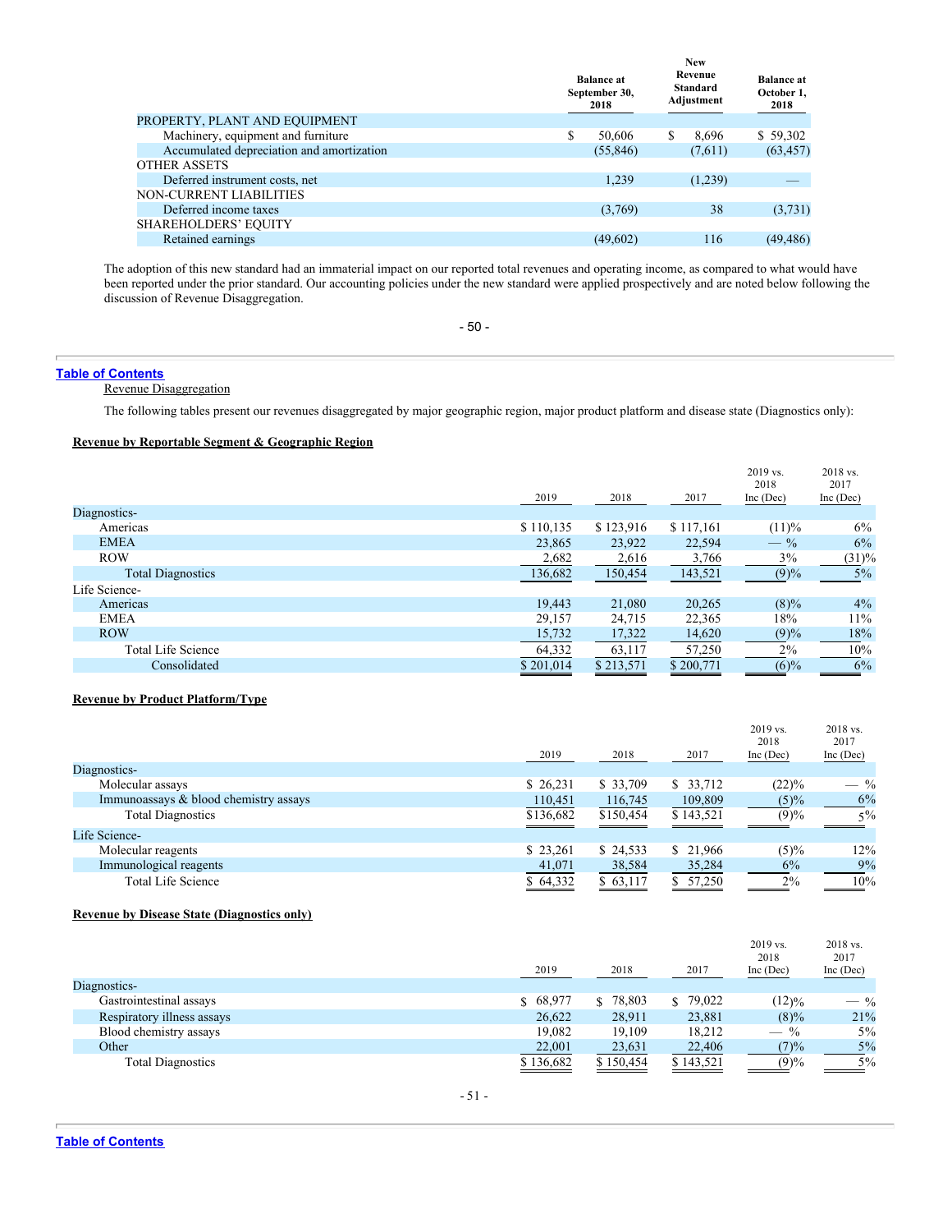| | Balance at September 30, 2018 | New Revenue Standard Adjustment | Balance at October 1, 2018 |
|---|---|---|---|
| PROPERTY, PLANT AND EQUIPMENT | | | |
| Machinery, equipment and furniture | $ 50,606 | $ 8,696 | $ 59,302 |
| Accumulated depreciation and amortization | (55,846) | (7,611) | (63,457) |
| OTHER ASSETS | | | |
| Deferred instrument costs, net | 1,239 | (1,239) | — |
| NON-CURRENT LIABILITIES | | | |
| Deferred income taxes | (3,769) | 38 | (3,731) |
| SHAREHOLDERS' EQUITY | | | |
| Retained earnings | (49,602) | 116 | (49,486) |

The adoption of this new standard had an immaterial impact on our reported total revenues and operating income, as compared to what would have been reported under the prior standard. Our accounting policies under the new standard were applied prospectively and are noted below following the discussion of Revenue Disaggregation.

Revenue Disaggregation

The following tables present our revenues disaggregated by major geographic region, major product platform and disease state (Diagnostics only):

**Revenue by Reportable Segment & Geographic Region**

| | 2019 | 2018 | 2017 | 2019 vs. 2018 Inc (Dec) | 2018 vs. 2017 Inc (Dec) |
|---|---|---|---|---|---|
| Diagnostics- | | | | | |
| Americas | $ 110,135 | $ 123,916 | $ 117,161 | (11)% | 6% |
| EMEA | 23,865 | 23,922 | 22,594 | — % | 6% |
| ROW | 2,682 | 2,616 | 3,766 | 3% | (31)% |
| Total Diagnostics | 136,682 | 150,454 | 143,521 | (9)% | 5% |
| Life Science- | | | | | |
| Americas | 19,443 | 21,080 | 20,265 | (8)% | 4% |
| EMEA | 29,157 | 24,715 | 22,365 | 18% | 11% |
| ROW | 15,732 | 17,322 | 14,620 | (9)% | 18% |
| Total Life Science | 64,332 | 63,117 | 57,250 | 2% | 10% |
| Consolidated | $ 201,014 | $ 213,571 | $ 200,771 | (6)% | 6% |

**Revenue by Product Platform/Type**

| | 2019 | 2018 | 2017 | 2019 vs. 2018 Inc (Dec) | 2018 vs. 2017 Inc (Dec) |
|---|---|---|---|---|---|
| Diagnostics- | | | | | |
| Molecular assays | $ 26,231 | $ 33,709 | $ 33,712 | (22)% | — % |
| Immunoassays & blood chemistry assays | 110,451 | 116,745 | 109,809 | (5)% | 6% |
| Total Diagnostics | $136,682 | $150,454 | $ 143,521 | (9)% | 5% |
| Life Science- | | | | | |
| Molecular reagents | $ 23,261 | $ 24,533 | $ 21,966 | (5)% | 12% |
| Immunological reagents | 41,071 | 38,584 | 35,284 | 6% | 9% |
| Total Life Science | $ 64,332 | $ 63,117 | $ 57,250 | 2% | 10% |

**Revenue by Disease State (Diagnostics only)**

| | 2019 | 2018 | 2017 | 2019 vs. 2018 Inc (Dec) | 2018 vs. 2017 Inc (Dec) |
|---|---|---|---|---|---|
| Diagnostics- | | | | | |
| Gastrointestinal assays | $ 68,977 | $ 78,803 | $ 79,022 | (12)% | — % |
| Respiratory illness assays | 26,622 | 28,911 | 23,881 | (8)% | 21% |
| Blood chemistry assays | 19,082 | 19,109 | 18,212 | — % | 5% |
| Other | 22,001 | 23,631 | 22,406 | (7)% | 5% |
| Total Diagnostics | $ 136,682 | $ 150,454 | $ 143,521 | (9)% | 5% |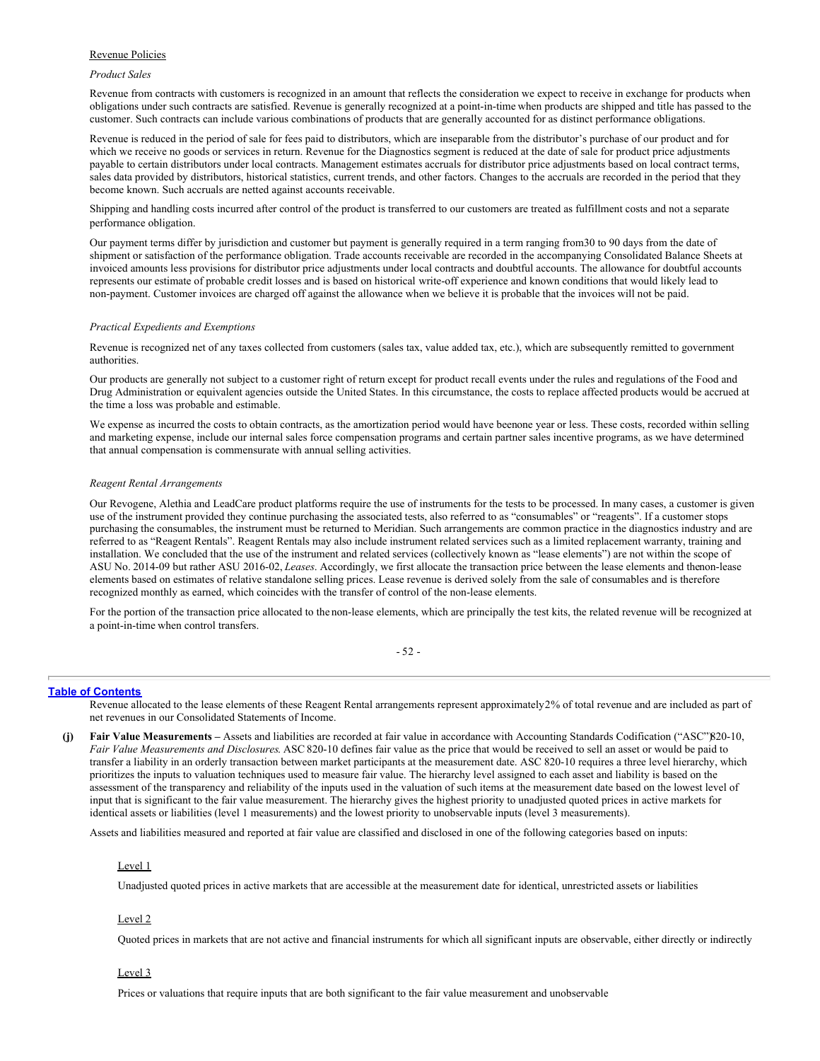Revenue Policies

*Product Sales*

Revenue from contracts with customers is recognized in an amount that reflects the consideration we expect to receive in exchange for products when obligations under such contracts are satisfied. Revenue is generally recognized at a point-in-time when products are shipped and title has passed to the customer. Such contracts can include various combinations of products that are generally accounted for as distinct performance obligations.

Revenue is reduced in the period of sale for fees paid to distributors, which are inseparable from the distributor's purchase of our product and for which we receive no goods or services in return. Revenue for the Diagnostics segment is reduced at the date of sale for product price adjustments payable to certain distributors under local contracts. Management estimates accruals for distributor price adjustments based on local contract terms, sales data provided by distributors, historical statistics, current trends, and other factors. Changes to the accruals are recorded in the period that they become known. Such accruals are netted against accounts receivable.

Shipping and handling costs incurred after control of the product is transferred to our customers are treated as fulfillment costs and not a separate performance obligation.

Our payment terms differ by jurisdiction and customer but payment is generally required in a term ranging from30 to 90 days from the date of shipment or satisfaction of the performance obligation. Trade accounts receivable are recorded in the accompanying Consolidated Balance Sheets at invoiced amounts less provisions for distributor price adjustments under local contracts and doubtful accounts. The allowance for doubtful accounts represents our estimate of probable credit losses and is based on historical write-off experience and known conditions that would likely lead to non-payment. Customer invoices are charged off against the allowance when we believe it is probable that the invoices will not be paid.

*Practical Expedients and Exemptions*

Revenue is recognized net of any taxes collected from customers (sales tax, value added tax, etc.), which are subsequently remitted to government authorities.

Our products are generally not subject to a customer right of return except for product recall events under the rules and regulations of the Food and Drug Administration or equivalent agencies outside the United States. In this circumstance, the costs to replace affected products would be accrued at the time a loss was probable and estimable.

We expense as incurred the costs to obtain contracts, as the amortization period would have beenone year or less. These costs, recorded within selling and marketing expense, include our internal sales force compensation programs and certain partner sales incentive programs, as we have determined that annual compensation is commensurate with annual selling activities.

*Reagent Rental Arrangements*

Our Revogene, Alethia and LeadCare product platforms require the use of instruments for the tests to be processed. In many cases, a customer is given use of the instrument provided they continue purchasing the associated tests, also referred to as "consumables" or "reagents". If a customer stops purchasing the consumables, the instrument must be returned to Meridian. Such arrangements are common practice in the diagnostics industry and are referred to as "Reagent Rentals". Reagent Rentals may also include instrument related services such as a limited replacement warranty, training and installation. We concluded that the use of the instrument and related services (collectively known as "lease elements") are not within the scope of ASU No. 2014-09 but rather ASU 2016-02, *Leases*. Accordingly, we first allocate the transaction price between the lease elements and thenon-lease elements based on estimates of relative standalone selling prices. Lease revenue is derived solely from the sale of consumables and is therefore recognized monthly as earned, which coincides with the transfer of control of the non-lease elements.

For the portion of the transaction price allocated to the non-lease elements, which are principally the test kits, the related revenue will be recognized at a point-in-time when control transfers.

Revenue allocated to the lease elements of these Reagent Rental arrangements represent approximately2% of total revenue and are included as part of net revenues in our Consolidated Statements of Income.

**(j) Fair Value Measurements –** Assets and liabilities are recorded at fair value in accordance with Accounting Standards Codification ("ASC")820-10, *Fair Value Measurements and Disclosures.* ASC 820-10 defines fair value as the price that would be received to sell an asset or would be paid to transfer a liability in an orderly transaction between market participants at the measurement date. ASC 820-10 requires a three level hierarchy, which prioritizes the inputs to valuation techniques used to measure fair value. The hierarchy level assigned to each asset and liability is based on the assessment of the transparency and reliability of the inputs used in the valuation of such items at the measurement date based on the lowest level of input that is significant to the fair value measurement. The hierarchy gives the highest priority to unadjusted quoted prices in active markets for identical assets or liabilities (level 1 measurements) and the lowest priority to unobservable inputs (level 3 measurements).

Assets and liabilities measured and reported at fair value are classified and disclosed in one of the following categories based on inputs:

Level 1

Unadjusted quoted prices in active markets that are accessible at the measurement date for identical, unrestricted assets or liabilities

Level 2

Quoted prices in markets that are not active and financial instruments for which all significant inputs are observable, either directly or indirectly

Level 3

Prices or valuations that require inputs that are both significant to the fair value measurement and unobservable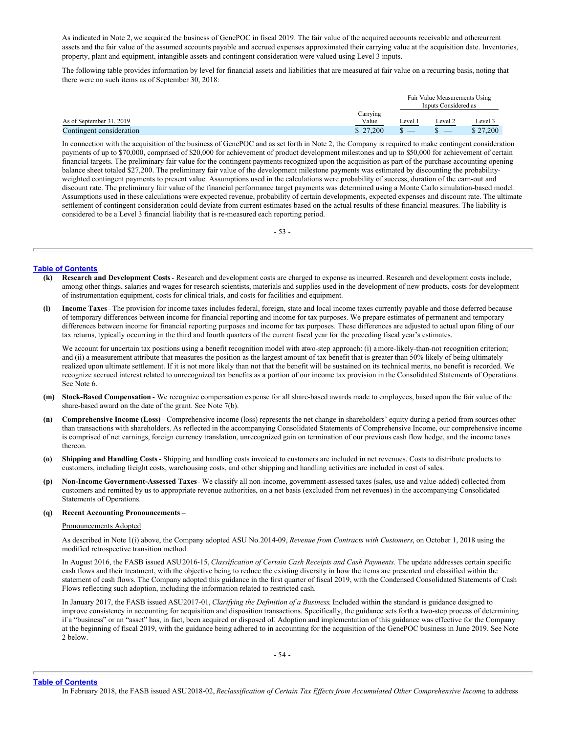As indicated in Note 2, we acquired the business of GenePOC in fiscal 2019. The fair value of the acquired accounts receivable and other current assets and the fair value of the assumed accounts payable and accrued expenses approximated their carrying value at the acquisition date. Inventories, property, plant and equipment, intangible assets and contingent consideration were valued using Level 3 inputs.

The following table provides information by level for financial assets and liabilities that are measured at fair value on a recurring basis, noting that there were no such items as of September 30, 2018:

| As of September 31, 2019 | Carrying Value | Fair Value Measurements Using Inputs Considered as | | |
|---|---|---|---|---|
| | | Level 1 | Level 2 | Level 3 |
| Contingent consideration | $ 27,200 | $ — | $ — | $ 27,200 |

In connection with the acquisition of the business of GenePOC and as set forth in Note 2, the Company is required to make contingent consideration payments of up to $70,000, comprised of $20,000 for achievement of product development milestones and up to $50,000 for achievement of certain financial targets. The preliminary fair value for the contingent payments recognized upon the acquisition as part of the purchase accounting opening balance sheet totaled $27,200. The preliminary fair value of the development milestone payments was estimated by discounting the probability-weighted contingent payments to present value. Assumptions used in the calculations were probability of success, duration of the earn-out and discount rate. The preliminary fair value of the financial performance target payments was determined using a Monte Carlo simulation-based model. Assumptions used in these calculations were expected revenue, probability of certain developments, expected expenses and discount rate. The ultimate settlement of contingent consideration could deviate from current estimates based on the actual results of these financial measures. The liability is considered to be a Level 3 financial liability that is re-measured each reporting period.

**(k) Research and Development Costs** - Research and development costs are charged to expense as incurred. Research and development costs include, among other things, salaries and wages for research scientists, materials and supplies used in the development of new products, costs for development of instrumentation equipment, costs for clinical trials, and costs for facilities and equipment.

**(l) Income Taxes** - The provision for income taxes includes federal, foreign, state and local income taxes currently payable and those deferred because of temporary differences between income for financial reporting and income for tax purposes. We prepare estimates of permanent and temporary differences between income for financial reporting purposes and income for tax purposes. These differences are adjusted to actual upon filing of our tax returns, typically occurring in the third and fourth quarters of the current fiscal year for the preceding fiscal year's estimates.

We account for uncertain tax positions using a benefit recognition model with a two-step approach: (i) a more-likely-than-not recognition criterion; and (ii) a measurement attribute that measures the position as the largest amount of tax benefit that is greater than 50% likely of being ultimately realized upon ultimate settlement. If it is not more likely than not that the benefit will be sustained on its technical merits, no benefit is recorded. We recognize accrued interest related to unrecognized tax benefits as a portion of our income tax provision in the Consolidated Statements of Operations. See Note 6.

**(m) Stock-Based Compensation** - We recognize compensation expense for all share-based awards made to employees, based upon the fair value of the share-based award on the date of the grant. See Note 7(b).

**(n) Comprehensive Income (Loss)** - Comprehensive income (loss) represents the net change in shareholders' equity during a period from sources other than transactions with shareholders. As reflected in the accompanying Consolidated Statements of Comprehensive Income, our comprehensive income is comprised of net earnings, foreign currency translation, unrecognized gain on termination of our previous cash flow hedge, and the income taxes thereon.

**(o) Shipping and Handling Costs** - Shipping and handling costs invoiced to customers are included in net revenues. Costs to distribute products to customers, including freight costs, warehousing costs, and other shipping and handling activities are included in cost of sales.

**(p) Non-Income Government-Assessed Taxes** - We classify all non-income, government-assessed taxes (sales, use and value-added) collected from customers and remitted by us to appropriate revenue authorities, on a net basis (excluded from net revenues) in the accompanying Consolidated Statements of Operations.

**(q) Recent Accounting Pronouncements** –

Pronouncements Adopted

As described in Note 1(i) above, the Company adopted ASU No.2014-09, *Revenue from Contracts with Customers*, on October 1, 2018 using the modified retrospective transition method.

In August 2016, the FASB issued ASU 2016-15, *Classification of Certain Cash Receipts and Cash Payments*. The update addresses certain specific cash flows and their treatment, with the objective being to reduce the existing diversity in how the items are presented and classified within the statement of cash flows. The Company adopted this guidance in the first quarter of fiscal 2019, with the Condensed Consolidated Statements of Cash Flows reflecting such adoption, including the information related to restricted cash.

In January 2017, the FASB issued ASU 2017-01, *Clarifying the Definition of a Business*. Included within the standard is guidance designed to improve consistency in accounting for acquisition and disposition transactions. Specifically, the guidance sets forth a two-step process of determining if a "business" or an "asset" has, in fact, been acquired or disposed of. Adoption and implementation of this guidance was effective for the Company at the beginning of fiscal 2019, with the guidance being adhered to in accounting for the acquisition of the GenePOC business in June 2019. See Note 2 below.

In February 2018, the FASB issued ASU 2018-02, *Reclassification of Certain Tax Effects from Accumulated Other Comprehensive Income*, to address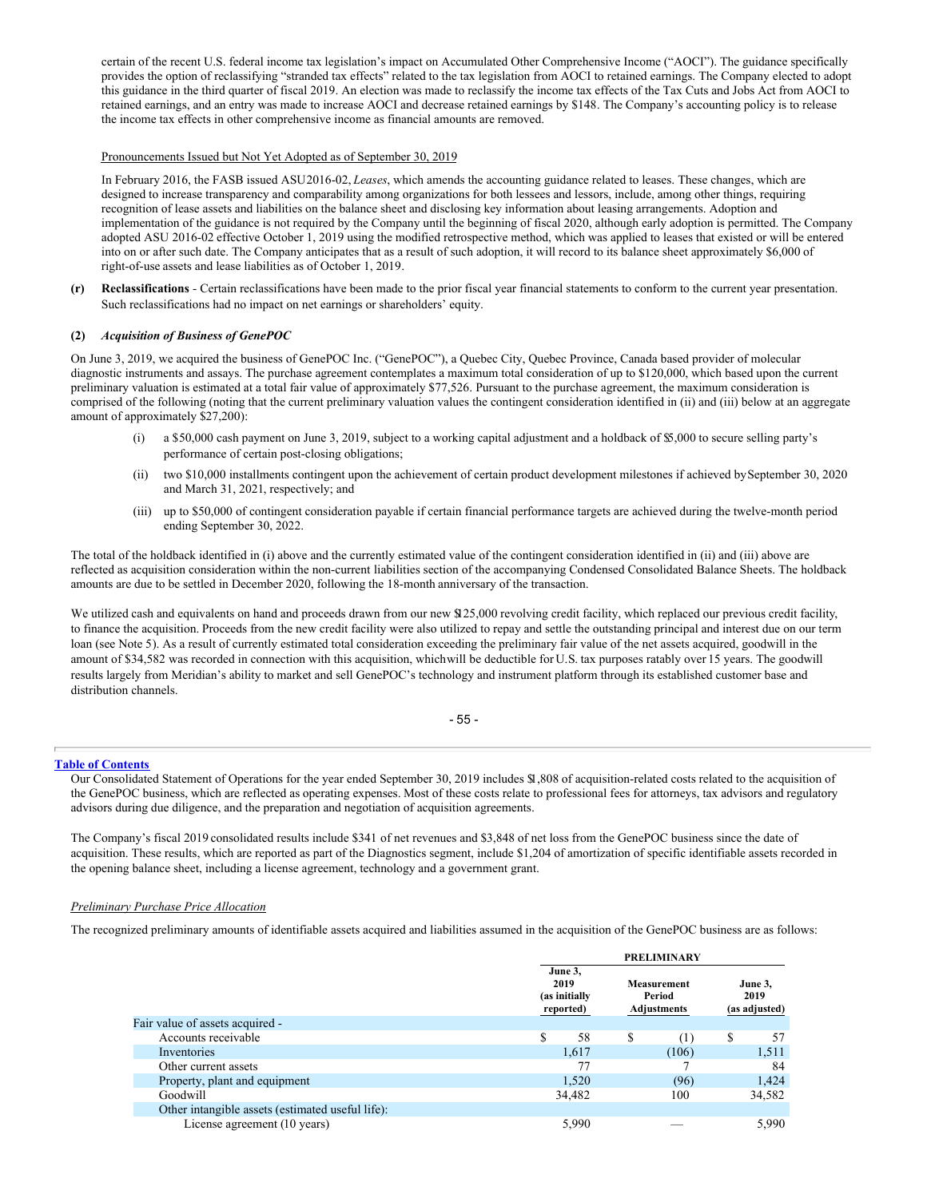certain of the recent U.S. federal income tax legislation's impact on Accumulated Other Comprehensive Income ("AOCI"). The guidance specifically provides the option of reclassifying "stranded tax effects" related to the tax legislation from AOCI to retained earnings. The Company elected to adopt this guidance in the third quarter of fiscal 2019. An election was made to reclassify the income tax effects of the Tax Cuts and Jobs Act from AOCI to retained earnings, and an entry was made to increase AOCI and decrease retained earnings by $148. The Company's accounting policy is to release the income tax effects in other comprehensive income as financial amounts are removed.

Pronouncements Issued but Not Yet Adopted as of September 30, 2019

In February 2016, the FASB issued ASU2016-02, *Leases*, which amends the accounting guidance related to leases. These changes, which are designed to increase transparency and comparability among organizations for both lessees and lessors, include, among other things, requiring recognition of lease assets and liabilities on the balance sheet and disclosing key information about leasing arrangements. Adoption and implementation of the guidance is not required by the Company until the beginning of fiscal 2020, although early adoption is permitted. The Company adopted ASU 2016-02 effective October 1, 2019 using the modified retrospective method, which was applied to leases that existed or will be entered into on or after such date. The Company anticipates that as a result of such adoption, it will record to its balance sheet approximately $6,000 of right-of-use assets and lease liabilities as of October 1, 2019.

**(r) Reclassifications** - Certain reclassifications have been made to the prior fiscal year financial statements to conform to the current year presentation. Such reclassifications had no impact on net earnings or shareholders' equity.

**(2) *Acquisition of Business of GenePOC***

On June 3, 2019, we acquired the business of GenePOC Inc. ("GenePOC"), a Quebec City, Quebec Province, Canada based provider of molecular diagnostic instruments and assays. The purchase agreement contemplates a maximum total consideration of up to $120,000, which based upon the current preliminary valuation is estimated at a total fair value of approximately $77,526. Pursuant to the purchase agreement, the maximum consideration is comprised of the following (noting that the current preliminary valuation values the contingent consideration identified in (ii) and (iii) below at an aggregate amount of approximately $27,200):

(i) a $50,000 cash payment on June 3, 2019, subject to a working capital adjustment and a holdback of $5,000 to secure selling party's performance of certain post-closing obligations;

(ii) two $10,000 installments contingent upon the achievement of certain product development milestones if achieved by September 30, 2020 and March 31, 2021, respectively; and

(iii) up to $50,000 of contingent consideration payable if certain financial performance targets are achieved during the twelve-month period ending September 30, 2022.

The total of the holdback identified in (i) above and the currently estimated value of the contingent consideration identified in (ii) and (iii) above are reflected as acquisition consideration within the non-current liabilities section of the accompanying Condensed Consolidated Balance Sheets. The holdback amounts are due to be settled in December 2020, following the 18-month anniversary of the transaction.

We utilized cash and equivalents on hand and proceeds drawn from our new $125,000 revolving credit facility, which replaced our previous credit facility, to finance the acquisition. Proceeds from the new credit facility were also utilized to repay and settle the outstanding principal and interest due on our term loan (see Note 5). As a result of currently estimated total consideration exceeding the preliminary fair value of the net assets acquired, goodwill in the amount of $34,582 was recorded in connection with this acquisition, which will be deductible for U.S. tax purposes ratably over 15 years. The goodwill results largely from Meridian's ability to market and sell GenePOC's technology and instrument platform through its established customer base and distribution channels.

Our Consolidated Statement of Operations for the year ended September 30, 2019 includes $1,808 of acquisition-related costs related to the acquisition of the GenePOC business, which are reflected as operating expenses. Most of these costs relate to professional fees for attorneys, tax advisors and regulatory advisors during due diligence, and the preparation and negotiation of acquisition agreements.

The Company's fiscal 2019 consolidated results include $341 of net revenues and $3,848 of net loss from the GenePOC business since the date of acquisition. These results, which are reported as part of the Diagnostics segment, include $1,204 of amortization of specific identifiable assets recorded in the opening balance sheet, including a license agreement, technology and a government grant.

*Preliminary Purchase Price Allocation*

The recognized preliminary amounts of identifiable assets acquired and liabilities assumed in the acquisition of the GenePOC business are as follows:

| | PRELIMINARY | | |
|---|---|---|---|
| | June 3, 2019 (as initially reported) | Measurement Period Adjustments | June 3, 2019 (as adjusted) |
| Fair value of assets acquired - | | | |
| Accounts receivable | $ 58 | $ (1) | $ 57 |
| Inventories | 1,617 | (106) | 1,511 |
| Other current assets | 77 | 7 | 84 |
| Property, plant and equipment | 1,520 | (96) | 1,424 |
| Goodwill | 34,482 | 100 | 34,582 |
| Other intangible assets (estimated useful life): | | | |
| License agreement (10 years) | 5,990 | — | 5,990 |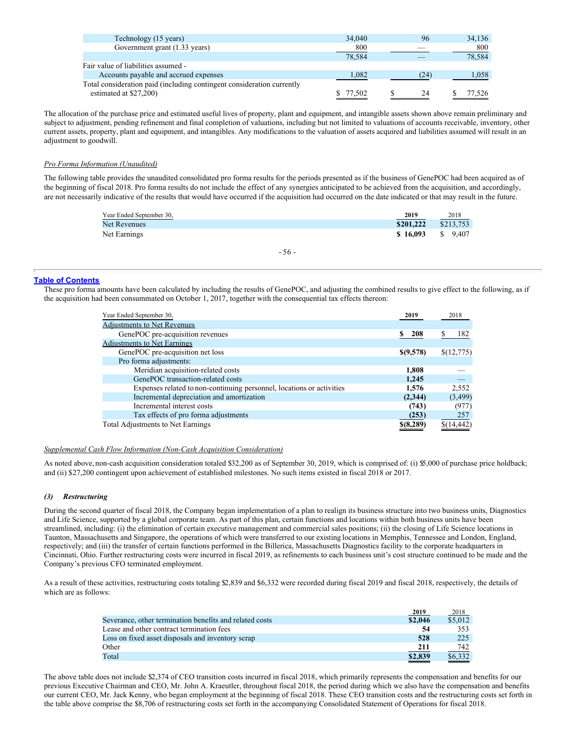| | | | |
|---|---|---|---|
| Technology (15 years) | 34,040 | 96 | 34,136 |
| Government grant (1.33 years) | 800 | — | 800 |
| | 78,584 | — | 78,584 |
| Fair value of liabilities assumed - | | | |
| Accounts payable and accrued expenses | 1,082 | (24) | 1,058 |
| Total consideration paid (including contingent consideration currently estimated at $27,200) | $ 77,502 | $ 24 | $ 77,526 |

The allocation of the purchase price and estimated useful lives of property, plant and equipment, and intangible assets shown above remain preliminary and subject to adjustment, pending refinement and final completion of valuations, including but not limited to valuations of accounts receivable, inventory, other current assets, property, plant and equipment, and intangibles. Any modifications to the valuation of assets acquired and liabilities assumed will result in an adjustment to goodwill.

*Pro Forma Information (Unaudited)*

The following table provides the unaudited consolidated pro forma results for the periods presented as if the business of GenePOC had been acquired as of the beginning of fiscal 2018. Pro forma results do not include the effect of any synergies anticipated to be achieved from the acquisition, and accordingly, are not necessarily indicative of the results that would have occurred if the acquisition had occurred on the date indicated or that may result in the future.

| Year Ended September 30, | 2019 | 2018 |
|---|---|---|
| Net Revenues | **$201,222** | $213,753 |
| Net Earnings | **$ 16,093** | $ 9,407 |

These pro forma amounts have been calculated by including the results of GenePOC, and adjusting the combined results to give effect to the following, as if the acquisition had been consummated on October 1, 2017, together with the consequential tax effects thereon:

| Year Ended September 30, | 2019 | 2018 |
|---|---|---|
| Adjustments to Net Revenues | | |
| GenePOC pre-acquisition revenues | **$ 208** | $ 182 |
| Adjustments to Net Earnings | | |
| GenePOC pre-acquisition net loss | **$(9,578)** | $(12,775) |
| Pro forma adjustments: | | |
| Meridian acquisition-related costs | **1,808** | — |
| GenePOC transaction-related costs | **1,245** | — |
| Expenses related to non-continuing personnel, locations or activities | **1,576** | 2,552 |
| Incremental depreciation and amortization | **(2,344)** | (3,499) |
| Incremental interest costs | **(743)** | (977) |
| Tax effects of pro forma adjustments | **(253)** | 257 |
| Total Adjustments to Net Earnings | **$(8,289)** | $(14,442) |

*Supplemental Cash Flow Information (Non-Cash Acquisition Consideration)*

As noted above, non-cash acquisition consideration totaled $32,200 as of September 30, 2019, which is comprised of: (i) $5,000 of purchase price holdback; and (ii) $27,200 contingent upon achievement of established milestones. No such items existed in fiscal 2018 or 2017.

### *(3) Restructuring*

During the second quarter of fiscal 2018, the Company began implementation of a plan to realign its business structure into two business units, Diagnostics and Life Science, supported by a global corporate team. As part of this plan, certain functions and locations within both business units have been streamlined, including: (i) the elimination of certain executive management and commercial sales positions; (ii) the closing of Life Science locations in Taunton, Massachusetts and Singapore, the operations of which were transferred to our existing locations in Memphis, Tennessee and London, England, respectively; and (iii) the transfer of certain functions performed in the Billerica, Massachusetts Diagnostics facility to the corporate headquarters in Cincinnati, Ohio. Further restructuring costs were incurred in fiscal 2019, as refinements to each business unit's cost structure continued to be made and the Company's previous CFO terminated employment.

As a result of these activities, restructuring costs totaling $2,839 and $6,332 were recorded during fiscal 2019 and fiscal 2018, respectively, the details of which are as follows:

| | 2019 | 2018 |
|---|---|---|
| Severance, other termination benefits and related costs | **$2,046** | $5,012 |
| Lease and other contract termination fees | **54** | 353 |
| Loss on fixed asset disposals and inventory scrap | **528** | 225 |
| Other | **211** | 742 |
| Total | **$2,839** | $6,332 |

The above table does not include $2,374 of CEO transition costs incurred in fiscal 2018, which primarily represents the compensation and benefits for our previous Executive Chairman and CEO, Mr. John A. Kraeutler, throughout fiscal 2018, the period during which we also have the compensation and benefits our current CEO, Mr. Jack Kenny, who began employment at the beginning of fiscal 2018. These CEO transition costs and the restructuring costs set forth in the table above comprise the $8,706 of restructuring costs set forth in the accompanying Consolidated Statement of Operations for fiscal 2018.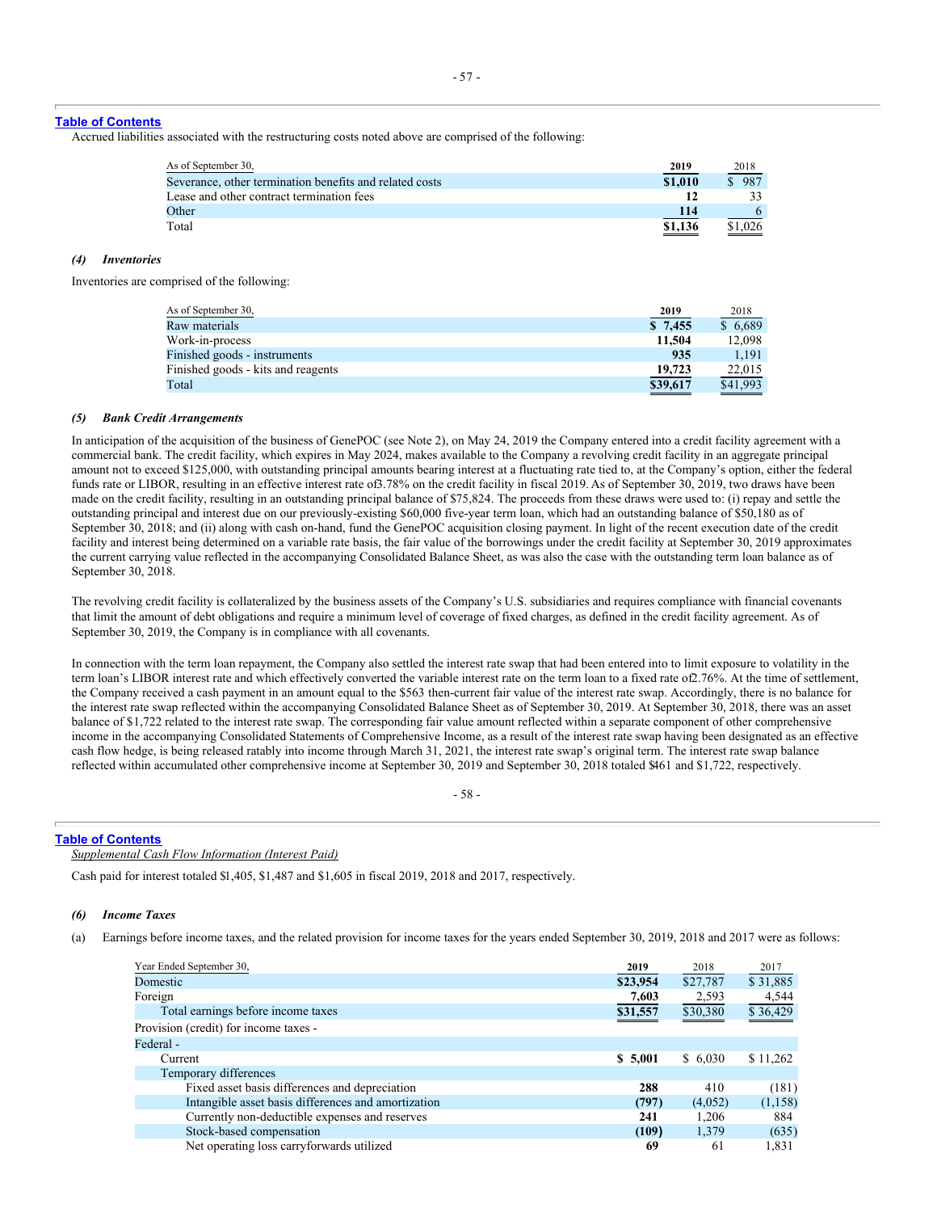Accrued liabilities associated with the restructuring costs noted above are comprised of the following:

| As of September 30, | 2019 | 2018 |
|---|---|---|
| Severance, other termination benefits and related costs | $1,010 | $ 987 |
| Lease and other contract termination fees | 12 | 33 |
| Other | 114 | 6 |
| Total | $1,136 | $1,026 |

### *(4) Inventories*

Inventories are comprised of the following:

| As of September 30, | 2019 | 2018 |
|---|---|---|
| Raw materials | $ 7,455 | $ 6,689 |
| Work-in-process | 11,504 | 12,098 |
| Finished goods - instruments | 935 | 1,191 |
| Finished goods - kits and reagents | 19,723 | 22,015 |
| Total | $39,617 | $41,993 |

### *(5) Bank Credit Arrangements*

In anticipation of the acquisition of the business of GenePOC (see Note 2), on May 24, 2019 the Company entered into a credit facility agreement with a commercial bank. The credit facility, which expires in May 2024, makes available to the Company a revolving credit facility in an aggregate principal amount not to exceed $125,000, with outstanding principal amounts bearing interest at a fluctuating rate tied to, at the Company's option, either the federal funds rate or LIBOR, resulting in an effective interest rate of 3.78% on the credit facility in fiscal 2019. As of September 30, 2019, two draws have been made on the credit facility, resulting in an outstanding principal balance of $75,824. The proceeds from these draws were used to: (i) repay and settle the outstanding principal and interest due on our previously-existing $60,000 five-year term loan, which had an outstanding balance of $50,180 as of September 30, 2018; and (ii) along with cash on-hand, fund the GenePOC acquisition closing payment. In light of the recent execution date of the credit facility and interest being determined on a variable rate basis, the fair value of the borrowings under the credit facility at September 30, 2019 approximates the current carrying value reflected in the accompanying Consolidated Balance Sheet, as was also the case with the outstanding term loan balance as of September 30, 2018.

The revolving credit facility is collateralized by the business assets of the Company's U.S. subsidiaries and requires compliance with financial covenants that limit the amount of debt obligations and require a minimum level of coverage of fixed charges, as defined in the credit facility agreement. As of September 30, 2019, the Company is in compliance with all covenants.

In connection with the term loan repayment, the Company also settled the interest rate swap that had been entered into to limit exposure to volatility in the term loan's LIBOR interest rate and which effectively converted the variable interest rate on the term loan to a fixed rate of 2.76%. At the time of settlement, the Company received a cash payment in an amount equal to the $563 then-current fair value of the interest rate swap. Accordingly, there is no balance for the interest rate swap reflected within the accompanying Consolidated Balance Sheet as of September 30, 2019. At September 30, 2018, there was an asset balance of $1,722 related to the interest rate swap. The corresponding fair value amount reflected within a separate component of other comprehensive income in the accompanying Consolidated Statements of Comprehensive Income, as a result of the interest rate swap having been designated as an effective cash flow hedge, is being released ratably into income through March 31, 2021, the interest rate swap's original term. The interest rate swap balance reflected within accumulated other comprehensive income at September 30, 2019 and September 30, 2018 totaled $461 and $1,722, respectively.

*Supplemental Cash Flow Information (Interest Paid)*

Cash paid for interest totaled $1,405, $1,487 and $1,605 in fiscal 2019, 2018 and 2017, respectively.

### *(6) Income Taxes*

(a) Earnings before income taxes, and the related provision for income taxes for the years ended September 30, 2019, 2018 and 2017 were as follows:

| Year Ended September 30, | 2019 | 2018 | 2017 |
|---|---|---|---|
| Domestic | $23,954 | $27,787 | $ 31,885 |
| Foreign | 7,603 | 2,593 | 4,544 |
| Total earnings before income taxes | $31,557 | $30,380 | $ 36,429 |
| Provision (credit) for income taxes - | | | |
| Federal - | | | |
| Current | $ 5,001 | $ 6,030 | $ 11,262 |
| Temporary differences | | | |
| Fixed asset basis differences and depreciation | 288 | 410 | (181) |
| Intangible asset basis differences and amortization | (797) | (4,052) | (1,158) |
| Currently non-deductible expenses and reserves | 241 | 1,206 | 884 |
| Stock-based compensation | (109) | 1,379 | (635) |
| Net operating loss carryforwards utilized | 69 | 61 | 1,831 |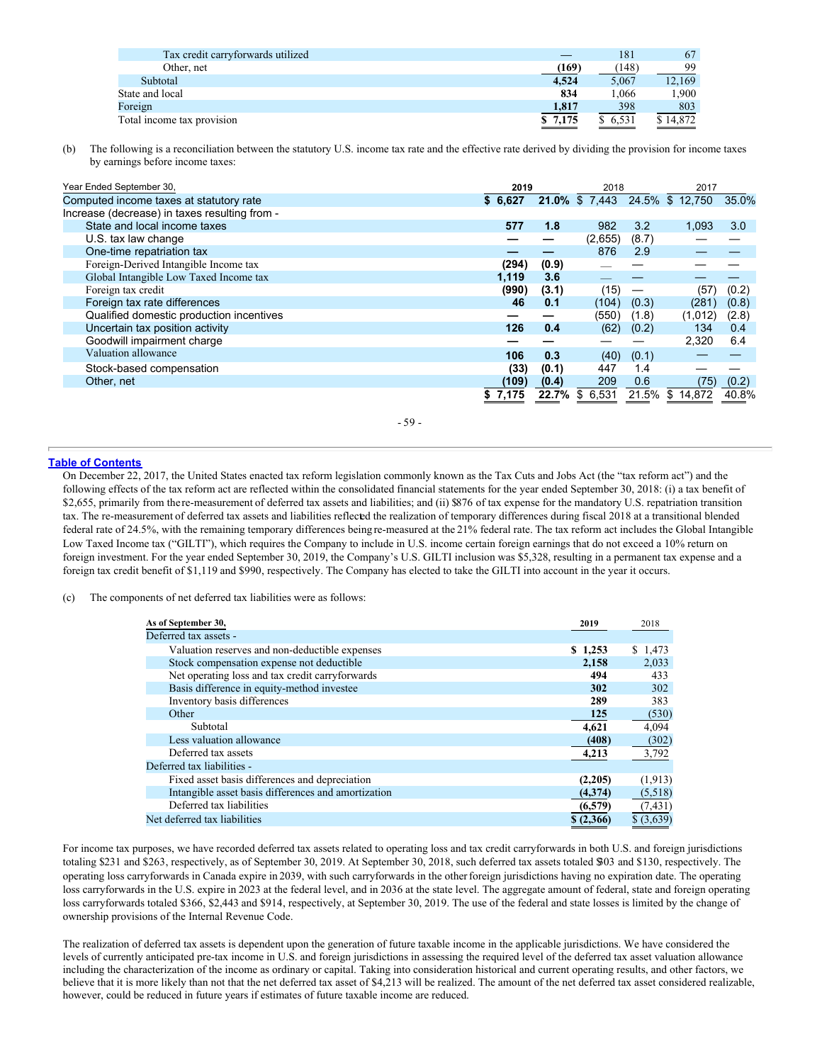| | 2019 | 2018 | 2017 |
|---|---|---|---|
| Tax credit carryforwards utilized | — | 181 | 67 |
| Other, net | **(169)** | (148) | 99 |
| Subtotal | **4,524** | 5,067 | 12,169 |
| State and local | **834** | 1,066 | 1,900 |
| Foreign | **1,817** | 398 | 803 |
| Total income tax provision | **$ 7,175** | $ 6,531 | $ 14,872 |

(b) The following is a reconciliation between the statutory U.S. income tax rate and the effective rate derived by dividing the provision for income taxes by earnings before income taxes:

| Year Ended September 30, | 2019 | | 2018 | | 2017 | |
|---|---|---|---|---|---|---|
| Computed income taxes at statutory rate | **$ 6,627** | **21.0%** | $ 7,443 | 24.5% | $ 12,750 | 35.0% |
| Increase (decrease) in taxes resulting from - | | | | | | |
| State and local income taxes | **577** | **1.8** | 982 | 3.2 | 1,093 | 3.0 |
| U.S. tax law change | **—** | **—** | (2,655) | (8.7) | — | — |
| One-time repatriation tax | **—** | **—** | 876 | 2.9 | — | — |
| Foreign-Derived Intangible Income tax | **(294)** | **(0.9)** | — | — | — | — |
| Global Intangible Low Taxed Income tax | **1,119** | **3.6** | — | — | — | — |
| Foreign tax credit | **(990)** | **(3.1)** | (15) | — | (57) | (0.2) |
| Foreign tax rate differences | **46** | **0.1** | (104) | (0.3) | (281) | (0.8) |
| Qualified domestic production incentives | **—** | **—** | (550) | (1.8) | (1,012) | (2.8) |
| Uncertain tax position activity | **126** | **0.4** | (62) | (0.2) | 134 | 0.4 |
| Goodwill impairment charge | **—** | **—** | — | — | 2,320 | 6.4 |
| Valuation allowance | **106** | **0.3** | (40) | (0.1) | — | — |
| Stock-based compensation | **(33)** | **(0.1)** | 447 | 1.4 | — | — |
| Other, net | **(109)** | **(0.4)** | 209 | 0.6 | (75) | (0.2) |
| | **$ 7,175** | **22.7%** | $ 6,531 | 21.5% | $ 14,872 | 40.8% |

On December 22, 2017, the United States enacted tax reform legislation commonly known as the Tax Cuts and Jobs Act (the "tax reform act") and the following effects of the tax reform act are reflected within the consolidated financial statements for the year ended September 30, 2018: (i) a tax benefit of $2,655, primarily from the re-measurement of deferred tax assets and liabilities; and (ii) $876 of tax expense for the mandatory U.S. repatriation transition tax. The re-measurement of deferred tax assets and liabilities reflected the realization of temporary differences during fiscal 2018 at a transitional blended federal rate of 24.5%, with the remaining temporary differences being re-measured at the 21% federal rate. The tax reform act includes the Global Intangible Low Taxed Income tax ("GILTI"), which requires the Company to include in U.S. income certain foreign earnings that do not exceed a 10% return on foreign investment. For the year ended September 30, 2019, the Company's U.S. GILTI inclusion was $5,328, resulting in a permanent tax expense and a foreign tax credit benefit of $1,119 and $990, respectively. The Company has elected to take the GILTI into account in the year it occurs.

(c) The components of net deferred tax liabilities were as follows:

| As of September 30, | 2019 | 2018 |
|---|---|---|
| Deferred tax assets - | | |
| Valuation reserves and non-deductible expenses | **$ 1,253** | $ 1,473 |
| Stock compensation expense not deductible | **2,158** | 2,033 |
| Net operating loss and tax credit carryforwards | **494** | 433 |
| Basis difference in equity-method investee | **302** | 302 |
| Inventory basis differences | **289** | 383 |
| Other | **125** | (530) |
| Subtotal | **4,621** | 4,094 |
| Less valuation allowance | **(408)** | (302) |
| Deferred tax assets | **4,213** | 3,792 |
| Deferred tax liabilities - | | |
| Fixed asset basis differences and depreciation | **(2,205)** | (1,913) |
| Intangible asset basis differences and amortization | **(4,374)** | (5,518) |
| Deferred tax liabilities | **(6,579)** | (7,431) |
| Net deferred tax liabilities | **$ (2,366)** | $ (3,639) |

For income tax purposes, we have recorded deferred tax assets related to operating loss and tax credit carryforwards in both U.S. and foreign jurisdictions totaling $231 and $263, respectively, as of September 30, 2019. At September 30, 2018, such deferred tax assets totaled $303 and $130, respectively. The operating loss carryforwards in Canada expire in 2039, with such carryforwards in the other foreign jurisdictions having no expiration date. The operating loss carryforwards in the U.S. expire in 2023 at the federal level, and in 2036 at the state level. The aggregate amount of federal, state and foreign operating loss carryforwards totaled $366, $2,443 and $914, respectively, at September 30, 2019. The use of the federal and state losses is limited by the change of ownership provisions of the Internal Revenue Code.

The realization of deferred tax assets is dependent upon the generation of future taxable income in the applicable jurisdictions. We have considered the levels of currently anticipated pre-tax income in U.S. and foreign jurisdictions in assessing the required level of the deferred tax asset valuation allowance including the characterization of the income as ordinary or capital. Taking into consideration historical and current operating results, and other factors, we believe that it is more likely than not that the net deferred tax asset of $4,213 will be realized. The amount of the net deferred tax asset considered realizable, however, could be reduced in future years if estimates of future taxable income are reduced.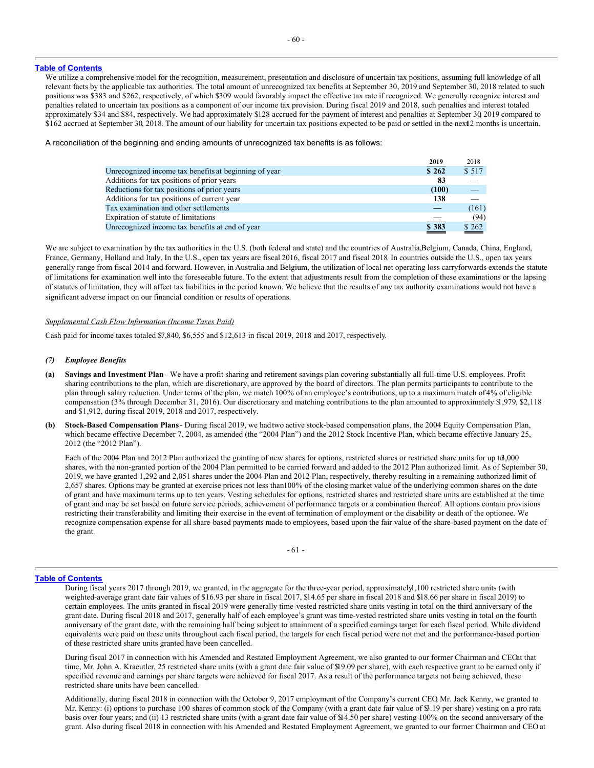We utilize a comprehensive model for the recognition, measurement, presentation and disclosure of uncertain tax positions, assuming full knowledge of all relevant facts by the applicable tax authorities. The total amount of unrecognized tax benefits at September 30, 2019 and September 30, 2018 related to such positions was $383 and $262, respectively, of which $309 would favorably impact the effective tax rate if recognized. We generally recognize interest and penalties related to uncertain tax positions as a component of our income tax provision. During fiscal 2019 and 2018, such penalties and interest totaled approximately $34 and $84, respectively. We had approximately $128 accrued for the payment of interest and penalties at September 30, 2019 compared to $162 accrued at September 30, 2018. The amount of our liability for uncertain tax positions expected to be paid or settled in the next 12 months is uncertain.

A reconciliation of the beginning and ending amounts of unrecognized tax benefits is as follows:

| | 2019 | 2018 |
|---|---|---|
| Unrecognized income tax benefits at beginning of year | $ 262 | $ 517 |
| Additions for tax positions of prior years | 83 | — |
| Reductions for tax positions of prior years | (100) | — |
| Additions for tax positions of current year | 138 | — |
| Tax examination and other settlements | — | (161) |
| Expiration of statute of limitations | — | (94) |
| Unrecognized income tax benefits at end of year | $ 383 | $ 262 |

We are subject to examination by the tax authorities in the U.S. (both federal and state) and the countries of Australia, Belgium, Canada, China, England, France, Germany, Holland and Italy. In the U.S., open tax years are fiscal 2016, fiscal 2017 and fiscal 2018. In countries outside the U.S., open tax years generally range from fiscal 2014 and forward. However, in Australia and Belgium, the utilization of local net operating loss carryforwards extends the statute of limitations for examination well into the foreseeable future. To the extent that adjustments result from the completion of these examinations or the lapsing of statutes of limitation, they will affect tax liabilities in the period known. We believe that the results of any tax authority examinations would not have a significant adverse impact on our financial condition or results of operations.

*Supplemental Cash Flow Information (Income Taxes Paid)*

Cash paid for income taxes totaled $7,840, $6,555 and $12,613 in fiscal 2019, 2018 and 2017, respectively.

***(7) Employee Benefits***

**(a) Savings and Investment Plan** - We have a profit sharing and retirement savings plan covering substantially all full-time U.S. employees. Profit sharing contributions to the plan, which are discretionary, are approved by the board of directors. The plan permits participants to contribute to the plan through salary reduction. Under terms of the plan, we match 100% of an employee's contributions, up to a maximum match of 4% of eligible compensation (3% through December 31, 2016). Our discretionary and matching contributions to the plan amounted to approximately $1,979, $2,118 and $1,912, during fiscal 2019, 2018 and 2017, respectively.

**(b) Stock-Based Compensation Plans** - During fiscal 2019, we had two active stock-based compensation plans, the 2004 Equity Compensation Plan, which became effective December 7, 2004, as amended (the "2004 Plan") and the 2012 Stock Incentive Plan, which became effective January 25, 2012 (the "2012 Plan").

Each of the 2004 Plan and 2012 Plan authorized the granting of new shares for options, restricted shares or restricted share units for up to 3,000 shares, with the non-granted portion of the 2004 Plan permitted to be carried forward and added to the 2012 Plan authorized limit. As of September 30, 2019, we have granted 1,292 and 2,051 shares under the 2004 Plan and 2012 Plan, respectively, thereby resulting in a remaining authorized limit of 2,657 shares. Options may be granted at exercise prices not less than 100% of the closing market value of the underlying common shares on the date of grant and have maximum terms up to ten years. Vesting schedules for options, restricted shares and restricted share units are established at the time of grant and may be set based on future service periods, achievement of performance targets or a combination thereof. All options contain provisions restricting their transferability and limiting their exercise in the event of termination of employment or the disability or death of the optionee. We recognize compensation expense for all share-based payments made to employees, based upon the fair value of the share-based payment on the date of the grant.

During fiscal years 2017 through 2019, we granted, in the aggregate for the three-year period, approximately 1,100 restricted share units (with weighted-average grant date fair values of $16.93 per share in fiscal 2017, $14.65 per share in fiscal 2018 and $18.66 per share in fiscal 2019) to certain employees. The units granted in fiscal 2019 were generally time-vested restricted share units vesting in total on the third anniversary of the grant date. During fiscal 2018 and 2017, generally half of each employee's grant was time-vested restricted share units vesting in total on the fourth anniversary of the grant date, with the remaining half being subject to attainment of a specified earnings target for each fiscal period. While dividend equivalents were paid on these units throughout each fiscal period, the targets for each fiscal period were not met and the performance-based portion of these restricted share units granted have been cancelled.

During fiscal 2017 in connection with his Amended and Restated Employment Agreement, we also granted to our former Chairman and CEO at that time, Mr. John A. Kraeutler, 25 restricted share units (with a grant date fair value of $19.09 per share), with each respective grant to be earned only if specified revenue and earnings per share targets were achieved for fiscal 2017. As a result of the performance targets not being achieved, these restricted share units have been cancelled.

Additionally, during fiscal 2018 in connection with the October 9, 2017 employment of the Company's current CEO, Mr. Jack Kenny, we granted to Mr. Kenny: (i) options to purchase 100 shares of common stock of the Company (with a grant date fair value of $3.19 per share) vesting on a pro rata basis over four years; and (ii) 13 restricted share units (with a grant date fair value of $14.50 per share) vesting 100% on the second anniversary of the grant. Also during fiscal 2018 in connection with his Amended and Restated Employment Agreement, we granted to our former Chairman and CEO at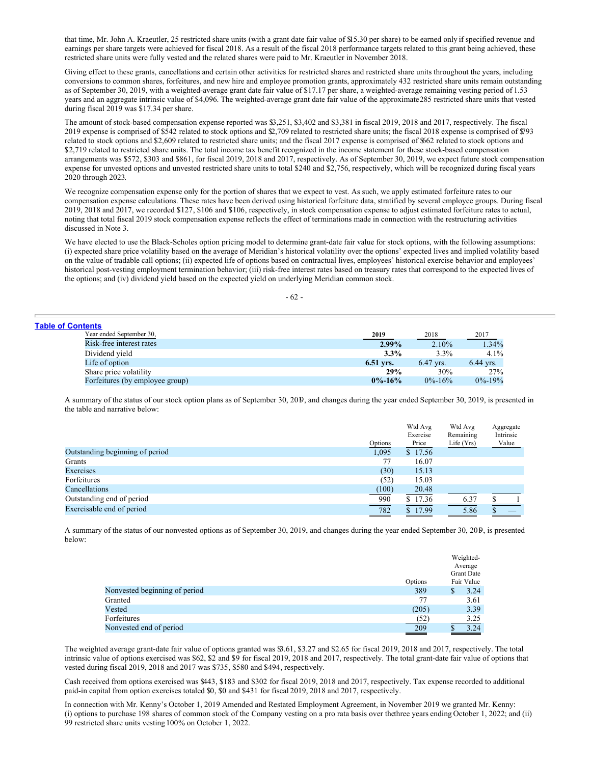that time, Mr. John A. Kraeutler, 25 restricted share units (with a grant date fair value of $15.30 per share) to be earned only if specified revenue and earnings per share targets were achieved for fiscal 2018. As a result of the fiscal 2018 performance targets related to this grant being achieved, these restricted share units were fully vested and the related shares were paid to Mr. Kraeutler in November 2018.

Giving effect to these grants, cancellations and certain other activities for restricted shares and restricted share units throughout the years, including conversions to common shares, forfeitures, and new hire and employee promotion grants, approximately 432 restricted share units remain outstanding as of September 30, 2019, with a weighted-average grant date fair value of $17.17 per share, a weighted-average remaining vesting period of 1.53 years and an aggregate intrinsic value of $4,096. The weighted-average grant date fair value of the approximate 285 restricted share units that vested during fiscal 2019 was $17.34 per share.

The amount of stock-based compensation expense reported was $3,251, $3,402 and $3,381 in fiscal 2019, 2018 and 2017, respectively. The fiscal 2019 expense is comprised of $542 related to stock options and $2,709 related to restricted share units; the fiscal 2018 expense is comprised of $793 related to stock options and $2,609 related to restricted share units; and the fiscal 2017 expense is comprised of $662 related to stock options and $2,719 related to restricted share units. The total income tax benefit recognized in the income statement for these stock-based compensation arrangements was $572, $303 and $861, for fiscal 2019, 2018 and 2017, respectively. As of September 30, 2019, we expect future stock compensation expense for unvested options and unvested restricted share units to total $240 and $2,756, respectively, which will be recognized during fiscal years 2020 through 2023.

We recognize compensation expense only for the portion of shares that we expect to vest. As such, we apply estimated forfeiture rates to our compensation expense calculations. These rates have been derived using historical forfeiture data, stratified by several employee groups. During fiscal 2019, 2018 and 2017, we recorded $127, $106 and $106, respectively, in stock compensation expense to adjust estimated forfeiture rates to actual, noting that total fiscal 2019 stock compensation expense reflects the effect of terminations made in connection with the restructuring activities discussed in Note 3.

We have elected to use the Black-Scholes option pricing model to determine grant-date fair value for stock options, with the following assumptions: (i) expected share price volatility based on the average of Meridian's historical volatility over the options' expected lives and implied volatility based on the value of tradable call options; (ii) expected life of options based on contractual lives, employees' historical exercise behavior and employees' historical post-vesting employment termination behavior; (iii) risk-free interest rates based on treasury rates that correspond to the expected lives of the options; and (iv) dividend yield based on the expected yield on underlying Meridian common stock.

| Year ended September 30, | **2019** | 2018 | 2017 |
|---|---|---|---|
| Risk-free interest rates | **2.99%** | 2.10% | 1.34% |
| Dividend yield | **3.3%** | 3.3% | 4.1% |
| Life of option | **6.51 yrs.** | 6.47 yrs. | 6.44 yrs. |
| Share price volatility | **29%** | 30% | 27% |
| Forfeitures (by employee group) | **0%-16%** | 0%-16% | 0%-19% |

A summary of the status of our stock option plans as of September 30, 2019, and changes during the year ended September 30, 2019, is presented in the table and narrative below:

| | Options | Wtd Avg Exercise Price | Wtd Avg Remaining Life (Yrs) | Aggregate Intrinsic Value |
|---|---|---|---|---|
| Outstanding beginning of period | 1,095 | $ 17.56 | | |
| Grants | 77 | 16.07 | | |
| Exercises | (30) | 15.13 | | |
| Forfeitures | (52) | 15.03 | | |
| Cancellations | (100) | 20.48 | | |
| Outstanding end of period | 990 | $ 17.36 | 6.37 | $ 1 |
| Exercisable end of period | 782 | $ 17.99 | 5.86 | $ — |

A summary of the status of our nonvested options as of September 30, 2019, and changes during the year ended September 30, 2019, is presented below:

| | Options | Weighted-Average Grant Date Fair Value |
|---|---|---|
| Nonvested beginning of period | 389 | $ 3.24 |
| Granted | 77 | 3.61 |
| Vested | (205) | 3.39 |
| Forfeitures | (52) | 3.25 |
| Nonvested end of period | 209 | $ 3.24 |

The weighted average grant-date fair value of options granted was $3.61, $3.27 and $2.65 for fiscal 2019, 2018 and 2017, respectively. The total intrinsic value of options exercised was $62, $2 and $9 for fiscal 2019, 2018 and 2017, respectively. The total grant-date fair value of options that vested during fiscal 2019, 2018 and 2017 was $735, $580 and $494, respectively.

Cash received from options exercised was $443, $183 and $302 for fiscal 2019, 2018 and 2017, respectively. Tax expense recorded to additional paid-in capital from option exercises totaled $0, $0 and $431 for fiscal 2019, 2018 and 2017, respectively.

In connection with Mr. Kenny's October 1, 2019 Amended and Restated Employment Agreement, in November 2019 we granted Mr. Kenny: (i) options to purchase 198 shares of common stock of the Company vesting on a pro rata basis over the three years ending October 1, 2022; and (ii) 99 restricted share units vesting 100% on October 1, 2022.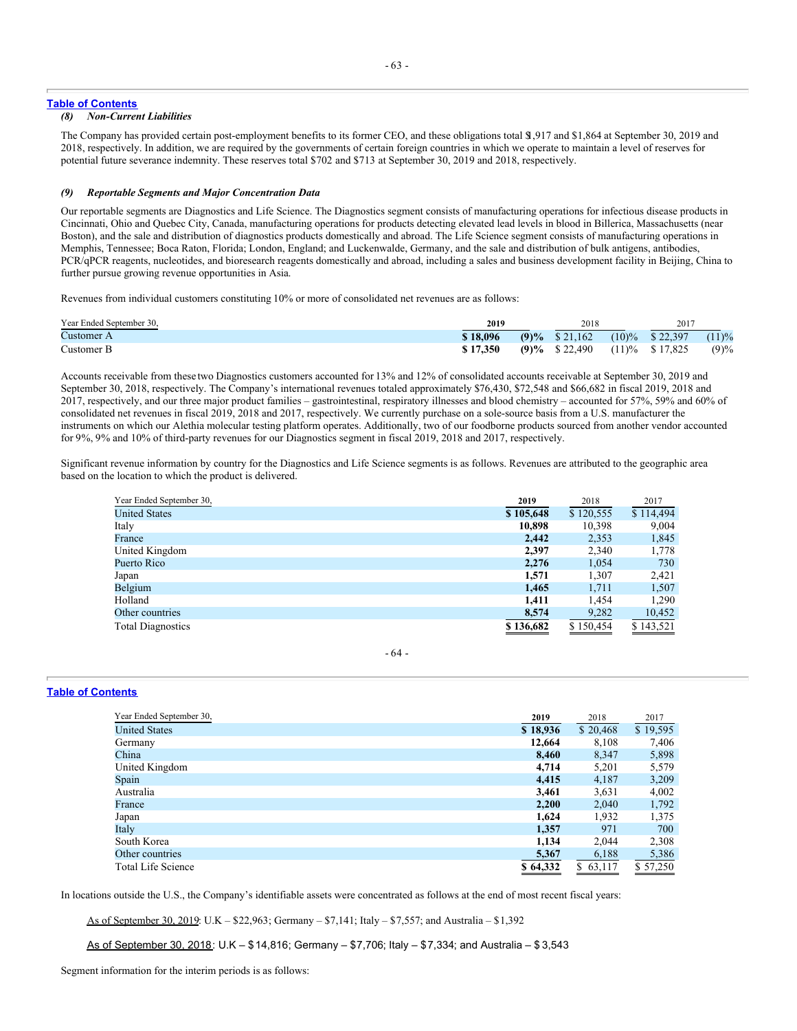### (8) Non-Current Liabilities

The Company has provided certain post-employment benefits to its former CEO, and these obligations total $1,917 and $1,864 at September 30, 2019 and 2018, respectively. In addition, we are required by the governments of certain foreign countries in which we operate to maintain a level of reserves for potential future severance indemnity. These reserves total $702 and $713 at September 30, 2019 and 2018, respectively.

### (9) Reportable Segments and Major Concentration Data

Our reportable segments are Diagnostics and Life Science. The Diagnostics segment consists of manufacturing operations for infectious disease products in Cincinnati, Ohio and Quebec City, Canada, manufacturing operations for products detecting elevated lead levels in blood in Billerica, Massachusetts (near Boston), and the sale and distribution of diagnostics products domestically and abroad. The Life Science segment consists of manufacturing operations in Memphis, Tennessee; Boca Raton, Florida; London, England; and Luckenwalde, Germany, and the sale and distribution of bulk antigens, antibodies, PCR/qPCR reagents, nucleotides, and bioresearch reagents domestically and abroad, including a sales and business development facility in Beijing, China to further pursue growing revenue opportunities in Asia.

Revenues from individual customers constituting 10% or more of consolidated net revenues are as follows:

| Year Ended September 30, | 2019 | | 2018 | | 2017 | |
|---|---|---|---|---|---|---|
| Customer A | **$ 18,096** | **(9)%** | $ 21,162 | (10)% | $ 22,397 | (11)% |
| Customer B | **$ 17,350** | **(9)%** | $ 22,490 | (11)% | $ 17,825 | (9)% |

Accounts receivable from these two Diagnostics customers accounted for 13% and 12% of consolidated accounts receivable at September 30, 2019 and September 30, 2018, respectively. The Company's international revenues totaled approximately $76,430, $72,548 and $66,682 in fiscal 2019, 2018 and 2017, respectively, and our three major product families – gastrointestinal, respiratory illnesses and blood chemistry – accounted for 57%, 59% and 60% of consolidated net revenues in fiscal 2019, 2018 and 2017, respectively. We currently purchase on a sole-source basis from a U.S. manufacturer the instruments on which our Alethia molecular testing platform operates. Additionally, two of our foodborne products sourced from another vendor accounted for 9%, 9% and 10% of third-party revenues for our Diagnostics segment in fiscal 2019, 2018 and 2017, respectively.

Significant revenue information by country for the Diagnostics and Life Science segments is as follows. Revenues are attributed to the geographic area based on the location to which the product is delivered.

| Year Ended September 30, | 2019 | 2018 | 2017 |
|---|---|---|---|
| United States | **$ 105,648** | $ 120,555 | $ 114,494 |
| Italy | **10,898** | 10,398 | 9,004 |
| France | **2,442** | 2,353 | 1,845 |
| United Kingdom | **2,397** | 2,340 | 1,778 |
| Puerto Rico | **2,276** | 1,054 | 730 |
| Japan | **1,571** | 1,307 | 2,421 |
| Belgium | **1,465** | 1,711 | 1,507 |
| Holland | **1,411** | 1,454 | 1,290 |
| Other countries | **8,574** | 9,282 | 10,452 |
| Total Diagnostics | **$ 136,682** | $ 150,454 | $ 143,521 |

| Year Ended September 30, | 2019 | 2018 | 2017 |
|---|---|---|---|
| United States | **$ 18,936** | $ 20,468 | $ 19,595 |
| Germany | **12,664** | 8,108 | 7,406 |
| China | **8,460** | 8,347 | 5,898 |
| United Kingdom | **4,714** | 5,201 | 5,579 |
| Spain | **4,415** | 4,187 | 3,209 |
| Australia | **3,461** | 3,631 | 4,002 |
| France | **2,200** | 2,040 | 1,792 |
| Japan | **1,624** | 1,932 | 1,375 |
| Italy | **1,357** | 971 | 700 |
| South Korea | **1,134** | 2,044 | 2,308 |
| Other countries | **5,367** | 6,188 | 5,386 |
| Total Life Science | **$ 64,332** | $ 63,117 | $ 57,250 |

In locations outside the U.S., the Company's identifiable assets were concentrated as follows at the end of most recent fiscal years:

As of September 30, 2019: U.K – $22,963; Germany – $7,141; Italy – $7,557; and Australia – $1,392

As of September 30, 2018: U.K – $14,816; Germany – $7,706; Italy – $7,334; and Australia – $3,543

Segment information for the interim periods is as follows: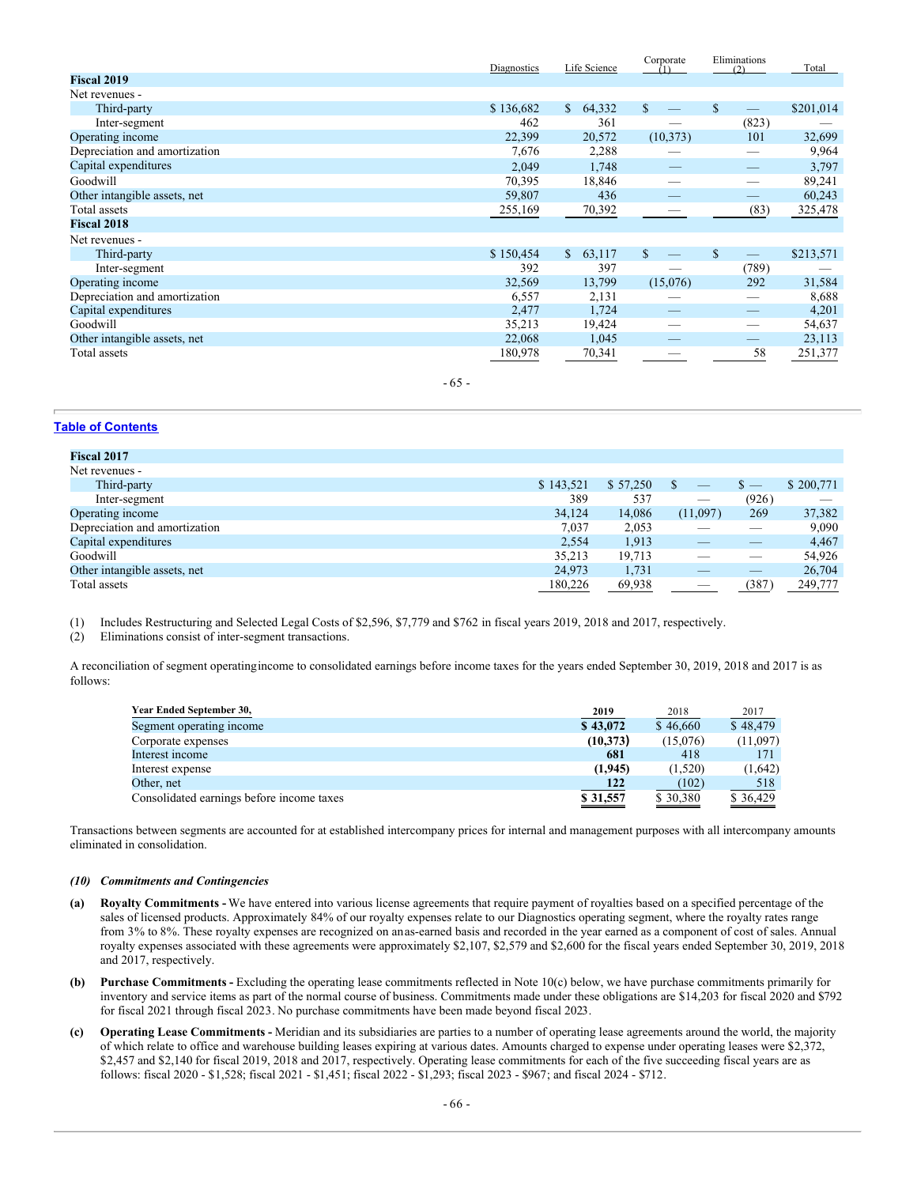| | Diagnostics | Life Science | Corporate (1) | Eliminations (2) | Total |
|---|---|---|---|---|---|
| **Fiscal 2019** | | | | | |
| Net revenues - | | | | | |
| Third-party | $ 136,682 | $ 64,332 | $ — | $ — | $201,014 |
| Inter-segment | 462 | 361 | — | (823) | — |
| Operating income | 22,399 | 20,572 | (10,373) | 101 | 32,699 |
| Depreciation and amortization | 7,676 | 2,288 | — | — | 9,964 |
| Capital expenditures | 2,049 | 1,748 | — | — | 3,797 |
| Goodwill | 70,395 | 18,846 | — | — | 89,241 |
| Other intangible assets, net | 59,807 | 436 | — | — | 60,243 |
| Total assets | 255,169 | 70,392 | — | (83) | 325,478 |
| **Fiscal 2018** | | | | | |
| Net revenues - | | | | | |
| Third-party | $ 150,454 | $ 63,117 | $ — | $ — | $213,571 |
| Inter-segment | 392 | 397 | — | (789) | — |
| Operating income | 32,569 | 13,799 | (15,076) | 292 | 31,584 |
| Depreciation and amortization | 6,557 | 2,131 | — | — | 8,688 |
| Capital expenditures | 2,477 | 1,724 | — | — | 4,201 |
| Goodwill | 35,213 | 19,424 | — | — | 54,637 |
| Other intangible assets, net | 22,068 | 1,045 | — | — | 23,113 |
| Total assets | 180,978 | 70,341 | — | 58 | 251,377 |
| **Fiscal 2017** | | | | | |
| Net revenues - | | | | | |
| Third-party | $ 143,521 | $ 57,250 | $ — | $ — | $ 200,771 |
| Inter-segment | 389 | 537 | — | (926) | — |
| Operating income | 34,124 | 14,086 | (11,097) | 269 | 37,382 |
| Depreciation and amortization | 7,037 | 2,053 | — | — | 9,090 |
| Capital expenditures | 2,554 | 1,913 | — | — | 4,467 |
| Goodwill | 35,213 | 19,713 | — | — | 54,926 |
| Other intangible assets, net | 24,973 | 1,731 | — | — | 26,704 |
| Total assets | 180,226 | 69,938 | — | (387) | 249,777 |

(1) Includes Restructuring and Selected Legal Costs of $2,596, $7,779 and $762 in fiscal years 2019, 2018 and 2017, respectively.
(2) Eliminations consist of inter-segment transactions.

A reconciliation of segment operating income to consolidated earnings before income taxes for the years ended September 30, 2019, 2018 and 2017 is as follows:

| Year Ended September 30, | 2019 | 2018 | 2017 |
|---|---|---|---|
| Segment operating income | **$ 43,072** | $ 46,660 | $ 48,479 |
| Corporate expenses | **(10,373)** | (15,076) | (11,097) |
| Interest income | **681** | 418 | 171 |
| Interest expense | **(1,945)** | (1,520) | (1,642) |
| Other, net | **122** | (102) | 518 |
| Consolidated earnings before income taxes | **$ 31,557** | $ 30,380 | $ 36,429 |

Transactions between segments are accounted for at established intercompany prices for internal and management purposes with all intercompany amounts eliminated in consolidation.

### *(10) Commitments and Contingencies*

**(a) Royalty Commitments -** We have entered into various license agreements that require payment of royalties based on a specified percentage of the sales of licensed products. Approximately 84% of our royalty expenses relate to our Diagnostics operating segment, where the royalty rates range from 3% to 8%. These royalty expenses are recognized on an as-earned basis and recorded in the year earned as a component of cost of sales. Annual royalty expenses associated with these agreements were approximately $2,107, $2,579 and $2,600 for the fiscal years ended September 30, 2019, 2018 and 2017, respectively.

**(b) Purchase Commitments -** Excluding the operating lease commitments reflected in Note 10(c) below, we have purchase commitments primarily for inventory and service items as part of the normal course of business. Commitments made under these obligations are $14,203 for fiscal 2020 and $792 for fiscal 2021 through fiscal 2023. No purchase commitments have been made beyond fiscal 2023.

**(c) Operating Lease Commitments -** Meridian and its subsidiaries are parties to a number of operating lease agreements around the world, the majority of which relate to office and warehouse building leases expiring at various dates. Amounts charged to expense under operating leases were $2,372, $2,457 and $2,140 for fiscal 2019, 2018 and 2017, respectively. Operating lease commitments for each of the five succeeding fiscal years are as follows: fiscal 2020 - $1,528; fiscal 2021 - $1,451; fiscal 2022 - $1,293; fiscal 2023 - $967; and fiscal 2024 - $712.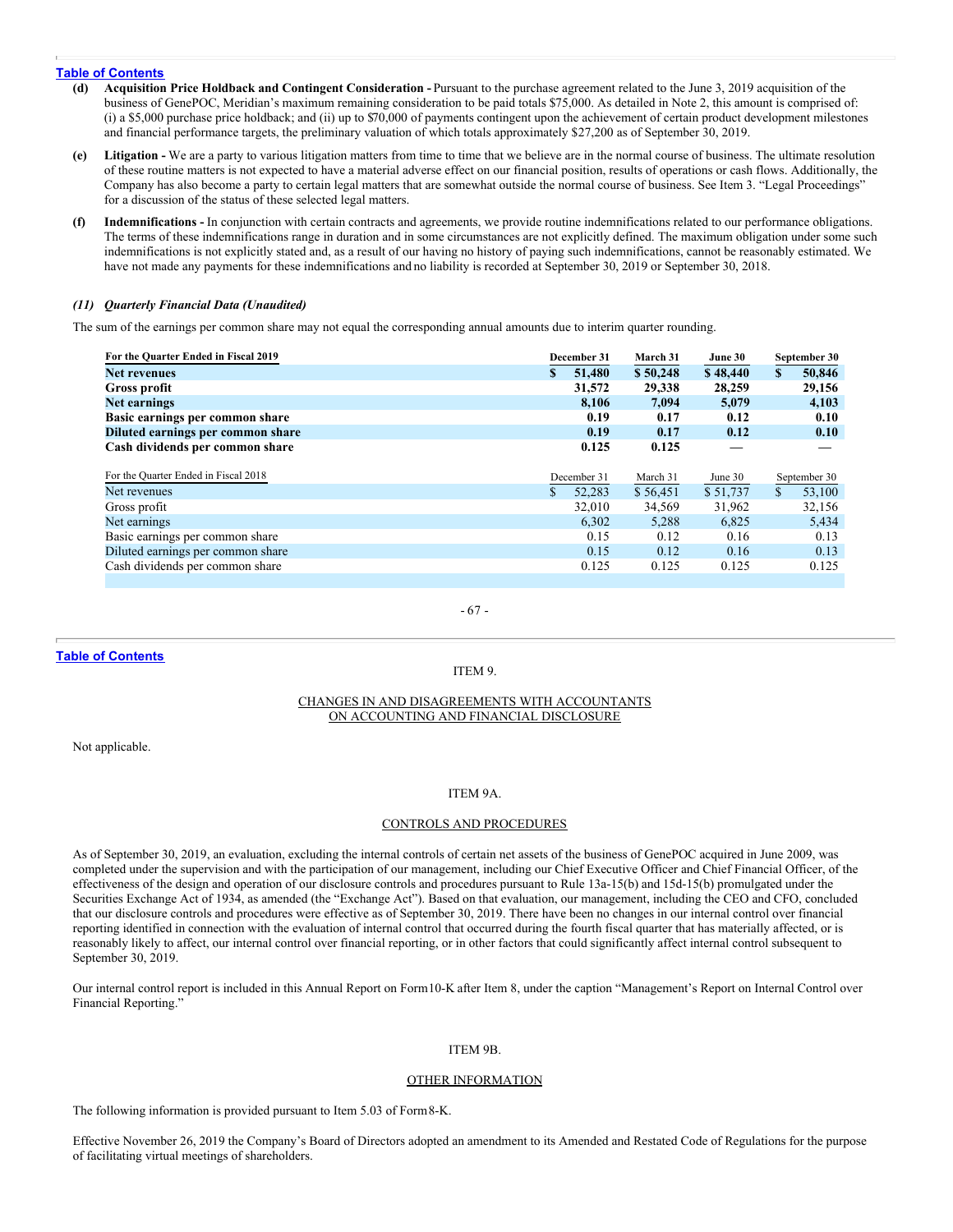Table of Contents

**(d) Acquisition Price Holdback and Contingent Consideration -** Pursuant to the purchase agreement related to the June 3, 2019 acquisition of the business of GenePOC, Meridian's maximum remaining consideration to be paid totals $75,000. As detailed in Note 2, this amount is comprised of: (i) a $5,000 purchase price holdback; and (ii) up to $70,000 of payments contingent upon the achievement of certain product development milestones and financial performance targets, the preliminary valuation of which totals approximately $27,200 as of September 30, 2019.

**(e) Litigation -** We are a party to various litigation matters from time to time that we believe are in the normal course of business. The ultimate resolution of these routine matters is not expected to have a material adverse effect on our financial position, results of operations or cash flows. Additionally, the Company has also become a party to certain legal matters that are somewhat outside the normal course of business. See Item 3. "Legal Proceedings" for a discussion of the status of these selected legal matters.

**(f) Indemnifications -** In conjunction with certain contracts and agreements, we provide routine indemnifications related to our performance obligations. The terms of these indemnifications range in duration and in some circumstances are not explicitly defined. The maximum obligation under some such indemnifications is not explicitly stated and, as a result of our having no history of paying such indemnifications, cannot be reasonably estimated. We have not made any payments for these indemnifications and no liability is recorded at September 30, 2019 or September 30, 2018.

### *(11) Quarterly Financial Data (Unaudited)*

The sum of the earnings per common share may not equal the corresponding annual amounts due to interim quarter rounding.

| **For the Quarter Ended in Fiscal 2019** | **December 31** | **March 31** | **June 30** | **September 30** |
|---|---|---|---|---|
| **Net revenues** | **$ 51,480** | **$ 50,248** | **$ 48,440** | **$ 50,846** |
| **Gross profit** | **31,572** | **29,338** | **28,259** | **29,156** |
| **Net earnings** | **8,106** | **7,094** | **5,079** | **4,103** |
| **Basic earnings per common share** | **0.19** | **0.17** | **0.12** | **0.10** |
| **Diluted earnings per common share** | **0.19** | **0.17** | **0.12** | **0.10** |
| **Cash dividends per common share** | **0.125** | **0.125** | **—** | **—** |

| For the Quarter Ended in Fiscal 2018 | December 31 | March 31 | June 30 | September 30 |
|---|---|---|---|---|
| Net revenues | $ 52,283 | $ 56,451 | $ 51,737 | $ 53,100 |
| Gross profit | 32,010 | 34,569 | 31,962 | 32,156 |
| Net earnings | 6,302 | 5,288 | 6,825 | 5,434 |
| Basic earnings per common share | 0.15 | 0.12 | 0.16 | 0.13 |
| Diluted earnings per common share | 0.15 | 0.12 | 0.16 | 0.13 |
| Cash dividends per common share | 0.125 | 0.125 | 0.125 | 0.125 |

Table of Contents

## ITEM 9.

## CHANGES IN AND DISAGREEMENTS WITH ACCOUNTANTS ON ACCOUNTING AND FINANCIAL DISCLOSURE

Not applicable.

## ITEM 9A.

## CONTROLS AND PROCEDURES

As of September 30, 2019, an evaluation, excluding the internal controls of certain net assets of the business of GenePOC acquired in June 2009, was completed under the supervision and with the participation of our management, including our Chief Executive Officer and Chief Financial Officer, of the effectiveness of the design and operation of our disclosure controls and procedures pursuant to Rule 13a-15(b) and 15d-15(b) promulgated under the Securities Exchange Act of 1934, as amended (the "Exchange Act"). Based on that evaluation, our management, including the CEO and CFO, concluded that our disclosure controls and procedures were effective as of September 30, 2019. There have been no changes in our internal control over financial reporting identified in connection with the evaluation of internal control that occurred during the fourth fiscal quarter that has materially affected, or is reasonably likely to affect, our internal control over financial reporting, or in other factors that could significantly affect internal control subsequent to September 30, 2019.

Our internal control report is included in this Annual Report on Form10-K after Item 8, under the caption "Management's Report on Internal Control over Financial Reporting."

## ITEM 9B.

## OTHER INFORMATION

The following information is provided pursuant to Item 5.03 of Form8-K.

Effective November 26, 2019 the Company's Board of Directors adopted an amendment to its Amended and Restated Code of Regulations for the purpose of facilitating virtual meetings of shareholders.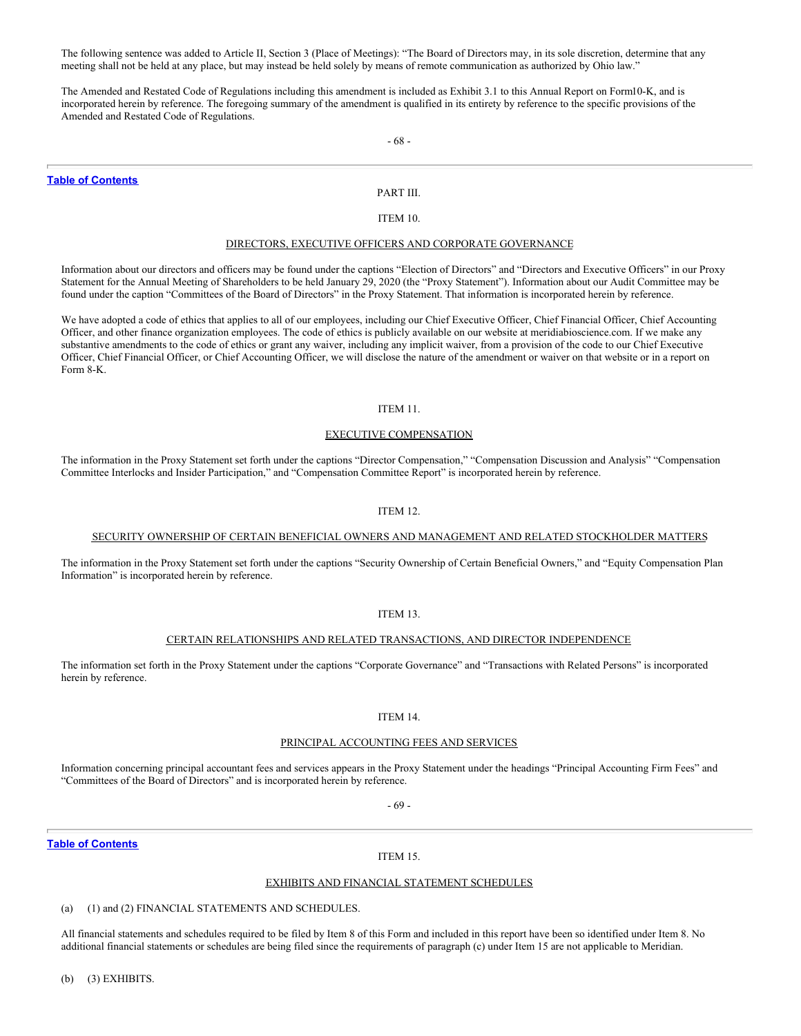The following sentence was added to Article II, Section 3 (Place of Meetings): "The Board of Directors may, in its sole discretion, determine that any meeting shall not be held at any place, but may instead be held solely by means of remote communication as authorized by Ohio law."

The Amended and Restated Code of Regulations including this amendment is included as Exhibit 3.1 to this Annual Report on Form10-K, and is incorporated herein by reference. The foregoing summary of the amendment is qualified in its entirety by reference to the specific provisions of the Amended and Restated Code of Regulations.

**Table of Contents**

# PART III.

## ITEM 10.

## DIRECTORS, EXECUTIVE OFFICERS AND CORPORATE GOVERNANCE

Information about our directors and officers may be found under the captions "Election of Directors" and "Directors and Executive Officers" in our Proxy Statement for the Annual Meeting of Shareholders to be held January 29, 2020 (the "Proxy Statement"). Information about our Audit Committee may be found under the caption "Committees of the Board of Directors" in the Proxy Statement. That information is incorporated herein by reference.

We have adopted a code of ethics that applies to all of our employees, including our Chief Executive Officer, Chief Financial Officer, Chief Accounting Officer, and other finance organization employees. The code of ethics is publicly available on our website at meridiabioscience.com. If we make any substantive amendments to the code of ethics or grant any waiver, including any implicit waiver, from a provision of the code to our Chief Executive Officer, Chief Financial Officer, or Chief Accounting Officer, we will disclose the nature of the amendment or waiver on that website or in a report on Form 8-K.

## ITEM 11.

## EXECUTIVE COMPENSATION

The information in the Proxy Statement set forth under the captions "Director Compensation," "Compensation Discussion and Analysis" "Compensation Committee Interlocks and Insider Participation," and "Compensation Committee Report" is incorporated herein by reference.

## ITEM 12.

## SECURITY OWNERSHIP OF CERTAIN BENEFICIAL OWNERS AND MANAGEMENT AND RELATED STOCKHOLDER MATTERS

The information in the Proxy Statement set forth under the captions "Security Ownership of Certain Beneficial Owners," and "Equity Compensation Plan Information" is incorporated herein by reference.

## ITEM 13.

## CERTAIN RELATIONSHIPS AND RELATED TRANSACTIONS, AND DIRECTOR INDEPENDENCE

The information set forth in the Proxy Statement under the captions "Corporate Governance" and "Transactions with Related Persons" is incorporated herein by reference.

## ITEM 14.

## PRINCIPAL ACCOUNTING FEES AND SERVICES

Information concerning principal accountant fees and services appears in the Proxy Statement under the headings "Principal Accounting Firm Fees" and "Committees of the Board of Directors" and is incorporated herein by reference.

**Table of Contents**

## ITEM 15.

## EXHIBITS AND FINANCIAL STATEMENT SCHEDULES

(a) (1) and (2) FINANCIAL STATEMENTS AND SCHEDULES.

All financial statements and schedules required to be filed by Item 8 of this Form and included in this report have been so identified under Item 8. No additional financial statements or schedules are being filed since the requirements of paragraph (c) under Item 15 are not applicable to Meridian.

(b) (3) EXHIBITS.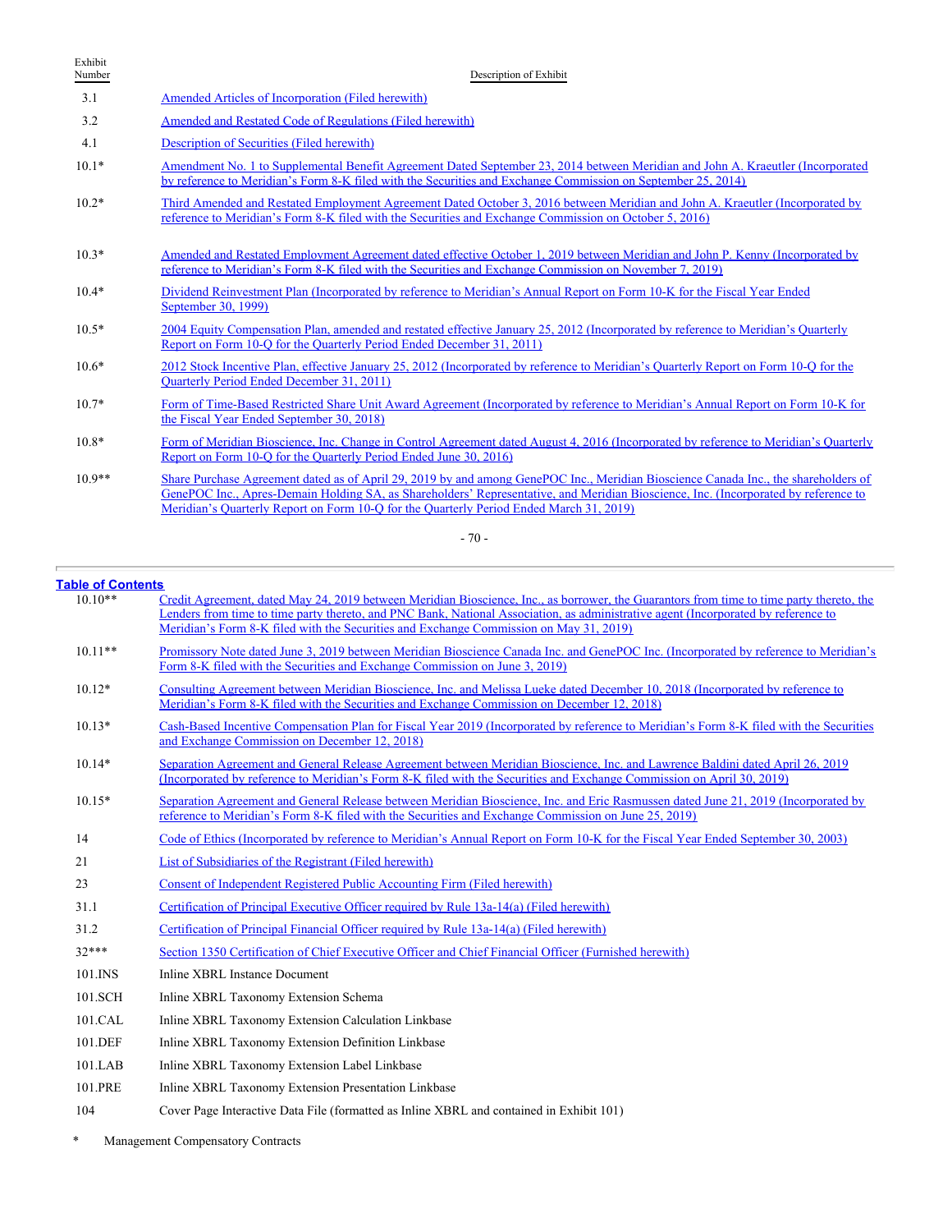| Exhibit Number | Description of Exhibit |
|---|---|
| 3.1 | Amended Articles of Incorporation (Filed herewith) |
| 3.2 | Amended and Restated Code of Regulations (Filed herewith) |
| 4.1 | Description of Securities (Filed herewith) |
| 10.1* | Amendment No. 1 to Supplemental Benefit Agreement Dated September 23, 2014 between Meridian and John A. Kraeutler (Incorporated by reference to Meridian's Form 8-K filed with the Securities and Exchange Commission on September 25, 2014) |
| 10.2* | Third Amended and Restated Employment Agreement Dated October 3, 2016 between Meridian and John A. Kraeutler (Incorporated by reference to Meridian's Form 8-K filed with the Securities and Exchange Commission on October 5, 2016) |
| 10.3* | Amended and Restated Employment Agreement dated effective October 1, 2019 between Meridian and John P. Kenny (Incorporated by reference to Meridian's Form 8-K filed with the Securities and Exchange Commission on November 7, 2019) |
| 10.4* | Dividend Reinvestment Plan (Incorporated by reference to Meridian's Annual Report on Form 10-K for the Fiscal Year Ended September 30, 1999) |
| 10.5* | 2004 Equity Compensation Plan, amended and restated effective January 25, 2012 (Incorporated by reference to Meridian's Quarterly Report on Form 10-Q for the Quarterly Period Ended December 31, 2011) |
| 10.6* | 2012 Stock Incentive Plan, effective January 25, 2012 (Incorporated by reference to Meridian's Quarterly Report on Form 10-Q for the Quarterly Period Ended December 31, 2011) |
| 10.7* | Form of Time-Based Restricted Share Unit Award Agreement (Incorporated by reference to Meridian's Annual Report on Form 10-K for the Fiscal Year Ended September 30, 2018) |
| 10.8* | Form of Meridian Bioscience, Inc. Change in Control Agreement dated August 4, 2016 (Incorporated by reference to Meridian's Quarterly Report on Form 10-Q for the Quarterly Period Ended June 30, 2016) |
| 10.9** | Share Purchase Agreement dated as of April 29, 2019 by and among GenePOC Inc., Meridian Bioscience Canada Inc., the shareholders of GenePOC Inc., Apres-Demain Holding SA, as Shareholders' Representative, and Meridian Bioscience, Inc. (Incorporated by reference to Meridian's Quarterly Report on Form 10-Q for the Quarterly Period Ended March 31, 2019) |
| 10.10** | Credit Agreement, dated May 24, 2019 between Meridian Bioscience, Inc., as borrower, the Guarantors from time to time party thereto, the Lenders from time to time party thereto, and PNC Bank, National Association, as administrative agent (Incorporated by reference to Meridian's Form 8-K filed with the Securities and Exchange Commission on May 31, 2019) |
| 10.11** | Promissory Note dated June 3, 2019 between Meridian Bioscience Canada Inc. and GenePOC Inc. (Incorporated by reference to Meridian's Form 8-K filed with the Securities and Exchange Commission on June 3, 2019) |
| 10.12* | Consulting Agreement between Meridian Bioscience, Inc. and Melissa Lueke dated December 10, 2018 (Incorporated by reference to Meridian's Form 8-K filed with the Securities and Exchange Commission on December 12, 2018) |
| 10.13* | Cash-Based Incentive Compensation Plan for Fiscal Year 2019 (Incorporated by reference to Meridian's Form 8-K filed with the Securities and Exchange Commission on December 12, 2018) |
| 10.14* | Separation Agreement and General Release Agreement between Meridian Bioscience, Inc. and Lawrence Baldini dated April 26, 2019 (Incorporated by reference to Meridian's Form 8-K filed with the Securities and Exchange Commission on April 30, 2019) |
| 10.15* | Separation Agreement and General Release between Meridian Bioscience, Inc. and Eric Rasmussen dated June 21, 2019 (Incorporated by reference to Meridian's Form 8-K filed with the Securities and Exchange Commission on June 25, 2019) |
| 14 | Code of Ethics (Incorporated by reference to Meridian's Annual Report on Form 10-K for the Fiscal Year Ended September 30, 2003) |
| 21 | List of Subsidiaries of the Registrant (Filed herewith) |
| 23 | Consent of Independent Registered Public Accounting Firm (Filed herewith) |
| 31.1 | Certification of Principal Executive Officer required by Rule 13a-14(a) (Filed herewith) |
| 31.2 | Certification of Principal Financial Officer required by Rule 13a-14(a) (Filed herewith) |
| 32*** | Section 1350 Certification of Chief Executive Officer and Chief Financial Officer (Furnished herewith) |
| 101.INS | Inline XBRL Instance Document |
| 101.SCH | Inline XBRL Taxonomy Extension Schema |
| 101.CAL | Inline XBRL Taxonomy Extension Calculation Linkbase |
| 101.DEF | Inline XBRL Taxonomy Extension Definition Linkbase |
| 101.LAB | Inline XBRL Taxonomy Extension Label Linkbase |
| 101.PRE | Inline XBRL Taxonomy Extension Presentation Linkbase |
| 104 | Cover Page Interactive Data File (formatted as Inline XBRL and contained in Exhibit 101) |

\* Management Compensatory Contracts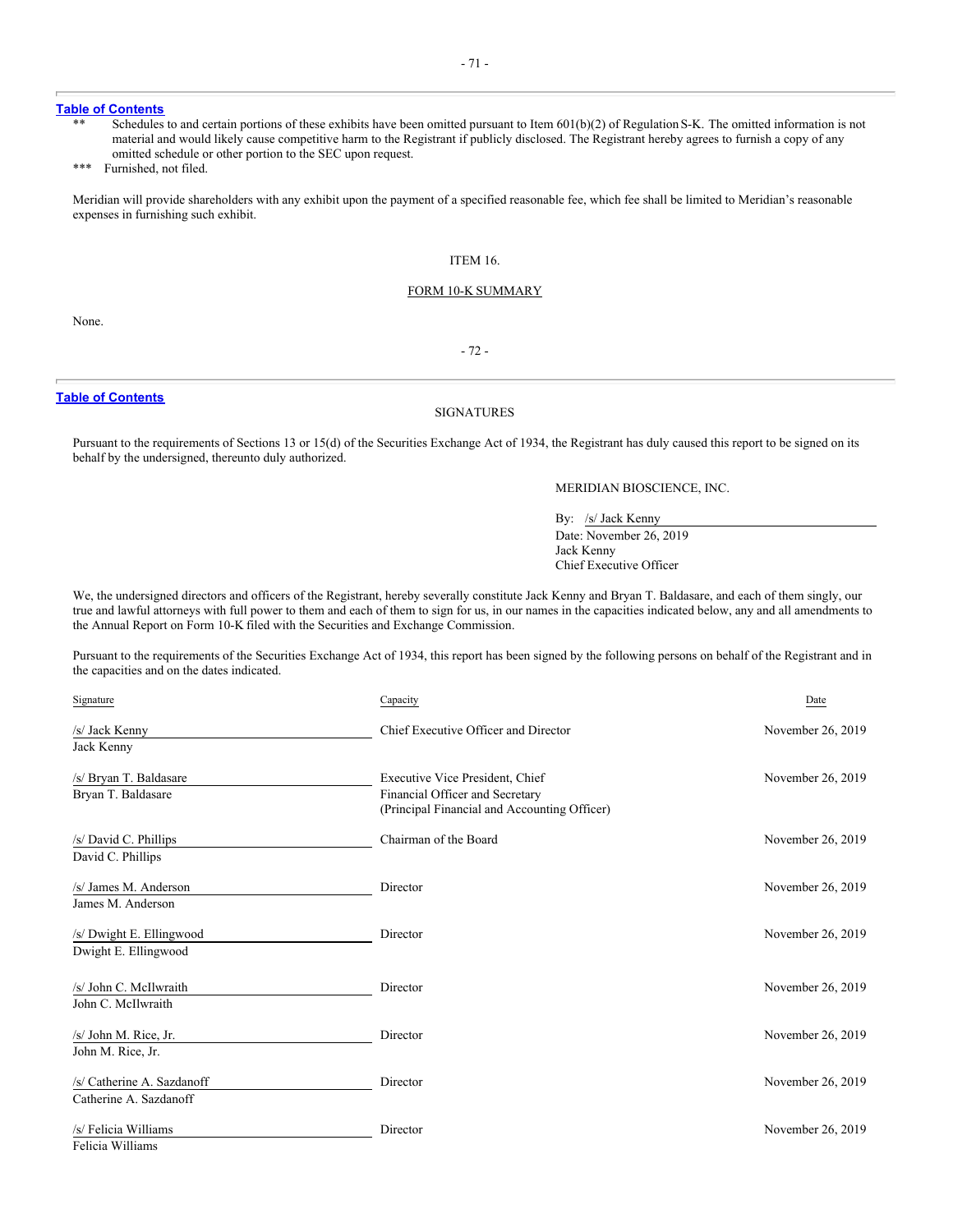| | |
|---|---|
| ** | Schedules to and certain portions of these exhibits have been omitted pursuant to Item 601(b)(2) of Regulation S-K. The omitted information is not material and would likely cause competitive harm to the Registrant if publicly disclosed. The Registrant hereby agrees to furnish a copy of any omitted schedule or other portion to the SEC upon request. |
| *** | Furnished, not filed. |

Meridian will provide shareholders with any exhibit upon the payment of a specified reasonable fee, which fee shall be limited to Meridian's reasonable expenses in furnishing such exhibit.

## ITEM 16.

## FORM 10-K SUMMARY

None.

## SIGNATURES

Pursuant to the requirements of Sections 13 or 15(d) of the Securities Exchange Act of 1934, the Registrant has duly caused this report to be signed on its behalf by the undersigned, thereunto duly authorized.

MERIDIAN BIOSCIENCE, INC.

By: /s/ Jack Kenny
Date: November 26, 2019
Jack Kenny
Chief Executive Officer

We, the undersigned directors and officers of the Registrant, hereby severally constitute Jack Kenny and Bryan T. Baldasare, and each of them singly, our true and lawful attorneys with full power to them and each of them to sign for us, in our names in the capacities indicated below, any and all amendments to the Annual Report on Form 10-K filed with the Securities and Exchange Commission.

Pursuant to the requirements of the Securities Exchange Act of 1934, this report has been signed by the following persons on behalf of the Registrant and in the capacities and on the dates indicated.

| Signature | Capacity | Date |
|---|---|---|
| /s/ Jack Kenny<br>Jack Kenny | Chief Executive Officer and Director | November 26, 2019 |
| /s/ Bryan T. Baldasare<br>Bryan T. Baldasare | Executive Vice President, Chief Financial Officer and Secretary (Principal Financial and Accounting Officer) | November 26, 2019 |
| /s/ David C. Phillips<br>David C. Phillips | Chairman of the Board | November 26, 2019 |
| /s/ James M. Anderson<br>James M. Anderson | Director | November 26, 2019 |
| /s/ Dwight E. Ellingwood<br>Dwight E. Ellingwood | Director | November 26, 2019 |
| /s/ John C. McIlwraith<br>John C. McIlwraith | Director | November 26, 2019 |
| /s/ John M. Rice, Jr.<br>John M. Rice, Jr. | Director | November 26, 2019 |
| /s/ Catherine A. Sazdanoff<br>Catherine A. Sazdanoff | Director | November 26, 2019 |
| /s/ Felicia Williams<br>Felicia Williams | Director | November 26, 2019 |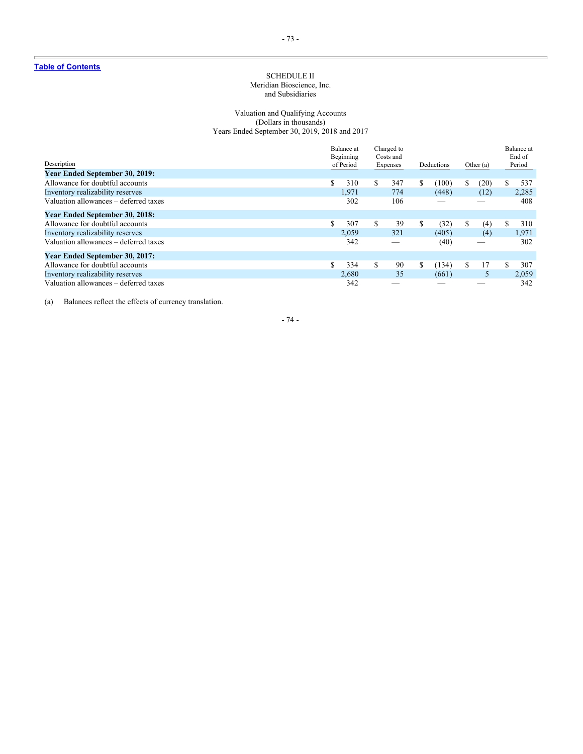[Table of Contents](#)

SCHEDULE II
Meridian Bioscience, Inc.
and Subsidiaries

Valuation and Qualifying Accounts
(Dollars in thousands)
Years Ended September 30, 2019, 2018 and 2017

| Description | Balance at Beginning of Period | Charged to Costs and Expenses | Deductions | Other (a) | Balance at End of Period |
|---|---|---|---|---|---|
| **Year Ended September 30, 2019:** | | | | | |
| Allowance for doubtful accounts | $ 310 | $ 347 | $ (100) | $ (20) | $ 537 |
| Inventory realizability reserves | 1,971 | 774 | (448) | (12) | 2,285 |
| Valuation allowances – deferred taxes | 302 | 106 | — | — | 408 |
| **Year Ended September 30, 2018:** | | | | | |
| Allowance for doubtful accounts | $ 307 | $ 39 | $ (32) | $ (4) | $ 310 |
| Inventory realizability reserves | 2,059 | 321 | (405) | (4) | 1,971 |
| Valuation allowances – deferred taxes | 342 | — | (40) | — | 302 |
| **Year Ended September 30, 2017:** | | | | | |
| Allowance for doubtful accounts | $ 334 | $ 90 | $ (134) | $ 17 | $ 307 |
| Inventory realizability reserves | 2,680 | 35 | (661) | 5 | 2,059 |
| Valuation allowances – deferred taxes | 342 | — | — | — | 342 |

(a) Balances reflect the effects of currency translation.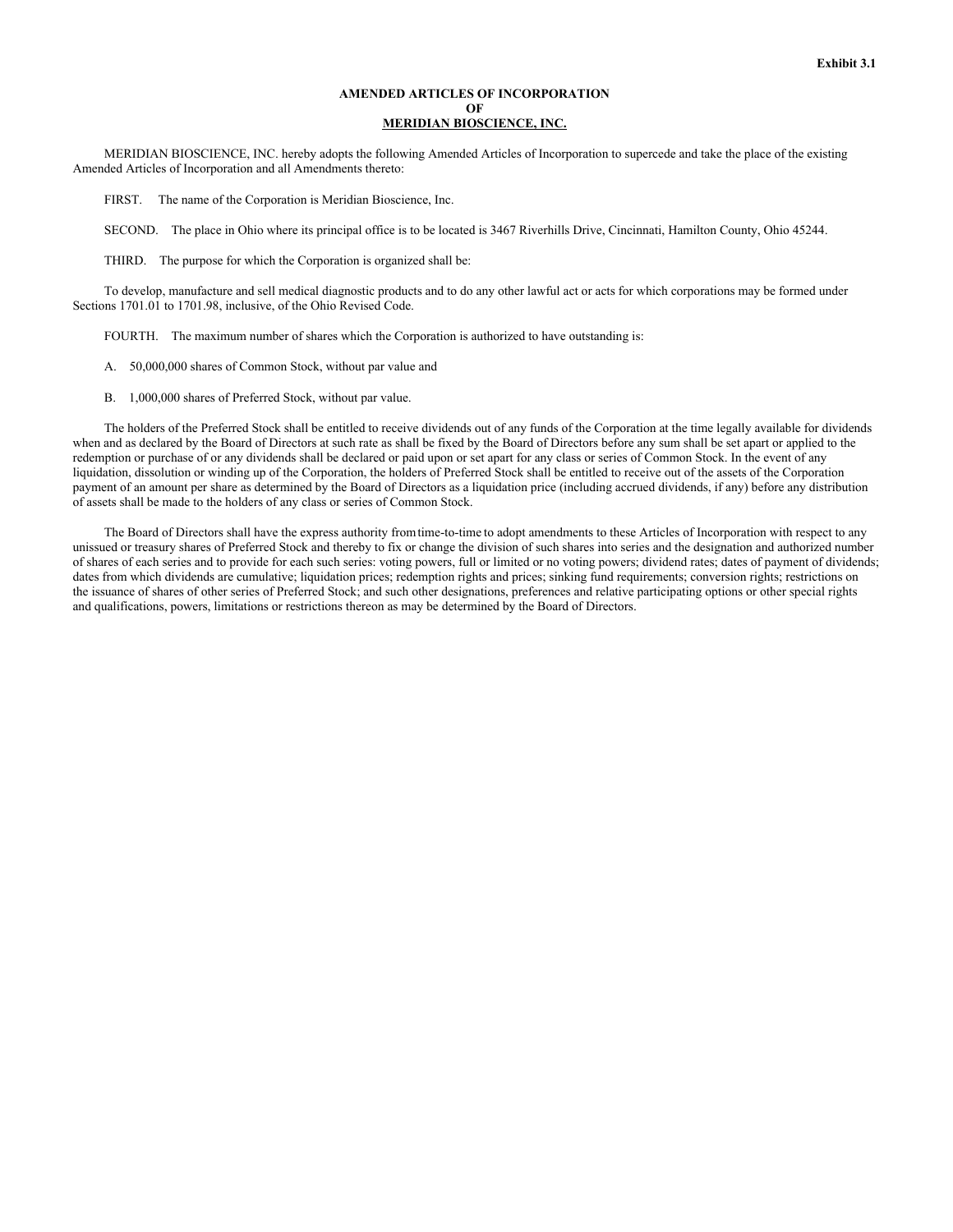**Exhibit 3.1**

# AMENDED ARTICLES OF INCORPORATION
# OF
# MERIDIAN BIOSCIENCE, INC.

MERIDIAN BIOSCIENCE, INC. hereby adopts the following Amended Articles of Incorporation to supercede and take the place of the existing Amended Articles of Incorporation and all Amendments thereto:

FIRST. The name of the Corporation is Meridian Bioscience, Inc.

SECOND. The place in Ohio where its principal office is to be located is 3467 Riverhills Drive, Cincinnati, Hamilton County, Ohio 45244.

THIRD. The purpose for which the Corporation is organized shall be:

To develop, manufacture and sell medical diagnostic products and to do any other lawful act or acts for which corporations may be formed under Sections 1701.01 to 1701.98, inclusive, of the Ohio Revised Code.

FOURTH. The maximum number of shares which the Corporation is authorized to have outstanding is:

A. 50,000,000 shares of Common Stock, without par value and

B. 1,000,000 shares of Preferred Stock, without par value.

The holders of the Preferred Stock shall be entitled to receive dividends out of any funds of the Corporation at the time legally available for dividends when and as declared by the Board of Directors at such rate as shall be fixed by the Board of Directors before any sum shall be set apart or applied to the redemption or purchase of or any dividends shall be declared or paid upon or set apart for any class or series of Common Stock. In the event of any liquidation, dissolution or winding up of the Corporation, the holders of Preferred Stock shall be entitled to receive out of the assets of the Corporation payment of an amount per share as determined by the Board of Directors as a liquidation price (including accrued dividends, if any) before any distribution of assets shall be made to the holders of any class or series of Common Stock.

The Board of Directors shall have the express authority from time-to-time to adopt amendments to these Articles of Incorporation with respect to any unissued or treasury shares of Preferred Stock and thereby to fix or change the division of such shares into series and the designation and authorized number of shares of each series and to provide for each such series: voting powers, full or limited or no voting powers; dividend rates; dates of payment of dividends; dates from which dividends are cumulative; liquidation prices; redemption rights and prices; sinking fund requirements; conversion rights; restrictions on the issuance of shares of other series of Preferred Stock; and such other designations, preferences and relative participating options or other special rights and qualifications, powers, limitations or restrictions thereon as may be determined by the Board of Directors.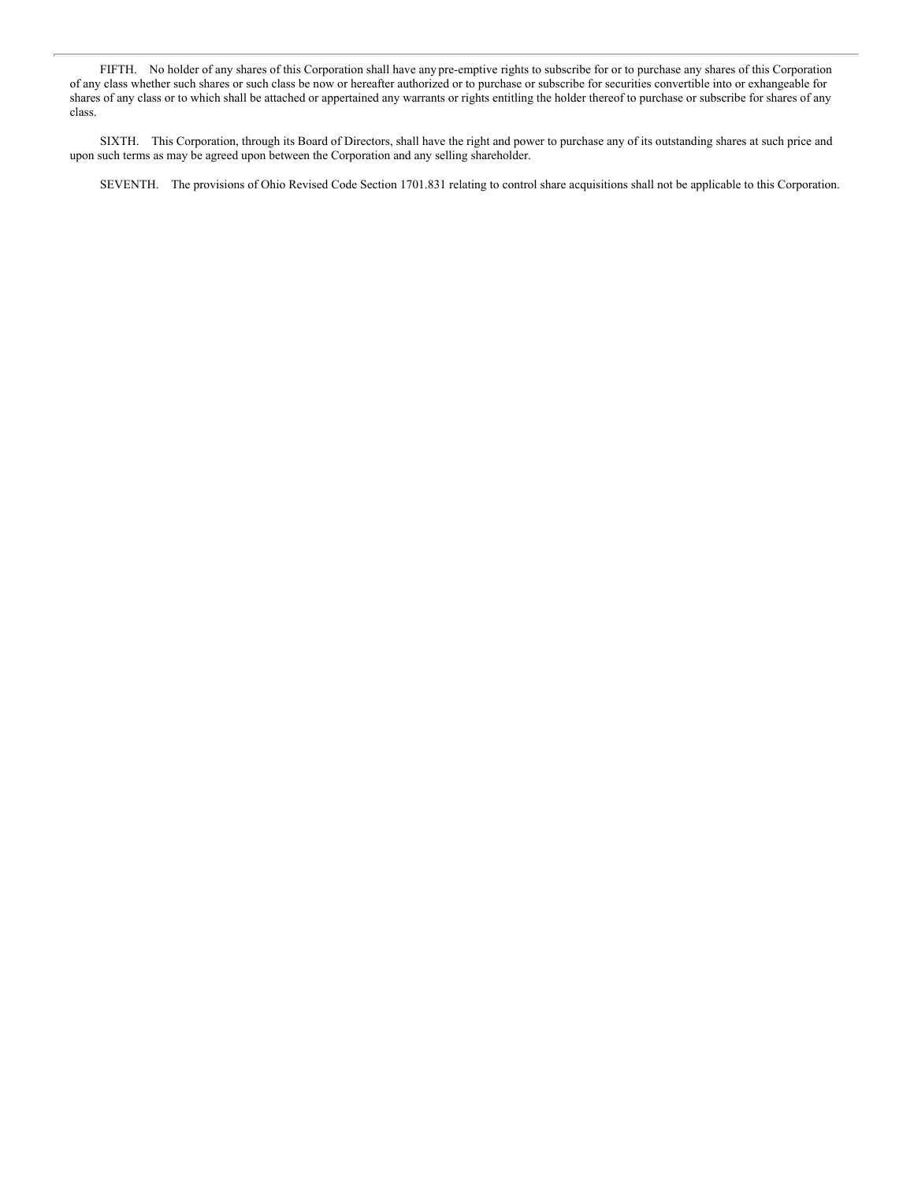FIFTH. No holder of any shares of this Corporation shall have any pre-emptive rights to subscribe for or to purchase any shares of this Corporation of any class whether such shares or such class be now or hereafter authorized or to purchase or subscribe for securities convertible into or exhangeable for shares of any class or to which shall be attached or appertained any warrants or rights entitling the holder thereof to purchase or subscribe for shares of any class.

SIXTH. This Corporation, through its Board of Directors, shall have the right and power to purchase any of its outstanding shares at such price and upon such terms as may be agreed upon between the Corporation and any selling shareholder.

SEVENTH. The provisions of Ohio Revised Code Section 1701.831 relating to control share acquisitions shall not be applicable to this Corporation.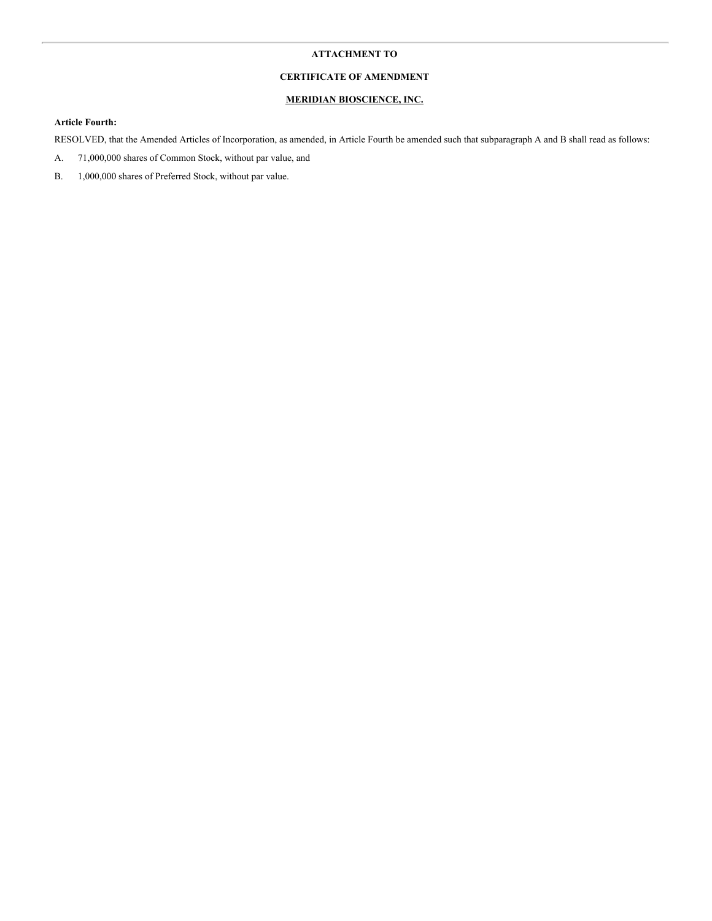**ATTACHMENT TO**

**CERTIFICATE OF AMENDMENT**

**MERIDIAN BIOSCIENCE, INC.**

**Article Fourth:**

RESOLVED, that the Amended Articles of Incorporation, as amended, in Article Fourth be amended such that subparagraph A and B shall read as follows:

A. 71,000,000 shares of Common Stock, without par value, and

B. 1,000,000 shares of Preferred Stock, without par value.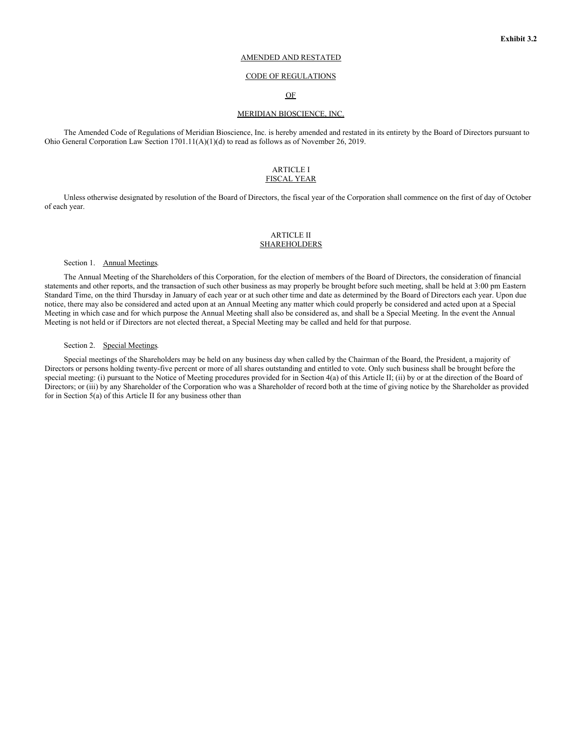**Exhibit 3.2**

AMENDED AND RESTATED

CODE OF REGULATIONS

OF

MERIDIAN BIOSCIENCE, INC.

The Amended Code of Regulations of Meridian Bioscience, Inc. is hereby amended and restated in its entirety by the Board of Directors pursuant to Ohio General Corporation Law Section 1701.11(A)(1)(d) to read as follows as of November 26, 2019.

## ARTICLE I
## FISCAL YEAR

Unless otherwise designated by resolution of the Board of Directors, the fiscal year of the Corporation shall commence on the first of day of October of each year.

## ARTICLE II
## SHAREHOLDERS

Section 1. Annual Meetings.

The Annual Meeting of the Shareholders of this Corporation, for the election of members of the Board of Directors, the consideration of financial statements and other reports, and the transaction of such other business as may properly be brought before such meeting, shall be held at 3:00 pm Eastern Standard Time, on the third Thursday in January of each year or at such other time and date as determined by the Board of Directors each year. Upon due notice, there may also be considered and acted upon at an Annual Meeting any matter which could properly be considered and acted upon at a Special Meeting in which case and for which purpose the Annual Meeting shall also be considered as, and shall be a Special Meeting. In the event the Annual Meeting is not held or if Directors are not elected thereat, a Special Meeting may be called and held for that purpose.

Section 2. Special Meetings.

Special meetings of the Shareholders may be held on any business day when called by the Chairman of the Board, the President, a majority of Directors or persons holding twenty-five percent or more of all shares outstanding and entitled to vote. Only such business shall be brought before the special meeting: (i) pursuant to the Notice of Meeting procedures provided for in Section 4(a) of this Article II; (ii) by or at the direction of the Board of Directors; or (iii) by any Shareholder of the Corporation who was a Shareholder of record both at the time of giving notice by the Shareholder as provided for in Section 5(a) of this Article II for any business other than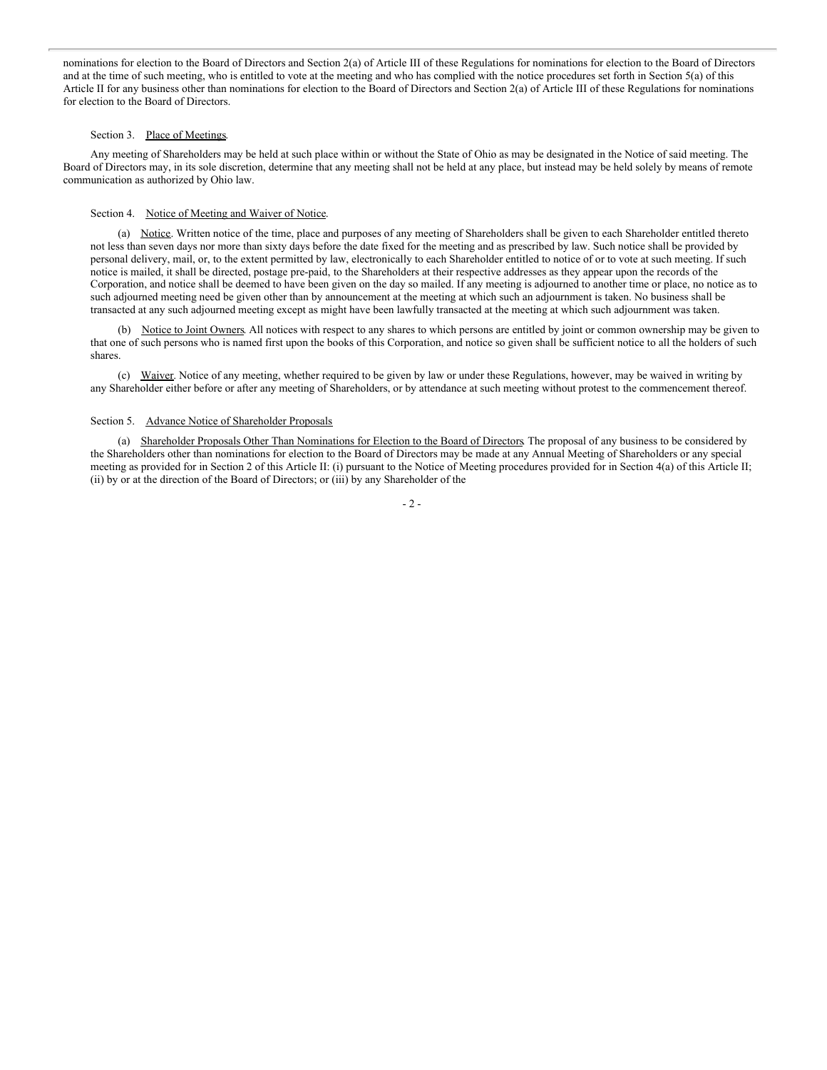nominations for election to the Board of Directors and Section 2(a) of Article III of these Regulations for nominations for election to the Board of Directors and at the time of such meeting, who is entitled to vote at the meeting and who has complied with the notice procedures set forth in Section 5(a) of this Article II for any business other than nominations for election to the Board of Directors and Section 2(a) of Article III of these Regulations for nominations for election to the Board of Directors.

Section 3. Place of Meetings.

Any meeting of Shareholders may be held at such place within or without the State of Ohio as may be designated in the Notice of said meeting. The Board of Directors may, in its sole discretion, determine that any meeting shall not be held at any place, but instead may be held solely by means of remote communication as authorized by Ohio law.

Section 4. Notice of Meeting and Waiver of Notice.

(a) Notice. Written notice of the time, place and purposes of any meeting of Shareholders shall be given to each Shareholder entitled thereto not less than seven days nor more than sixty days before the date fixed for the meeting and as prescribed by law. Such notice shall be provided by personal delivery, mail, or, to the extent permitted by law, electronically to each Shareholder entitled to notice of or to vote at such meeting. If such notice is mailed, it shall be directed, postage pre-paid, to the Shareholders at their respective addresses as they appear upon the records of the Corporation, and notice shall be deemed to have been given on the day so mailed. If any meeting is adjourned to another time or place, no notice as to such adjourned meeting need be given other than by announcement at the meeting at which such an adjournment is taken. No business shall be transacted at any such adjourned meeting except as might have been lawfully transacted at the meeting at which such adjournment was taken.

(b) Notice to Joint Owners. All notices with respect to any shares to which persons are entitled by joint or common ownership may be given to that one of such persons who is named first upon the books of this Corporation, and notice so given shall be sufficient notice to all the holders of such shares.

(c) Waiver. Notice of any meeting, whether required to be given by law or under these Regulations, however, may be waived in writing by any Shareholder either before or after any meeting of Shareholders, or by attendance at such meeting without protest to the commencement thereof.

Section 5. Advance Notice of Shareholder Proposals

(a) Shareholder Proposals Other Than Nominations for Election to the Board of Directors. The proposal of any business to be considered by the Shareholders other than nominations for election to the Board of Directors may be made at any Annual Meeting of Shareholders or any special meeting as provided for in Section 2 of this Article II: (i) pursuant to the Notice of Meeting procedures provided for in Section 4(a) of this Article II; (ii) by or at the direction of the Board of Directors; or (iii) by any Shareholder of the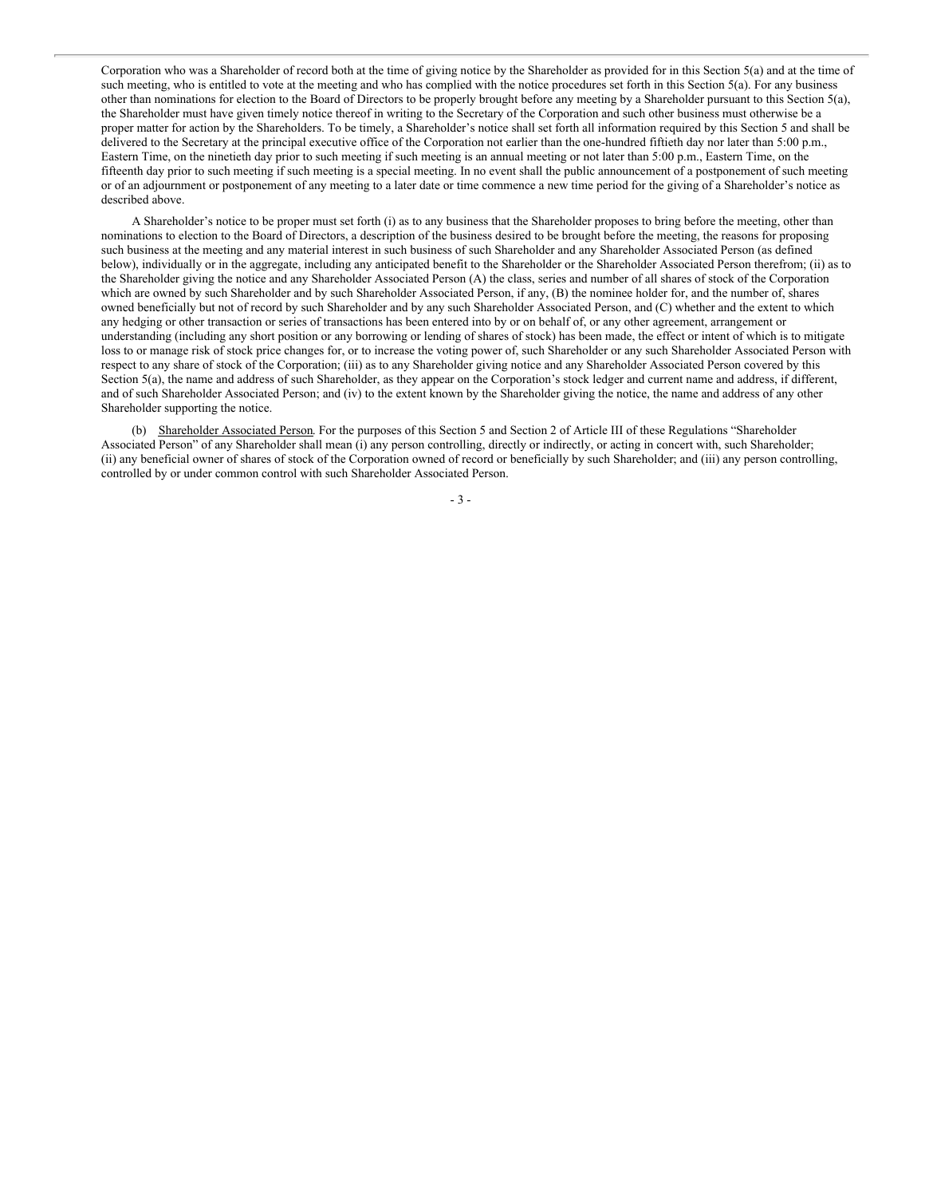Corporation who was a Shareholder of record both at the time of giving notice by the Shareholder as provided for in this Section 5(a) and at the time of such meeting, who is entitled to vote at the meeting and who has complied with the notice procedures set forth in this Section 5(a). For any business other than nominations for election to the Board of Directors to be properly brought before any meeting by a Shareholder pursuant to this Section 5(a), the Shareholder must have given timely notice thereof in writing to the Secretary of the Corporation and such other business must otherwise be a proper matter for action by the Shareholders. To be timely, a Shareholder's notice shall set forth all information required by this Section 5 and shall be delivered to the Secretary at the principal executive office of the Corporation not earlier than the one-hundred fiftieth day nor later than 5:00 p.m., Eastern Time, on the ninetieth day prior to such meeting if such meeting is an annual meeting or not later than 5:00 p.m., Eastern Time, on the fifteenth day prior to such meeting if such meeting is a special meeting. In no event shall the public announcement of a postponement of such meeting or of an adjournment or postponement of any meeting to a later date or time commence a new time period for the giving of a Shareholder's notice as described above.

A Shareholder's notice to be proper must set forth (i) as to any business that the Shareholder proposes to bring before the meeting, other than nominations to election to the Board of Directors, a description of the business desired to be brought before the meeting, the reasons for proposing such business at the meeting and any material interest in such business of such Shareholder and any Shareholder Associated Person (as defined below), individually or in the aggregate, including any anticipated benefit to the Shareholder or the Shareholder Associated Person therefrom; (ii) as to the Shareholder giving the notice and any Shareholder Associated Person (A) the class, series and number of all shares of stock of the Corporation which are owned by such Shareholder and by such Shareholder Associated Person, if any, (B) the nominee holder for, and the number of, shares owned beneficially but not of record by such Shareholder and by any such Shareholder Associated Person, and (C) whether and the extent to which any hedging or other transaction or series of transactions has been entered into by or on behalf of, or any other agreement, arrangement or understanding (including any short position or any borrowing or lending of shares of stock) has been made, the effect or intent of which is to mitigate loss to or manage risk of stock price changes for, or to increase the voting power of, such Shareholder or any such Shareholder Associated Person with respect to any share of stock of the Corporation; (iii) as to any Shareholder giving notice and any Shareholder Associated Person covered by this Section 5(a), the name and address of such Shareholder, as they appear on the Corporation's stock ledger and current name and address, if different, and of such Shareholder Associated Person; and (iv) to the extent known by the Shareholder giving the notice, the name and address of any other Shareholder supporting the notice.

(b) Shareholder Associated Person. For the purposes of this Section 5 and Section 2 of Article III of these Regulations "Shareholder Associated Person" of any Shareholder shall mean (i) any person controlling, directly or indirectly, or acting in concert with, such Shareholder; (ii) any beneficial owner of shares of stock of the Corporation owned of record or beneficially by such Shareholder; and (iii) any person controlling, controlled by or under common control with such Shareholder Associated Person.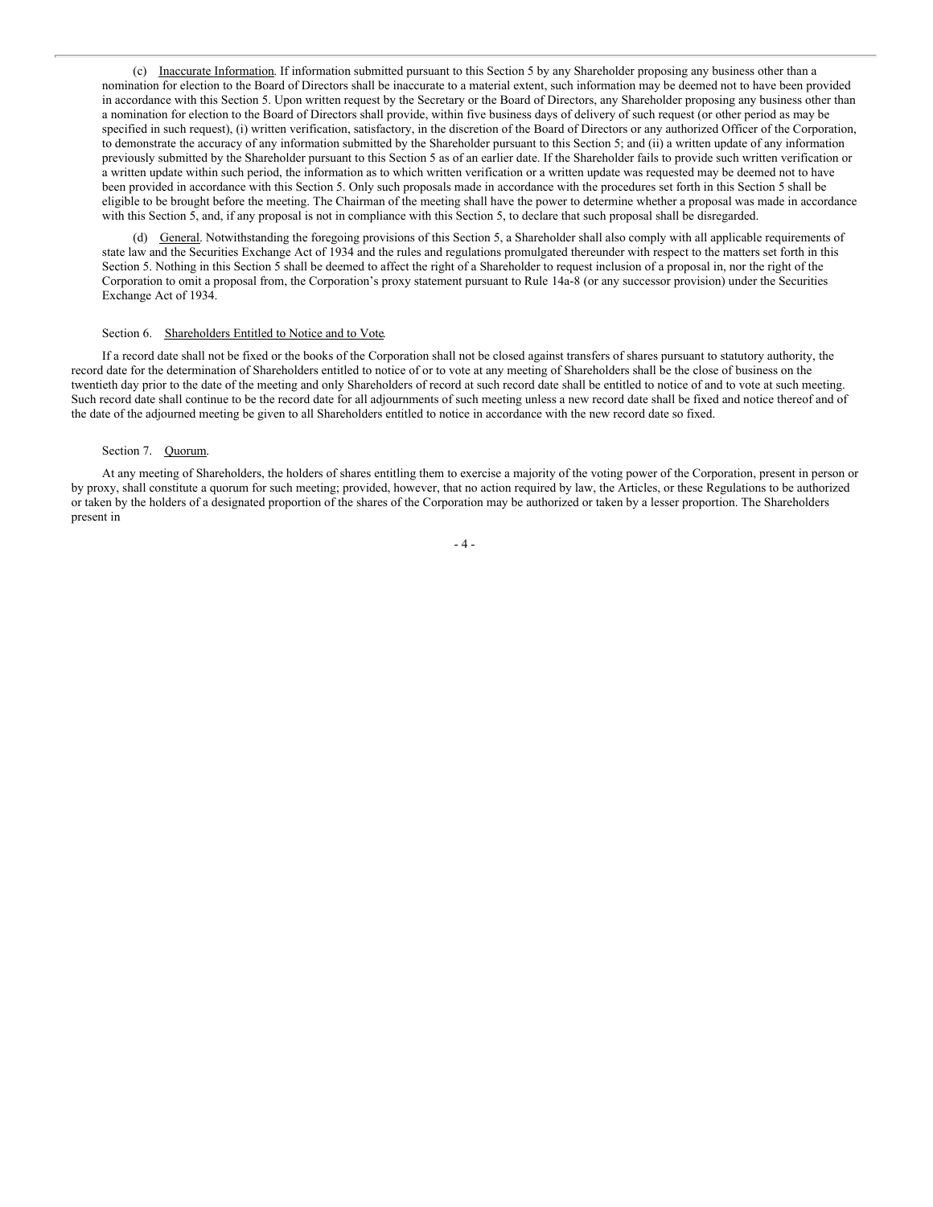(c) Inaccurate Information. If information submitted pursuant to this Section 5 by any Shareholder proposing any business other than a nomination for election to the Board of Directors shall be inaccurate to a material extent, such information may be deemed not to have been provided in accordance with this Section 5. Upon written request by the Secretary or the Board of Directors, any Shareholder proposing any business other than a nomination for election to the Board of Directors shall provide, within five business days of delivery of such request (or other period as may be specified in such request), (i) written verification, satisfactory, in the discretion of the Board of Directors or any authorized Officer of the Corporation, to demonstrate the accuracy of any information submitted by the Shareholder pursuant to this Section 5; and (ii) a written update of any information previously submitted by the Shareholder pursuant to this Section 5 as of an earlier date. If the Shareholder fails to provide such written verification or a written update within such period, the information as to which written verification or a written update was requested may be deemed not to have been provided in accordance with this Section 5. Only such proposals made in accordance with the procedures set forth in this Section 5 shall be eligible to be brought before the meeting. The Chairman of the meeting shall have the power to determine whether a proposal was made in accordance with this Section 5, and, if any proposal is not in compliance with this Section 5, to declare that such proposal shall be disregarded.

(d) General. Notwithstanding the foregoing provisions of this Section 5, a Shareholder shall also comply with all applicable requirements of state law and the Securities Exchange Act of 1934 and the rules and regulations promulgated thereunder with respect to the matters set forth in this Section 5. Nothing in this Section 5 shall be deemed to affect the right of a Shareholder to request inclusion of a proposal in, nor the right of the Corporation to omit a proposal from, the Corporation's proxy statement pursuant to Rule 14a-8 (or any successor provision) under the Securities Exchange Act of 1934.

Section 6. Shareholders Entitled to Notice and to Vote.

If a record date shall not be fixed or the books of the Corporation shall not be closed against transfers of shares pursuant to statutory authority, the record date for the determination of Shareholders entitled to notice of or to vote at any meeting of Shareholders shall be the close of business on the twentieth day prior to the date of the meeting and only Shareholders of record at such record date shall be entitled to notice of and to vote at such meeting. Such record date shall continue to be the record date for all adjournments of such meeting unless a new record date shall be fixed and notice thereof and of the date of the adjourned meeting be given to all Shareholders entitled to notice in accordance with the new record date so fixed.

Section 7. Quorum.

At any meeting of Shareholders, the holders of shares entitling them to exercise a majority of the voting power of the Corporation, present in person or by proxy, shall constitute a quorum for such meeting; provided, however, that no action required by law, the Articles, or these Regulations to be authorized or taken by the holders of a designated proportion of the shares of the Corporation may be authorized or taken by a lesser proportion. The Shareholders present in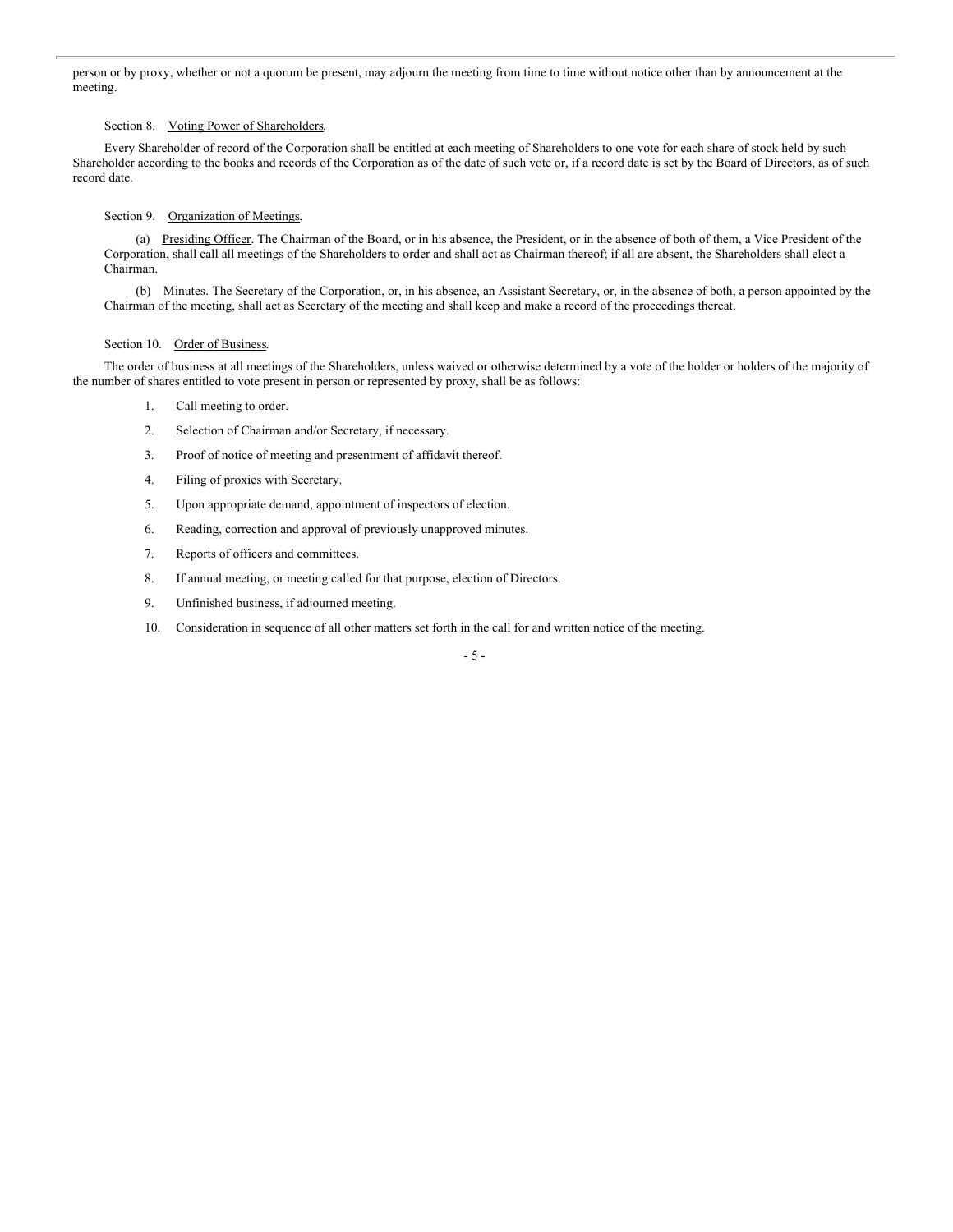person or by proxy, whether or not a quorum be present, may adjourn the meeting from time to time without notice other than by announcement at the meeting.

Section 8. Voting Power of Shareholders.

Every Shareholder of record of the Corporation shall be entitled at each meeting of Shareholders to one vote for each share of stock held by such Shareholder according to the books and records of the Corporation as of the date of such vote or, if a record date is set by the Board of Directors, as of such record date.

Section 9. Organization of Meetings.

(a) Presiding Officer. The Chairman of the Board, or in his absence, the President, or in the absence of both of them, a Vice President of the Corporation, shall call all meetings of the Shareholders to order and shall act as Chairman thereof; if all are absent, the Shareholders shall elect a Chairman.

(b) Minutes. The Secretary of the Corporation, or, in his absence, an Assistant Secretary, or, in the absence of both, a person appointed by the Chairman of the meeting, shall act as Secretary of the meeting and shall keep and make a record of the proceedings thereat.

Section 10. Order of Business.

The order of business at all meetings of the Shareholders, unless waived or otherwise determined by a vote of the holder or holders of the majority of the number of shares entitled to vote present in person or represented by proxy, shall be as follows:

1. Call meeting to order.
2. Selection of Chairman and/or Secretary, if necessary.
3. Proof of notice of meeting and presentment of affidavit thereof.
4. Filing of proxies with Secretary.
5. Upon appropriate demand, appointment of inspectors of election.
6. Reading, correction and approval of previously unapproved minutes.
7. Reports of officers and committees.
8. If annual meeting, or meeting called for that purpose, election of Directors.
9. Unfinished business, if adjourned meeting.
10. Consideration in sequence of all other matters set forth in the call for and written notice of the meeting.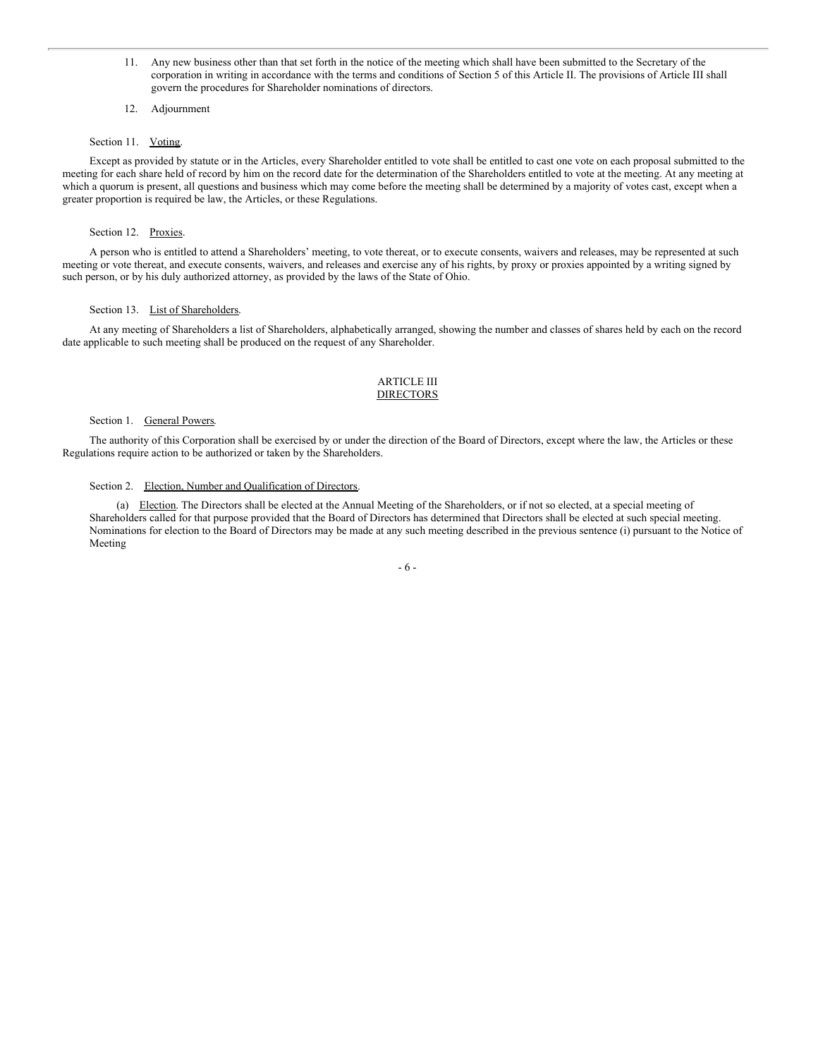11. Any new business other than that set forth in the notice of the meeting which shall have been submitted to the Secretary of the corporation in writing in accordance with the terms and conditions of Section 5 of this Article II. The provisions of Article III shall govern the procedures for Shareholder nominations of directors.

12. Adjournment

Section 11. Voting.

Except as provided by statute or in the Articles, every Shareholder entitled to vote shall be entitled to cast one vote on each proposal submitted to the meeting for each share held of record by him on the record date for the determination of the Shareholders entitled to vote at the meeting. At any meeting at which a quorum is present, all questions and business which may come before the meeting shall be determined by a majority of votes cast, except when a greater proportion is required be law, the Articles, or these Regulations.

Section 12. Proxies.

A person who is entitled to attend a Shareholders' meeting, to vote thereat, or to execute consents, waivers and releases, may be represented at such meeting or vote thereat, and execute consents, waivers, and releases and exercise any of his rights, by proxy or proxies appointed by a writing signed by such person, or by his duly authorized attorney, as provided by the laws of the State of Ohio.

Section 13. List of Shareholders.

At any meeting of Shareholders a list of Shareholders, alphabetically arranged, showing the number and classes of shares held by each on the record date applicable to such meeting shall be produced on the request of any Shareholder.

## ARTICLE III
## DIRECTORS

Section 1. General Powers.

The authority of this Corporation shall be exercised by or under the direction of the Board of Directors, except where the law, the Articles or these Regulations require action to be authorized or taken by the Shareholders.

Section 2. Election, Number and Qualification of Directors.

(a) Election. The Directors shall be elected at the Annual Meeting of the Shareholders, or if not so elected, at a special meeting of Shareholders called for that purpose provided that the Board of Directors has determined that Directors shall be elected at such special meeting. Nominations for election to the Board of Directors may be made at any such meeting described in the previous sentence (i) pursuant to the Notice of Meeting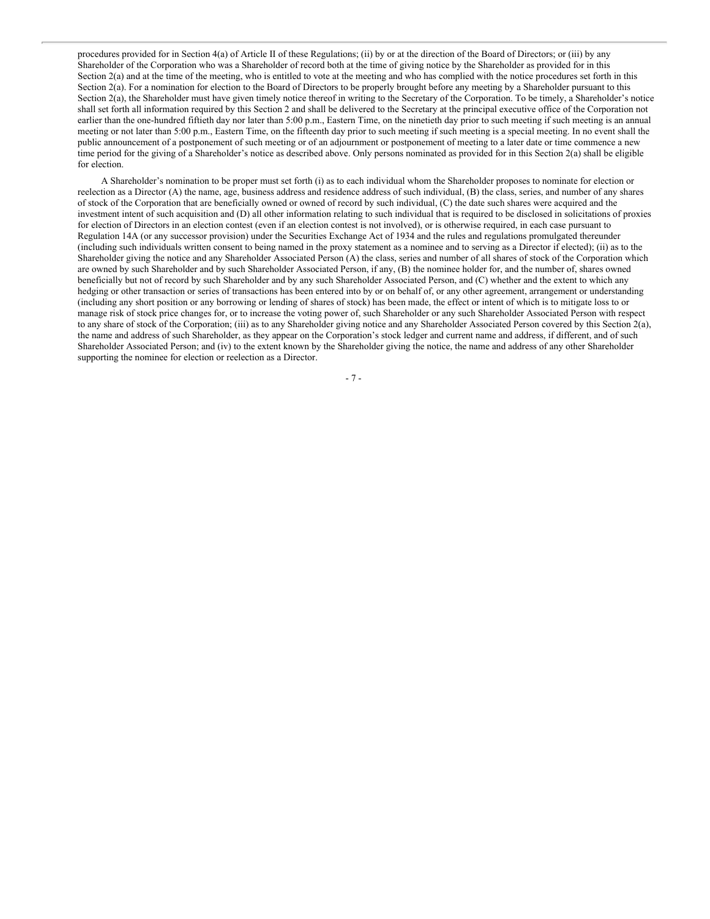procedures provided for in Section 4(a) of Article II of these Regulations; (ii) by or at the direction of the Board of Directors; or (iii) by any Shareholder of the Corporation who was a Shareholder of record both at the time of giving notice by the Shareholder as provided for in this Section 2(a) and at the time of the meeting, who is entitled to vote at the meeting and who has complied with the notice procedures set forth in this Section 2(a). For a nomination for election to the Board of Directors to be properly brought before any meeting by a Shareholder pursuant to this Section 2(a), the Shareholder must have given timely notice thereof in writing to the Secretary of the Corporation. To be timely, a Shareholder's notice shall set forth all information required by this Section 2 and shall be delivered to the Secretary at the principal executive office of the Corporation not earlier than the one-hundred fiftieth day nor later than 5:00 p.m., Eastern Time, on the ninetieth day prior to such meeting if such meeting is an annual meeting or not later than 5:00 p.m., Eastern Time, on the fifteenth day prior to such meeting if such meeting is a special meeting. In no event shall the public announcement of a postponement of such meeting or of an adjournment or postponement of meeting to a later date or time commence a new time period for the giving of a Shareholder's notice as described above. Only persons nominated as provided for in this Section 2(a) shall be eligible for election.

A Shareholder's nomination to be proper must set forth (i) as to each individual whom the Shareholder proposes to nominate for election or reelection as a Director (A) the name, age, business address and residence address of such individual, (B) the class, series, and number of any shares of stock of the Corporation that are beneficially owned or owned of record by such individual, (C) the date such shares were acquired and the investment intent of such acquisition and (D) all other information relating to such individual that is required to be disclosed in solicitations of proxies for election of Directors in an election contest (even if an election contest is not involved), or is otherwise required, in each case pursuant to Regulation 14A (or any successor provision) under the Securities Exchange Act of 1934 and the rules and regulations promulgated thereunder (including such individuals written consent to being named in the proxy statement as a nominee and to serving as a Director if elected); (ii) as to the Shareholder giving the notice and any Shareholder Associated Person (A) the class, series and number of all shares of stock of the Corporation which are owned by such Shareholder and by such Shareholder Associated Person, if any, (B) the nominee holder for, and the number of, shares owned beneficially but not of record by such Shareholder and by any such Shareholder Associated Person, and (C) whether and the extent to which any hedging or other transaction or series of transactions has been entered into by or on behalf of, or any other agreement, arrangement or understanding (including any short position or any borrowing or lending of shares of stock) has been made, the effect or intent of which is to mitigate loss to or manage risk of stock price changes for, or to increase the voting power of, such Shareholder or any such Shareholder Associated Person with respect to any share of stock of the Corporation; (iii) as to any Shareholder giving notice and any Shareholder Associated Person covered by this Section 2(a), the name and address of such Shareholder, as they appear on the Corporation's stock ledger and current name and address, if different, and of such Shareholder Associated Person; and (iv) to the extent known by the Shareholder giving the notice, the name and address of any other Shareholder supporting the nominee for election or reelection as a Director.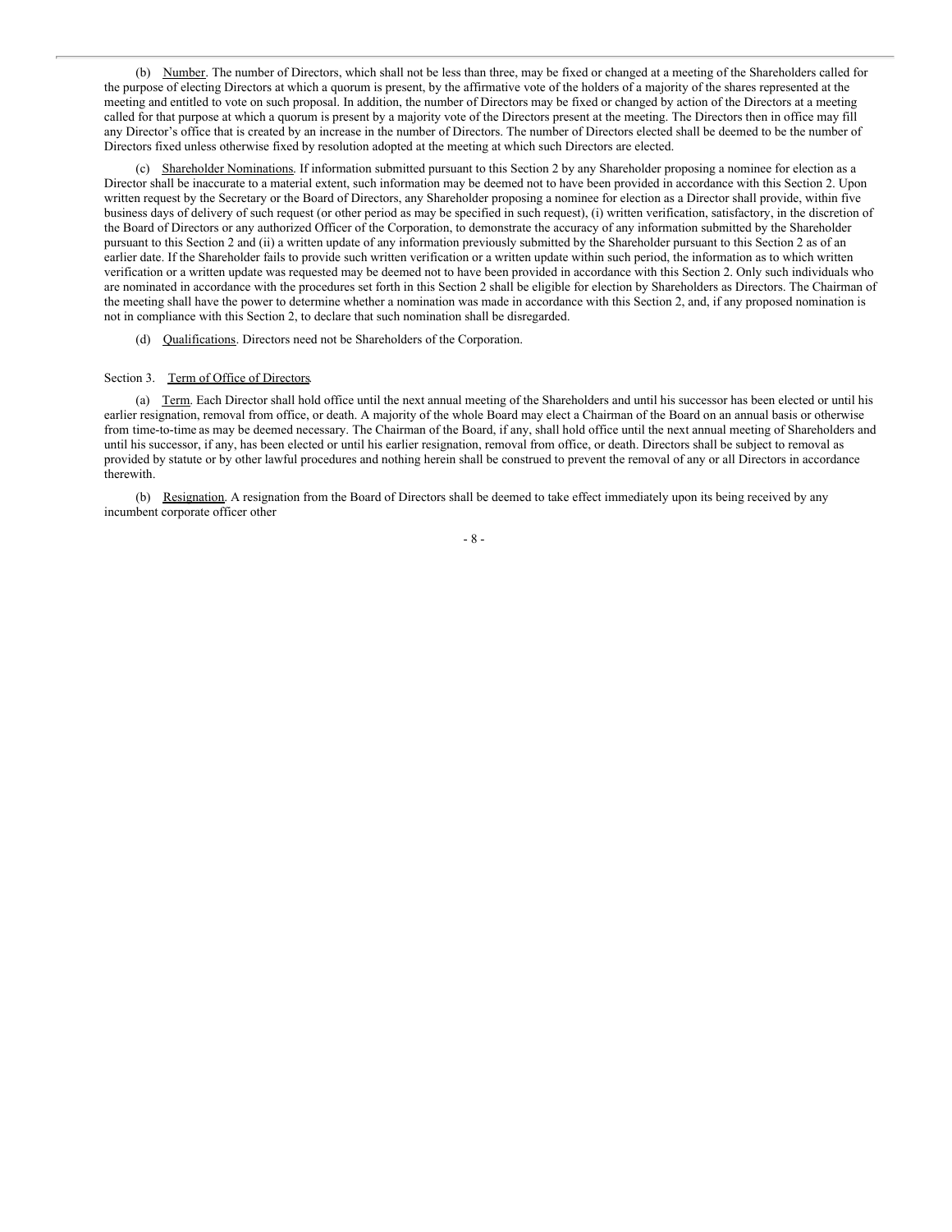(b) Number. The number of Directors, which shall not be less than three, may be fixed or changed at a meeting of the Shareholders called for the purpose of electing Directors at which a quorum is present, by the affirmative vote of the holders of a majority of the shares represented at the meeting and entitled to vote on such proposal. In addition, the number of Directors may be fixed or changed by action of the Directors at a meeting called for that purpose at which a quorum is present by a majority vote of the Directors present at the meeting. The Directors then in office may fill any Director's office that is created by an increase in the number of Directors. The number of Directors elected shall be deemed to be the number of Directors fixed unless otherwise fixed by resolution adopted at the meeting at which such Directors are elected.

(c) Shareholder Nominations. If information submitted pursuant to this Section 2 by any Shareholder proposing a nominee for election as a Director shall be inaccurate to a material extent, such information may be deemed not to have been provided in accordance with this Section 2. Upon written request by the Secretary or the Board of Directors, any Shareholder proposing a nominee for election as a Director shall provide, within five business days of delivery of such request (or other period as may be specified in such request), (i) written verification, satisfactory, in the discretion of the Board of Directors or any authorized Officer of the Corporation, to demonstrate the accuracy of any information submitted by the Shareholder pursuant to this Section 2 and (ii) a written update of any information previously submitted by the Shareholder pursuant to this Section 2 as of an earlier date. If the Shareholder fails to provide such written verification or a written update within such period, the information as to which written verification or a written update was requested may be deemed not to have been provided in accordance with this Section 2. Only such individuals who are nominated in accordance with the procedures set forth in this Section 2 shall be eligible for election by Shareholders as Directors. The Chairman of the meeting shall have the power to determine whether a nomination was made in accordance with this Section 2, and, if any proposed nomination is not in compliance with this Section 2, to declare that such nomination shall be disregarded.

(d) Qualifications. Directors need not be Shareholders of the Corporation.

Section 3. Term of Office of Directors.

(a) Term. Each Director shall hold office until the next annual meeting of the Shareholders and until his successor has been elected or until his earlier resignation, removal from office, or death. A majority of the whole Board may elect a Chairman of the Board on an annual basis or otherwise from time-to-time as may be deemed necessary. The Chairman of the Board, if any, shall hold office until the next annual meeting of Shareholders and until his successor, if any, has been elected or until his earlier resignation, removal from office, or death. Directors shall be subject to removal as provided by statute or by other lawful procedures and nothing herein shall be construed to prevent the removal of any or all Directors in accordance therewith.

(b) Resignation. A resignation from the Board of Directors shall be deemed to take effect immediately upon its being received by any incumbent corporate officer other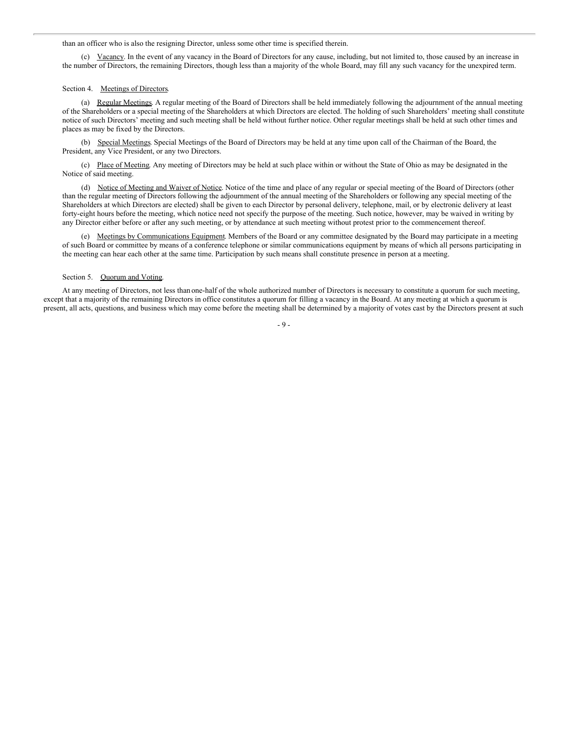than an officer who is also the resigning Director, unless some other time is specified therein.

(c) Vacancy. In the event of any vacancy in the Board of Directors for any cause, including, but not limited to, those caused by an increase in the number of Directors, the remaining Directors, though less than a majority of the whole Board, may fill any such vacancy for the unexpired term.

Section 4. Meetings of Directors.

(a) Regular Meetings. A regular meeting of the Board of Directors shall be held immediately following the adjournment of the annual meeting of the Shareholders or a special meeting of the Shareholders at which Directors are elected. The holding of such Shareholders' meeting shall constitute notice of such Directors' meeting and such meeting shall be held without further notice. Other regular meetings shall be held at such other times and places as may be fixed by the Directors.

(b) Special Meetings. Special Meetings of the Board of Directors may be held at any time upon call of the Chairman of the Board, the President, any Vice President, or any two Directors.

(c) Place of Meeting. Any meeting of Directors may be held at such place within or without the State of Ohio as may be designated in the Notice of said meeting.

(d) Notice of Meeting and Waiver of Notice. Notice of the time and place of any regular or special meeting of the Board of Directors (other than the regular meeting of Directors following the adjournment of the annual meeting of the Shareholders or following any special meeting of the Shareholders at which Directors are elected) shall be given to each Director by personal delivery, telephone, mail, or by electronic delivery at least forty-eight hours before the meeting, which notice need not specify the purpose of the meeting. Such notice, however, may be waived in writing by any Director either before or after any such meeting, or by attendance at such meeting without protest prior to the commencement thereof.

(e) Meetings by Communications Equipment. Members of the Board or any committee designated by the Board may participate in a meeting of such Board or committee by means of a conference telephone or similar communications equipment by means of which all persons participating in the meeting can hear each other at the same time. Participation by such means shall constitute presence in person at a meeting.

Section 5. Quorum and Voting.

At any meeting of Directors, not less than one-half of the whole authorized number of Directors is necessary to constitute a quorum for such meeting, except that a majority of the remaining Directors in office constitutes a quorum for filling a vacancy in the Board. At any meeting at which a quorum is present, all acts, questions, and business which may come before the meeting shall be determined by a majority of votes cast by the Directors present at such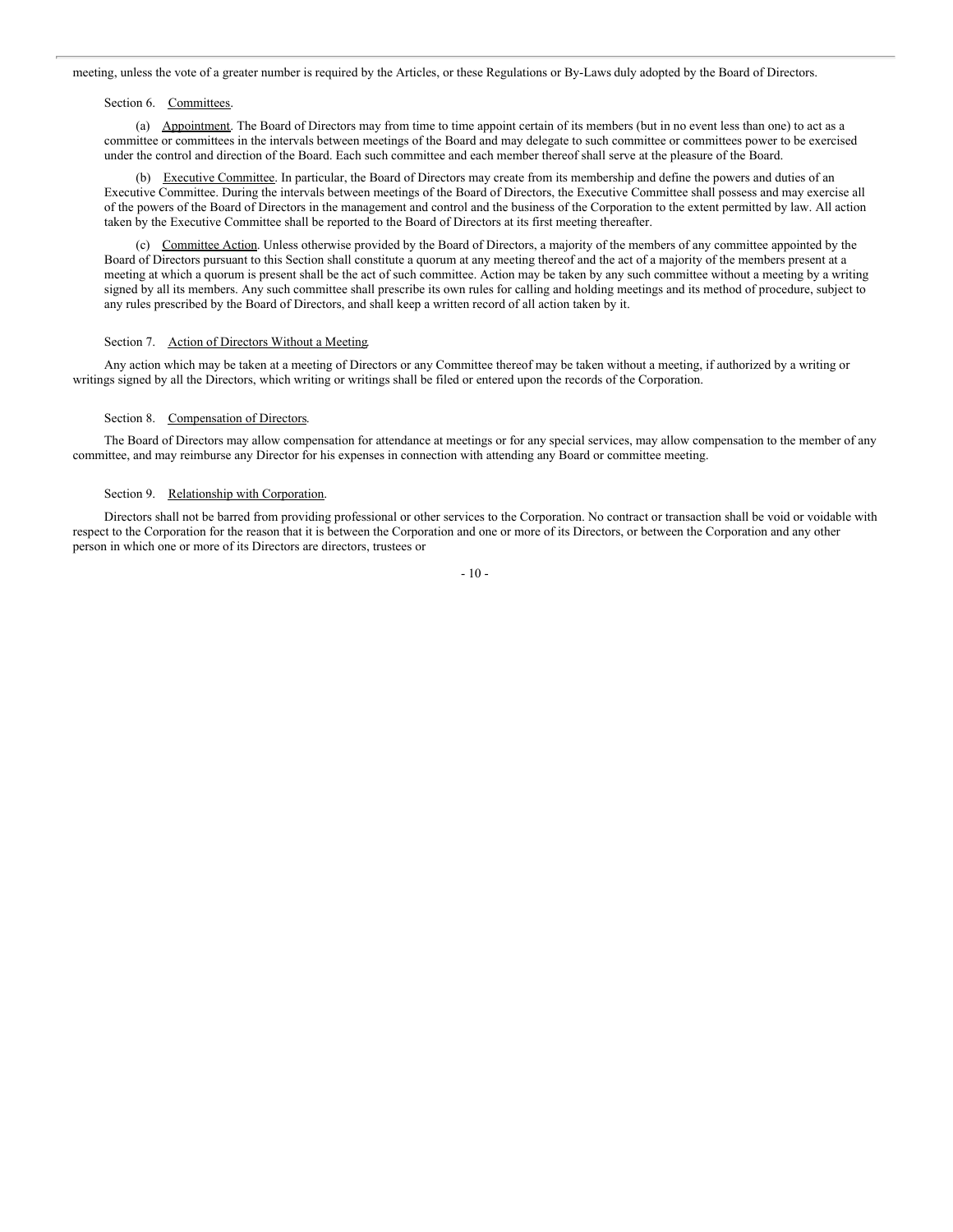meeting, unless the vote of a greater number is required by the Articles, or these Regulations or By-Laws duly adopted by the Board of Directors.

Section 6. Committees.

(a) Appointment. The Board of Directors may from time to time appoint certain of its members (but in no event less than one) to act as a committee or committees in the intervals between meetings of the Board and may delegate to such committee or committees power to be exercised under the control and direction of the Board. Each such committee and each member thereof shall serve at the pleasure of the Board.

(b) Executive Committee. In particular, the Board of Directors may create from its membership and define the powers and duties of an Executive Committee. During the intervals between meetings of the Board of Directors, the Executive Committee shall possess and may exercise all of the powers of the Board of Directors in the management and control and the business of the Corporation to the extent permitted by law. All action taken by the Executive Committee shall be reported to the Board of Directors at its first meeting thereafter.

(c) Committee Action. Unless otherwise provided by the Board of Directors, a majority of the members of any committee appointed by the Board of Directors pursuant to this Section shall constitute a quorum at any meeting thereof and the act of a majority of the members present at a meeting at which a quorum is present shall be the act of such committee. Action may be taken by any such committee without a meeting by a writing signed by all its members. Any such committee shall prescribe its own rules for calling and holding meetings and its method of procedure, subject to any rules prescribed by the Board of Directors, and shall keep a written record of all action taken by it.

Section 7. Action of Directors Without a Meeting.

Any action which may be taken at a meeting of Directors or any Committee thereof may be taken without a meeting, if authorized by a writing or writings signed by all the Directors, which writing or writings shall be filed or entered upon the records of the Corporation.

Section 8. Compensation of Directors.

The Board of Directors may allow compensation for attendance at meetings or for any special services, may allow compensation to the member of any committee, and may reimburse any Director for his expenses in connection with attending any Board or committee meeting.

Section 9. Relationship with Corporation.

Directors shall not be barred from providing professional or other services to the Corporation. No contract or transaction shall be void or voidable with respect to the Corporation for the reason that it is between the Corporation and one or more of its Directors, or between the Corporation and any other person in which one or more of its Directors are directors, trustees or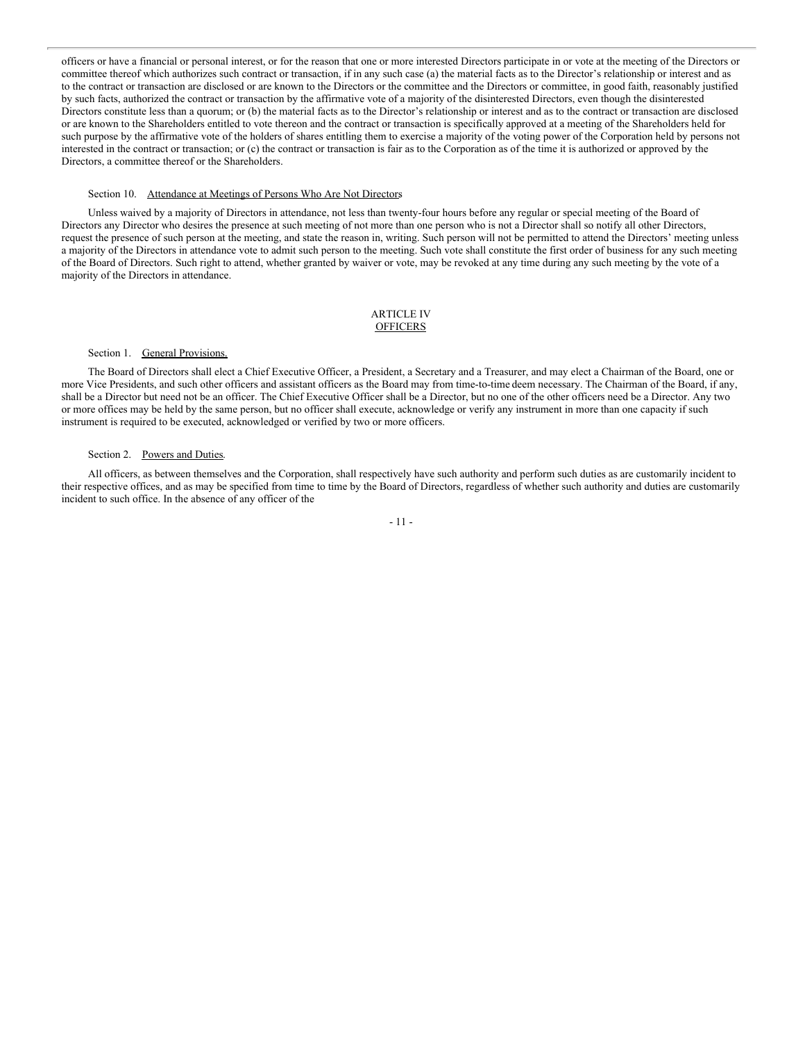officers or have a financial or personal interest, or for the reason that one or more interested Directors participate in or vote at the meeting of the Directors or committee thereof which authorizes such contract or transaction, if in any such case (a) the material facts as to the Director's relationship or interest and as to the contract or transaction are disclosed or are known to the Directors or the committee and the Directors or committee, in good faith, reasonably justified by such facts, authorized the contract or transaction by the affirmative vote of a majority of the disinterested Directors, even though the disinterested Directors constitute less than a quorum; or (b) the material facts as to the Director's relationship or interest and as to the contract or transaction are disclosed or are known to the Shareholders entitled to vote thereon and the contract or transaction is specifically approved at a meeting of the Shareholders held for such purpose by the affirmative vote of the holders of shares entitling them to exercise a majority of the voting power of the Corporation held by persons not interested in the contract or transaction; or (c) the contract or transaction is fair as to the Corporation as of the time it is authorized or approved by the Directors, a committee thereof or the Shareholders.

Section 10. Attendance at Meetings of Persons Who Are Not Directors

Unless waived by a majority of Directors in attendance, not less than twenty-four hours before any regular or special meeting of the Board of Directors any Director who desires the presence at such meeting of not more than one person who is not a Director shall so notify all other Directors, request the presence of such person at the meeting, and state the reason in, writing. Such person will not be permitted to attend the Directors' meeting unless a majority of the Directors in attendance vote to admit such person to the meeting. Such vote shall constitute the first order of business for any such meeting of the Board of Directors. Such right to attend, whether granted by waiver or vote, may be revoked at any time during any such meeting by the vote of a majority of the Directors in attendance.

## ARTICLE IV
## OFFICERS

Section 1. General Provisions.

The Board of Directors shall elect a Chief Executive Officer, a President, a Secretary and a Treasurer, and may elect a Chairman of the Board, one or more Vice Presidents, and such other officers and assistant officers as the Board may from time-to-time deem necessary. The Chairman of the Board, if any, shall be a Director but need not be an officer. The Chief Executive Officer shall be a Director, but no one of the other officers need be a Director. Any two or more offices may be held by the same person, but no officer shall execute, acknowledge or verify any instrument in more than one capacity if such instrument is required to be executed, acknowledged or verified by two or more officers.

Section 2. Powers and Duties.

All officers, as between themselves and the Corporation, shall respectively have such authority and perform such duties as are customarily incident to their respective offices, and as may be specified from time to time by the Board of Directors, regardless of whether such authority and duties are customarily incident to such office. In the absence of any officer of the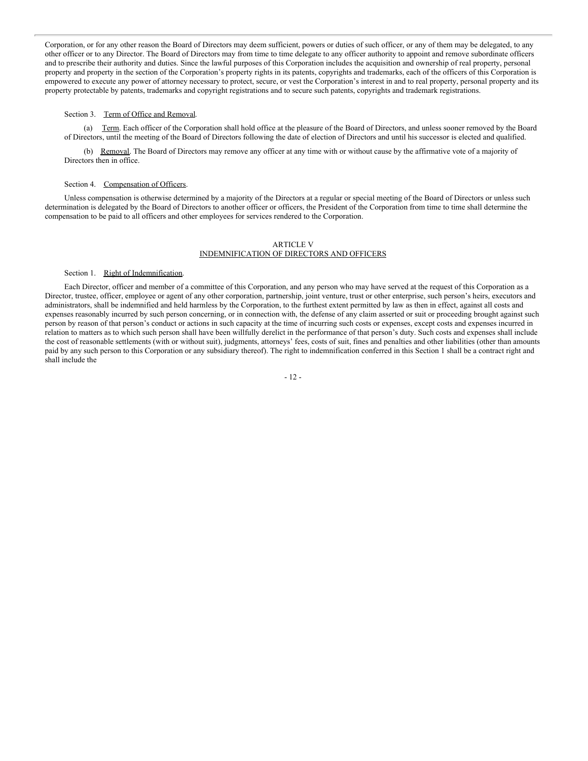Corporation, or for any other reason the Board of Directors may deem sufficient, powers or duties of such officer, or any of them may be delegated, to any other officer or to any Director. The Board of Directors may from time to time delegate to any officer authority to appoint and remove subordinate officers and to prescribe their authority and duties. Since the lawful purposes of this Corporation includes the acquisition and ownership of real property, personal property and property in the section of the Corporation's property rights in its patents, copyrights and trademarks, each of the officers of this Corporation is empowered to execute any power of attorney necessary to protect, secure, or vest the Corporation's interest in and to real property, personal property and its property protectable by patents, trademarks and copyright registrations and to secure such patents, copyrights and trademark registrations.

Section 3. Term of Office and Removal.

(a) Term. Each officer of the Corporation shall hold office at the pleasure of the Board of Directors, and unless sooner removed by the Board of Directors, until the meeting of the Board of Directors following the date of election of Directors and until his successor is elected and qualified.

(b) Removal. The Board of Directors may remove any officer at any time with or without cause by the affirmative vote of a majority of Directors then in office.

Section 4. Compensation of Officers.

Unless compensation is otherwise determined by a majority of the Directors at a regular or special meeting of the Board of Directors or unless such determination is delegated by the Board of Directors to another officer or officers, the President of the Corporation from time to time shall determine the compensation to be paid to all officers and other employees for services rendered to the Corporation.

## ARTICLE V
## INDEMNIFICATION OF DIRECTORS AND OFFICERS

Section 1. Right of Indemnification.

Each Director, officer and member of a committee of this Corporation, and any person who may have served at the request of this Corporation as a Director, trustee, officer, employee or agent of any other corporation, partnership, joint venture, trust or other enterprise, such person's heirs, executors and administrators, shall be indemnified and held harmless by the Corporation, to the furthest extent permitted by law as then in effect, against all costs and expenses reasonably incurred by such person concerning, or in connection with, the defense of any claim asserted or suit or proceeding brought against such person by reason of that person's conduct or actions in such capacity at the time of incurring such costs or expenses, except costs and expenses incurred in relation to matters as to which such person shall have been willfully derelict in the performance of that person's duty. Such costs and expenses shall include the cost of reasonable settlements (with or without suit), judgments, attorneys' fees, costs of suit, fines and penalties and other liabilities (other than amounts paid by any such person to this Corporation or any subsidiary thereof). The right to indemnification conferred in this Section 1 shall be a contract right and shall include the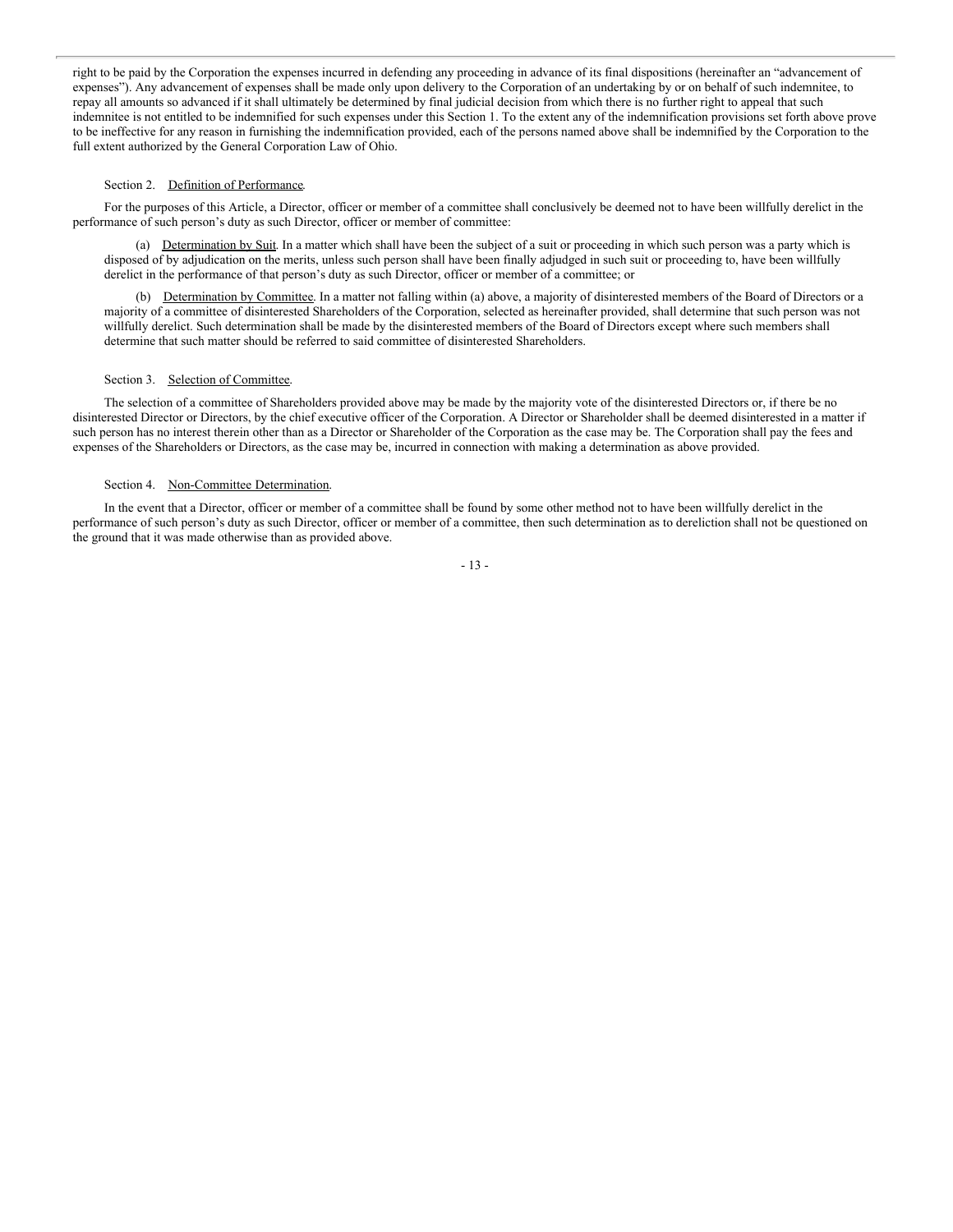right to be paid by the Corporation the expenses incurred in defending any proceeding in advance of its final dispositions (hereinafter an "advancement of expenses"). Any advancement of expenses shall be made only upon delivery to the Corporation of an undertaking by or on behalf of such indemnitee, to repay all amounts so advanced if it shall ultimately be determined by final judicial decision from which there is no further right to appeal that such indemnitee is not entitled to be indemnified for such expenses under this Section 1. To the extent any of the indemnification provisions set forth above prove to be ineffective for any reason in furnishing the indemnification provided, each of the persons named above shall be indemnified by the Corporation to the full extent authorized by the General Corporation Law of Ohio.

Section 2. Definition of Performance.

For the purposes of this Article, a Director, officer or member of a committee shall conclusively be deemed not to have been willfully derelict in the performance of such person's duty as such Director, officer or member of committee:

(a) Determination by Suit. In a matter which shall have been the subject of a suit or proceeding in which such person was a party which is disposed of by adjudication on the merits, unless such person shall have been finally adjudged in such suit or proceeding to, have been willfully derelict in the performance of that person's duty as such Director, officer or member of a committee; or

(b) Determination by Committee. In a matter not falling within (a) above, a majority of disinterested members of the Board of Directors or a majority of a committee of disinterested Shareholders of the Corporation, selected as hereinafter provided, shall determine that such person was not willfully derelict. Such determination shall be made by the disinterested members of the Board of Directors except where such members shall determine that such matter should be referred to said committee of disinterested Shareholders.

Section 3. Selection of Committee.

The selection of a committee of Shareholders provided above may be made by the majority vote of the disinterested Directors or, if there be no disinterested Director or Directors, by the chief executive officer of the Corporation. A Director or Shareholder shall be deemed disinterested in a matter if such person has no interest therein other than as a Director or Shareholder of the Corporation as the case may be. The Corporation shall pay the fees and expenses of the Shareholders or Directors, as the case may be, incurred in connection with making a determination as above provided.

Section 4. Non-Committee Determination.

In the event that a Director, officer or member of a committee shall be found by some other method not to have been willfully derelict in the performance of such person's duty as such Director, officer or member of a committee, then such determination as to dereliction shall not be questioned on the ground that it was made otherwise than as provided above.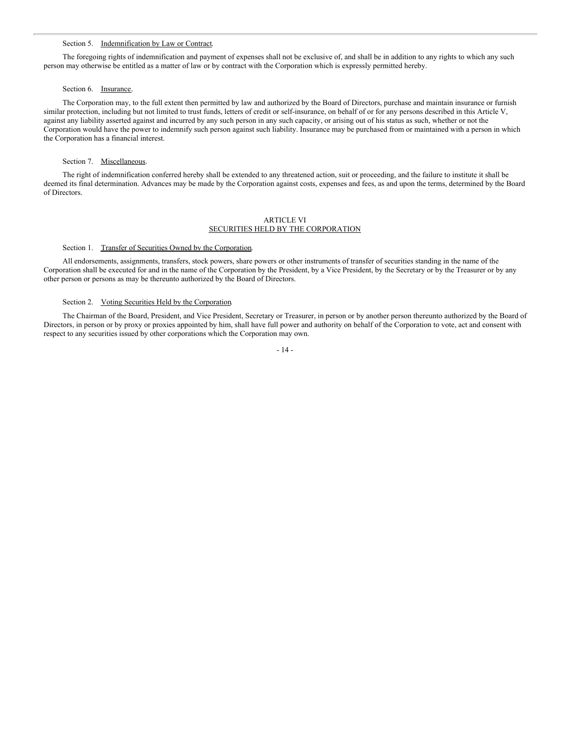Section 5. Indemnification by Law or Contract.

The foregoing rights of indemnification and payment of expenses shall not be exclusive of, and shall be in addition to any rights to which any such person may otherwise be entitled as a matter of law or by contract with the Corporation which is expressly permitted hereby.

Section 6. Insurance.

The Corporation may, to the full extent then permitted by law and authorized by the Board of Directors, purchase and maintain insurance or furnish similar protection, including but not limited to trust funds, letters of credit or self-insurance, on behalf of or for any persons described in this Article V, against any liability asserted against and incurred by any such person in any such capacity, or arising out of his status as such, whether or not the Corporation would have the power to indemnify such person against such liability. Insurance may be purchased from or maintained with a person in which the Corporation has a financial interest.

Section 7. Miscellaneous.

The right of indemnification conferred hereby shall be extended to any threatened action, suit or proceeding, and the failure to institute it shall be deemed its final determination. Advances may be made by the Corporation against costs, expenses and fees, as and upon the terms, determined by the Board of Directors.

## ARTICLE VI
## SECURITIES HELD BY THE CORPORATION

Section 1. Transfer of Securities Owned by the Corporation.

All endorsements, assignments, transfers, stock powers, share powers or other instruments of transfer of securities standing in the name of the Corporation shall be executed for and in the name of the Corporation by the President, by a Vice President, by the Secretary or by the Treasurer or by any other person or persons as may be thereunto authorized by the Board of Directors.

Section 2. Voting Securities Held by the Corporation.

The Chairman of the Board, President, and Vice President, Secretary or Treasurer, in person or by another person thereunto authorized by the Board of Directors, in person or by proxy or proxies appointed by him, shall have full power and authority on behalf of the Corporation to vote, act and consent with respect to any securities issued by other corporations which the Corporation may own.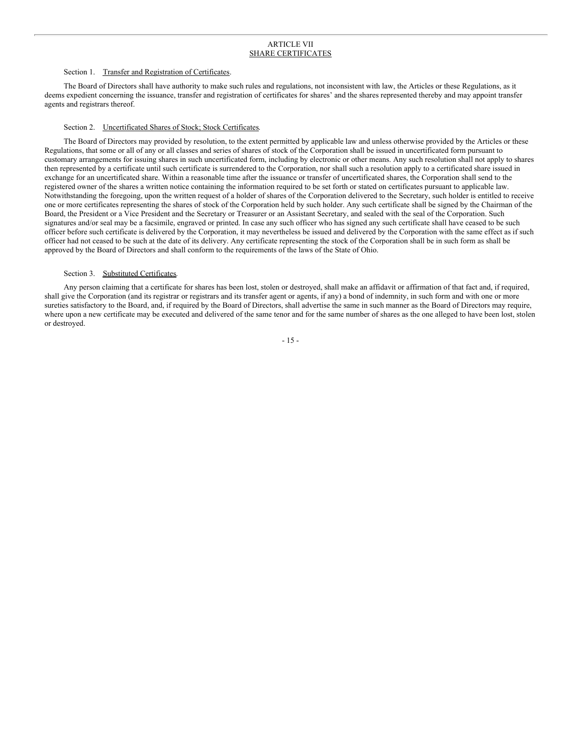# ARTICLE VII
## SHARE CERTIFICATES

Section 1. Transfer and Registration of Certificates.

The Board of Directors shall have authority to make such rules and regulations, not inconsistent with law, the Articles or these Regulations, as it deems expedient concerning the issuance, transfer and registration of certificates for shares' and the shares represented thereby and may appoint transfer agents and registrars thereof.

Section 2. Uncertificated Shares of Stock; Stock Certificates.

The Board of Directors may provided by resolution, to the extent permitted by applicable law and unless otherwise provided by the Articles or these Regulations, that some or all of any or all classes and series of shares of stock of the Corporation shall be issued in uncertificated form pursuant to customary arrangements for issuing shares in such uncertificated form, including by electronic or other means. Any such resolution shall not apply to shares then represented by a certificate until such certificate is surrendered to the Corporation, nor shall such a resolution apply to a certificated share issued in exchange for an uncertificated share. Within a reasonable time after the issuance or transfer of uncertificated shares, the Corporation shall send to the registered owner of the shares a written notice containing the information required to be set forth or stated on certificates pursuant to applicable law. Notwithstanding the foregoing, upon the written request of a holder of shares of the Corporation delivered to the Secretary, such holder is entitled to receive one or more certificates representing the shares of stock of the Corporation held by such holder. Any such certificate shall be signed by the Chairman of the Board, the President or a Vice President and the Secretary or Treasurer or an Assistant Secretary, and sealed with the seal of the Corporation. Such signatures and/or seal may be a facsimile, engraved or printed. In case any such officer who has signed any such certificate shall have ceased to be such officer before such certificate is delivered by the Corporation, it may nevertheless be issued and delivered by the Corporation with the same effect as if such officer had not ceased to be such at the date of its delivery. Any certificate representing the stock of the Corporation shall be in such form as shall be approved by the Board of Directors and shall conform to the requirements of the laws of the State of Ohio.

Section 3. Substituted Certificates.

Any person claiming that a certificate for shares has been lost, stolen or destroyed, shall make an affidavit or affirmation of that fact and, if required, shall give the Corporation (and its registrar or registrars and its transfer agent or agents, if any) a bond of indemnity, in such form and with one or more sureties satisfactory to the Board, and, if required by the Board of Directors, shall advertise the same in such manner as the Board of Directors may require, where upon a new certificate may be executed and delivered of the same tenor and for the same number of shares as the one alleged to have been lost, stolen or destroyed.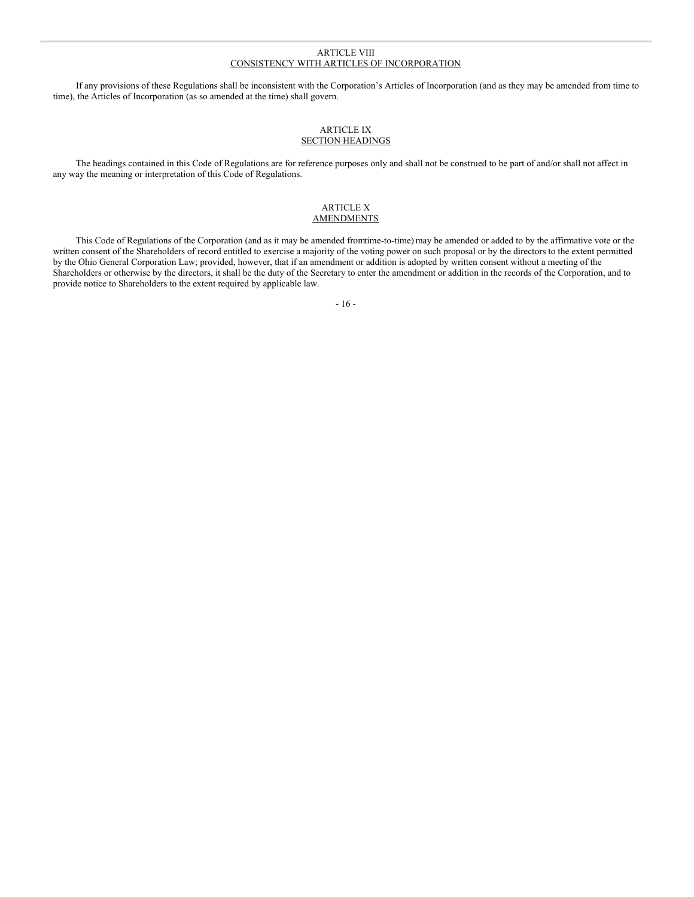## ARTICLE VIII
## CONSISTENCY WITH ARTICLES OF INCORPORATION

If any provisions of these Regulations shall be inconsistent with the Corporation's Articles of Incorporation (and as they may be amended from time to time), the Articles of Incorporation (as so amended at the time) shall govern.

## ARTICLE IX
## SECTION HEADINGS

The headings contained in this Code of Regulations are for reference purposes only and shall not be construed to be part of and/or shall not affect in any way the meaning or interpretation of this Code of Regulations.

## ARTICLE X
## AMENDMENTS

This Code of Regulations of the Corporation (and as it may be amended fromtime-to-time) may be amended or added to by the affirmative vote or the written consent of the Shareholders of record entitled to exercise a majority of the voting power on such proposal or by the directors to the extent permitted by the Ohio General Corporation Law; provided, however, that if an amendment or addition is adopted by written consent without a meeting of the Shareholders or otherwise by the directors, it shall be the duty of the Secretary to enter the amendment or addition in the records of the Corporation, and to provide notice to Shareholders to the extent required by applicable law.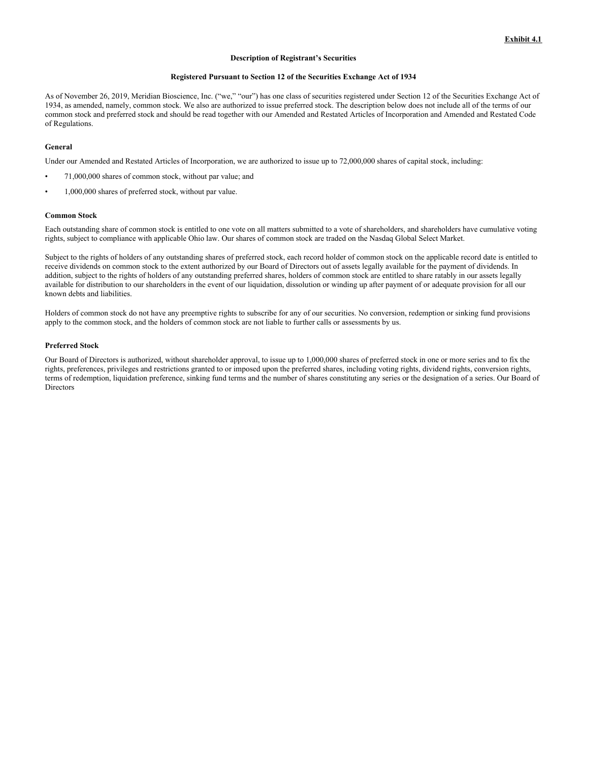**Exhibit 4.1**

**Description of Registrant's Securities**

**Registered Pursuant to Section 12 of the Securities Exchange Act of 1934**

As of November 26, 2019, Meridian Bioscience, Inc. ("we," "our") has one class of securities registered under Section 12 of the Securities Exchange Act of 1934, as amended, namely, common stock. We also are authorized to issue preferred stock. The description below does not include all of the terms of our common stock and preferred stock and should be read together with our Amended and Restated Articles of Incorporation and Amended and Restated Code of Regulations.

**General**

Under our Amended and Restated Articles of Incorporation, we are authorized to issue up to 72,000,000 shares of capital stock, including:

- 71,000,000 shares of common stock, without par value; and
- 1,000,000 shares of preferred stock, without par value.

**Common Stock**

Each outstanding share of common stock is entitled to one vote on all matters submitted to a vote of shareholders, and shareholders have cumulative voting rights, subject to compliance with applicable Ohio law. Our shares of common stock are traded on the Nasdaq Global Select Market.

Subject to the rights of holders of any outstanding shares of preferred stock, each record holder of common stock on the applicable record date is entitled to receive dividends on common stock to the extent authorized by our Board of Directors out of assets legally available for the payment of dividends. In addition, subject to the rights of holders of any outstanding preferred shares, holders of common stock are entitled to share ratably in our assets legally available for distribution to our shareholders in the event of our liquidation, dissolution or winding up after payment of or adequate provision for all our known debts and liabilities.

Holders of common stock do not have any preemptive rights to subscribe for any of our securities. No conversion, redemption or sinking fund provisions apply to the common stock, and the holders of common stock are not liable to further calls or assessments by us.

**Preferred Stock**

Our Board of Directors is authorized, without shareholder approval, to issue up to 1,000,000 shares of preferred stock in one or more series and to fix the rights, preferences, privileges and restrictions granted to or imposed upon the preferred shares, including voting rights, dividend rights, conversion rights, terms of redemption, liquidation preference, sinking fund terms and the number of shares constituting any series or the designation of a series. Our Board of Directors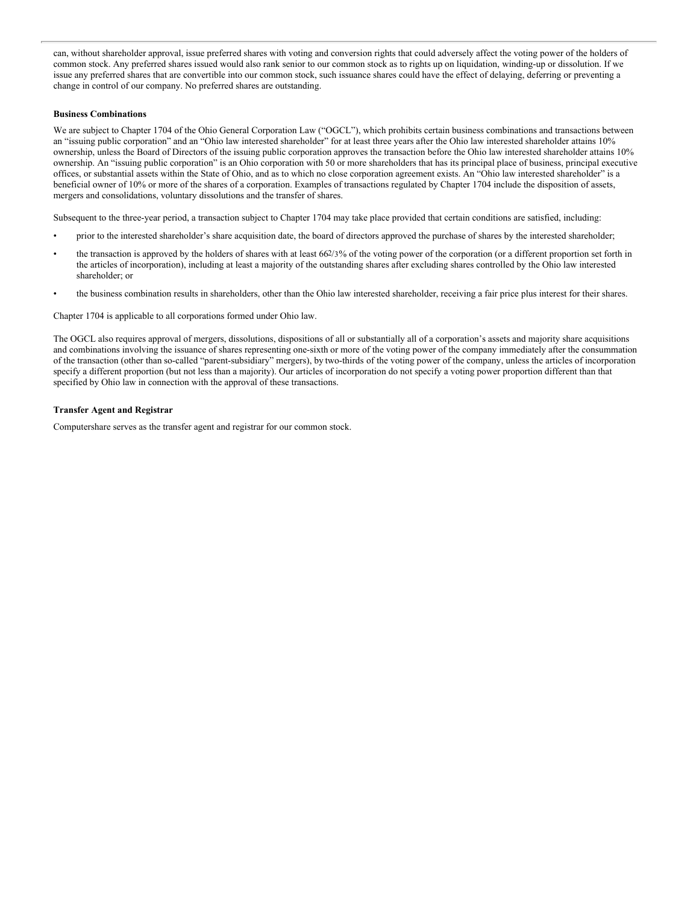can, without shareholder approval, issue preferred shares with voting and conversion rights that could adversely affect the voting power of the holders of common stock. Any preferred shares issued would also rank senior to our common stock as to rights up on liquidation, winding-up or dissolution. If we issue any preferred shares that are convertible into our common stock, such issuance shares could have the effect of delaying, deferring or preventing a change in control of our company. No preferred shares are outstanding.

**Business Combinations**

We are subject to Chapter 1704 of the Ohio General Corporation Law ("OGCL"), which prohibits certain business combinations and transactions between an "issuing public corporation" and an "Ohio law interested shareholder" for at least three years after the Ohio law interested shareholder attains 10% ownership, unless the Board of Directors of the issuing public corporation approves the transaction before the Ohio law interested shareholder attains 10% ownership. An "issuing public corporation" is an Ohio corporation with 50 or more shareholders that has its principal place of business, principal executive offices, or substantial assets within the State of Ohio, and as to which no close corporation agreement exists. An "Ohio law interested shareholder" is a beneficial owner of 10% or more of the shares of a corporation. Examples of transactions regulated by Chapter 1704 include the disposition of assets, mergers and consolidations, voluntary dissolutions and the transfer of shares.

Subsequent to the three-year period, a transaction subject to Chapter 1704 may take place provided that certain conditions are satisfied, including:

- prior to the interested shareholder's share acquisition date, the board of directors approved the purchase of shares by the interested shareholder;
- the transaction is approved by the holders of shares with at least 66 2/3% of the voting power of the corporation (or a different proportion set forth in the articles of incorporation), including at least a majority of the outstanding shares after excluding shares controlled by the Ohio law interested shareholder; or
- the business combination results in shareholders, other than the Ohio law interested shareholder, receiving a fair price plus interest for their shares.

Chapter 1704 is applicable to all corporations formed under Ohio law.

The OGCL also requires approval of mergers, dissolutions, dispositions of all or substantially all of a corporation's assets and majority share acquisitions and combinations involving the issuance of shares representing one-sixth or more of the voting power of the company immediately after the consummation of the transaction (other than so-called "parent-subsidiary" mergers), by two-thirds of the voting power of the company, unless the articles of incorporation specify a different proportion (but not less than a majority). Our articles of incorporation do not specify a voting power proportion different than that specified by Ohio law in connection with the approval of these transactions.

**Transfer Agent and Registrar**

Computershare serves as the transfer agent and registrar for our common stock.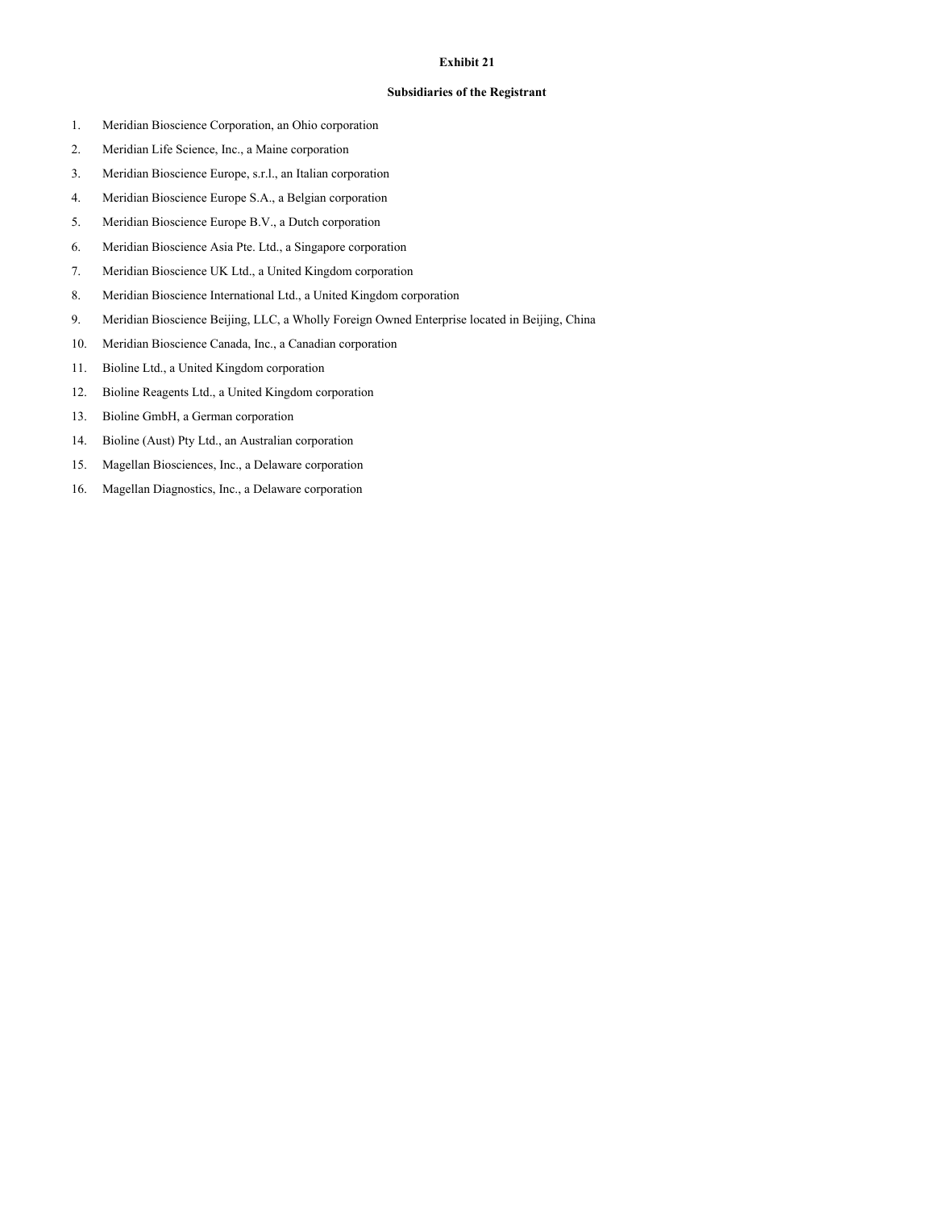**Exhibit 21**

**Subsidiaries of the Registrant**

1. Meridian Bioscience Corporation, an Ohio corporation
2. Meridian Life Science, Inc., a Maine corporation
3. Meridian Bioscience Europe, s.r.l., an Italian corporation
4. Meridian Bioscience Europe S.A., a Belgian corporation
5. Meridian Bioscience Europe B.V., a Dutch corporation
6. Meridian Bioscience Asia Pte. Ltd., a Singapore corporation
7. Meridian Bioscience UK Ltd., a United Kingdom corporation
8. Meridian Bioscience International Ltd., a United Kingdom corporation
9. Meridian Bioscience Beijing, LLC, a Wholly Foreign Owned Enterprise located in Beijing, China
10. Meridian Bioscience Canada, Inc., a Canadian corporation
11. Bioline Ltd., a United Kingdom corporation
12. Bioline Reagents Ltd., a United Kingdom corporation
13. Bioline GmbH, a German corporation
14. Bioline (Aust) Pty Ltd., an Australian corporation
15. Magellan Biosciences, Inc., a Delaware corporation
16. Magellan Diagnostics, Inc., a Delaware corporation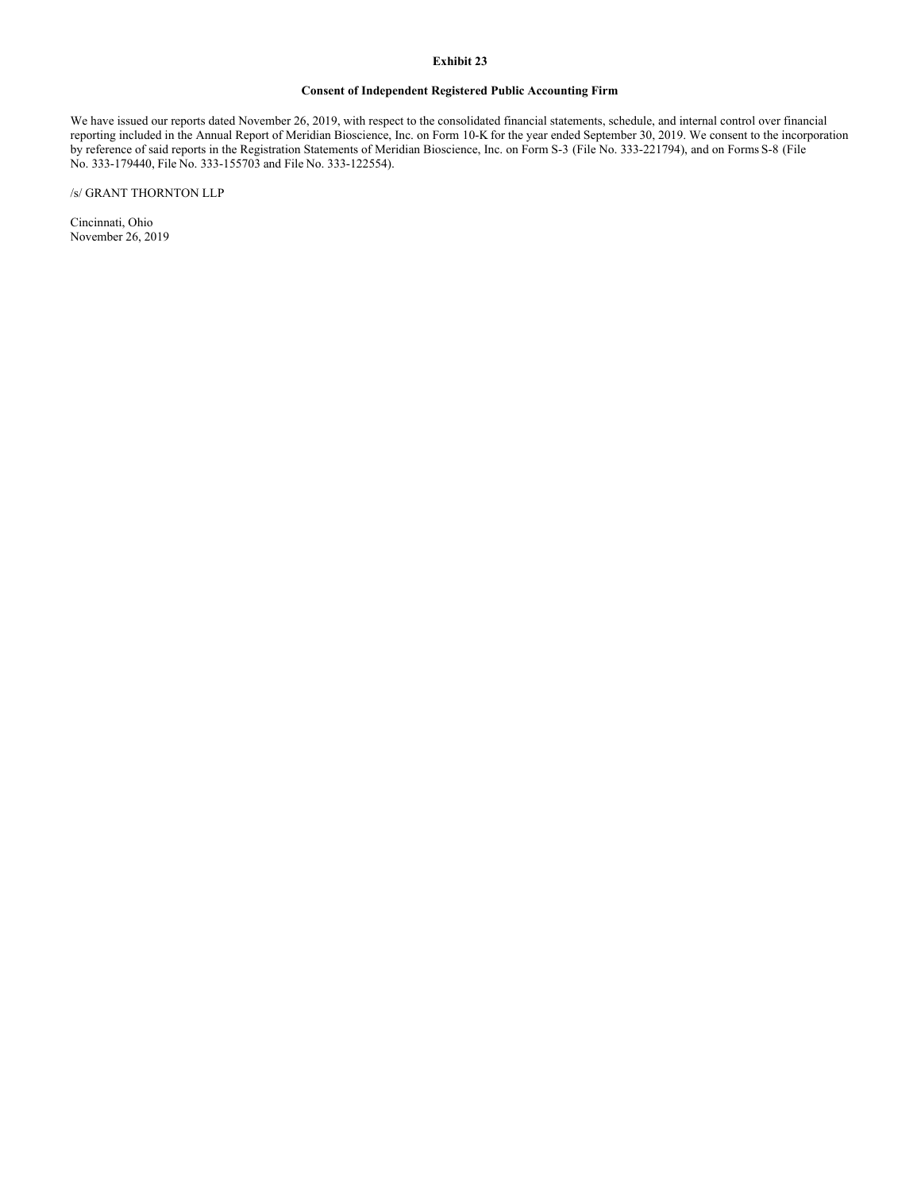**Exhibit 23**

**Consent of Independent Registered Public Accounting Firm**

We have issued our reports dated November 26, 2019, with respect to the consolidated financial statements, schedule, and internal control over financial reporting included in the Annual Report of Meridian Bioscience, Inc. on Form 10-K for the year ended September 30, 2019. We consent to the incorporation by reference of said reports in the Registration Statements of Meridian Bioscience, Inc. on Form S-3 (File No. 333-221794), and on Forms S-8 (File No. 333-179440, File No. 333-155703 and File No. 333-122554).

/s/ GRANT THORNTON LLP

Cincinnati, Ohio
November 26, 2019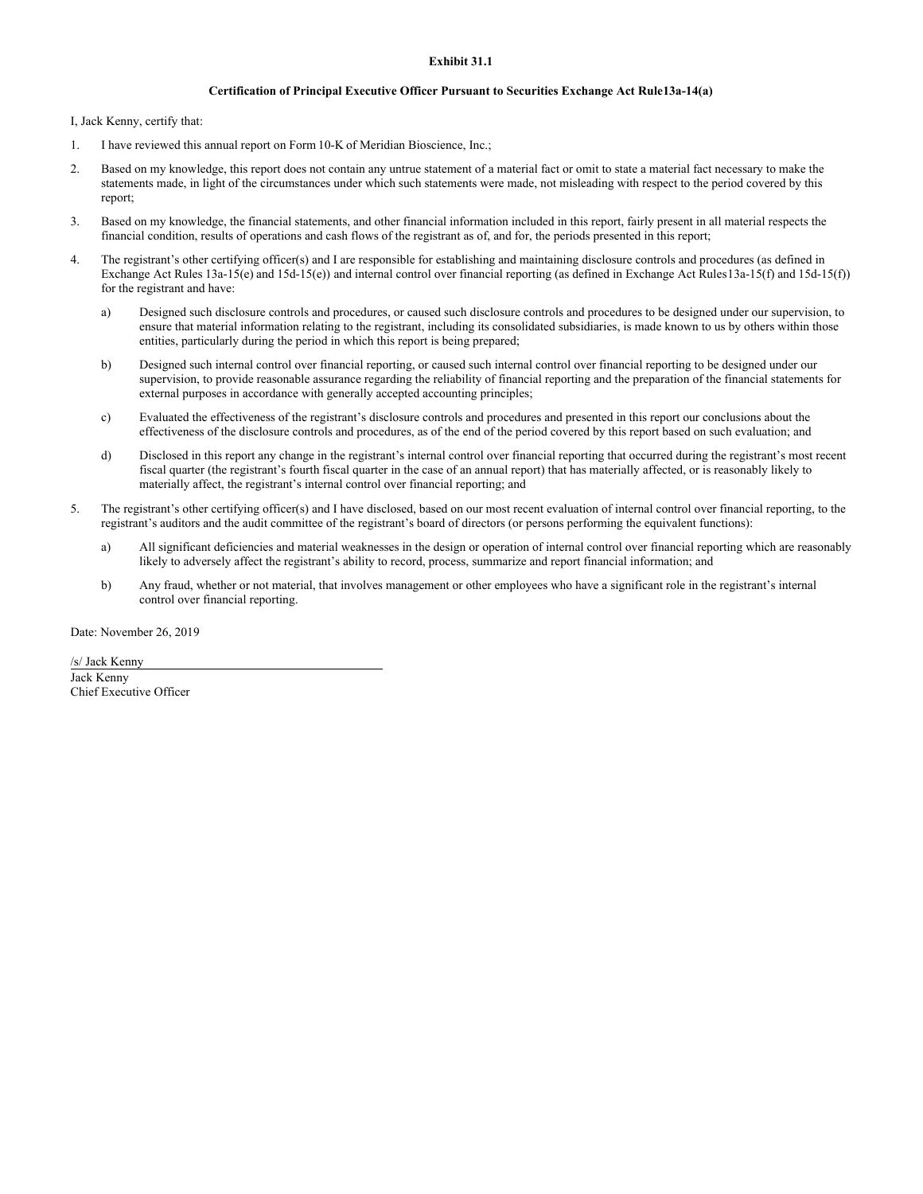**Exhibit 31.1**

**Certification of Principal Executive Officer Pursuant to Securities Exchange Act Rule13a-14(a)**

I, Jack Kenny, certify that:

1. I have reviewed this annual report on Form 10-K of Meridian Bioscience, Inc.;

2. Based on my knowledge, this report does not contain any untrue statement of a material fact or omit to state a material fact necessary to make the statements made, in light of the circumstances under which such statements were made, not misleading with respect to the period covered by this report;

3. Based on my knowledge, the financial statements, and other financial information included in this report, fairly present in all material respects the financial condition, results of operations and cash flows of the registrant as of, and for, the periods presented in this report;

4. The registrant's other certifying officer(s) and I are responsible for establishing and maintaining disclosure controls and procedures (as defined in Exchange Act Rules 13a-15(e) and 15d-15(e)) and internal control over financial reporting (as defined in Exchange Act Rules13a-15(f) and 15d-15(f)) for the registrant and have:

   a) Designed such disclosure controls and procedures, or caused such disclosure controls and procedures to be designed under our supervision, to ensure that material information relating to the registrant, including its consolidated subsidiaries, is made known to us by others within those entities, particularly during the period in which this report is being prepared;

   b) Designed such internal control over financial reporting, or caused such internal control over financial reporting to be designed under our supervision, to provide reasonable assurance regarding the reliability of financial reporting and the preparation of the financial statements for external purposes in accordance with generally accepted accounting principles;

   c) Evaluated the effectiveness of the registrant's disclosure controls and procedures and presented in this report our conclusions about the effectiveness of the disclosure controls and procedures, as of the end of the period covered by this report based on such evaluation; and

   d) Disclosed in this report any change in the registrant's internal control over financial reporting that occurred during the registrant's most recent fiscal quarter (the registrant's fourth fiscal quarter in the case of an annual report) that has materially affected, or is reasonably likely to materially affect, the registrant's internal control over financial reporting; and

5. The registrant's other certifying officer(s) and I have disclosed, based on our most recent evaluation of internal control over financial reporting, to the registrant's auditors and the audit committee of the registrant's board of directors (or persons performing the equivalent functions):

   a) All significant deficiencies and material weaknesses in the design or operation of internal control over financial reporting which are reasonably likely to adversely affect the registrant's ability to record, process, summarize and report financial information; and

   b) Any fraud, whether or not material, that involves management or other employees who have a significant role in the registrant's internal control over financial reporting.

Date: November 26, 2019

/s/ Jack Kenny

Jack Kenny
Chief Executive Officer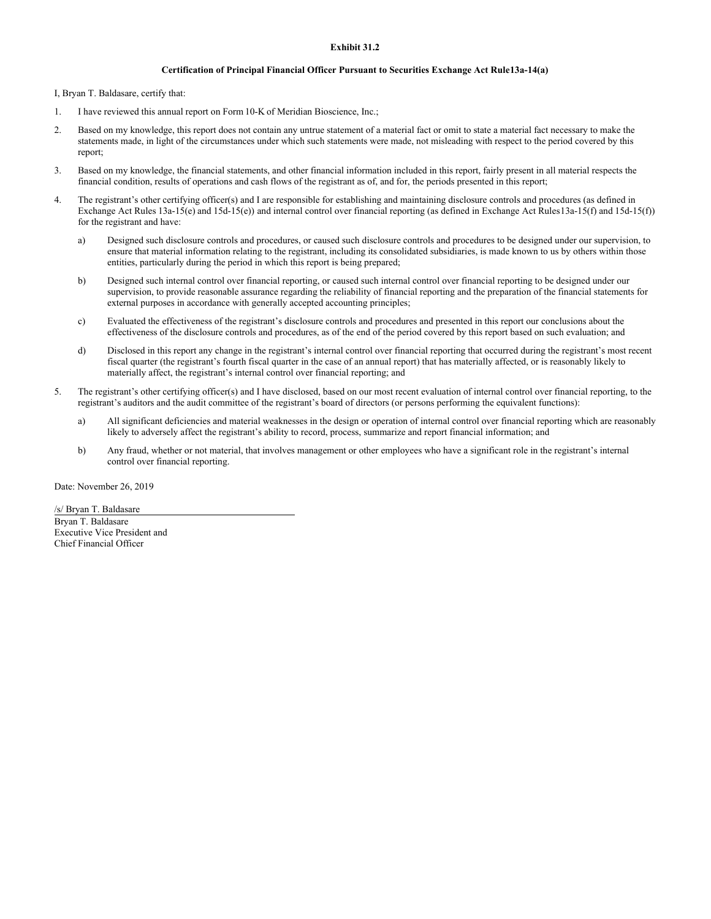**Exhibit 31.2**

**Certification of Principal Financial Officer Pursuant to Securities Exchange Act Rule13a-14(a)**

I, Bryan T. Baldasare, certify that:

1. I have reviewed this annual report on Form 10-K of Meridian Bioscience, Inc.;

2. Based on my knowledge, this report does not contain any untrue statement of a material fact or omit to state a material fact necessary to make the statements made, in light of the circumstances under which such statements were made, not misleading with respect to the period covered by this report;

3. Based on my knowledge, the financial statements, and other financial information included in this report, fairly present in all material respects the financial condition, results of operations and cash flows of the registrant as of, and for, the periods presented in this report;

4. The registrant's other certifying officer(s) and I are responsible for establishing and maintaining disclosure controls and procedures (as defined in Exchange Act Rules 13a-15(e) and 15d-15(e)) and internal control over financial reporting (as defined in Exchange Act Rules13a-15(f) and 15d-15(f)) for the registrant and have:

   a) Designed such disclosure controls and procedures, or caused such disclosure controls and procedures to be designed under our supervision, to ensure that material information relating to the registrant, including its consolidated subsidiaries, is made known to us by others within those entities, particularly during the period in which this report is being prepared;

   b) Designed such internal control over financial reporting, or caused such internal control over financial reporting to be designed under our supervision, to provide reasonable assurance regarding the reliability of financial reporting and the preparation of the financial statements for external purposes in accordance with generally accepted accounting principles;

   c) Evaluated the effectiveness of the registrant's disclosure controls and procedures and presented in this report our conclusions about the effectiveness of the disclosure controls and procedures, as of the end of the period covered by this report based on such evaluation; and

   d) Disclosed in this report any change in the registrant's internal control over financial reporting that occurred during the registrant's most recent fiscal quarter (the registrant's fourth fiscal quarter in the case of an annual report) that has materially affected, or is reasonably likely to materially affect, the registrant's internal control over financial reporting; and

5. The registrant's other certifying officer(s) and I have disclosed, based on our most recent evaluation of internal control over financial reporting, to the registrant's auditors and the audit committee of the registrant's board of directors (or persons performing the equivalent functions):

   a) All significant deficiencies and material weaknesses in the design or operation of internal control over financial reporting which are reasonably likely to adversely affect the registrant's ability to record, process, summarize and report financial information; and

   b) Any fraud, whether or not material, that involves management or other employees who have a significant role in the registrant's internal control over financial reporting.

Date: November 26, 2019

/s/ Bryan T. Baldasare

Bryan T. Baldasare
Executive Vice President and
Chief Financial Officer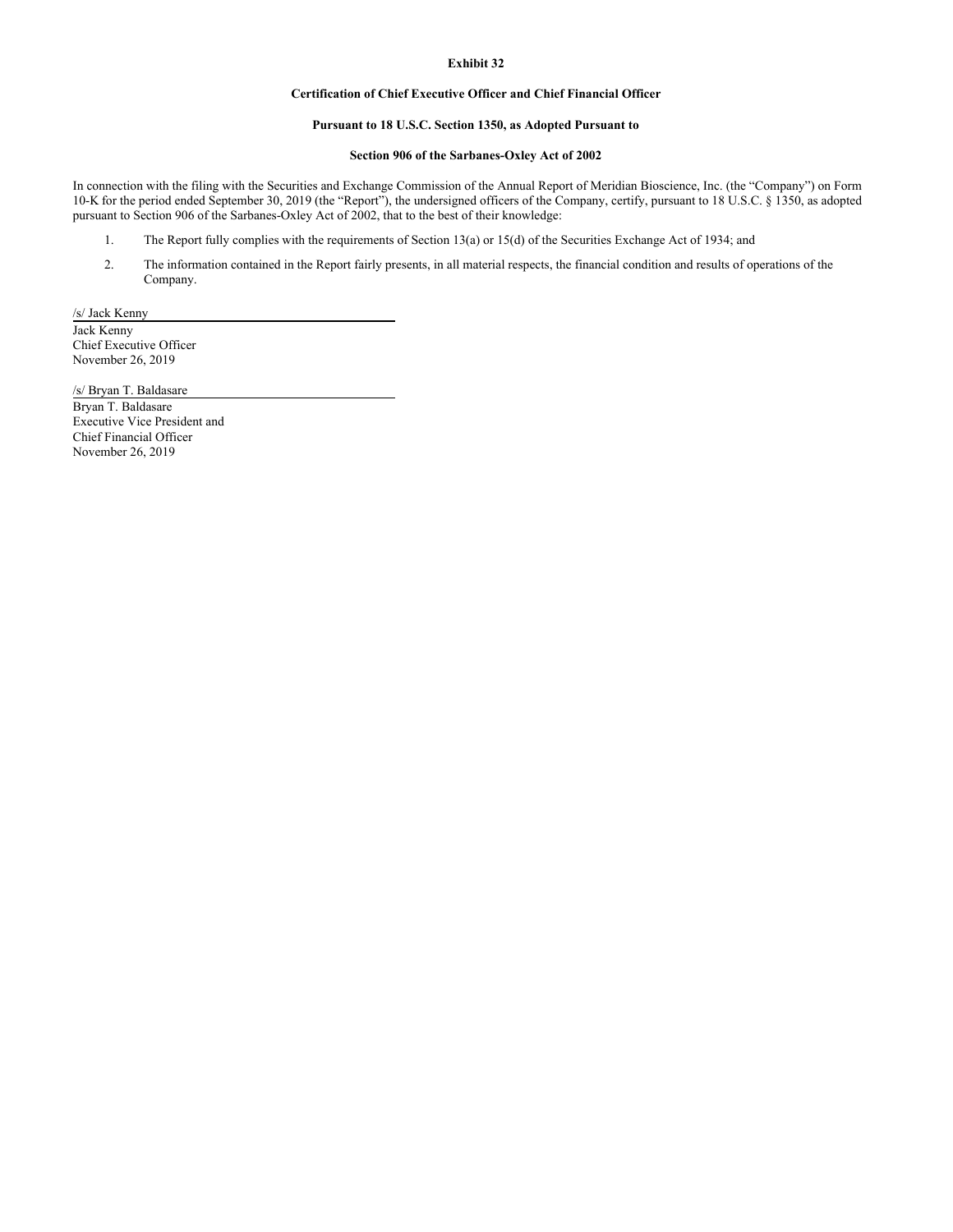**Exhibit 32**

**Certification of Chief Executive Officer and Chief Financial Officer**

**Pursuant to 18 U.S.C. Section 1350, as Adopted Pursuant to**

**Section 906 of the Sarbanes-Oxley Act of 2002**

In connection with the filing with the Securities and Exchange Commission of the Annual Report of Meridian Bioscience, Inc. (the "Company") on Form 10-K for the period ended September 30, 2019 (the "Report"), the undersigned officers of the Company, certify, pursuant to 18 U.S.C. § 1350, as adopted pursuant to Section 906 of the Sarbanes-Oxley Act of 2002, that to the best of their knowledge:

1. The Report fully complies with the requirements of Section 13(a) or 15(d) of the Securities Exchange Act of 1934; and
2. The information contained in the Report fairly presents, in all material respects, the financial condition and results of operations of the Company.

/s/ Jack Kenny

Jack Kenny
Chief Executive Officer
November 26, 2019

/s/ Bryan T. Baldasare

Bryan T. Baldasare
Executive Vice President and
Chief Financial Officer
November 26, 2019